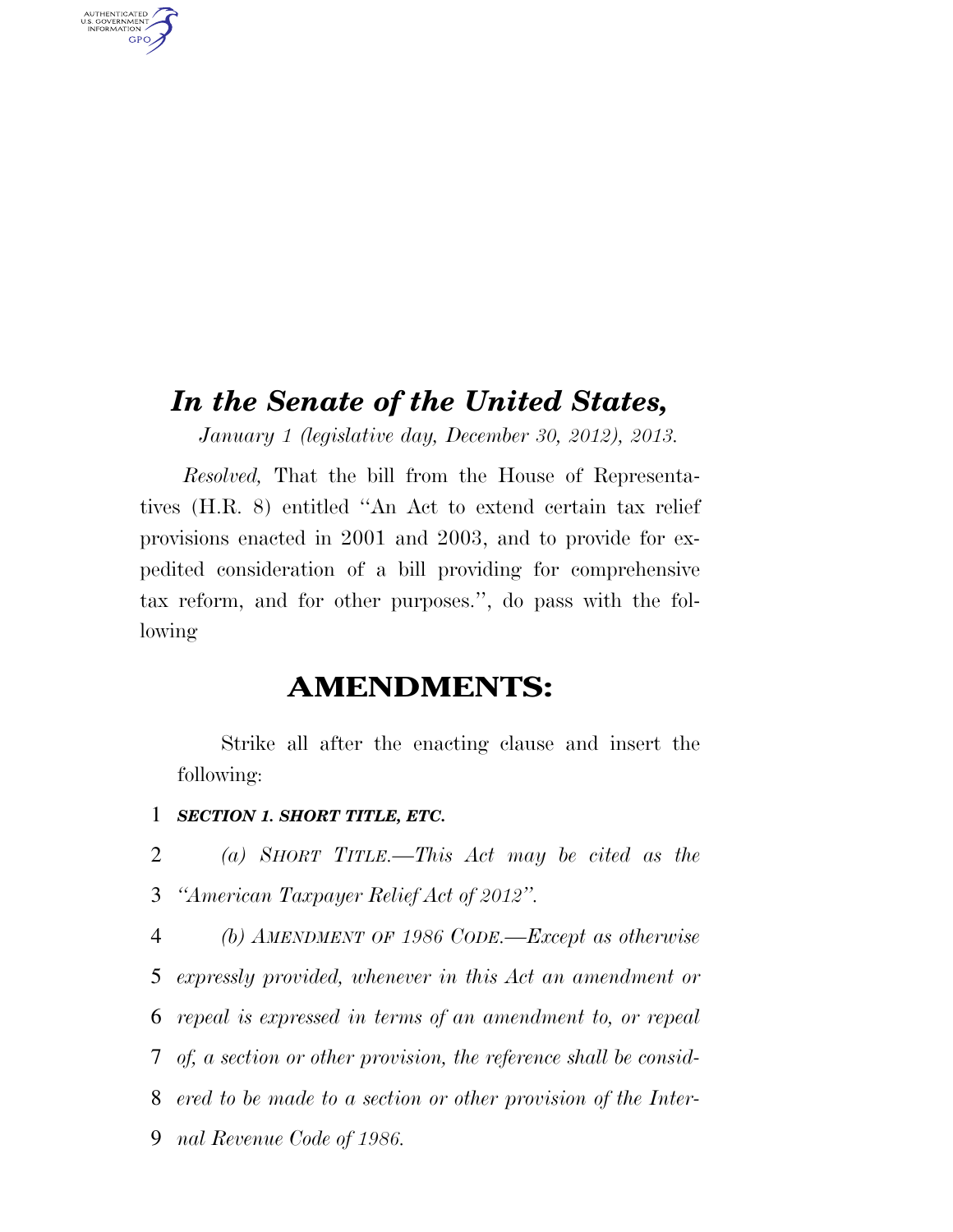# *In the Senate of the United States,*

*January 1 (legislative day, December 30, 2012), 2013.*

*Resolved,* That the bill from the House of Representatives (H.R. 8) entitled "An Act to extend certain tax relief provisions enacted in 2001 and 2003, and to provide for expedited consideration of a bill providing for comprehensive tax reform, and for other purposes.", do pass with the following

## AMENDMENTS:

Strike all after the enacting clause and insert the following:

***SECTION 1. SHORT TITLE, ETC.***

*(a) SHORT TITLE.—This Act may be cited as the "American Taxpayer Relief Act of 2012".*

*(b) AMENDMENT OF 1986 CODE.—Except as otherwise expressly provided, whenever in this Act an amendment or repeal is expressed in terms of an amendment to, or repeal of, a section or other provision, the reference shall be considered to be made to a section or other provision of the Internal Revenue Code of 1986.*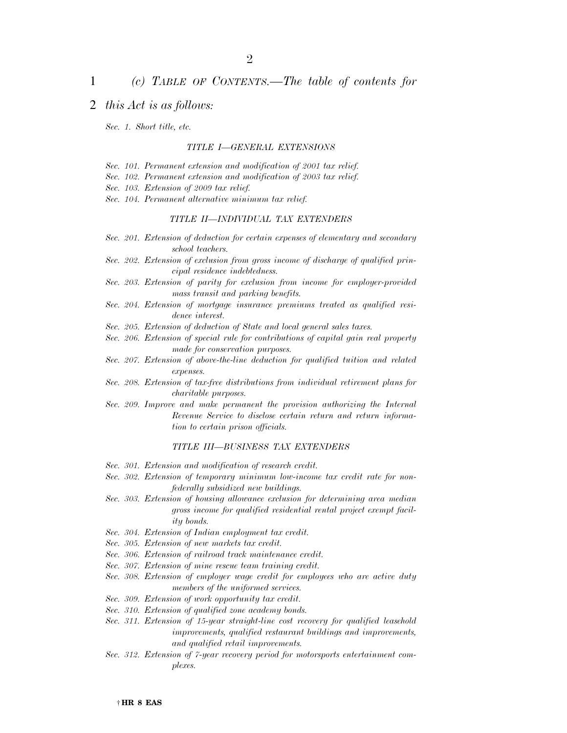*(c) TABLE OF CONTENTS.—The table of contents for this Act is as follows:*

*Sec. 1. Short title, etc.*

*TITLE I—GENERAL EXTENSIONS*

*Sec. 101. Permanent extension and modification of 2001 tax relief.*
*Sec. 102. Permanent extension and modification of 2003 tax relief.*
*Sec. 103. Extension of 2009 tax relief.*
*Sec. 104. Permanent alternative minimum tax relief.*

*TITLE II—INDIVIDUAL TAX EXTENDERS*

*Sec. 201. Extension of deduction for certain expenses of elementary and secondary school teachers.*
*Sec. 202. Extension of exclusion from gross income of discharge of qualified principal residence indebtedness.*
*Sec. 203. Extension of parity for exclusion from income for employer-provided mass transit and parking benefits.*
*Sec. 204. Extension of mortgage insurance premiums treated as qualified residence interest.*
*Sec. 205. Extension of deduction of State and local general sales taxes.*
*Sec. 206. Extension of special rule for contributions of capital gain real property made for conservation purposes.*
*Sec. 207. Extension of above-the-line deduction for qualified tuition and related expenses.*
*Sec. 208. Extension of tax-free distributions from individual retirement plans for charitable purposes.*
*Sec. 209. Improve and make permanent the provision authorizing the Internal Revenue Service to disclose certain return and return information to certain prison officials.*

*TITLE III—BUSINESS TAX EXTENDERS*

*Sec. 301. Extension and modification of research credit.*
*Sec. 302. Extension of temporary minimum low-income tax credit rate for non-federally subsidized new buildings.*
*Sec. 303. Extension of housing allowance exclusion for determining area median gross income for qualified residential rental project exempt facility bonds.*
*Sec. 304. Extension of Indian employment tax credit.*
*Sec. 305. Extension of new markets tax credit.*
*Sec. 306. Extension of railroad track maintenance credit.*
*Sec. 307. Extension of mine rescue team training credit.*
*Sec. 308. Extension of employer wage credit for employees who are active duty members of the uniformed services.*
*Sec. 309. Extension of work opportunity tax credit.*
*Sec. 310. Extension of qualified zone academy bonds.*
*Sec. 311. Extension of 15-year straight-line cost recovery for qualified leasehold improvements, qualified restaurant buildings and improvements, and qualified retail improvements.*
*Sec. 312. Extension of 7-year recovery period for motorsports entertainment complexes.*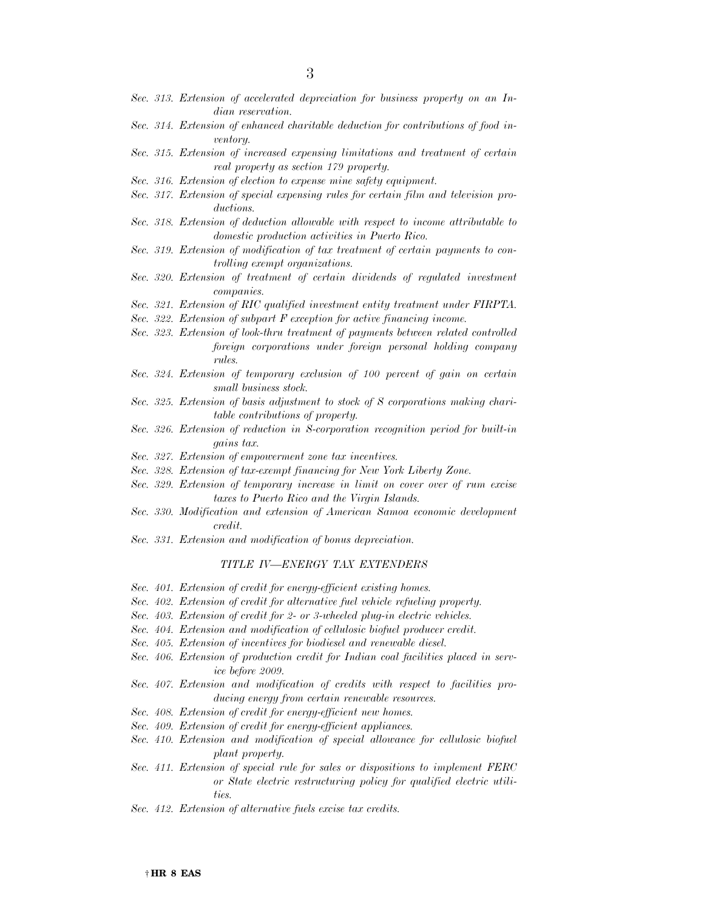*Sec. 313. Extension of accelerated depreciation for business property on an Indian reservation.*

*Sec. 314. Extension of enhanced charitable deduction for contributions of food inventory.*

*Sec. 315. Extension of increased expensing limitations and treatment of certain real property as section 179 property.*

*Sec. 316. Extension of election to expense mine safety equipment.*

*Sec. 317. Extension of special expensing rules for certain film and television productions.*

*Sec. 318. Extension of deduction allowable with respect to income attributable to domestic production activities in Puerto Rico.*

*Sec. 319. Extension of modification of tax treatment of certain payments to controlling exempt organizations.*

*Sec. 320. Extension of treatment of certain dividends of regulated investment companies.*

*Sec. 321. Extension of RIC qualified investment entity treatment under FIRPTA.*

*Sec. 322. Extension of subpart F exception for active financing income.*

*Sec. 323. Extension of look-thru treatment of payments between related controlled foreign corporations under foreign personal holding company rules.*

*Sec. 324. Extension of temporary exclusion of 100 percent of gain on certain small business stock.*

*Sec. 325. Extension of basis adjustment to stock of S corporations making charitable contributions of property.*

*Sec. 326. Extension of reduction in S-corporation recognition period for built-in gains tax.*

*Sec. 327. Extension of empowerment zone tax incentives.*

*Sec. 328. Extension of tax-exempt financing for New York Liberty Zone.*

*Sec. 329. Extension of temporary increase in limit on cover over of rum excise taxes to Puerto Rico and the Virgin Islands.*

*Sec. 330. Modification and extension of American Samoa economic development credit.*

*Sec. 331. Extension and modification of bonus depreciation.*

## *TITLE IV—ENERGY TAX EXTENDERS*

*Sec. 401. Extension of credit for energy-efficient existing homes.*

*Sec. 402. Extension of credit for alternative fuel vehicle refueling property.*

*Sec. 403. Extension of credit for 2- or 3-wheeled plug-in electric vehicles.*

*Sec. 404. Extension and modification of cellulosic biofuel producer credit.*

*Sec. 405. Extension of incentives for biodiesel and renewable diesel.*

*Sec. 406. Extension of production credit for Indian coal facilities placed in service before 2009.*

*Sec. 407. Extension and modification of credits with respect to facilities producing energy from certain renewable resources.*

*Sec. 408. Extension of credit for energy-efficient new homes.*

*Sec. 409. Extension of credit for energy-efficient appliances.*

*Sec. 410. Extension and modification of special allowance for cellulosic biofuel plant property.*

*Sec. 411. Extension of special rule for sales or dispositions to implement FERC or State electric restructuring policy for qualified electric utilities.*

*Sec. 412. Extension of alternative fuels excise tax credits.*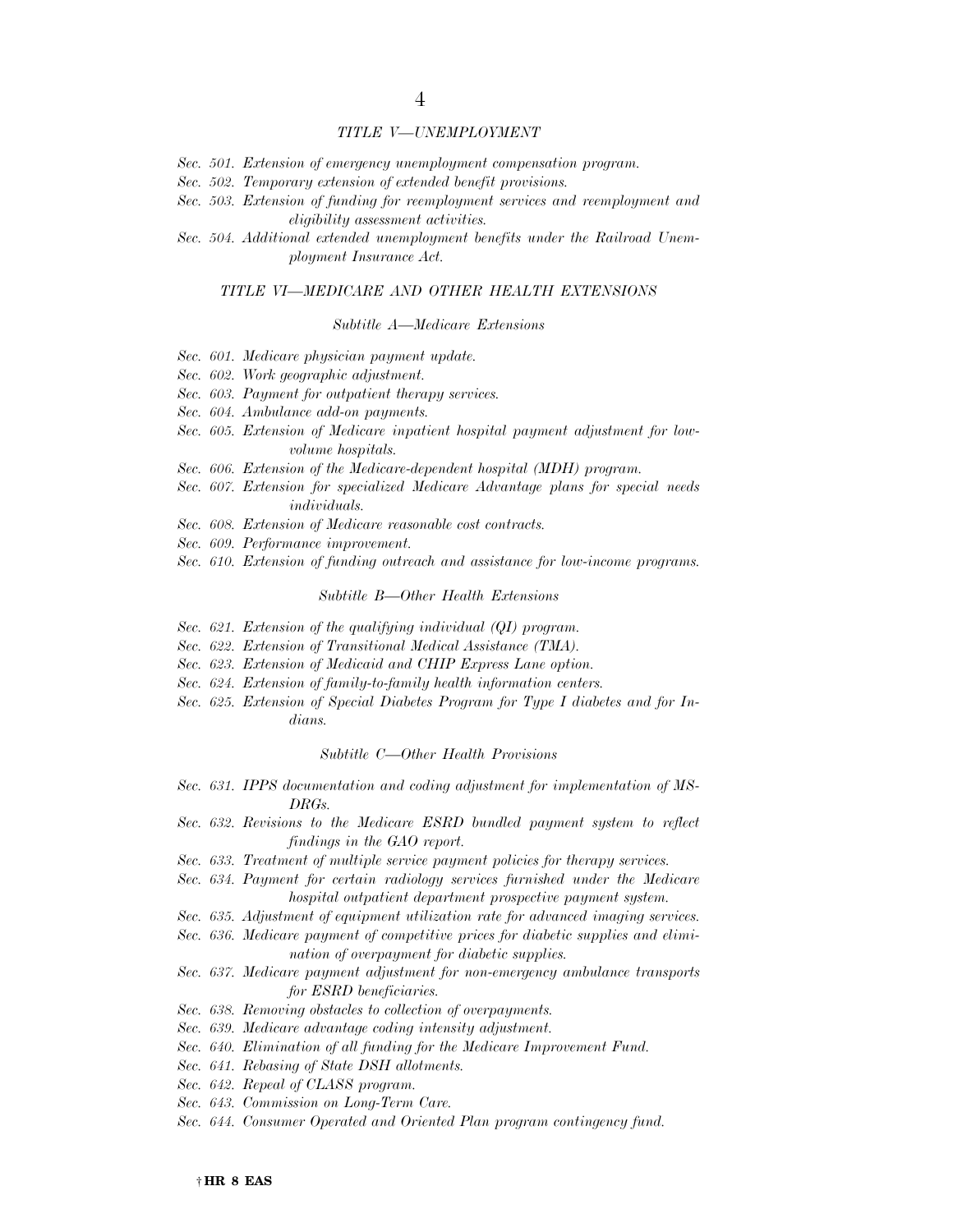*TITLE V—UNEMPLOYMENT*

*Sec. 501. Extension of emergency unemployment compensation program.*
*Sec. 502. Temporary extension of extended benefit provisions.*
*Sec. 503. Extension of funding for reemployment services and reemployment and eligibility assessment activities.*
*Sec. 504. Additional extended unemployment benefits under the Railroad Unemployment Insurance Act.*

*TITLE VI—MEDICARE AND OTHER HEALTH EXTENSIONS*

*Subtitle A—Medicare Extensions*

*Sec. 601. Medicare physician payment update.*
*Sec. 602. Work geographic adjustment.*
*Sec. 603. Payment for outpatient therapy services.*
*Sec. 604. Ambulance add-on payments.*
*Sec. 605. Extension of Medicare inpatient hospital payment adjustment for low-volume hospitals.*
*Sec. 606. Extension of the Medicare-dependent hospital (MDH) program.*
*Sec. 607. Extension for specialized Medicare Advantage plans for special needs individuals.*
*Sec. 608. Extension of Medicare reasonable cost contracts.*
*Sec. 609. Performance improvement.*
*Sec. 610. Extension of funding outreach and assistance for low-income programs.*

*Subtitle B—Other Health Extensions*

*Sec. 621. Extension of the qualifying individual (QI) program.*
*Sec. 622. Extension of Transitional Medical Assistance (TMA).*
*Sec. 623. Extension of Medicaid and CHIP Express Lane option.*
*Sec. 624. Extension of family-to-family health information centers.*
*Sec. 625. Extension of Special Diabetes Program for Type I diabetes and for Indians.*

*Subtitle C—Other Health Provisions*

*Sec. 631. IPPS documentation and coding adjustment for implementation of MS-DRGs.*
*Sec. 632. Revisions to the Medicare ESRD bundled payment system to reflect findings in the GAO report.*
*Sec. 633. Treatment of multiple service payment policies for therapy services.*
*Sec. 634. Payment for certain radiology services furnished under the Medicare hospital outpatient department prospective payment system.*
*Sec. 635. Adjustment of equipment utilization rate for advanced imaging services.*
*Sec. 636. Medicare payment of competitive prices for diabetic supplies and elimination of overpayment for diabetic supplies.*
*Sec. 637. Medicare payment adjustment for non-emergency ambulance transports for ESRD beneficiaries.*
*Sec. 638. Removing obstacles to collection of overpayments.*
*Sec. 639. Medicare advantage coding intensity adjustment.*
*Sec. 640. Elimination of all funding for the Medicare Improvement Fund.*
*Sec. 641. Rebasing of State DSH allotments.*
*Sec. 642. Repeal of CLASS program.*
*Sec. 643. Commission on Long-Term Care.*
*Sec. 644. Consumer Operated and Oriented Plan program contingency fund.*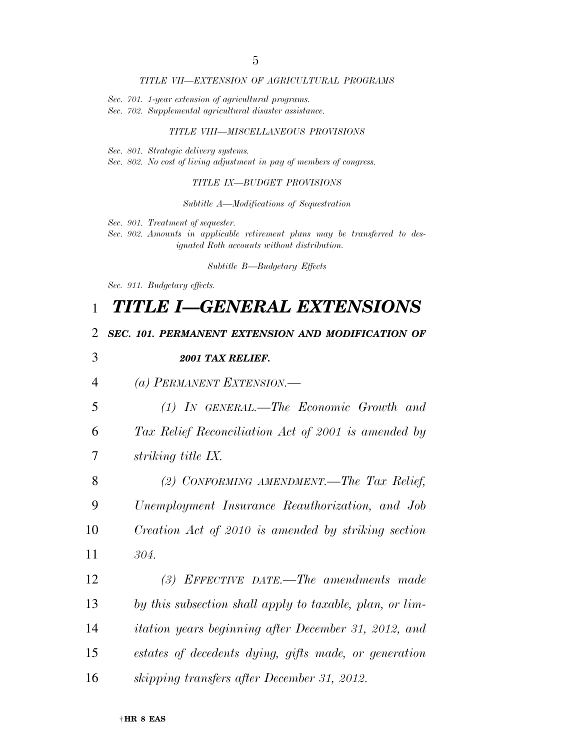*TITLE VII—EXTENSION OF AGRICULTURAL PROGRAMS*

*Sec. 701. 1-year extension of agricultural programs.*
*Sec. 702. Supplemental agricultural disaster assistance.*

*TITLE VIII—MISCELLANEOUS PROVISIONS*

*Sec. 801. Strategic delivery systems.*
*Sec. 802. No cost of living adjustment in pay of members of congress.*

*TITLE IX—BUDGET PROVISIONS*

*Subtitle A—Modifications of Sequestration*

*Sec. 901. Treatment of sequester.*
*Sec. 902. Amounts in applicable retirement plans may be transferred to designated Roth accounts without distribution.*

*Subtitle B—Budgetary Effects*

*Sec. 911. Budgetary effects.*

# *TITLE I—GENERAL EXTENSIONS*

## *SEC. 101. PERMANENT EXTENSION AND MODIFICATION OF 2001 TAX RELIEF.*

*(a) PERMANENT EXTENSION.—*

*(1) IN GENERAL.—The Economic Growth and Tax Relief Reconciliation Act of 2001 is amended by striking title IX.*

*(2) CONFORMING AMENDMENT.—The Tax Relief, Unemployment Insurance Reauthorization, and Job Creation Act of 2010 is amended by striking section 304.*

*(3) EFFECTIVE DATE.—The amendments made by this subsection shall apply to taxable, plan, or limitation years beginning after December 31, 2012, and estates of decedents dying, gifts made, or generation skipping transfers after December 31, 2012.*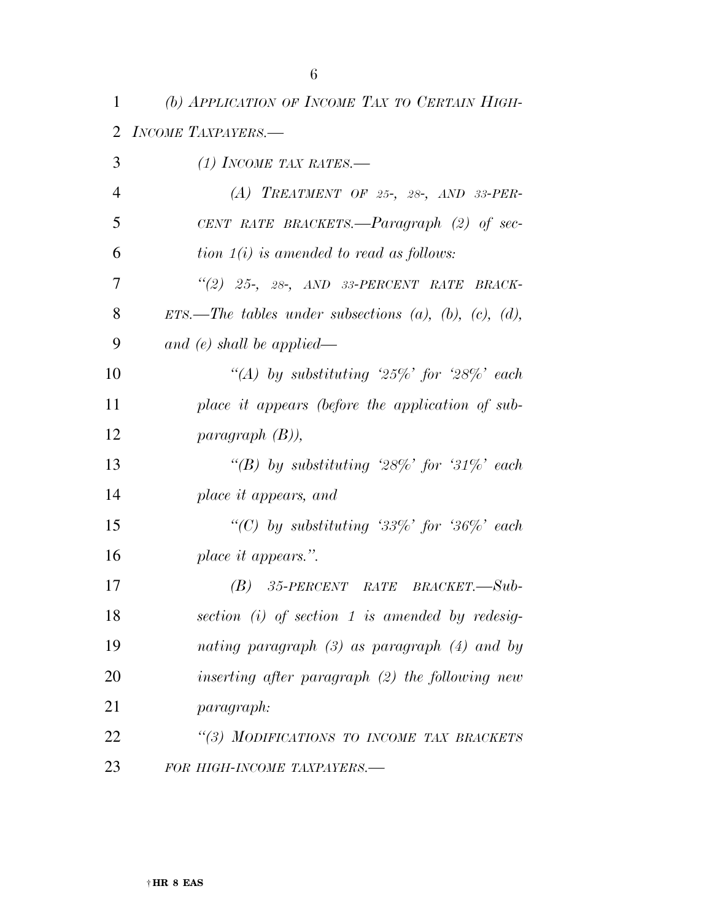*(b) APPLICATION OF INCOME TAX TO CERTAIN HIGH-INCOME TAXPAYERS.—*

*(1) INCOME TAX RATES.—*

*(A) TREATMENT OF 25-, 28-, AND 33-PERCENT RATE BRACKETS.—Paragraph (2) of section 1(i) is amended to read as follows:*

*"(2) 25-, 28-, AND 33-PERCENT RATE BRACKETS.—The tables under subsections (a), (b), (c), (d), and (e) shall be applied—*

*"(A) by substituting '25%' for '28%' each place it appears (before the application of subparagraph (B)),*

*"(B) by substituting '28%' for '31%' each place it appears, and*

*"(C) by substituting '33%' for '36%' each place it appears.".*

*(B) 35-PERCENT RATE BRACKET.—Subsection (i) of section 1 is amended by redesignating paragraph (3) as paragraph (4) and by inserting after paragraph (2) the following new paragraph:*

*"(3) MODIFICATIONS TO INCOME TAX BRACKETS FOR HIGH-INCOME TAXPAYERS.—*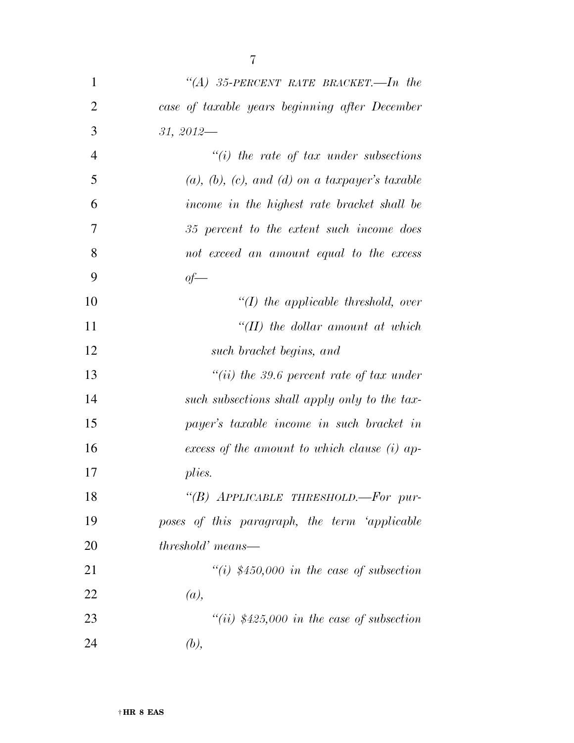*"(A) 35-PERCENT RATE BRACKET.—In the case of taxable years beginning after December 31, 2012—*

*"(i) the rate of tax under subsections (a), (b), (c), and (d) on a taxpayer's taxable income in the highest rate bracket shall be 35 percent to the extent such income does not exceed an amount equal to the excess of—*

*"(I) the applicable threshold, over*

*"(II) the dollar amount at which such bracket begins, and*

*"(ii) the 39.6 percent rate of tax under such subsections shall apply only to the taxpayer's taxable income in such bracket in excess of the amount to which clause (i) applies.*

*"(B) APPLICABLE THRESHOLD.—For purposes of this paragraph, the term 'applicable threshold' means—*

*"(i) $450,000 in the case of subsection (a),*

*"(ii) $425,000 in the case of subsection (b),*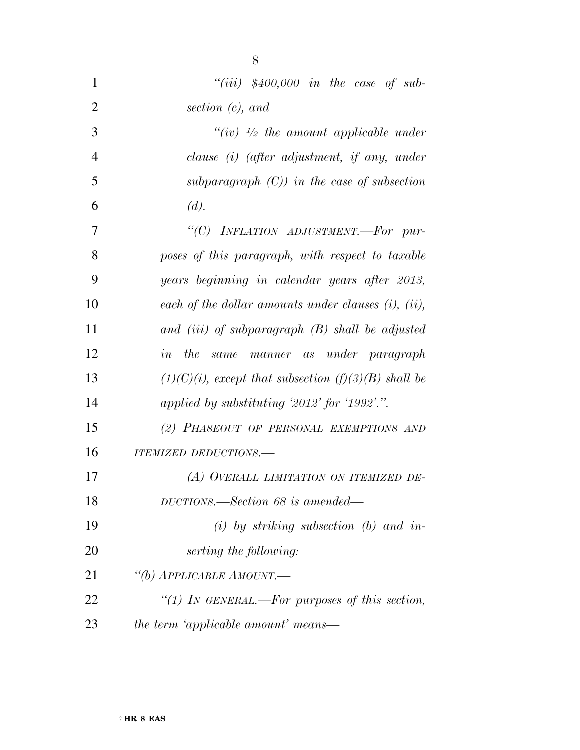*"(iii) $400,000 in the case of subsection (c), and*

*"(iv) ½ the amount applicable under clause (i) (after adjustment, if any, under subparagraph (C)) in the case of subsection (d).*

*"(C) INFLATION ADJUSTMENT.—For purposes of this paragraph, with respect to taxable years beginning in calendar years after 2013, each of the dollar amounts under clauses (i), (ii), and (iii) of subparagraph (B) shall be adjusted in the same manner as under paragraph (1)(C)(i), except that subsection (f)(3)(B) shall be applied by substituting '2012' for '1992'.".*

*(2) PHASEOUT OF PERSONAL EXEMPTIONS AND ITEMIZED DEDUCTIONS.—*

*(A) OVERALL LIMITATION ON ITEMIZED DEDUCTIONS.—Section 68 is amended—*

*(i) by striking subsection (b) and inserting the following:*

*"(b) APPLICABLE AMOUNT.—*

*"(1) IN GENERAL.—For purposes of this section, the term 'applicable amount' means—*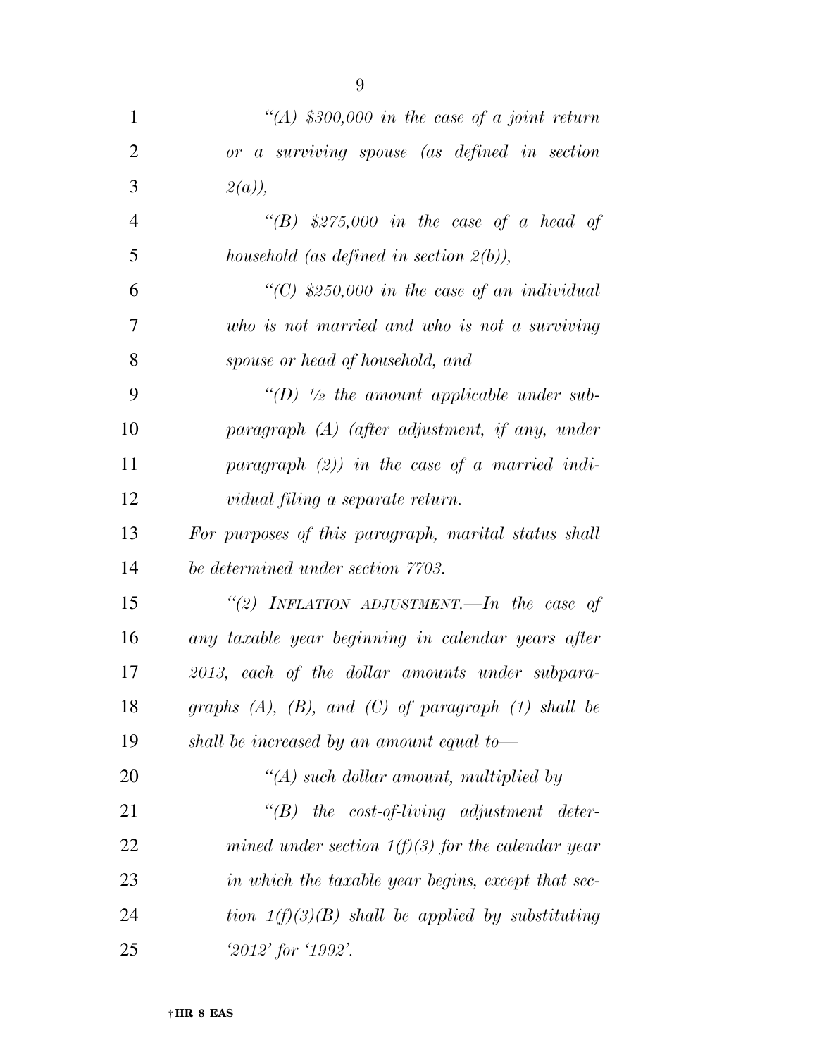*"(A) $300,000 in the case of a joint return or a surviving spouse (as defined in section 2(a)),*

*"(B) $275,000 in the case of a head of household (as defined in section 2(b)),*

*"(C) $250,000 in the case of an individual who is not married and who is not a surviving spouse or head of household, and*

*"(D) ½ the amount applicable under subparagraph (A) (after adjustment, if any, under paragraph (2)) in the case of a married individual filing a separate return.*

*For purposes of this paragraph, marital status shall be determined under section 7703.*

*"(2) INFLATION ADJUSTMENT.—In the case of any taxable year beginning in calendar years after 2013, each of the dollar amounts under subparagraphs (A), (B), and (C) of paragraph (1) shall be shall be increased by an amount equal to—*

*"(A) such dollar amount, multiplied by*

*"(B) the cost-of-living adjustment determined under section 1(f)(3) for the calendar year in which the taxable year begins, except that section 1(f)(3)(B) shall be applied by substituting '2012' for '1992'.*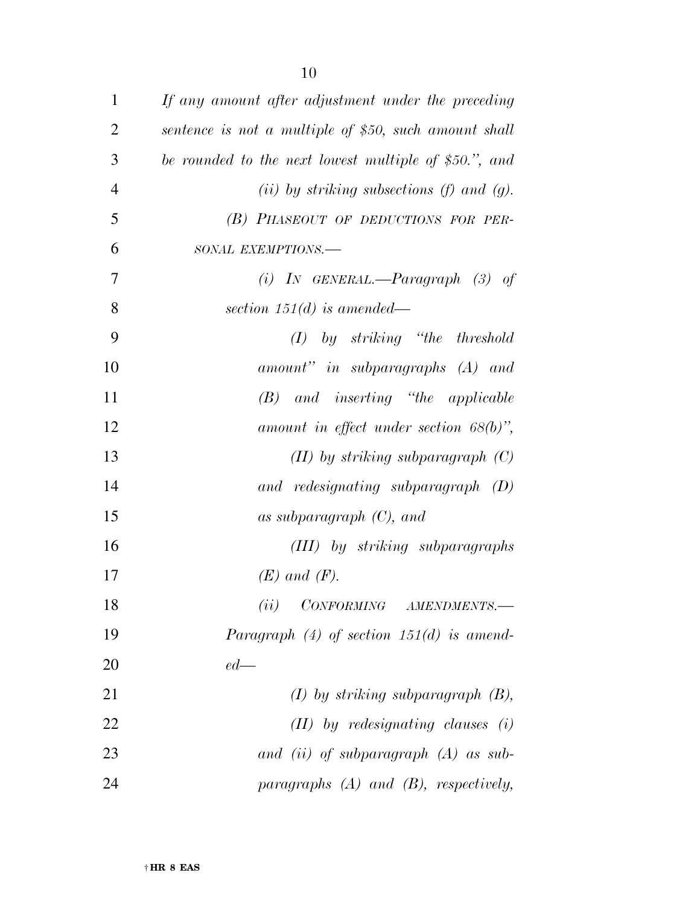*If any amount after adjustment under the preceding sentence is not a multiple of $50, such amount shall be rounded to the next lowest multiple of $50.", and*

*(ii) by striking subsections (f) and (g).*

*(B) PHASEOUT OF DEDUCTIONS FOR PERSONAL EXEMPTIONS.—*

*(i) IN GENERAL.—Paragraph (3) of section 151(d) is amended—*

*(I) by striking "the threshold amount" in subparagraphs (A) and (B) and inserting "the applicable amount in effect under section 68(b)",*

*(II) by striking subparagraph (C) and redesignating subparagraph (D) as subparagraph (C), and*

*(III) by striking subparagraphs (E) and (F).*

*(ii) CONFORMING AMENDMENTS.—Paragraph (4) of section 151(d) is amended—*

*(I) by striking subparagraph (B),*

*(II) by redesignating clauses (i) and (ii) of subparagraph (A) as subparagraphs (A) and (B), respectively,*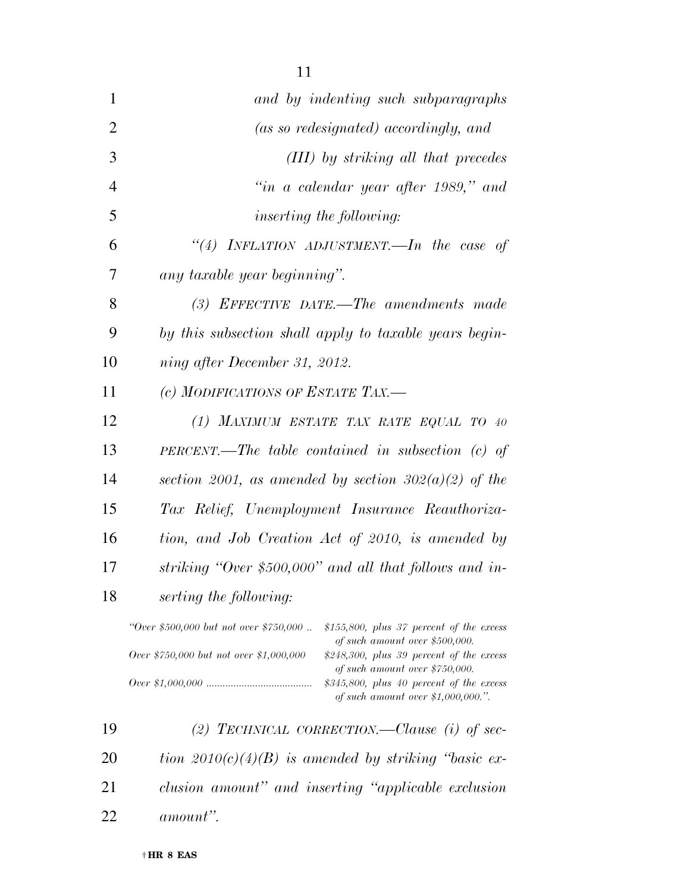*and by indenting such subparagraphs (as so redesignated) accordingly, and*

*(III) by striking all that precedes "in a calendar year after 1989," and inserting the following:*

*"(4) INFLATION ADJUSTMENT.—In the case of any taxable year beginning".*

*(3) EFFECTIVE DATE.—The amendments made by this subsection shall apply to taxable years beginning after December 31, 2012.*

*(c) MODIFICATIONS OF ESTATE TAX.—*

*(1) MAXIMUM ESTATE TAX RATE EQUAL TO 40 PERCENT.—The table contained in subsection (c) of section 2001, as amended by section 302(a)(2) of the Tax Relief, Unemployment Insurance Reauthorization, and Job Creation Act of 2010, is amended by striking "Over $500,000" and all that follows and inserting the following:*

| | |
|---|---|
| *"Over $500,000 but not over $750,000* | *$155,800, plus 37 percent of the excess of such amount over $500,000.* |
| *Over $750,000 but not over $1,000,000* | *$248,300, plus 39 percent of the excess of such amount over $750,000.* |
| *Over $1,000,000* | *$345,800, plus 40 percent of the excess of such amount over $1,000,000.".* |

*(2) TECHNICAL CORRECTION.—Clause (i) of section 2010(c)(4)(B) is amended by striking "basic exclusion amount" and inserting "applicable exclusion amount".*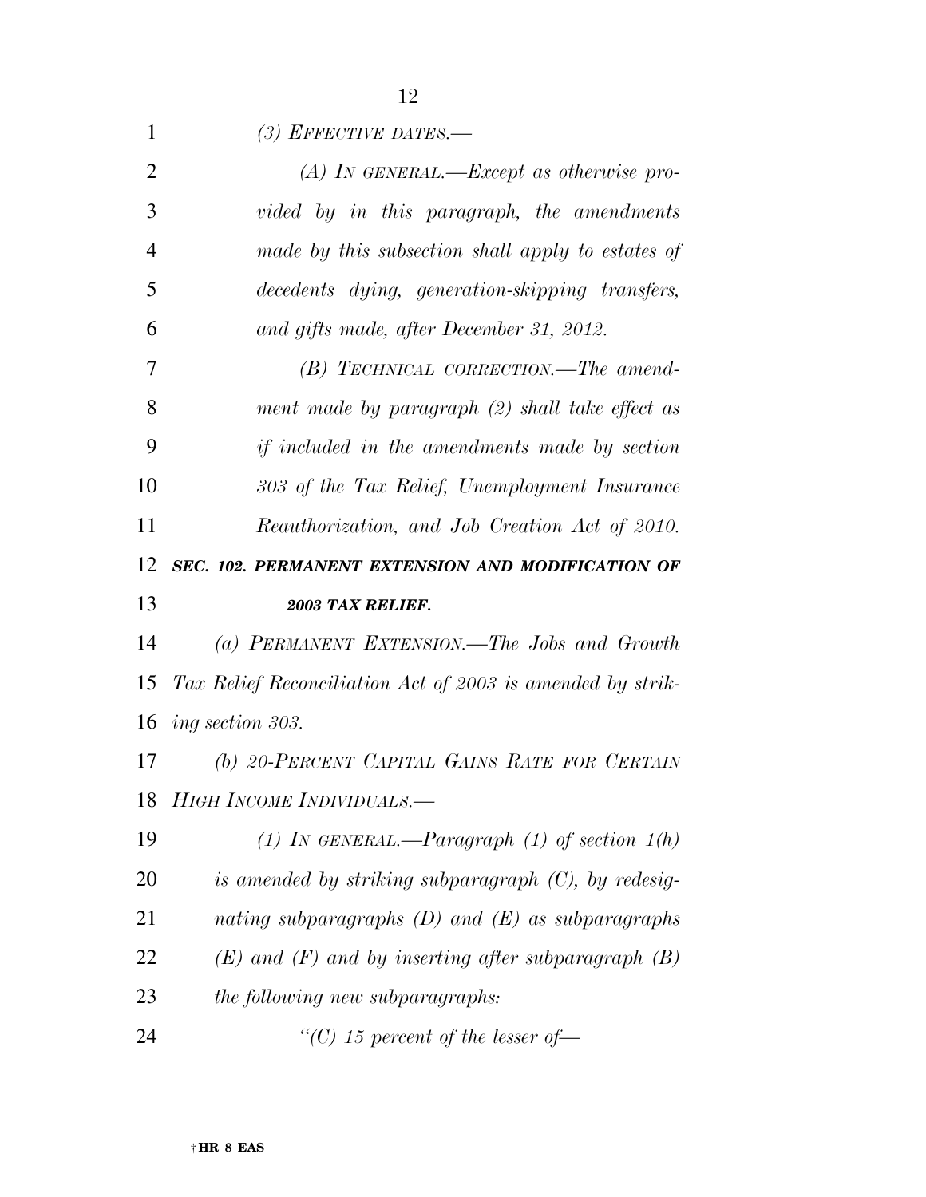*(3) EFFECTIVE DATES.—*

*(A) IN GENERAL.—Except as otherwise provided by in this paragraph, the amendments made by this subsection shall apply to estates of decedents dying, generation-skipping transfers, and gifts made, after December 31, 2012.*

*(B) TECHNICAL CORRECTION.—The amendment made by paragraph (2) shall take effect as if included in the amendments made by section 303 of the Tax Relief, Unemployment Insurance Reauthorization, and Job Creation Act of 2010.*

***SEC. 102. PERMANENT EXTENSION AND MODIFICATION OF 2003 TAX RELIEF.***

*(a) PERMANENT EXTENSION.—The Jobs and Growth Tax Relief Reconciliation Act of 2003 is amended by striking section 303.*

*(b) 20-PERCENT CAPITAL GAINS RATE FOR CERTAIN HIGH INCOME INDIVIDUALS.—*

*(1) IN GENERAL.—Paragraph (1) of section 1(h) is amended by striking subparagraph (C), by redesignating subparagraphs (D) and (E) as subparagraphs (E) and (F) and by inserting after subparagraph (B) the following new subparagraphs:*

*"(C) 15 percent of the lesser of—*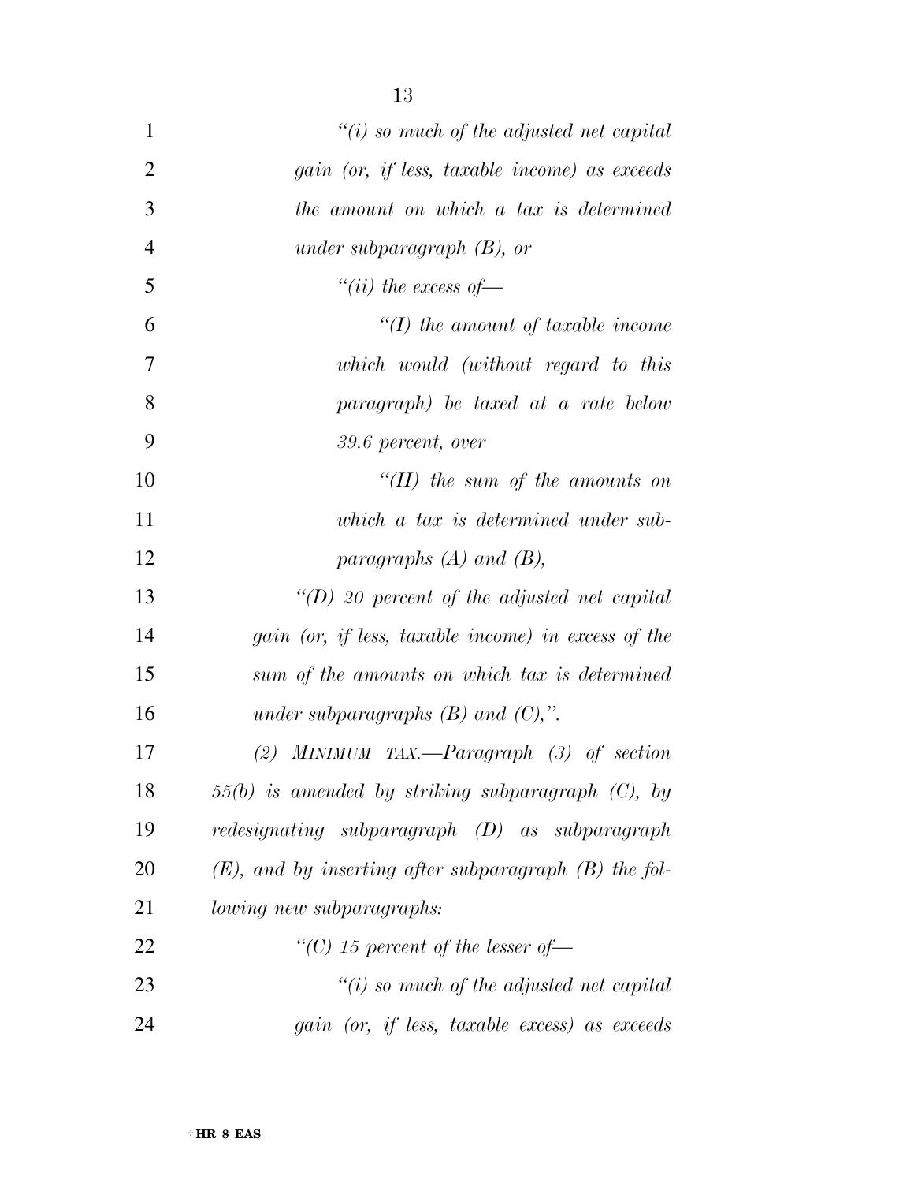*"(i) so much of the adjusted net capital gain (or, if less, taxable income) as exceeds the amount on which a tax is determined under subparagraph (B), or*

*"(ii) the excess of—*

*"(I) the amount of taxable income which would (without regard to this paragraph) be taxed at a rate below 39.6 percent, over*

*"(II) the sum of the amounts on which a tax is determined under subparagraphs (A) and (B),*

*"(D) 20 percent of the adjusted net capital gain (or, if less, taxable income) in excess of the sum of the amounts on which tax is determined under subparagraphs (B) and (C),".*

*(2) MINIMUM TAX.—Paragraph (3) of section 55(b) is amended by striking subparagraph (C), by redesignating subparagraph (D) as subparagraph (E), and by inserting after subparagraph (B) the following new subparagraphs:*

*"(C) 15 percent of the lesser of—*

*"(i) so much of the adjusted net capital gain (or, if less, taxable excess) as exceeds*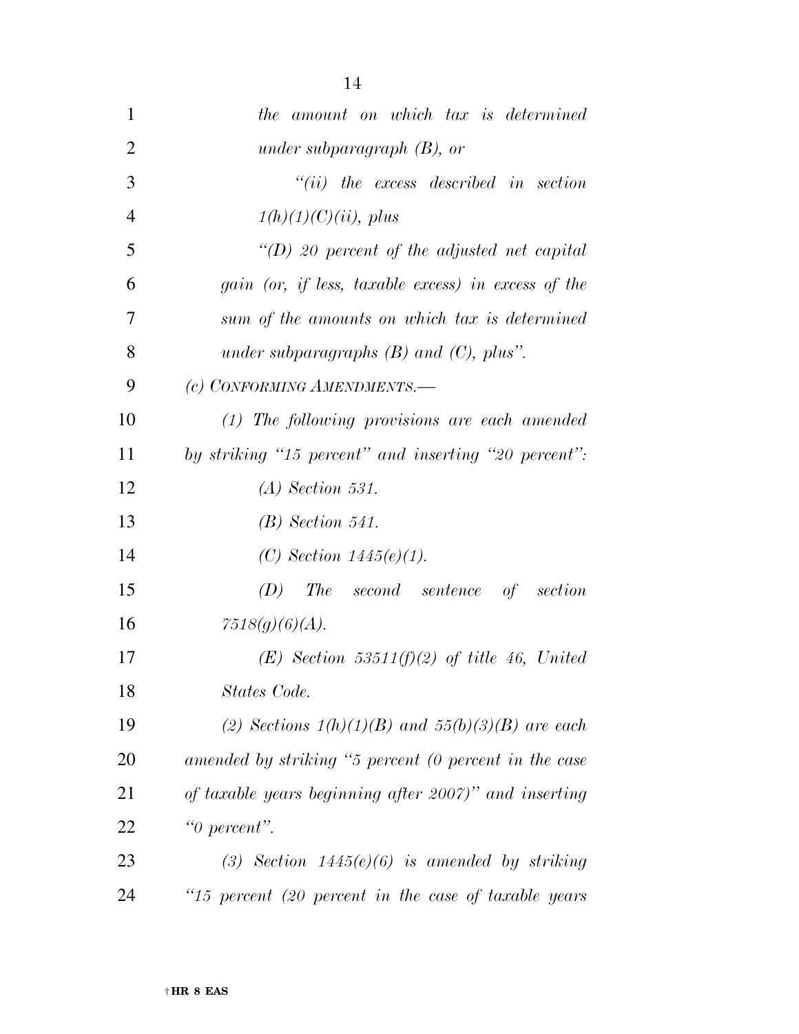*the amount on which tax is determined under subparagraph (B), or*

*"(ii) the excess described in section 1(h)(1)(C)(ii), plus*

*"(D) 20 percent of the adjusted net capital gain (or, if less, taxable excess) in excess of the sum of the amounts on which tax is determined under subparagraphs (B) and (C), plus".*

*(c) CONFORMING AMENDMENTS.—*

*(1) The following provisions are each amended by striking "15 percent" and inserting "20 percent":*

*(A) Section 531.*

*(B) Section 541.*

*(C) Section 1445(e)(1).*

*(D) The second sentence of section 7518(g)(6)(A).*

*(E) Section 53511(f)(2) of title 46, United States Code.*

*(2) Sections 1(h)(1)(B) and 55(b)(3)(B) are each amended by striking "5 percent (0 percent in the case of taxable years beginning after 2007)" and inserting "0 percent".*

*(3) Section 1445(e)(6) is amended by striking "15 percent (20 percent in the case of taxable years*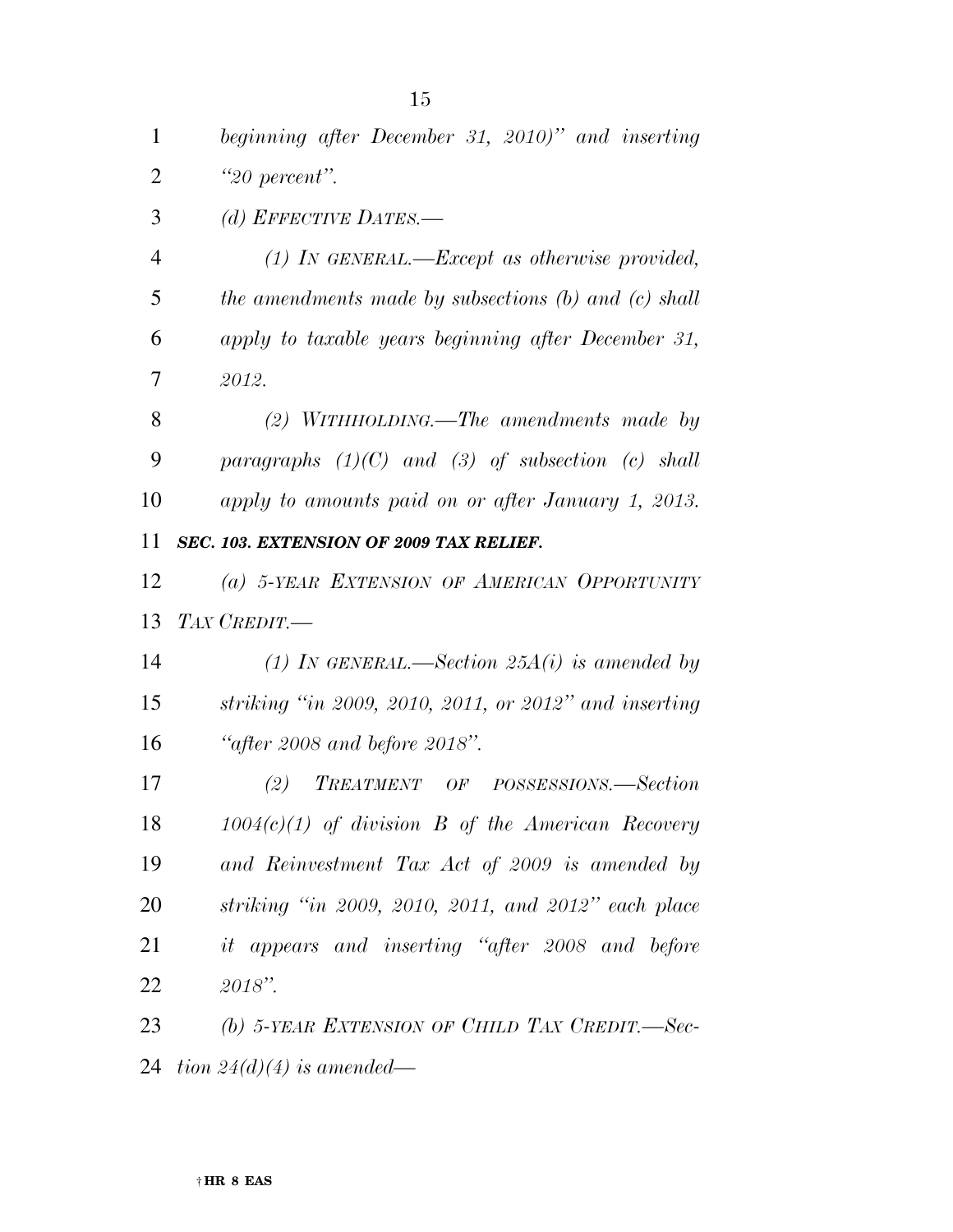*beginning after December 31, 2010)" and inserting "20 percent".*

*(d) EFFECTIVE DATES.—*

*(1) IN GENERAL.—Except as otherwise provided, the amendments made by subsections (b) and (c) shall apply to taxable years beginning after December 31, 2012.*

*(2) WITHHOLDING.—The amendments made by paragraphs (1)(C) and (3) of subsection (c) shall apply to amounts paid on or after January 1, 2013.*

***SEC. 103. EXTENSION OF 2009 TAX RELIEF.***

*(a) 5-YEAR EXTENSION OF AMERICAN OPPORTUNITY TAX CREDIT.—*

*(1) IN GENERAL.—Section 25A(i) is amended by striking "in 2009, 2010, 2011, or 2012" and inserting "after 2008 and before 2018".*

*(2) TREATMENT OF POSSESSIONS.—Section 1004(c)(1) of division B of the American Recovery and Reinvestment Tax Act of 2009 is amended by striking "in 2009, 2010, 2011, and 2012" each place it appears and inserting "after 2008 and before 2018".*

*(b) 5-YEAR EXTENSION OF CHILD TAX CREDIT.—Section 24(d)(4) is amended—*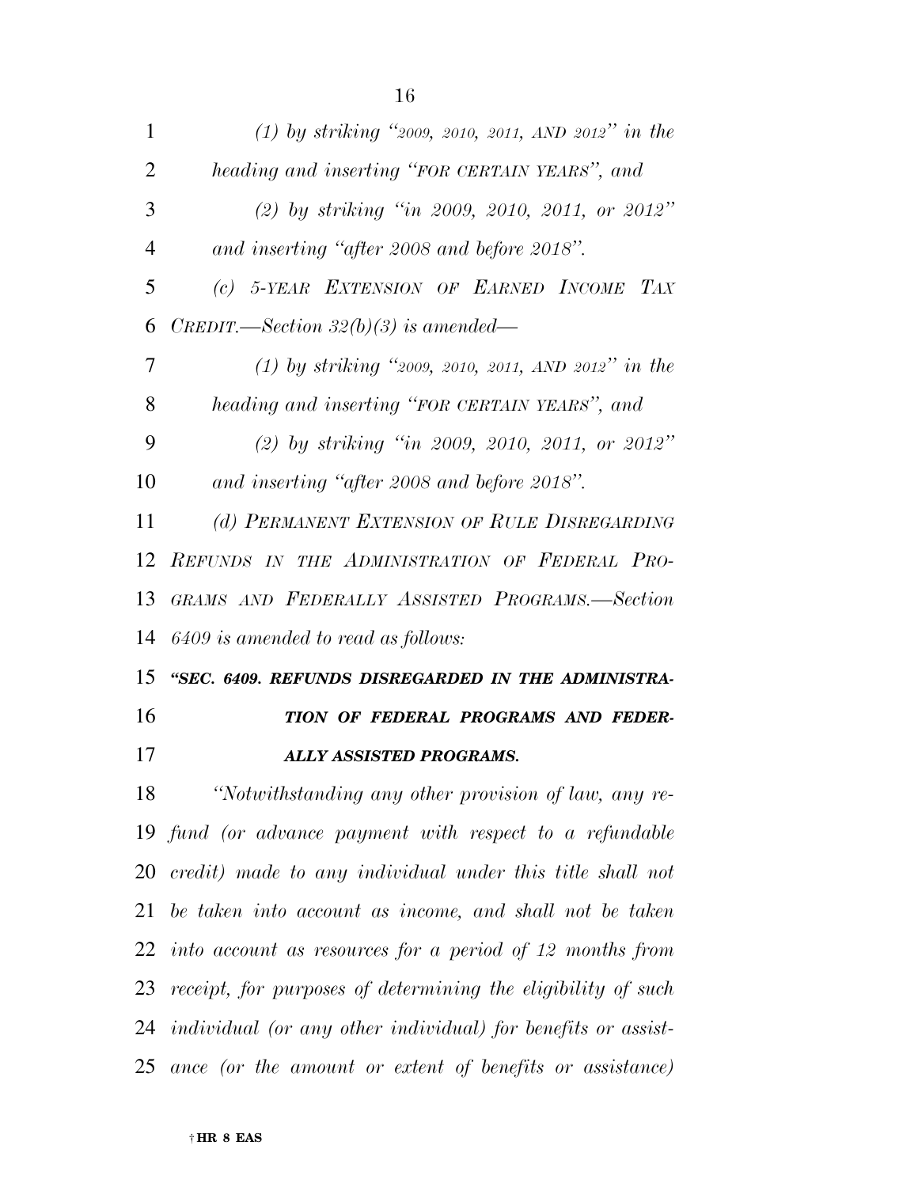*(1) by striking "2009, 2010, 2011, AND 2012" in the heading and inserting "FOR CERTAIN YEARS", and*

*(2) by striking "in 2009, 2010, 2011, or 2012" and inserting "after 2008 and before 2018".*

*(c) 5-YEAR EXTENSION OF EARNED INCOME TAX CREDIT.—Section 32(b)(3) is amended—*

*(1) by striking "2009, 2010, 2011, AND 2012" in the heading and inserting "FOR CERTAIN YEARS", and*

*(2) by striking "in 2009, 2010, 2011, or 2012" and inserting "after 2008 and before 2018".*

*(d) PERMANENT EXTENSION OF RULE DISREGARDING REFUNDS IN THE ADMINISTRATION OF FEDERAL PROGRAMS AND FEDERALLY ASSISTED PROGRAMS.—Section 6409 is amended to read as follows:*

***"SEC. 6409. REFUNDS DISREGARDED IN THE ADMINISTRATION OF FEDERAL PROGRAMS AND FEDERALLY ASSISTED PROGRAMS.***

*"Notwithstanding any other provision of law, any refund (or advance payment with respect to a refundable credit) made to any individual under this title shall not be taken into account as income, and shall not be taken into account as resources for a period of 12 months from receipt, for purposes of determining the eligibility of such individual (or any other individual) for benefits or assistance (or the amount or extent of benefits or assistance)*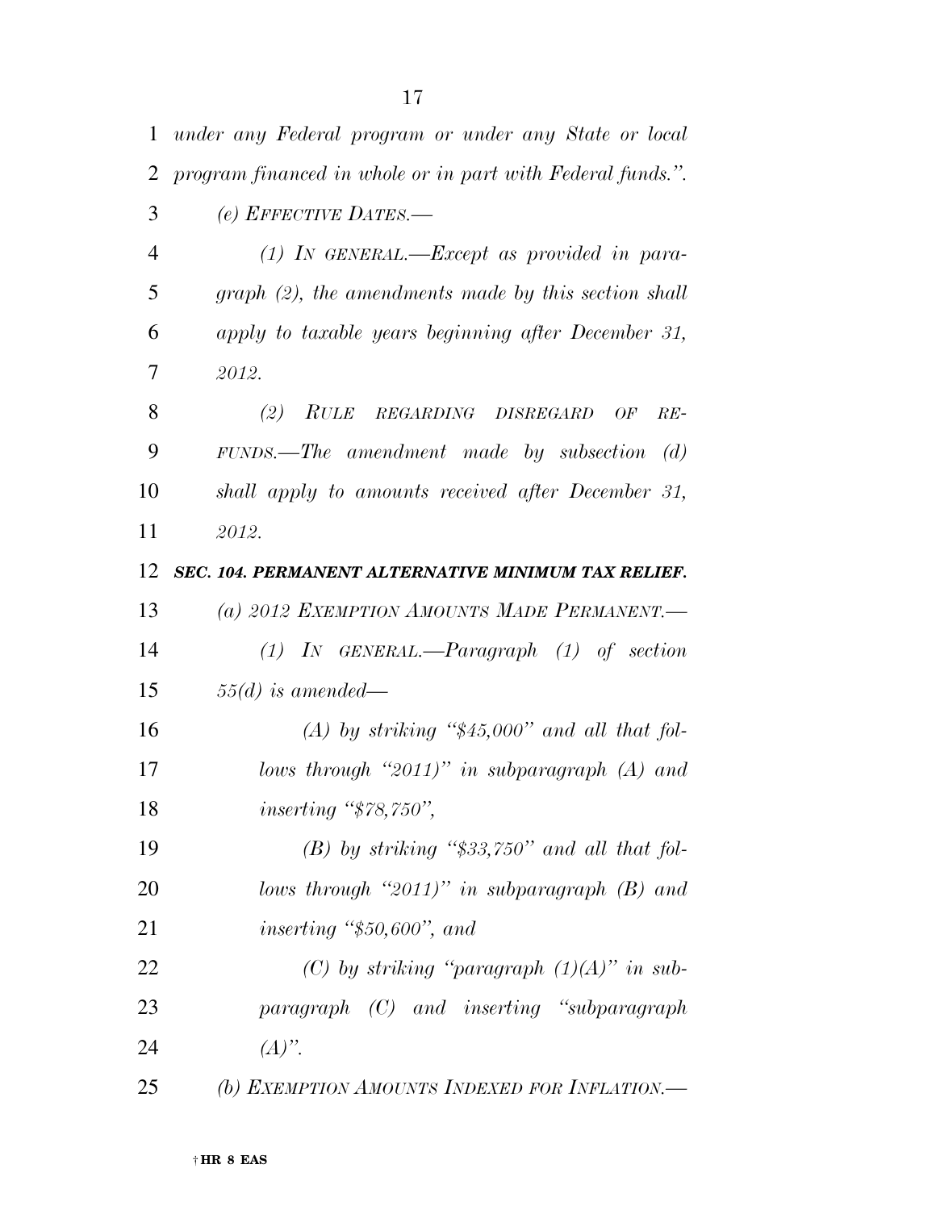*under any Federal program or under any State or local program financed in whole or in part with Federal funds.''.*

*(e) EFFECTIVE DATES.—*

*(1) IN GENERAL.—Except as provided in paragraph (2), the amendments made by this section shall apply to taxable years beginning after December 31, 2012.*

*(2) RULE REGARDING DISREGARD OF REFUNDS.—The amendment made by subsection (d) shall apply to amounts received after December 31, 2012.*

***SEC. 104. PERMANENT ALTERNATIVE MINIMUM TAX RELIEF.***

*(a) 2012 EXEMPTION AMOUNTS MADE PERMANENT.—*

*(1) IN GENERAL.—Paragraph (1) of section 55(d) is amended—*

*(A) by striking "$45,000" and all that follows through "2011)" in subparagraph (A) and inserting "$78,750",*

*(B) by striking "$33,750" and all that follows through "2011)" in subparagraph (B) and inserting "$50,600", and*

*(C) by striking "paragraph (1)(A)" in subparagraph (C) and inserting "subparagraph (A)".*

*(b) EXEMPTION AMOUNTS INDEXED FOR INFLATION.—*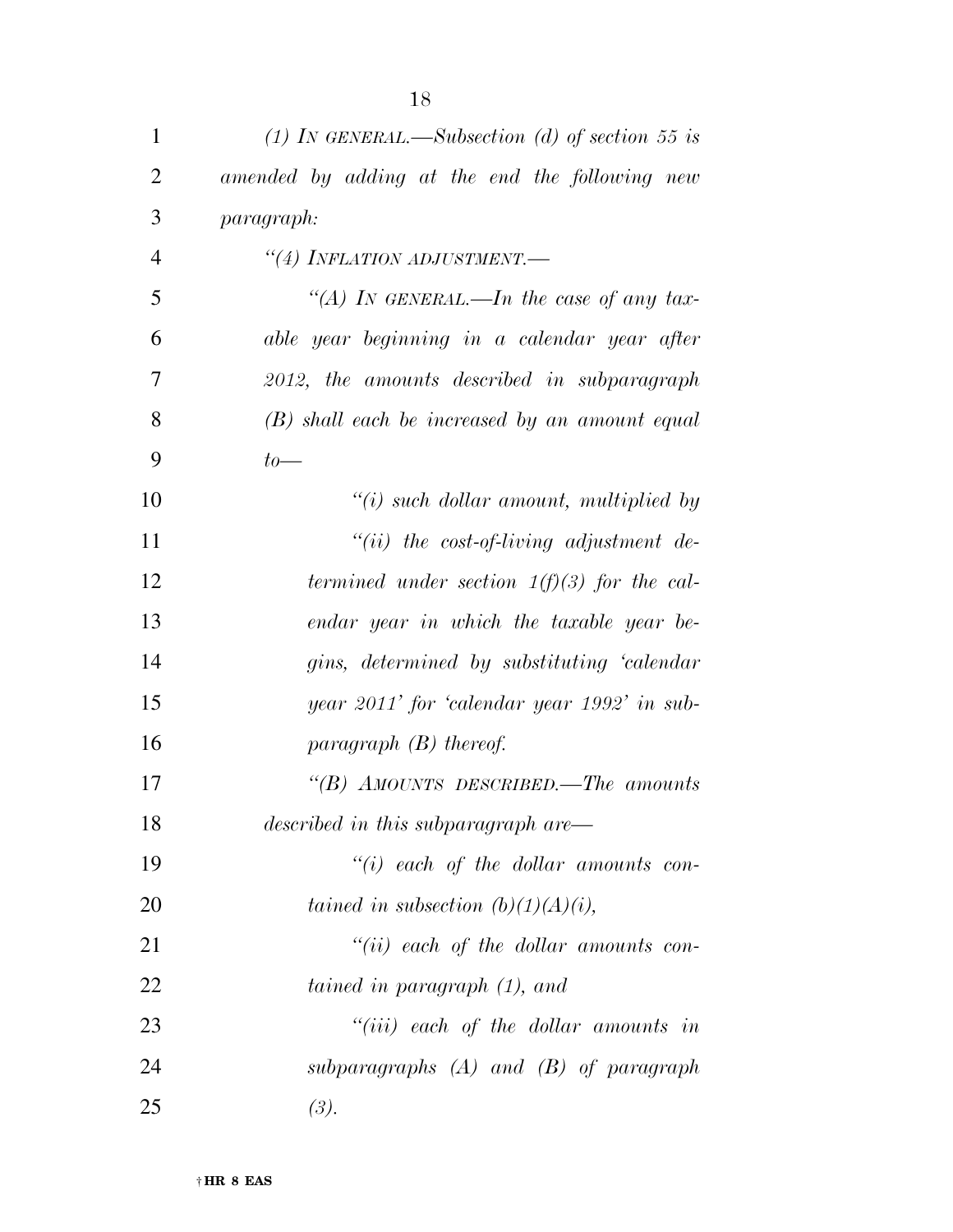*(1) IN GENERAL.—Subsection (d) of section 55 is amended by adding at the end the following new paragraph:*

*"(4) INFLATION ADJUSTMENT.—*

*"(A) IN GENERAL.—In the case of any taxable year beginning in a calendar year after 2012, the amounts described in subparagraph (B) shall each be increased by an amount equal to—*

*"(i) such dollar amount, multiplied by*

*"(ii) the cost-of-living adjustment determined under section 1(f)(3) for the calendar year in which the taxable year begins, determined by substituting 'calendar year 2011' for 'calendar year 1992' in subparagraph (B) thereof.*

*"(B) AMOUNTS DESCRIBED.—The amounts described in this subparagraph are—*

*"(i) each of the dollar amounts contained in subsection (b)(1)(A)(i),*

*"(ii) each of the dollar amounts contained in paragraph (1), and*

*"(iii) each of the dollar amounts in subparagraphs (A) and (B) of paragraph (3).*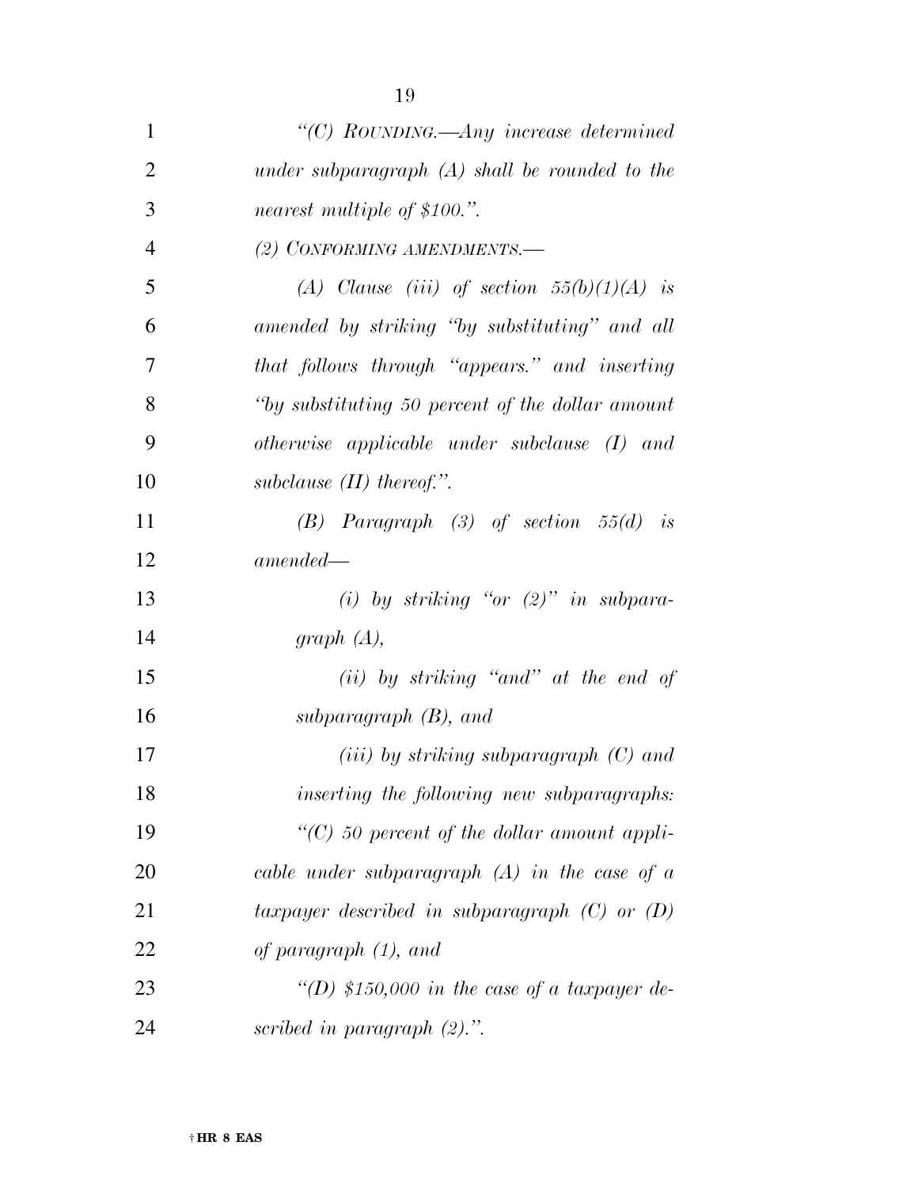*"(C) ROUNDING.—Any increase determined under subparagraph (A) shall be rounded to the nearest multiple of $100.".*

*(2) CONFORMING AMENDMENTS.—*

*(A) Clause (iii) of section 55(b)(1)(A) is amended by striking "by substituting" and all that follows through "appears." and inserting "by substituting 50 percent of the dollar amount otherwise applicable under subclause (I) and subclause (II) thereof.".*

*(B) Paragraph (3) of section 55(d) is amended—*

*(i) by striking "or (2)" in subparagraph (A),*

*(ii) by striking "and" at the end of subparagraph (B), and*

*(iii) by striking subparagraph (C) and inserting the following new subparagraphs:*

*"(C) 50 percent of the dollar amount applicable under subparagraph (A) in the case of a taxpayer described in subparagraph (C) or (D) of paragraph (1), and*

*"(D) $150,000 in the case of a taxpayer described in paragraph (2).".*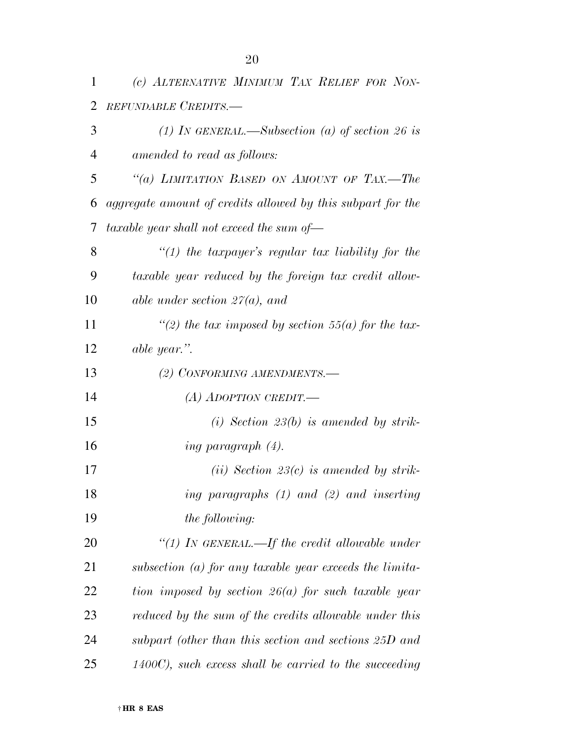*(c) ALTERNATIVE MINIMUM TAX RELIEF FOR NONREFUNDABLE CREDITS.—*

*(1) IN GENERAL.—Subsection (a) of section 26 is amended to read as follows:*

*"(a) LIMITATION BASED ON AMOUNT OF TAX.—The aggregate amount of credits allowed by this subpart for the taxable year shall not exceed the sum of—*

*"(1) the taxpayer's regular tax liability for the taxable year reduced by the foreign tax credit allowable under section 27(a), and*

*"(2) the tax imposed by section 55(a) for the taxable year.".*

*(2) CONFORMING AMENDMENTS.—*

*(A) ADOPTION CREDIT.—*

*(i) Section 23(b) is amended by striking paragraph (4).*

*(ii) Section 23(c) is amended by striking paragraphs (1) and (2) and inserting the following:*

*"(1) IN GENERAL.—If the credit allowable under subsection (a) for any taxable year exceeds the limitation imposed by section 26(a) for such taxable year reduced by the sum of the credits allowable under this subpart (other than this section and sections 25D and 1400C), such excess shall be carried to the succeeding*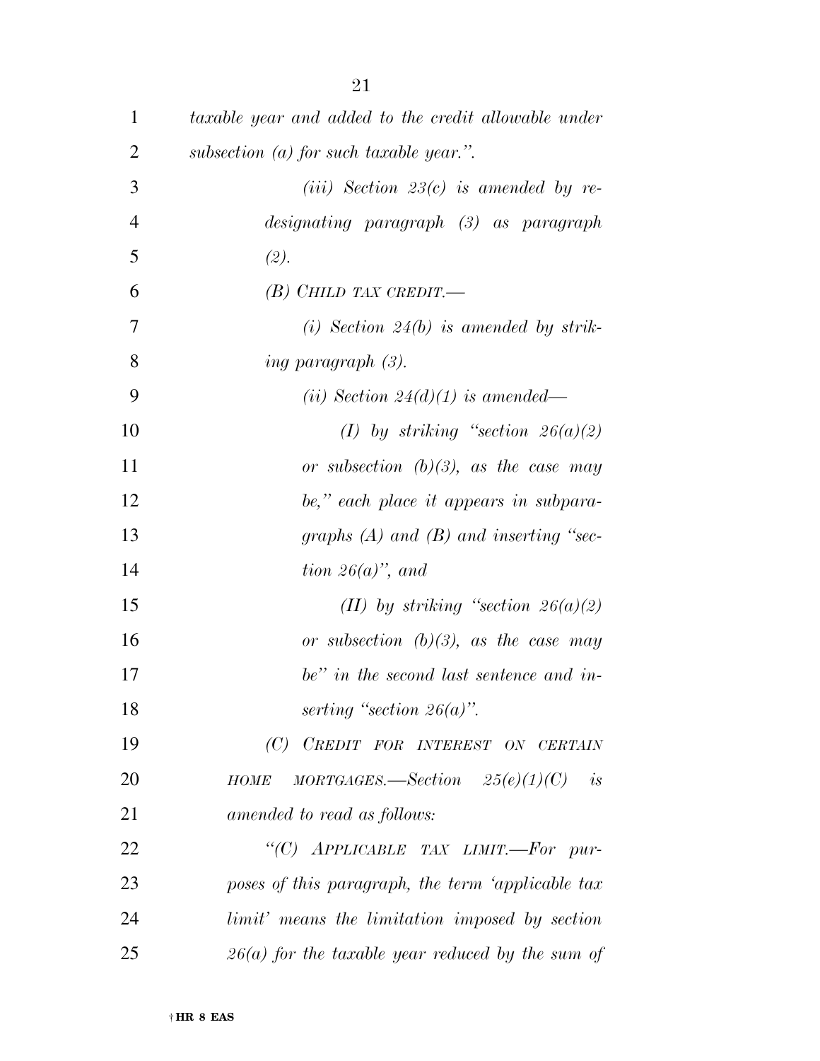*taxable year and added to the credit allowable under subsection (a) for such taxable year.".*

*(iii) Section 23(c) is amended by redesignating paragraph (3) as paragraph (2).*

*(B) CHILD TAX CREDIT.—*

*(i) Section 24(b) is amended by striking paragraph (3).*

*(ii) Section 24(d)(1) is amended—*

*(I) by striking "section 26(a)(2) or subsection (b)(3), as the case may be," each place it appears in subparagraphs (A) and (B) and inserting "section 26(a)", and*

*(II) by striking "section 26(a)(2) or subsection (b)(3), as the case may be" in the second last sentence and inserting "section 26(a)".*

*(C) CREDIT FOR INTEREST ON CERTAIN HOME MORTGAGES.—Section 25(e)(1)(C) is amended to read as follows:*

*"(C) APPLICABLE TAX LIMIT.—For purposes of this paragraph, the term 'applicable tax limit' means the limitation imposed by section 26(a) for the taxable year reduced by the sum of*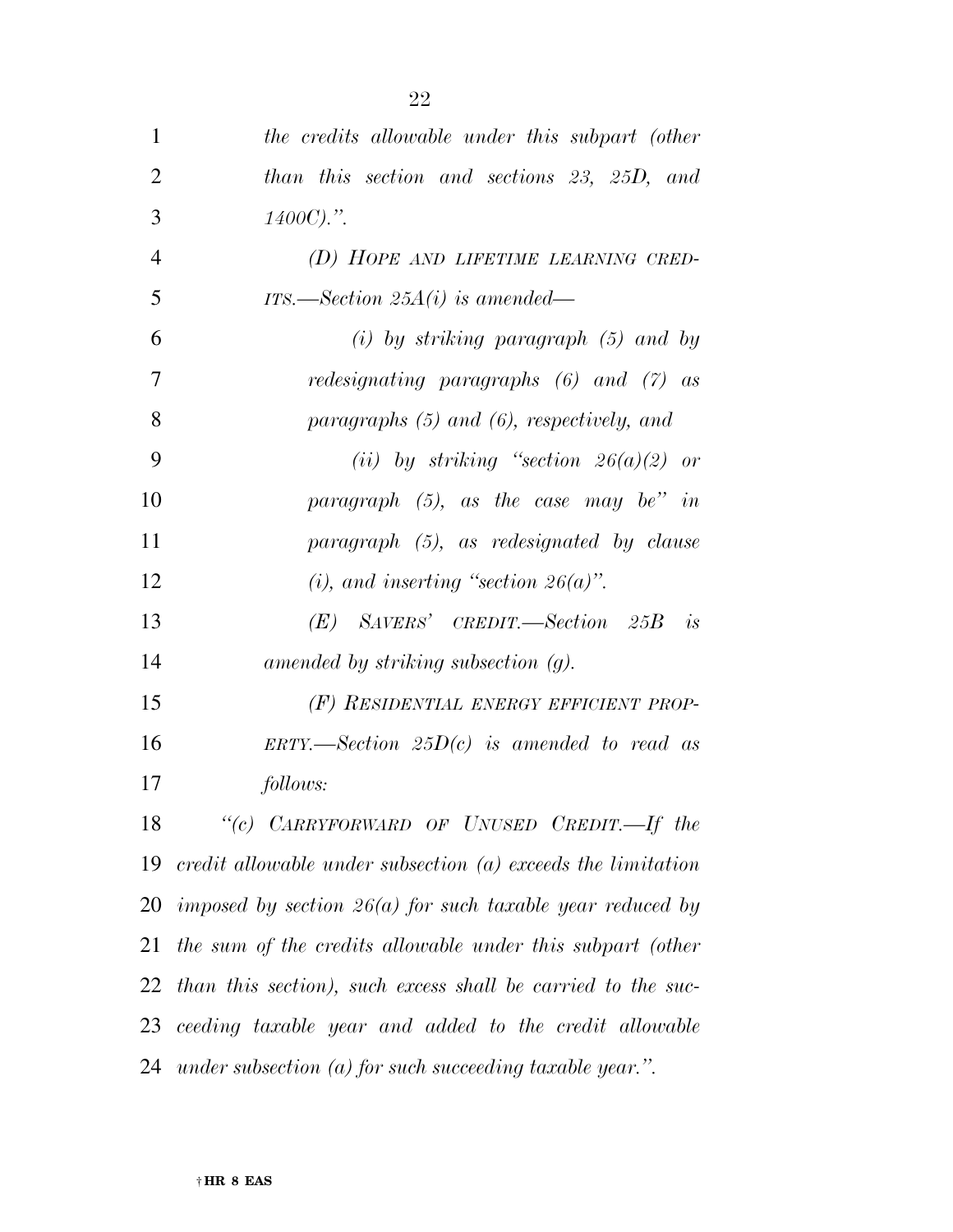*the credits allowable under this subpart (other than this section and sections 23, 25D, and 1400C).".*

*(D) HOPE AND LIFETIME LEARNING CREDITS.—Section 25A(i) is amended—*

*(i) by striking paragraph (5) and by redesignating paragraphs (6) and (7) as paragraphs (5) and (6), respectively, and*

*(ii) by striking "section 26(a)(2) or paragraph (5), as the case may be" in paragraph (5), as redesignated by clause (i), and inserting "section 26(a)".*

*(E) SAVERS' CREDIT.—Section 25B is amended by striking subsection (g).*

*(F) RESIDENTIAL ENERGY EFFICIENT PROPERTY.—Section 25D(c) is amended to read as follows:*

*"(c) CARRYFORWARD OF UNUSED CREDIT.—If the credit allowable under subsection (a) exceeds the limitation imposed by section 26(a) for such taxable year reduced by the sum of the credits allowable under this subpart (other than this section), such excess shall be carried to the succeeding taxable year and added to the credit allowable under subsection (a) for such succeeding taxable year.".*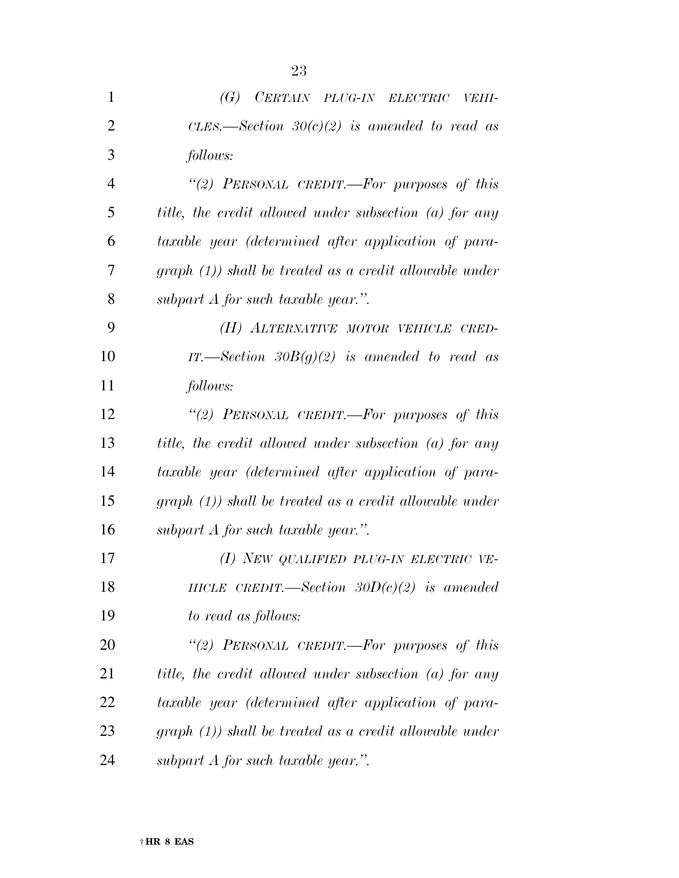*(G) CERTAIN PLUG-IN ELECTRIC VEHICLES.—Section 30(c)(2) is amended to read as follows:*

*"(2) PERSONAL CREDIT.—For purposes of this title, the credit allowed under subsection (a) for any taxable year (determined after application of paragraph (1)) shall be treated as a credit allowable under subpart A for such taxable year.".*

*(H) ALTERNATIVE MOTOR VEHICLE CREDIT.—Section 30B(g)(2) is amended to read as follows:*

*"(2) PERSONAL CREDIT.—For purposes of this title, the credit allowed under subsection (a) for any taxable year (determined after application of paragraph (1)) shall be treated as a credit allowable under subpart A for such taxable year.".*

*(I) NEW QUALIFIED PLUG-IN ELECTRIC VEHICLE CREDIT.—Section 30D(c)(2) is amended to read as follows:*

*"(2) PERSONAL CREDIT.—For purposes of this title, the credit allowed under subsection (a) for any taxable year (determined after application of paragraph (1)) shall be treated as a credit allowable under subpart A for such taxable year.".*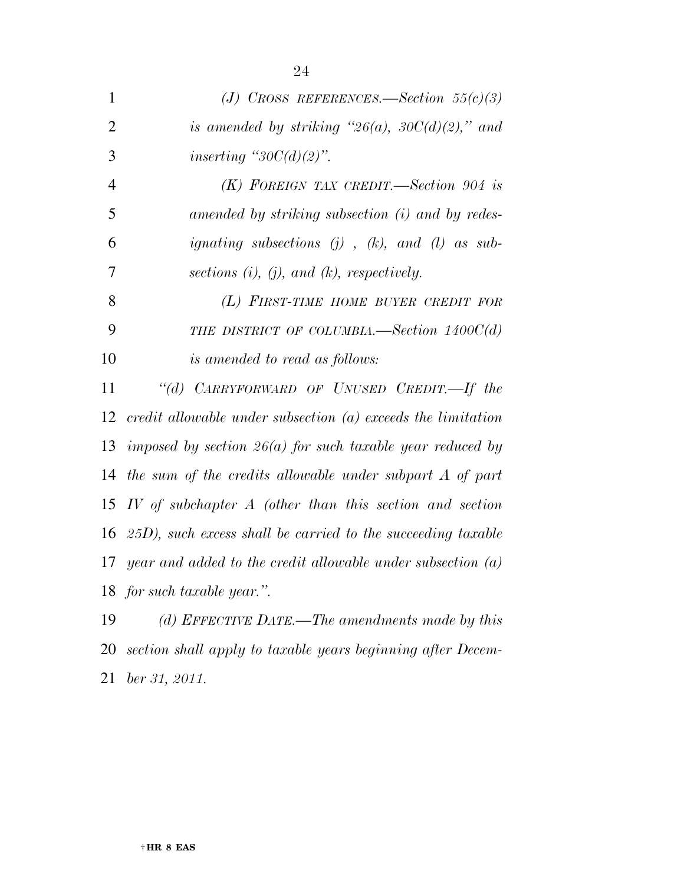*(J) CROSS REFERENCES.—Section 55(c)(3) is amended by striking "26(a), 30C(d)(2)," and inserting "30C(d)(2)".*

*(K) FOREIGN TAX CREDIT.—Section 904 is amended by striking subsection (i) and by redesignating subsections (j) , (k), and (l) as subsections (i), (j), and (k), respectively.*

*(L) FIRST-TIME HOME BUYER CREDIT FOR THE DISTRICT OF COLUMBIA.—Section 1400C(d) is amended to read as follows:*

*"(d) CARRYFORWARD OF UNUSED CREDIT.—If the credit allowable under subsection (a) exceeds the limitation imposed by section 26(a) for such taxable year reduced by the sum of the credits allowable under subpart A of part IV of subchapter A (other than this section and section 25D), such excess shall be carried to the succeeding taxable year and added to the credit allowable under subsection (a) for such taxable year.".*

*(d) EFFECTIVE DATE.—The amendments made by this section shall apply to taxable years beginning after December 31, 2011.*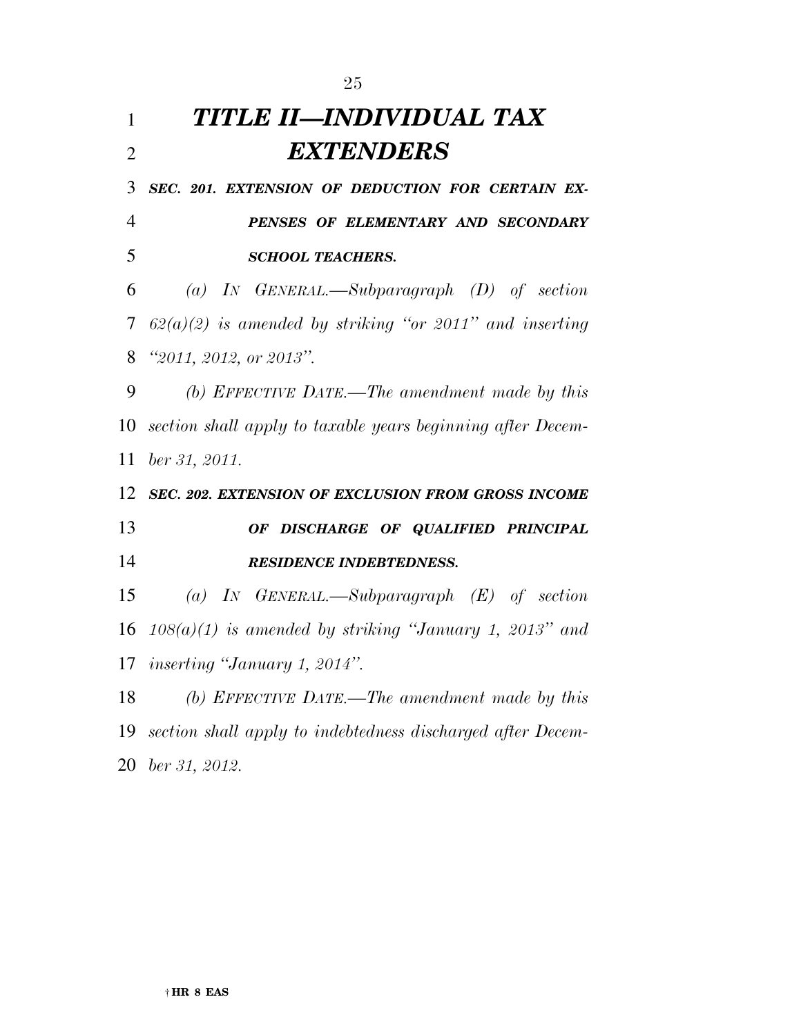# *TITLE II—INDIVIDUAL TAX EXTENDERS*

***SEC. 201. EXTENSION OF DEDUCTION FOR CERTAIN EXPENSES OF ELEMENTARY AND SECONDARY SCHOOL TEACHERS.***

*(a) IN GENERAL.—Subparagraph (D) of section 62(a)(2) is amended by striking "or 2011" and inserting "2011, 2012, or 2013".*

*(b) EFFECTIVE DATE.—The amendment made by this section shall apply to taxable years beginning after December 31, 2011.*

***SEC. 202. EXTENSION OF EXCLUSION FROM GROSS INCOME OF DISCHARGE OF QUALIFIED PRINCIPAL RESIDENCE INDEBTEDNESS.***

*(a) IN GENERAL.—Subparagraph (E) of section 108(a)(1) is amended by striking "January 1, 2013" and inserting "January 1, 2014".*

*(b) EFFECTIVE DATE.—The amendment made by this section shall apply to indebtedness discharged after December 31, 2012.*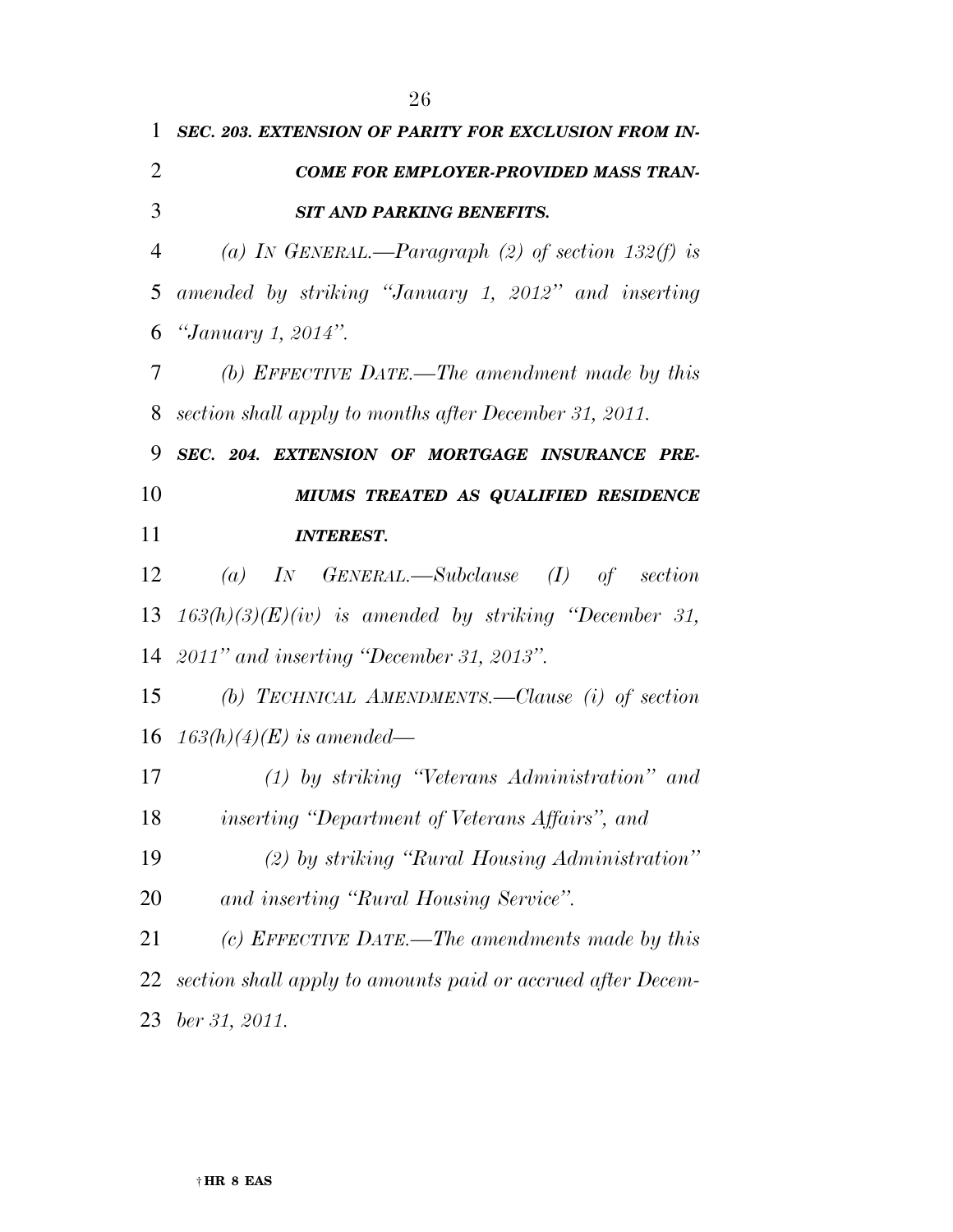***SEC. 203. EXTENSION OF PARITY FOR EXCLUSION FROM INCOME FOR EMPLOYER-PROVIDED MASS TRANSIT AND PARKING BENEFITS.***

*(a) IN GENERAL.—Paragraph (2) of section 132(f) is amended by striking "January 1, 2012" and inserting "January 1, 2014".*

*(b) EFFECTIVE DATE.—The amendment made by this section shall apply to months after December 31, 2011.*

***SEC. 204. EXTENSION OF MORTGAGE INSURANCE PREMIUMS TREATED AS QUALIFIED RESIDENCE INTEREST.***

*(a) IN GENERAL.—Subclause (I) of section 163(h)(3)(E)(iv) is amended by striking "December 31, 2011" and inserting "December 31, 2013".*

*(b) TECHNICAL AMENDMENTS.—Clause (i) of section 163(h)(4)(E) is amended—*

*(1) by striking "Veterans Administration" and inserting "Department of Veterans Affairs", and*

*(2) by striking "Rural Housing Administration" and inserting "Rural Housing Service".*

*(c) EFFECTIVE DATE.—The amendments made by this section shall apply to amounts paid or accrued after December 31, 2011.*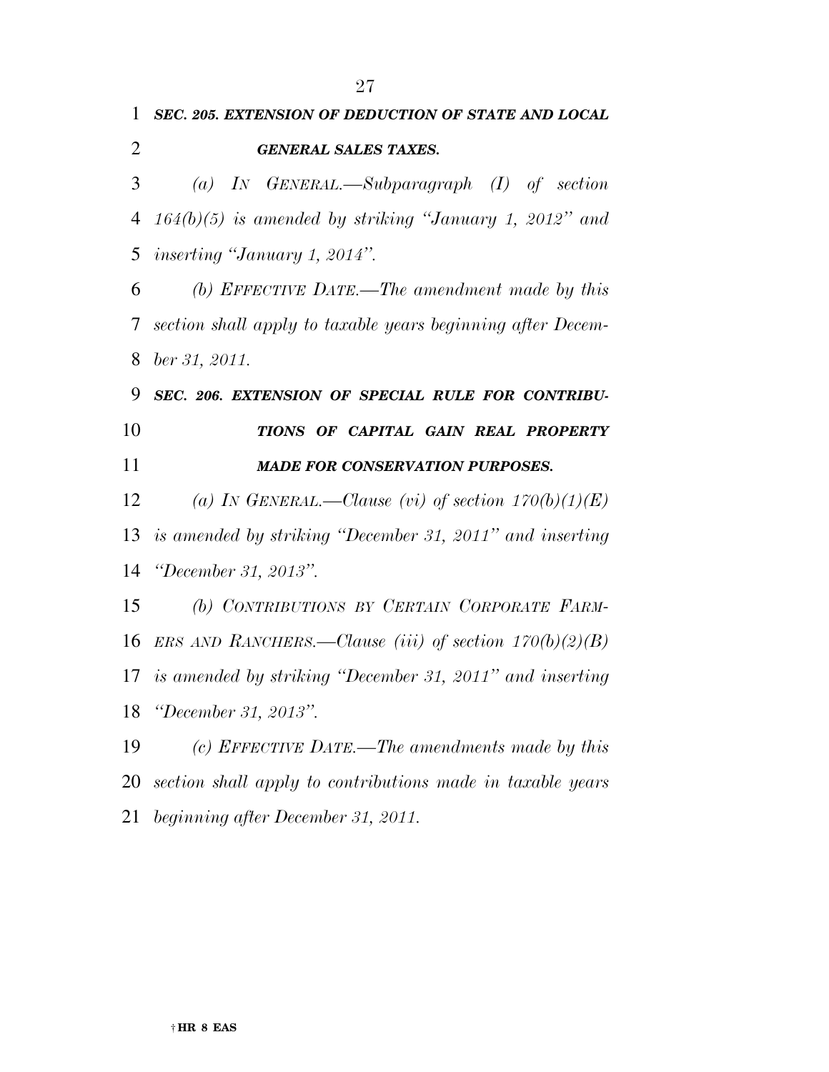***SEC. 205. EXTENSION OF DEDUCTION OF STATE AND LOCAL GENERAL SALES TAXES.***

*(a) IN GENERAL.—Subparagraph (I) of section 164(b)(5) is amended by striking "January 1, 2012" and inserting "January 1, 2014".*

*(b) EFFECTIVE DATE.—The amendment made by this section shall apply to taxable years beginning after December 31, 2011.*

***SEC. 206. EXTENSION OF SPECIAL RULE FOR CONTRIBUTIONS OF CAPITAL GAIN REAL PROPERTY MADE FOR CONSERVATION PURPOSES.***

*(a) IN GENERAL.—Clause (vi) of section 170(b)(1)(E) is amended by striking "December 31, 2011" and inserting "December 31, 2013".*

*(b) CONTRIBUTIONS BY CERTAIN CORPORATE FARMERS AND RANCHERS.—Clause (iii) of section 170(b)(2)(B) is amended by striking "December 31, 2011" and inserting "December 31, 2013".*

*(c) EFFECTIVE DATE.—The amendments made by this section shall apply to contributions made in taxable years beginning after December 31, 2011.*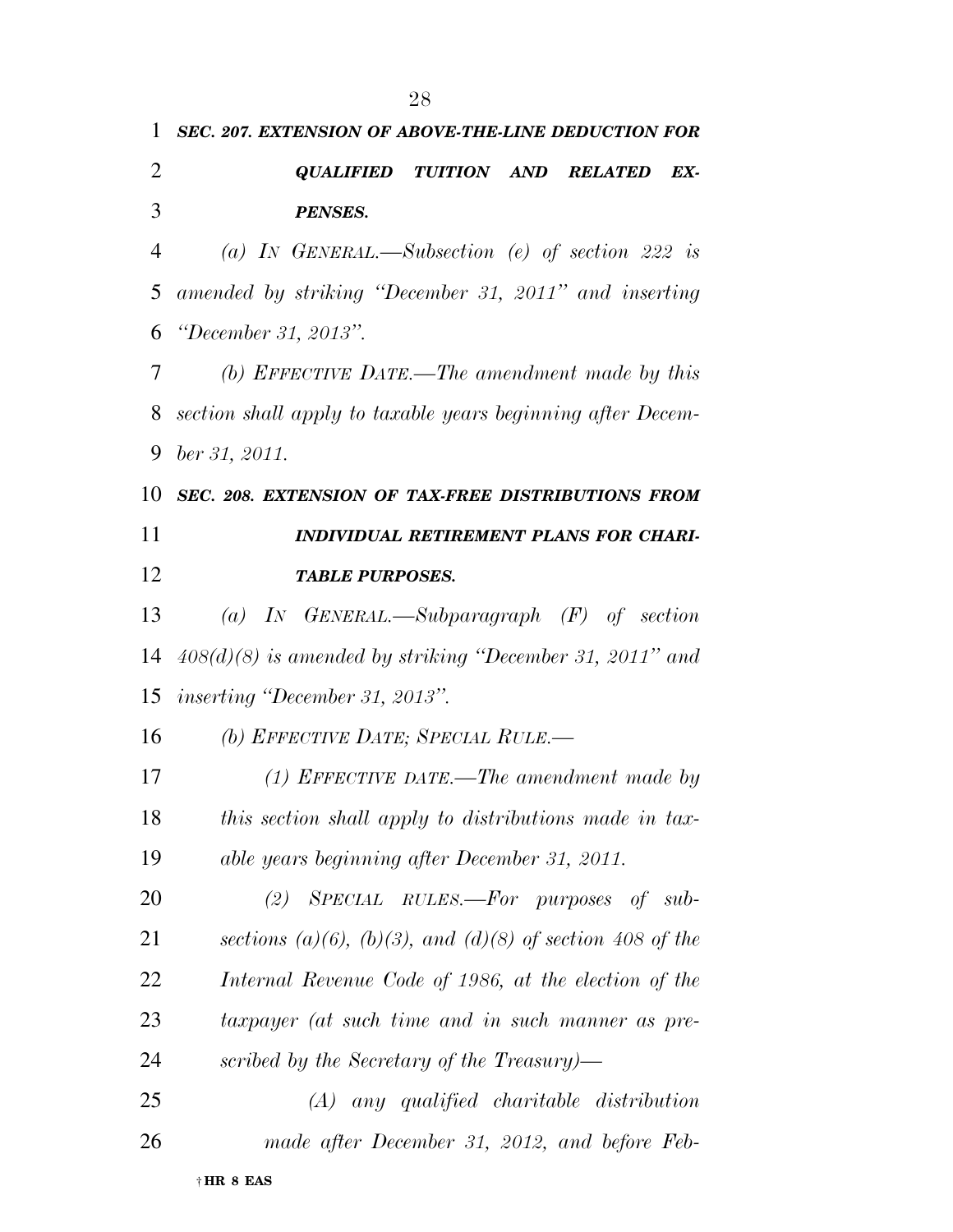***SEC. 207. EXTENSION OF ABOVE-THE-LINE DEDUCTION FOR QUALIFIED TUITION AND RELATED EXPENSES.***

*(a) IN GENERAL.—Subsection (e) of section 222 is amended by striking "December 31, 2011" and inserting "December 31, 2013".*

*(b) EFFECTIVE DATE.—The amendment made by this section shall apply to taxable years beginning after December 31, 2011.*

***SEC. 208. EXTENSION OF TAX-FREE DISTRIBUTIONS FROM INDIVIDUAL RETIREMENT PLANS FOR CHARITABLE PURPOSES.***

*(a) IN GENERAL.—Subparagraph (F) of section 408(d)(8) is amended by striking "December 31, 2011" and inserting "December 31, 2013".*

*(b) EFFECTIVE DATE; SPECIAL RULE.—*

*(1) EFFECTIVE DATE.—The amendment made by this section shall apply to distributions made in taxable years beginning after December 31, 2011.*

*(2) SPECIAL RULES.—For purposes of subsections (a)(6), (b)(3), and (d)(8) of section 408 of the Internal Revenue Code of 1986, at the election of the taxpayer (at such time and in such manner as prescribed by the Secretary of the Treasury)—*

*(A) any qualified charitable distribution made after December 31, 2012, and before Feb-*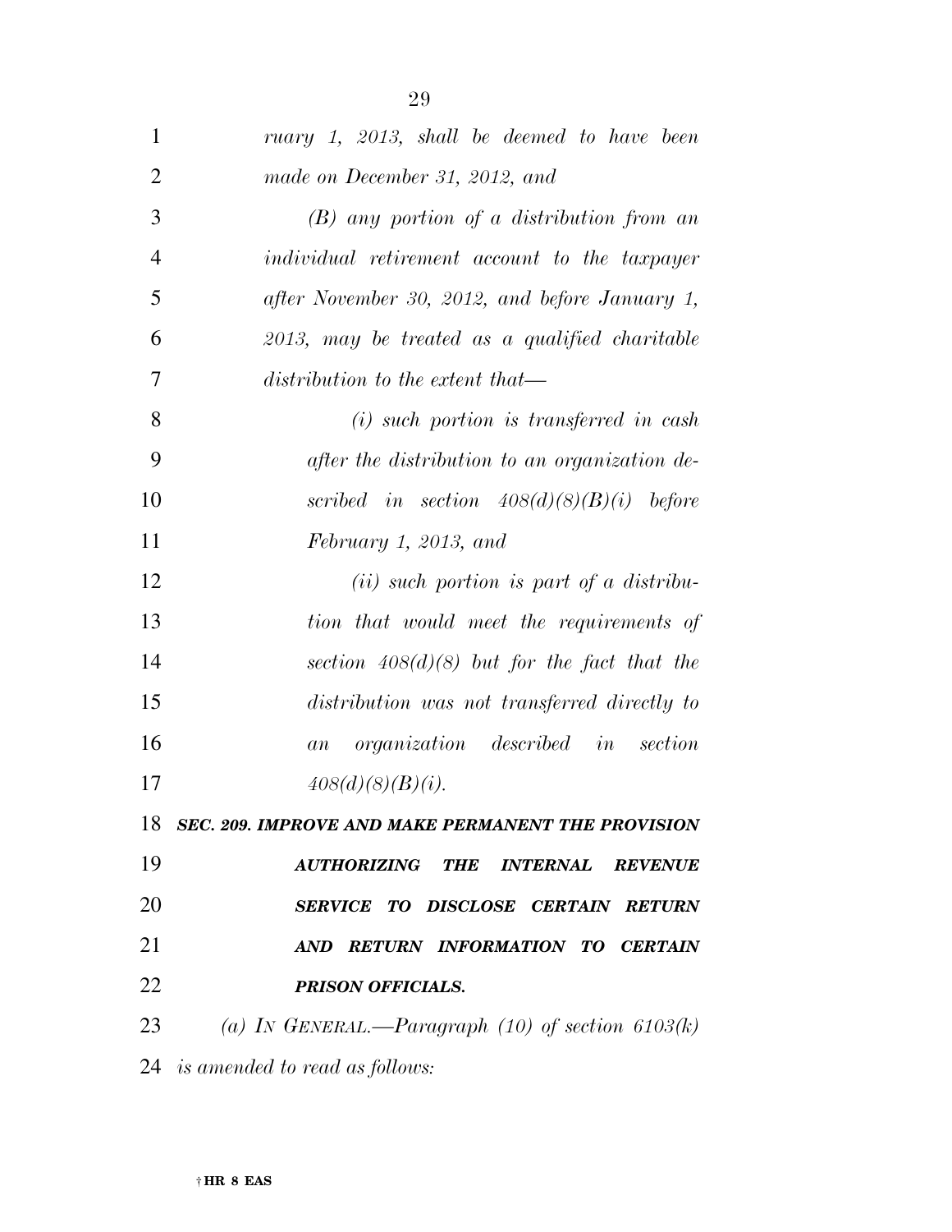*ruary 1, 2013, shall be deemed to have been made on December 31, 2012, and*

*(B) any portion of a distribution from an individual retirement account to the taxpayer after November 30, 2012, and before January 1, 2013, may be treated as a qualified charitable distribution to the extent that—*

*(i) such portion is transferred in cash after the distribution to an organization described in section 408(d)(8)(B)(i) before February 1, 2013, and*

*(ii) such portion is part of a distribution that would meet the requirements of section 408(d)(8) but for the fact that the distribution was not transferred directly to an organization described in section 408(d)(8)(B)(i).*

***SEC. 209. IMPROVE AND MAKE PERMANENT THE PROVISION AUTHORIZING THE INTERNAL REVENUE SERVICE TO DISCLOSE CERTAIN RETURN AND RETURN INFORMATION TO CERTAIN PRISON OFFICIALS.***

*(a) IN GENERAL.—Paragraph (10) of section 6103(k) is amended to read as follows:*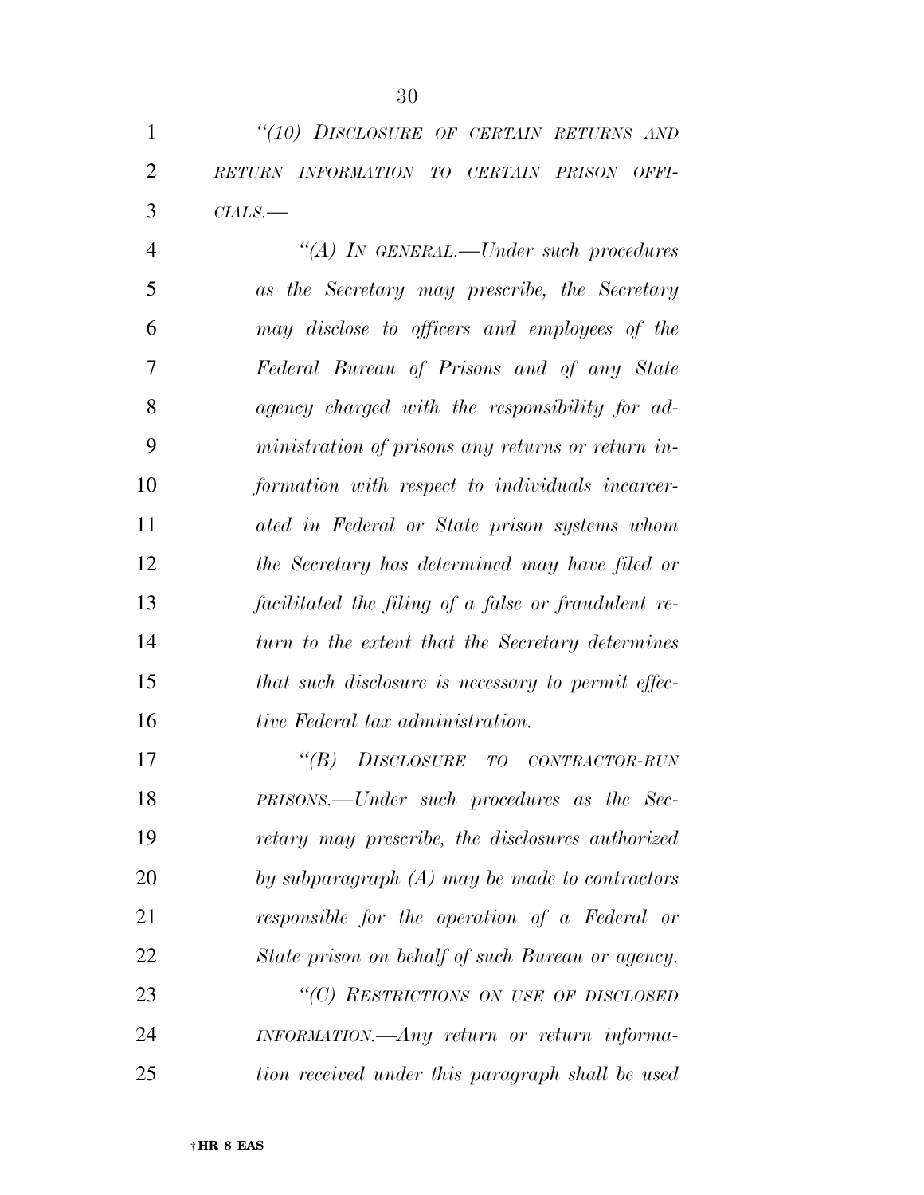*"(10) DISCLOSURE OF CERTAIN RETURNS AND RETURN INFORMATION TO CERTAIN PRISON OFFICIALS.—*

*"(A) IN GENERAL.—Under such procedures as the Secretary may prescribe, the Secretary may disclose to officers and employees of the Federal Bureau of Prisons and of any State agency charged with the responsibility for administration of prisons any returns or return information with respect to individuals incarcerated in Federal or State prison systems whom the Secretary has determined may have filed or facilitated the filing of a false or fraudulent return to the extent that the Secretary determines that such disclosure is necessary to permit effective Federal tax administration.*

*"(B) DISCLOSURE TO CONTRACTOR-RUN PRISONS.—Under such procedures as the Secretary may prescribe, the disclosures authorized by subparagraph (A) may be made to contractors responsible for the operation of a Federal or State prison on behalf of such Bureau or agency.*

*"(C) RESTRICTIONS ON USE OF DISCLOSED INFORMATION.—Any return or return information received under this paragraph shall be used*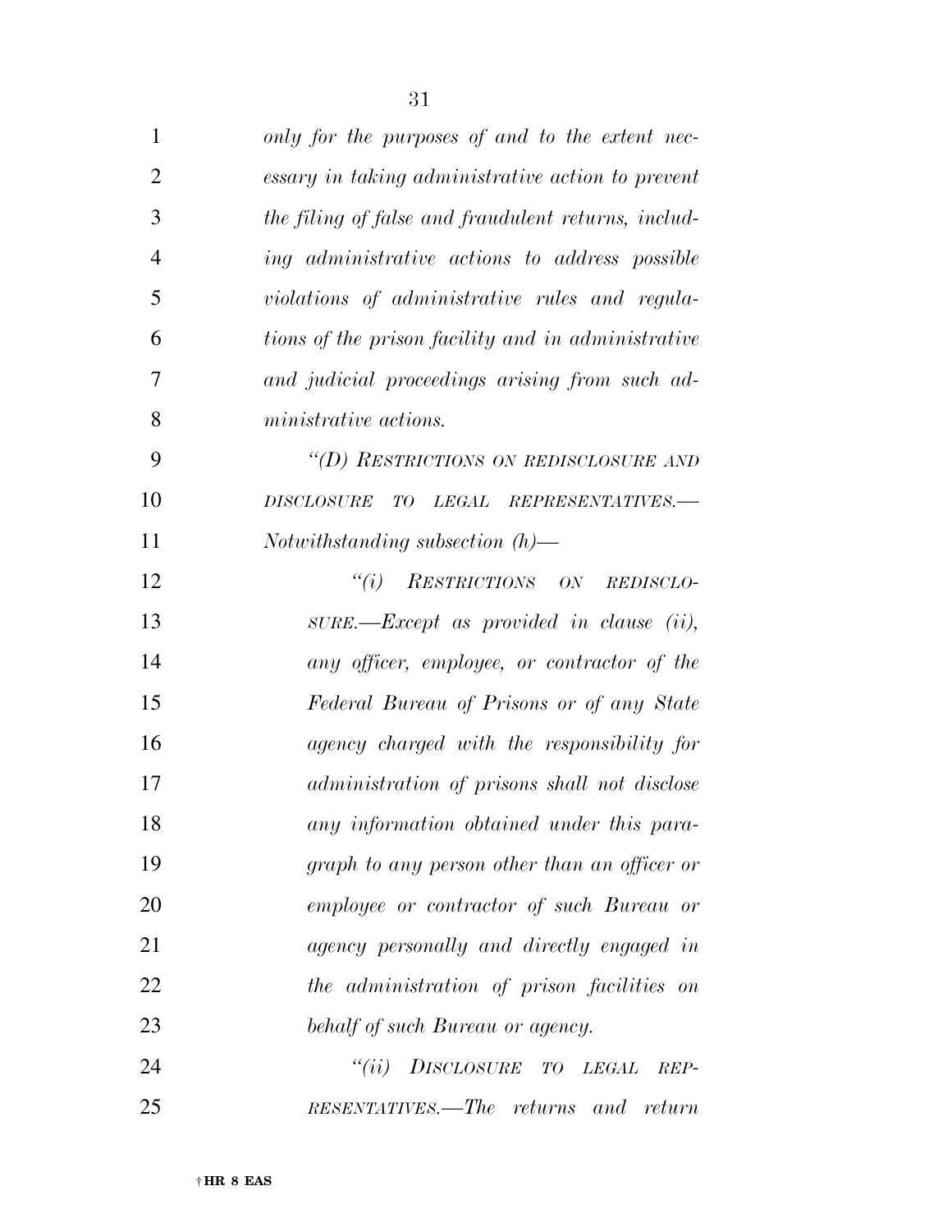*only for the purposes of and to the extent necessary in taking administrative action to prevent the filing of false and fraudulent returns, including administrative actions to address possible violations of administrative rules and regulations of the prison facility and in administrative and judicial proceedings arising from such administrative actions.*

*"(D) RESTRICTIONS ON REDISCLOSURE AND DISCLOSURE TO LEGAL REPRESENTATIVES.—Notwithstanding subsection (h)—*

*"(i) RESTRICTIONS ON REDISCLOSURE.—Except as provided in clause (ii), any officer, employee, or contractor of the Federal Bureau of Prisons or of any State agency charged with the responsibility for administration of prisons shall not disclose any information obtained under this paragraph to any person other than an officer or employee or contractor of such Bureau or agency personally and directly engaged in the administration of prison facilities on behalf of such Bureau or agency.*

*"(ii) DISCLOSURE TO LEGAL REPRESENTATIVES.—The returns and return*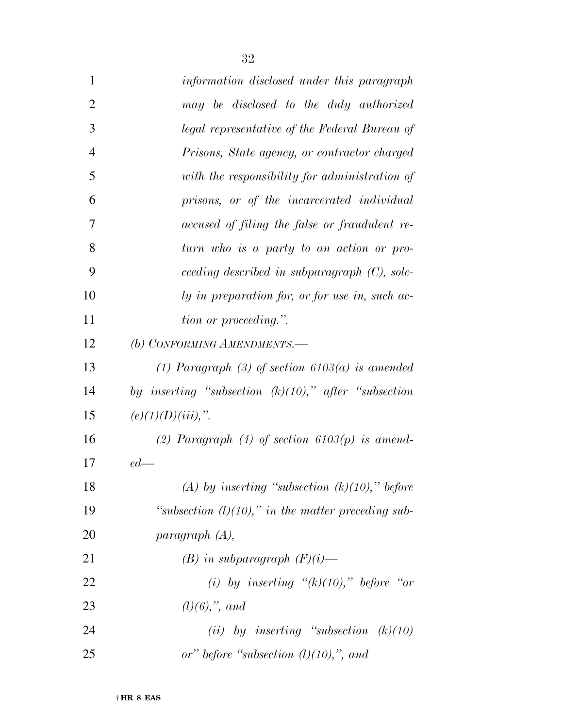*information disclosed under this paragraph may be disclosed to the duly authorized legal representative of the Federal Bureau of Prisons, State agency, or contractor charged with the responsibility for administration of prisons, or of the incarcerated individual accused of filing the false or fraudulent return who is a party to an action or proceeding described in subparagraph (C), solely in preparation for, or for use in, such action or proceeding.".*

*(b) CONFORMING AMENDMENTS.—*

*(1) Paragraph (3) of section 6103(a) is amended by inserting "subsection (k)(10)," after "subsection (e)(1)(D)(iii),".*

*(2) Paragraph (4) of section 6103(p) is amended—*

*(A) by inserting "subsection (k)(10)," before "subsection (l)(10)," in the matter preceding subparagraph (A),*

*(B) in subparagraph (F)(i)—*

*(i) by inserting "(k)(10)," before "or (l)(6),", and*

*(ii) by inserting "subsection (k)(10) or" before "subsection (l)(10),", and*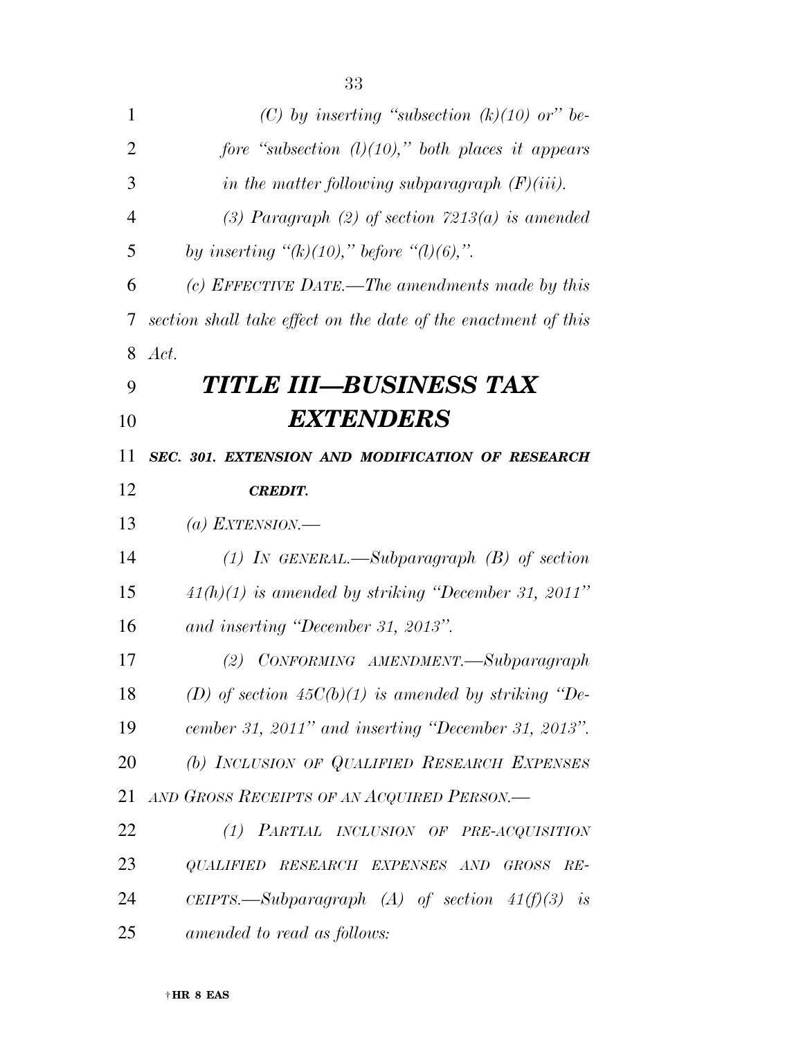*(C) by inserting "subsection (k)(10) or" before "subsection (l)(10)," both places it appears in the matter following subparagraph (F)(iii).*

*(3) Paragraph (2) of section 7213(a) is amended by inserting "(k)(10)," before "(l)(6),".*

*(c) EFFECTIVE DATE.—The amendments made by this section shall take effect on the date of the enactment of this Act.*

# *TITLE III—BUSINESS TAX EXTENDERS*

***SEC. 301. EXTENSION AND MODIFICATION OF RESEARCH CREDIT.***

*(a) EXTENSION.—*

*(1) IN GENERAL.—Subparagraph (B) of section 41(h)(1) is amended by striking "December 31, 2011" and inserting "December 31, 2013".*

*(2) CONFORMING AMENDMENT.—Subparagraph (D) of section 45C(b)(1) is amended by striking "December 31, 2011" and inserting "December 31, 2013".*

*(b) INCLUSION OF QUALIFIED RESEARCH EXPENSES AND GROSS RECEIPTS OF AN ACQUIRED PERSON.—*

*(1) PARTIAL INCLUSION OF PRE-ACQUISITION QUALIFIED RESEARCH EXPENSES AND GROSS RECEIPTS.—Subparagraph (A) of section 41(f)(3) is amended to read as follows:*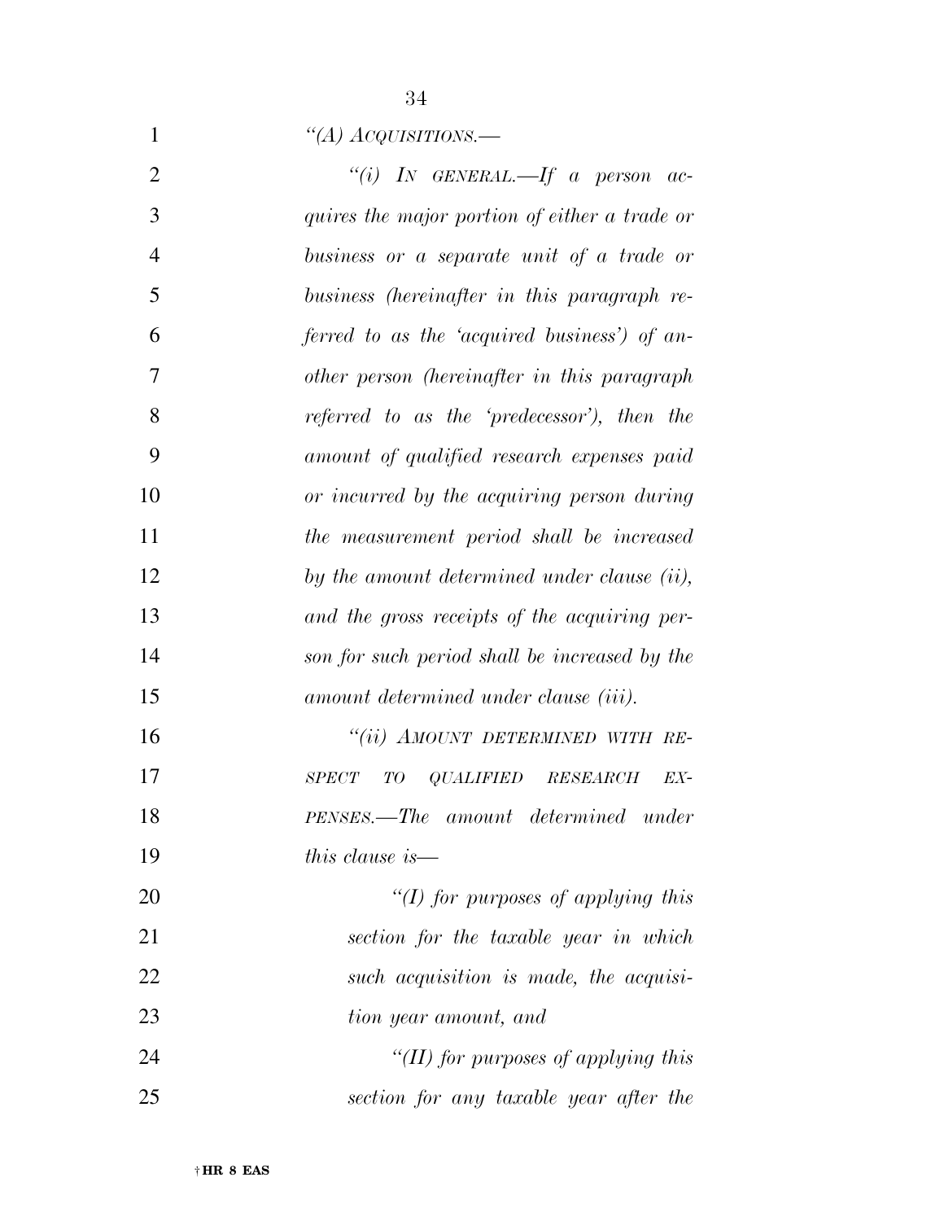*"(A) ACQUISITIONS.—*

*"(i) IN GENERAL.—If a person acquires the major portion of either a trade or business or a separate unit of a trade or business (hereinafter in this paragraph referred to as the 'acquired business') of another person (hereinafter in this paragraph referred to as the 'predecessor'), then the amount of qualified research expenses paid or incurred by the acquiring person during the measurement period shall be increased by the amount determined under clause (ii), and the gross receipts of the acquiring person for such period shall be increased by the amount determined under clause (iii).*

*"(ii) AMOUNT DETERMINED WITH RESPECT TO QUALIFIED RESEARCH EXPENSES.—The amount determined under this clause is—*

*"(I) for purposes of applying this section for the taxable year in which such acquisition is made, the acquisition year amount, and*

*"(II) for purposes of applying this section for any taxable year after the*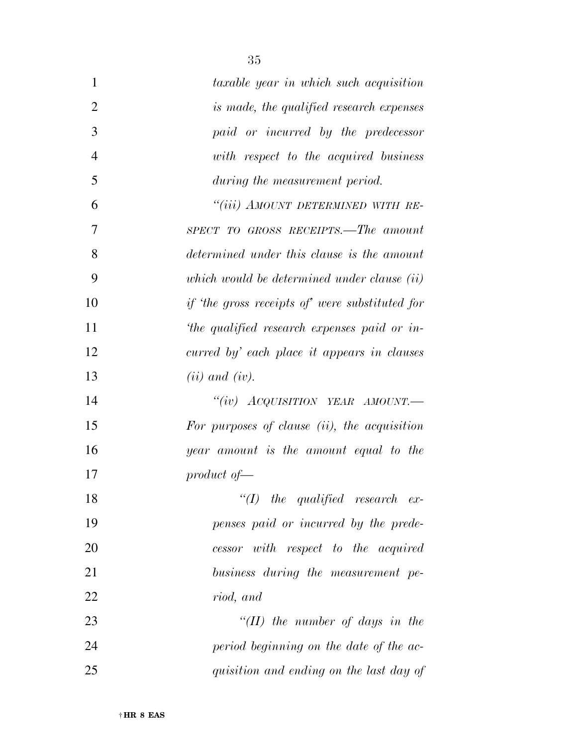*taxable year in which such acquisition is made, the qualified research expenses paid or incurred by the predecessor with respect to the acquired business during the measurement period.*

*"(iii) AMOUNT DETERMINED WITH RESPECT TO GROSS RECEIPTS.—The amount determined under this clause is the amount which would be determined under clause (ii) if 'the gross receipts of' were substituted for 'the qualified research expenses paid or incurred by' each place it appears in clauses (ii) and (iv).*

*"(iv) ACQUISITION YEAR AMOUNT.—For purposes of clause (ii), the acquisition year amount is the amount equal to the product of—*

*"(I) the qualified research expenses paid or incurred by the predecessor with respect to the acquired business during the measurement period, and*

*"(II) the number of days in the period beginning on the date of the acquisition and ending on the last day of*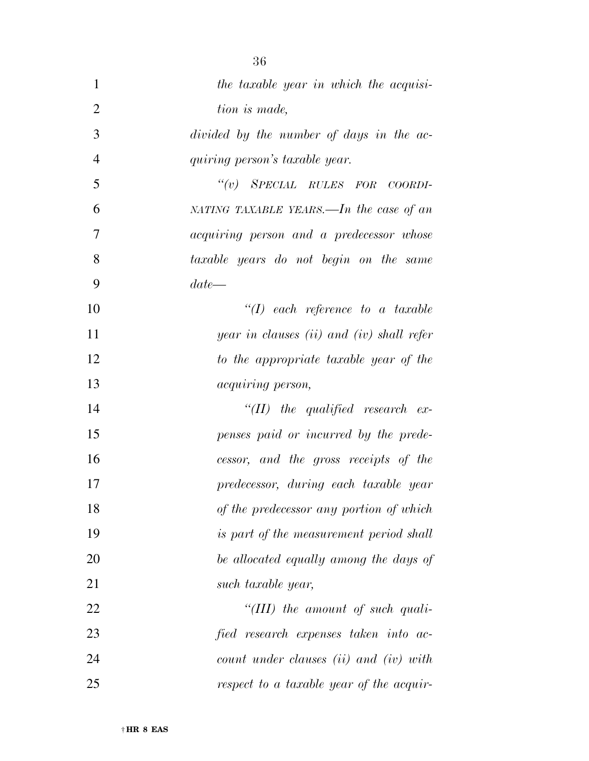*the taxable year in which the acquisition is made,*

*divided by the number of days in the acquiring person's taxable year.*

*"(v) SPECIAL RULES FOR COORDINATING TAXABLE YEARS.—In the case of an acquiring person and a predecessor whose taxable years do not begin on the same date—*

*"(I) each reference to a taxable year in clauses (ii) and (iv) shall refer to the appropriate taxable year of the acquiring person,*

*"(II) the qualified research expenses paid or incurred by the predecessor, and the gross receipts of the predecessor, during each taxable year of the predecessor any portion of which is part of the measurement period shall be allocated equally among the days of such taxable year,*

*"(III) the amount of such qualified research expenses taken into account under clauses (ii) and (iv) with respect to a taxable year of the acquir-*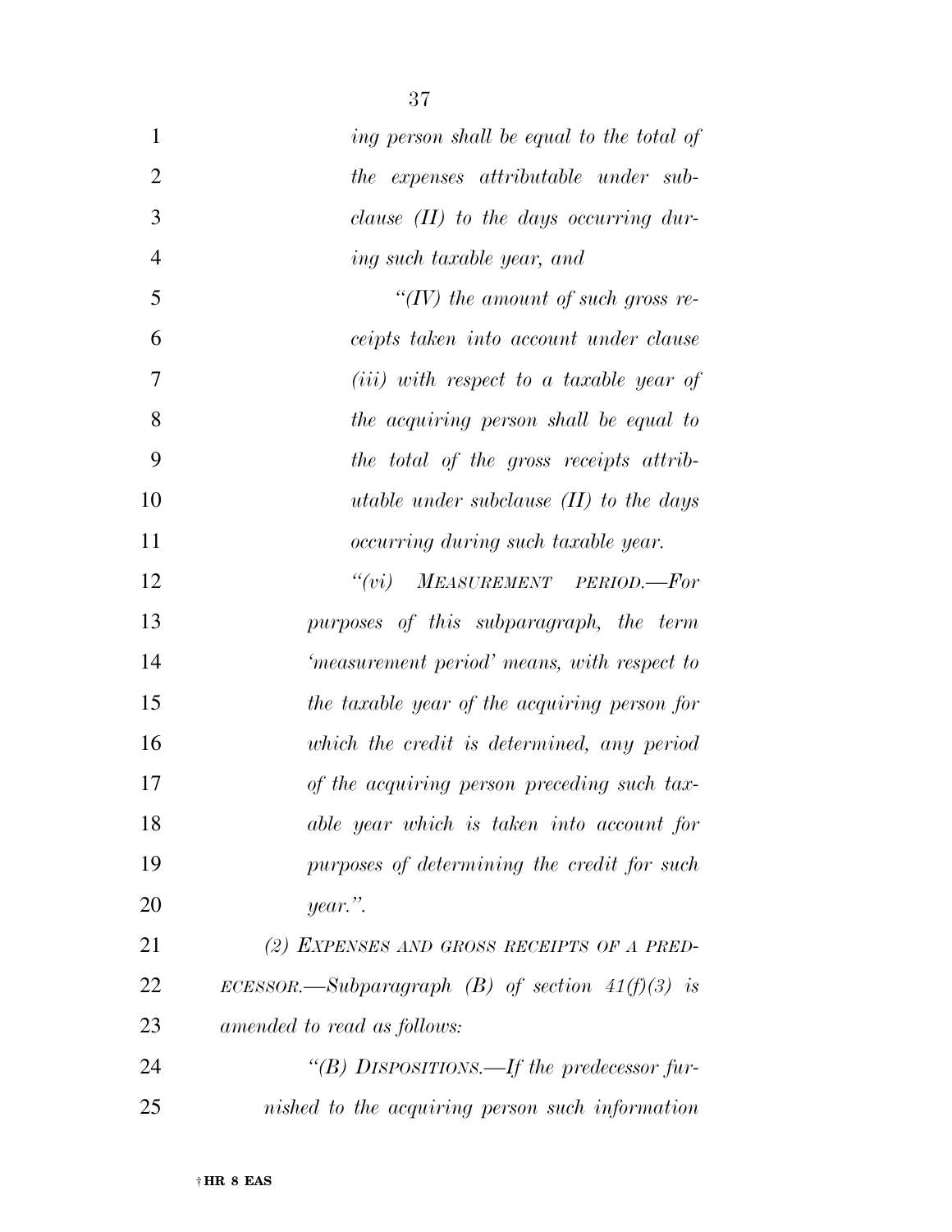*ing person shall be equal to the total of the expenses attributable under subclause (II) to the days occurring during such taxable year, and*

*"(IV) the amount of such gross receipts taken into account under clause (iii) with respect to a taxable year of the acquiring person shall be equal to the total of the gross receipts attributable under subclause (II) to the days occurring during such taxable year.*

*"(vi) MEASUREMENT PERIOD.—For purposes of this subparagraph, the term 'measurement period' means, with respect to the taxable year of the acquiring person for which the credit is determined, any period of the acquiring person preceding such taxable year which is taken into account for purposes of determining the credit for such year.".*

*(2) EXPENSES AND GROSS RECEIPTS OF A PREDECESSOR.—Subparagraph (B) of section 41(f)(3) is amended to read as follows:*

*"(B) DISPOSITIONS.—If the predecessor furnished to the acquiring person such information*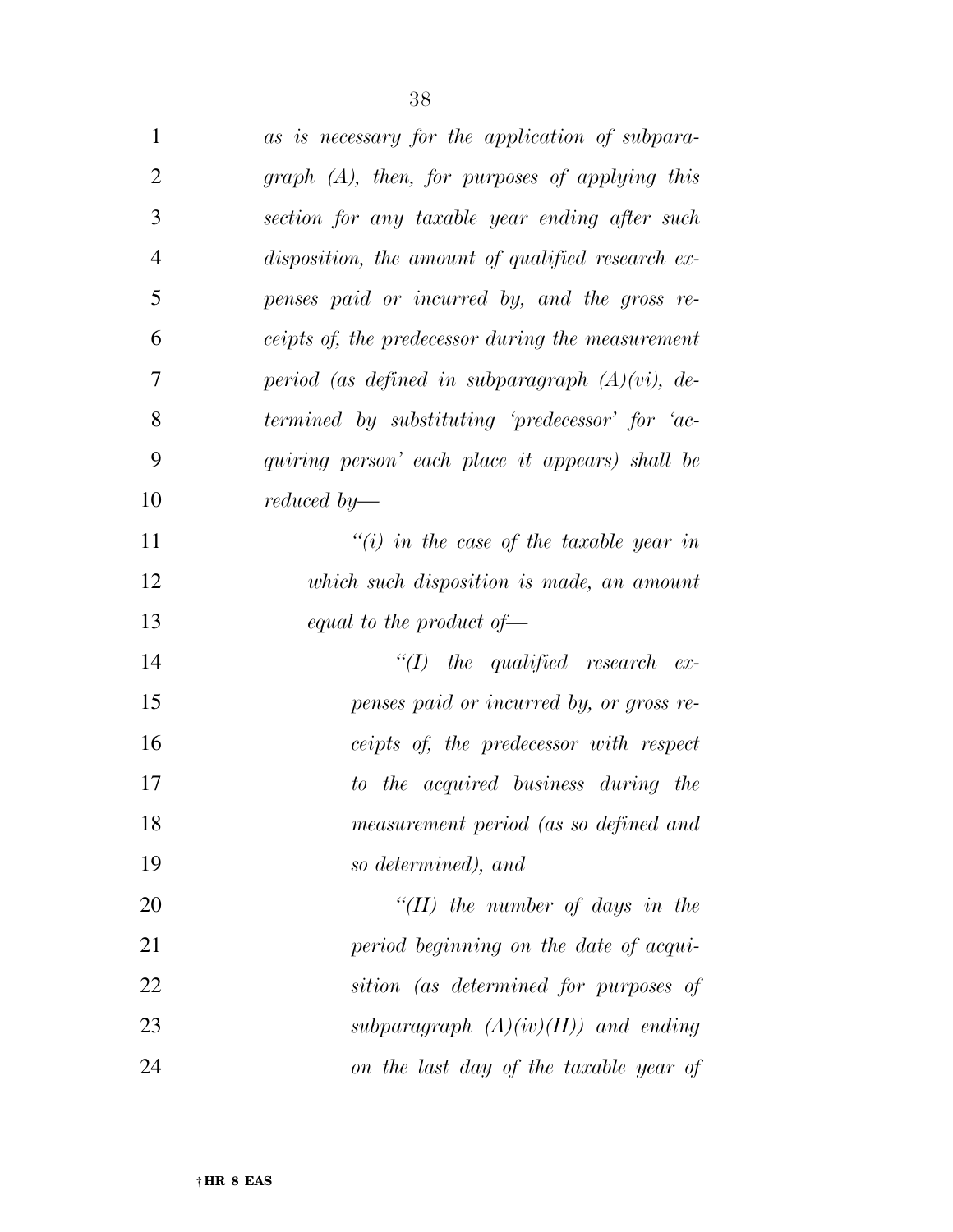*as is necessary for the application of subparagraph (A), then, for purposes of applying this section for any taxable year ending after such disposition, the amount of qualified research expenses paid or incurred by, and the gross receipts of, the predecessor during the measurement period (as defined in subparagraph (A)(vi), determined by substituting 'predecessor' for 'acquiring person' each place it appears) shall be reduced by—*

> *''(i) in the case of the taxable year in which such disposition is made, an amount equal to the product of—*
>
> > *''(I) the qualified research expenses paid or incurred by, or gross receipts of, the predecessor with respect to the acquired business during the measurement period (as so defined and so determined), and*
> >
> > *''(II) the number of days in the period beginning on the date of acquisition (as determined for purposes of subparagraph (A)(iv)(II)) and ending on the last day of the taxable year of*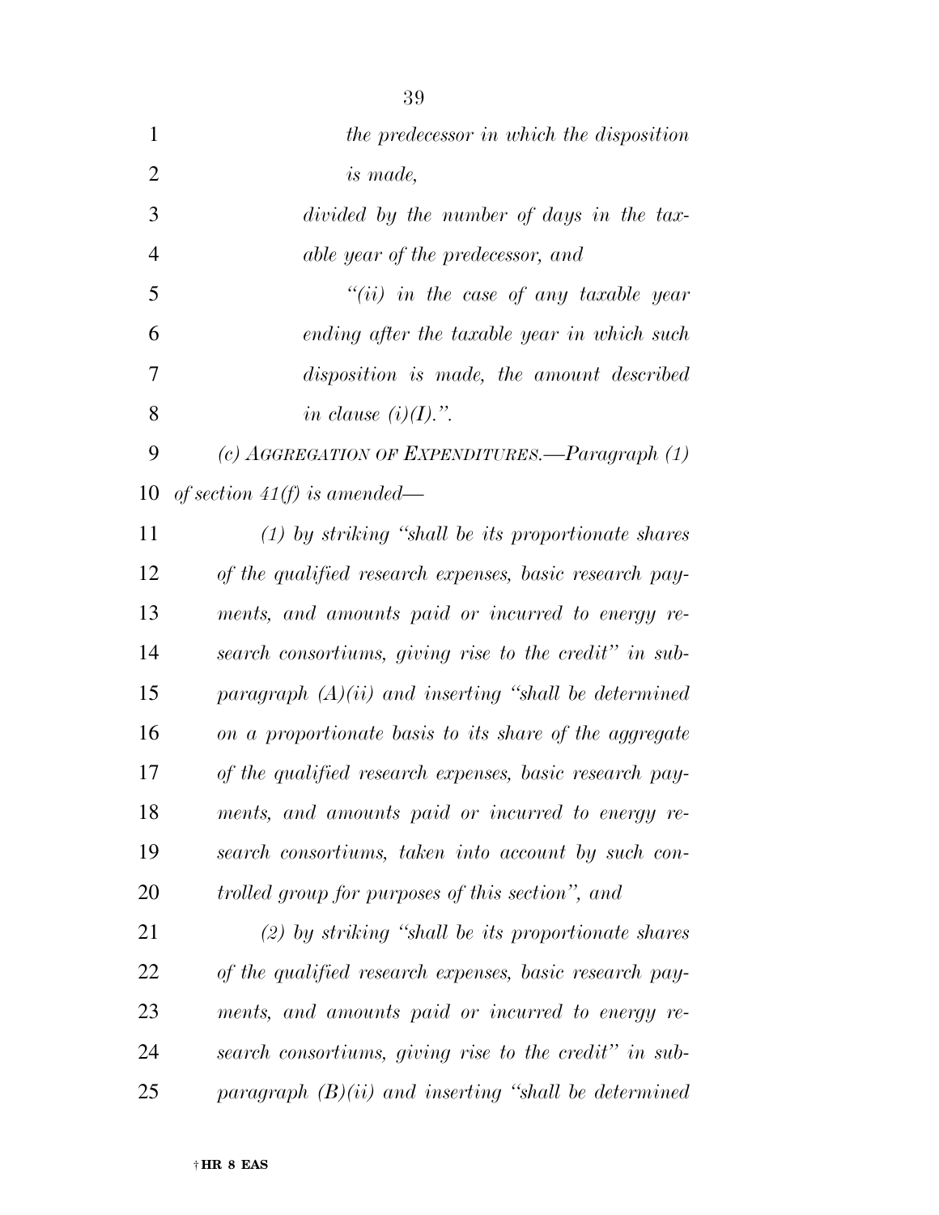*the predecessor in which the disposition is made,*

*divided by the number of days in the taxable year of the predecessor, and*

*"(ii) in the case of any taxable year ending after the taxable year in which such disposition is made, the amount described in clause (i)(I).".*

*(c) AGGREGATION OF EXPENDITURES.—Paragraph (1) of section 41(f) is amended—*

*(1) by striking "shall be its proportionate shares of the qualified research expenses, basic research payments, and amounts paid or incurred to energy research consortiums, giving rise to the credit" in subparagraph (A)(ii) and inserting "shall be determined on a proportionate basis to its share of the aggregate of the qualified research expenses, basic research payments, and amounts paid or incurred to energy research consortiums, taken into account by such controlled group for purposes of this section", and*

*(2) by striking "shall be its proportionate shares of the qualified research expenses, basic research payments, and amounts paid or incurred to energy research consortiums, giving rise to the credit" in subparagraph (B)(ii) and inserting "shall be determined*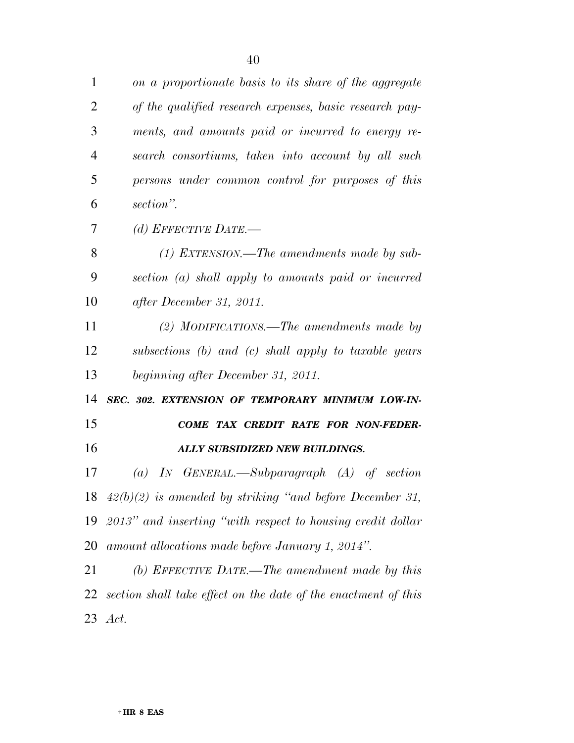*on a proportionate basis to its share of the aggregate of the qualified research expenses, basic research payments, and amounts paid or incurred to energy research consortiums, taken into account by all such persons under common control for purposes of this section".*

*(d) EFFECTIVE DATE.—*

*(1) EXTENSION.—The amendments made by subsection (a) shall apply to amounts paid or incurred after December 31, 2011.*

*(2) MODIFICATIONS.—The amendments made by subsections (b) and (c) shall apply to taxable years beginning after December 31, 2011.*

***SEC. 302. EXTENSION OF TEMPORARY MINIMUM LOW-INCOME TAX CREDIT RATE FOR NON-FEDERALLY SUBSIDIZED NEW BUILDINGS.***

*(a) IN GENERAL.—Subparagraph (A) of section 42(b)(2) is amended by striking "and before December 31, 2013" and inserting "with respect to housing credit dollar amount allocations made before January 1, 2014".*

*(b) EFFECTIVE DATE.—The amendment made by this section shall take effect on the date of the enactment of this Act.*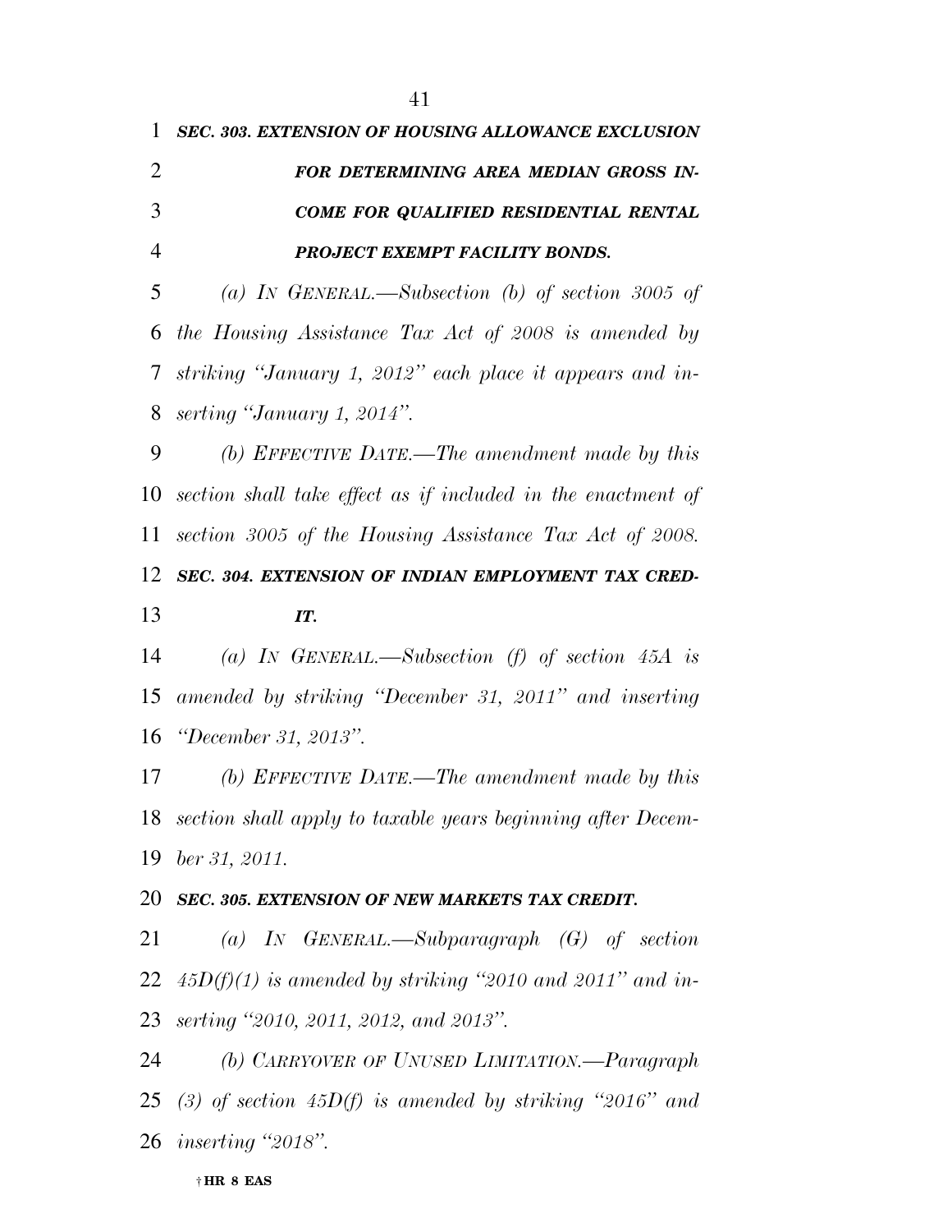***SEC. 303. EXTENSION OF HOUSING ALLOWANCE EXCLUSION FOR DETERMINING AREA MEDIAN GROSS INCOME FOR QUALIFIED RESIDENTIAL RENTAL PROJECT EXEMPT FACILITY BONDS.***

*(a) IN GENERAL.—Subsection (b) of section 3005 of the Housing Assistance Tax Act of 2008 is amended by striking "January 1, 2012" each place it appears and inserting "January 1, 2014".*

*(b) EFFECTIVE DATE.—The amendment made by this section shall take effect as if included in the enactment of section 3005 of the Housing Assistance Tax Act of 2008.*

***SEC. 304. EXTENSION OF INDIAN EMPLOYMENT TAX CREDIT.***

*(a) IN GENERAL.—Subsection (f) of section 45A is amended by striking "December 31, 2011" and inserting "December 31, 2013".*

*(b) EFFECTIVE DATE.—The amendment made by this section shall apply to taxable years beginning after December 31, 2011.*

***SEC. 305. EXTENSION OF NEW MARKETS TAX CREDIT.***

*(a) IN GENERAL.—Subparagraph (G) of section 45D(f)(1) is amended by striking "2010 and 2011" and inserting "2010, 2011, 2012, and 2013".*

*(b) CARRYOVER OF UNUSED LIMITATION.—Paragraph (3) of section 45D(f) is amended by striking "2016" and inserting "2018".*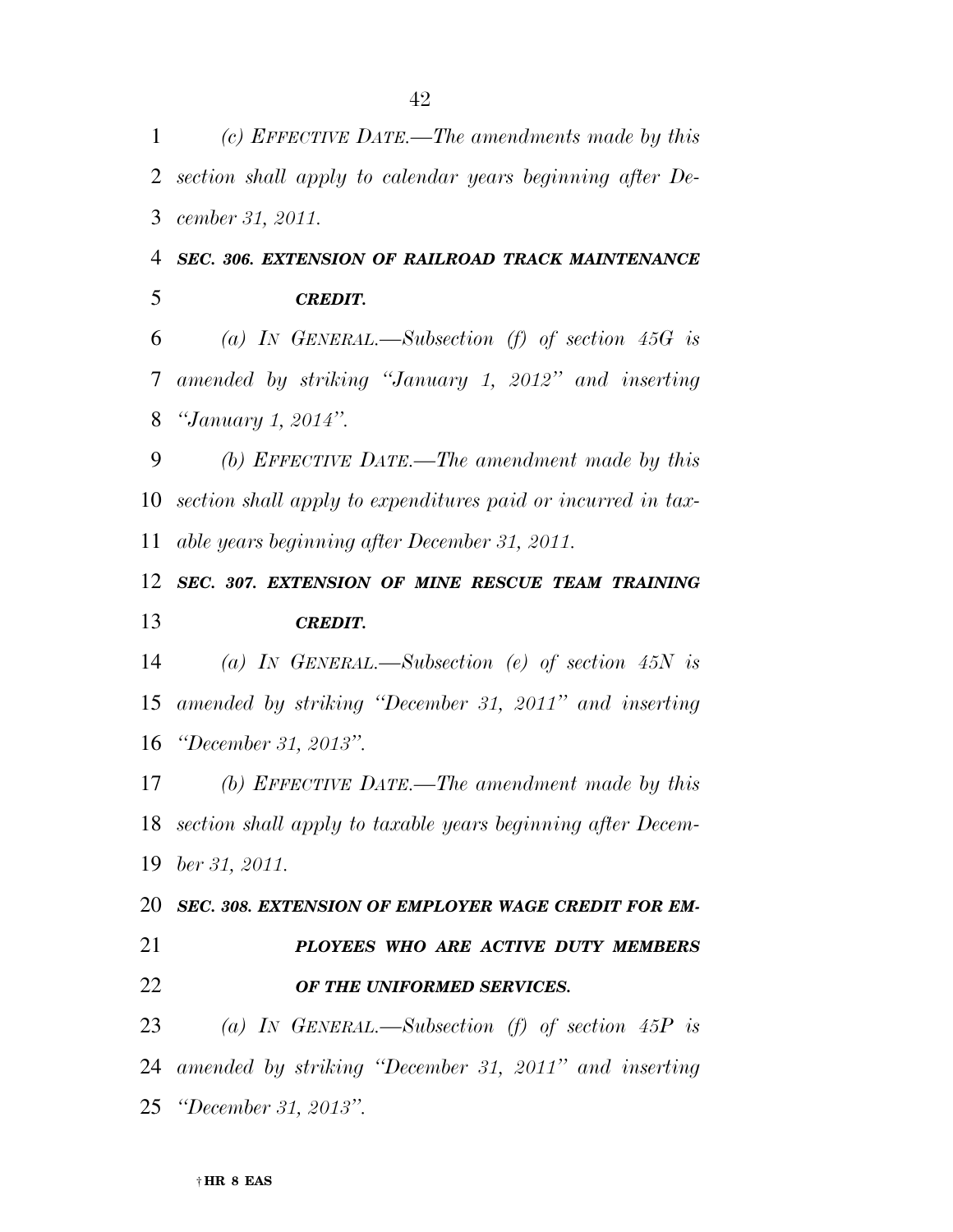*(c) EFFECTIVE DATE.—The amendments made by this section shall apply to calendar years beginning after December 31, 2011.*

***SEC. 306. EXTENSION OF RAILROAD TRACK MAINTENANCE CREDIT.***

*(a) IN GENERAL.—Subsection (f) of section 45G is amended by striking "January 1, 2012" and inserting "January 1, 2014".*

*(b) EFFECTIVE DATE.—The amendment made by this section shall apply to expenditures paid or incurred in taxable years beginning after December 31, 2011.*

***SEC. 307. EXTENSION OF MINE RESCUE TEAM TRAINING CREDIT.***

*(a) IN GENERAL.—Subsection (e) of section 45N is amended by striking "December 31, 2011" and inserting "December 31, 2013".*

*(b) EFFECTIVE DATE.—The amendment made by this section shall apply to taxable years beginning after December 31, 2011.*

***SEC. 308. EXTENSION OF EMPLOYER WAGE CREDIT FOR EMPLOYEES WHO ARE ACTIVE DUTY MEMBERS OF THE UNIFORMED SERVICES.***

*(a) IN GENERAL.—Subsection (f) of section 45P is amended by striking "December 31, 2011" and inserting "December 31, 2013".*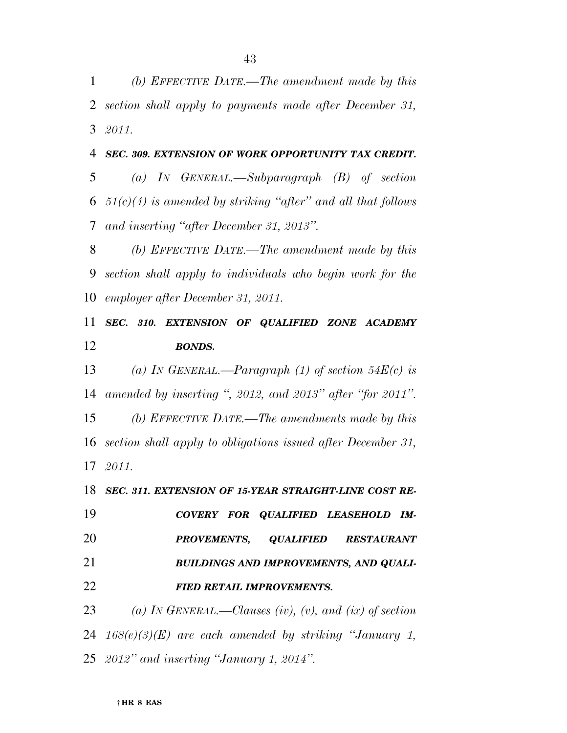*(b) EFFECTIVE DATE.—The amendment made by this section shall apply to payments made after December 31, 2011.*

***SEC. 309. EXTENSION OF WORK OPPORTUNITY TAX CREDIT.***

*(a) IN GENERAL.—Subparagraph (B) of section 51(c)(4) is amended by striking "after" and all that follows and inserting "after December 31, 2013".*

*(b) EFFECTIVE DATE.—The amendment made by this section shall apply to individuals who begin work for the employer after December 31, 2011.*

***SEC. 310. EXTENSION OF QUALIFIED ZONE ACADEMY BONDS.***

*(a) IN GENERAL.—Paragraph (1) of section 54E(c) is amended by inserting ", 2012, and 2013" after "for 2011".*

*(b) EFFECTIVE DATE.—The amendments made by this section shall apply to obligations issued after December 31, 2011.*

***SEC. 311. EXTENSION OF 15-YEAR STRAIGHT-LINE COST RECOVERY FOR QUALIFIED LEASEHOLD IMPROVEMENTS, QUALIFIED RESTAURANT BUILDINGS AND IMPROVEMENTS, AND QUALIFIED RETAIL IMPROVEMENTS.***

*(a) IN GENERAL.—Clauses (iv), (v), and (ix) of section 168(e)(3)(E) are each amended by striking "January 1, 2012" and inserting "January 1, 2014".*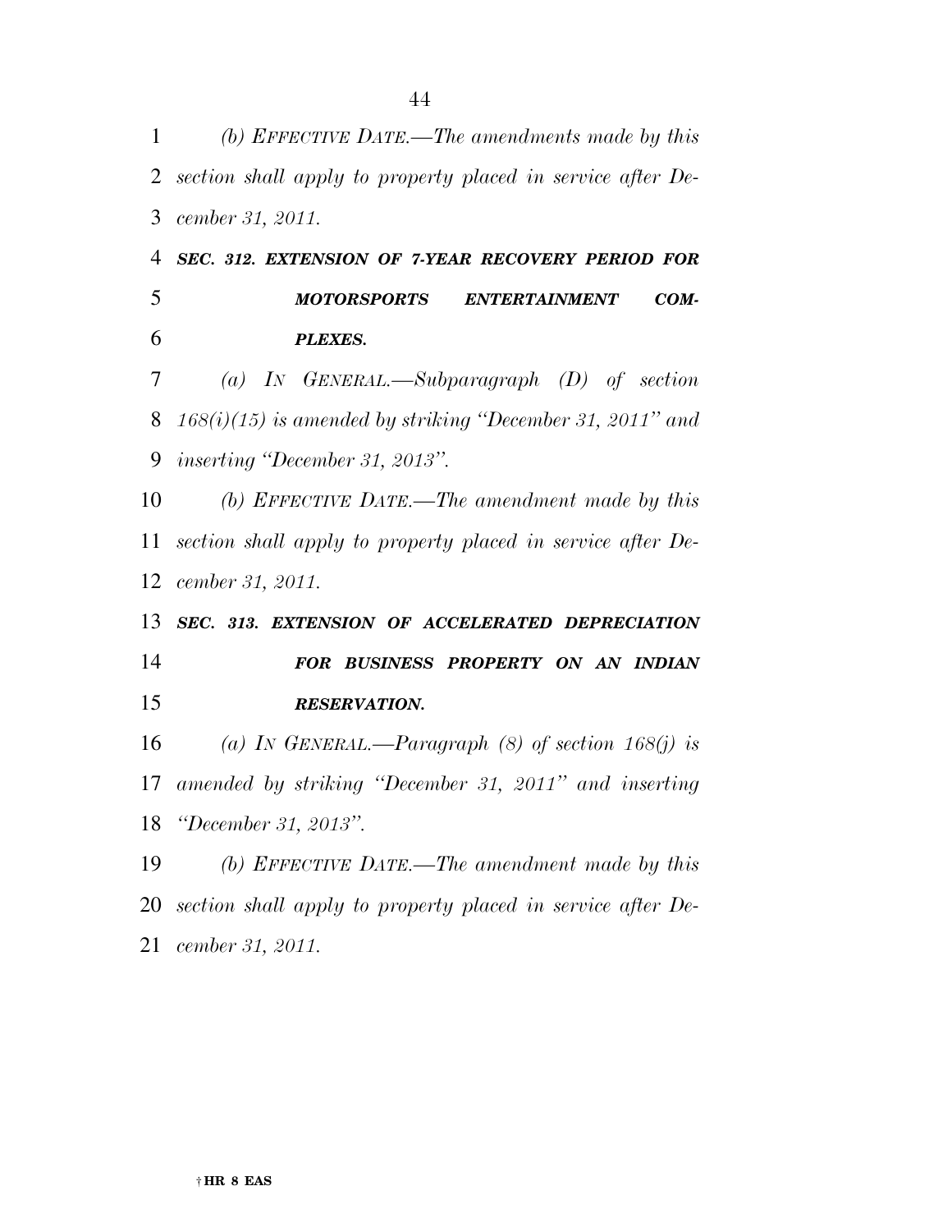*(b) EFFECTIVE DATE.—The amendments made by this section shall apply to property placed in service after December 31, 2011.*

***SEC. 312. EXTENSION OF 7-YEAR RECOVERY PERIOD FOR MOTORSPORTS ENTERTAINMENT COMPLEXES.***

*(a) IN GENERAL.—Subparagraph (D) of section 168(i)(15) is amended by striking "December 31, 2011" and inserting "December 31, 2013".*

*(b) EFFECTIVE DATE.—The amendment made by this section shall apply to property placed in service after December 31, 2011.*

***SEC. 313. EXTENSION OF ACCELERATED DEPRECIATION FOR BUSINESS PROPERTY ON AN INDIAN RESERVATION.***

*(a) IN GENERAL.—Paragraph (8) of section 168(j) is amended by striking "December 31, 2011" and inserting "December 31, 2013".*

*(b) EFFECTIVE DATE.—The amendment made by this section shall apply to property placed in service after December 31, 2011.*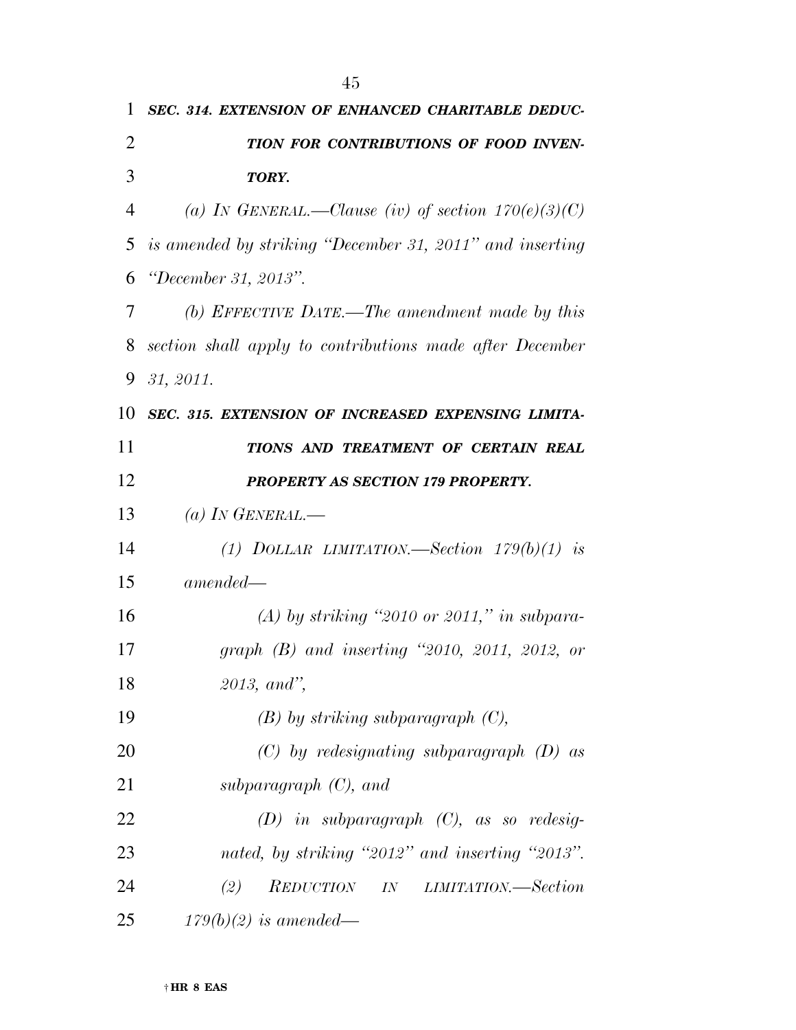***SEC. 314. EXTENSION OF ENHANCED CHARITABLE DEDUCTION FOR CONTRIBUTIONS OF FOOD INVENTORY.***

*(a) IN GENERAL.—Clause (iv) of section 170(e)(3)(C) is amended by striking "December 31, 2011" and inserting "December 31, 2013".*

*(b) EFFECTIVE DATE.—The amendment made by this section shall apply to contributions made after December 31, 2011.*

***SEC. 315. EXTENSION OF INCREASED EXPENSING LIMITATIONS AND TREATMENT OF CERTAIN REAL PROPERTY AS SECTION 179 PROPERTY.***

*(a) IN GENERAL.—*

*(1) DOLLAR LIMITATION.—Section 179(b)(1) is amended—*

*(A) by striking "2010 or 2011," in subparagraph (B) and inserting "2010, 2011, 2012, or 2013, and",*

*(B) by striking subparagraph (C),*

*(C) by redesignating subparagraph (D) as subparagraph (C), and*

*(D) in subparagraph (C), as so redesignated, by striking "2012" and inserting "2013".*

*(2) REDUCTION IN LIMITATION.—Section 179(b)(2) is amended—*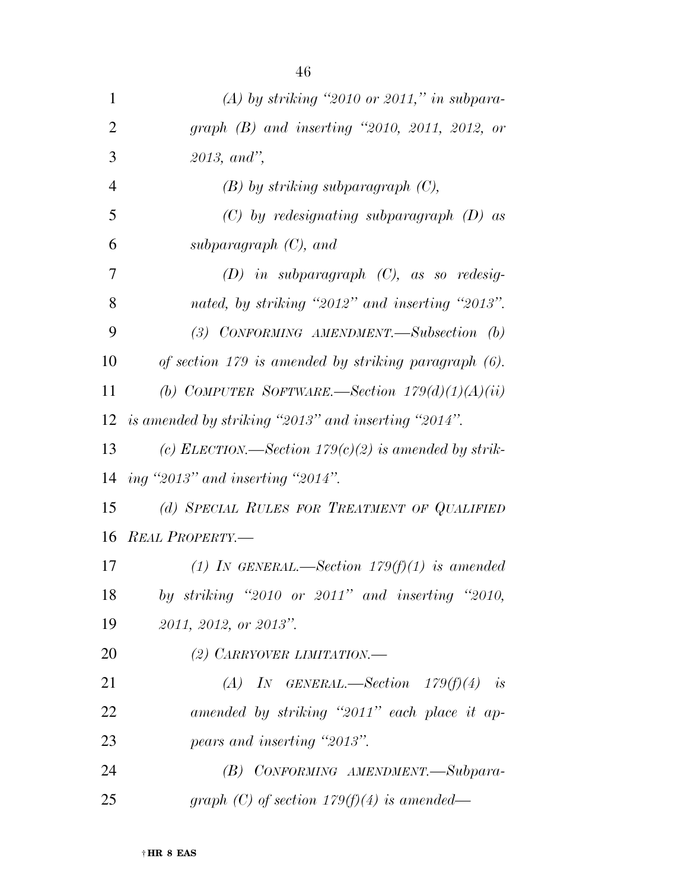*(A) by striking "2010 or 2011," in subparagraph (B) and inserting "2010, 2011, 2012, or 2013, and",*

*(B) by striking subparagraph (C),*

*(C) by redesignating subparagraph (D) as subparagraph (C), and*

*(D) in subparagraph (C), as so redesignated, by striking "2012" and inserting "2013".*

*(3) CONFORMING AMENDMENT.—Subsection (b) of section 179 is amended by striking paragraph (6).*

*(b) COMPUTER SOFTWARE.—Section 179(d)(1)(A)(ii) is amended by striking "2013" and inserting "2014".*

*(c) ELECTION.—Section 179(c)(2) is amended by striking "2013" and inserting "2014".*

*(d) SPECIAL RULES FOR TREATMENT OF QUALIFIED REAL PROPERTY.—*

*(1) IN GENERAL.—Section 179(f)(1) is amended by striking "2010 or 2011" and inserting "2010, 2011, 2012, or 2013".*

*(2) CARRYOVER LIMITATION.—*

*(A) IN GENERAL.—Section 179(f)(4) is amended by striking "2011" each place it appears and inserting "2013".*

*(B) CONFORMING AMENDMENT.—Subparagraph (C) of section 179(f)(4) is amended—*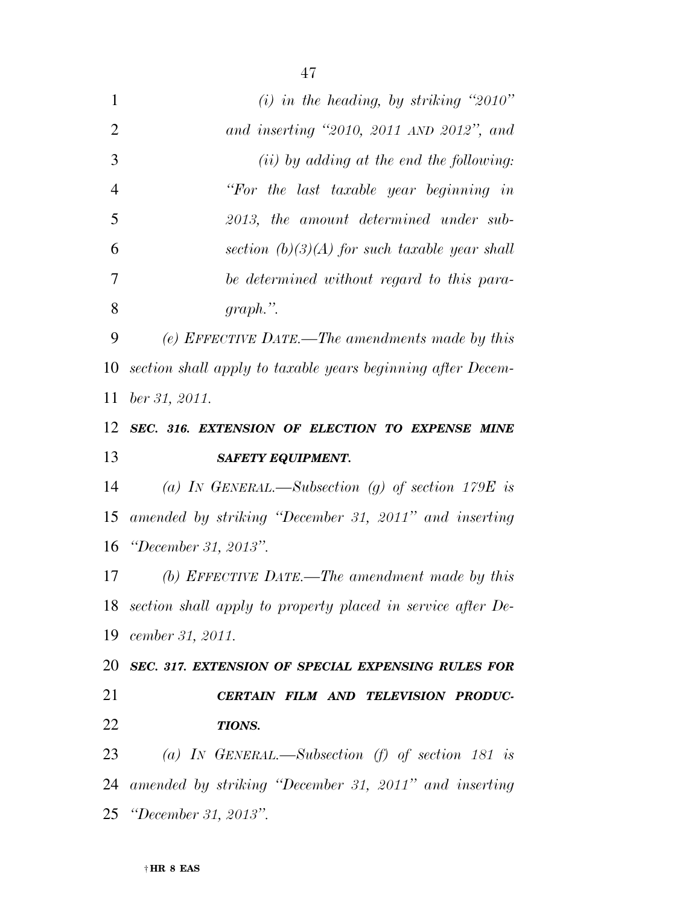*(i) in the heading, by striking "2010" and inserting "2010, 2011 AND 2012", and*

*(ii) by adding at the end the following: "For the last taxable year beginning in 2013, the amount determined under subsection (b)(3)(A) for such taxable year shall be determined without regard to this paragraph.".*

*(e) EFFECTIVE DATE.—The amendments made by this section shall apply to taxable years beginning after December 31, 2011.*

***SEC. 316. EXTENSION OF ELECTION TO EXPENSE MINE SAFETY EQUIPMENT.***

*(a) IN GENERAL.—Subsection (g) of section 179E is amended by striking "December 31, 2011" and inserting "December 31, 2013".*

*(b) EFFECTIVE DATE.—The amendment made by this section shall apply to property placed in service after December 31, 2011.*

***SEC. 317. EXTENSION OF SPECIAL EXPENSING RULES FOR CERTAIN FILM AND TELEVISION PRODUCTIONS.***

*(a) IN GENERAL.—Subsection (f) of section 181 is amended by striking "December 31, 2011" and inserting "December 31, 2013".*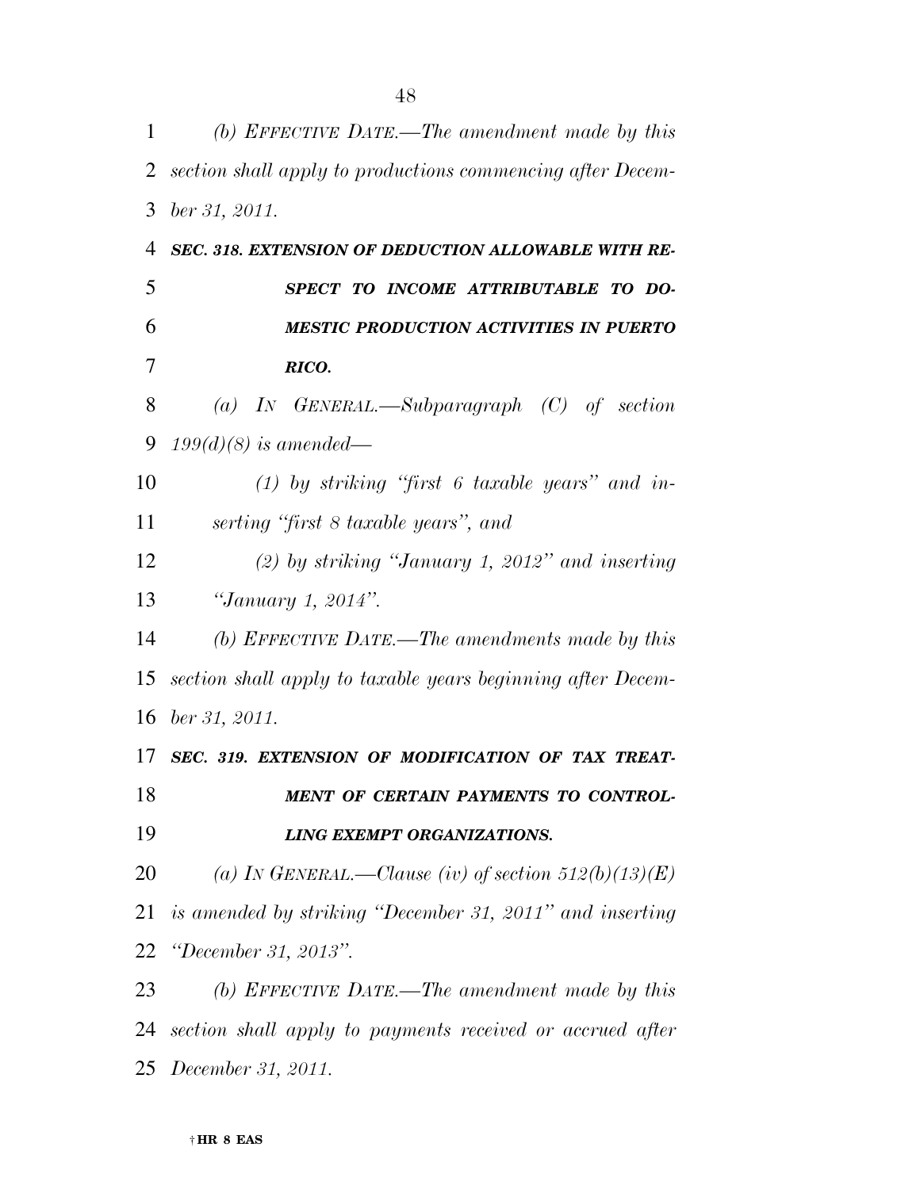*(b) EFFECTIVE DATE.—The amendment made by this section shall apply to productions commencing after December 31, 2011.*

***SEC. 318. EXTENSION OF DEDUCTION ALLOWABLE WITH RESPECT TO INCOME ATTRIBUTABLE TO DOMESTIC PRODUCTION ACTIVITIES IN PUERTO RICO.***

*(a) IN GENERAL.—Subparagraph (C) of section 199(d)(8) is amended—*

*(1) by striking "first 6 taxable years" and inserting "first 8 taxable years", and*

*(2) by striking "January 1, 2012" and inserting "January 1, 2014".*

*(b) EFFECTIVE DATE.—The amendments made by this section shall apply to taxable years beginning after December 31, 2011.*

***SEC. 319. EXTENSION OF MODIFICATION OF TAX TREATMENT OF CERTAIN PAYMENTS TO CONTROLLING EXEMPT ORGANIZATIONS.***

*(a) IN GENERAL.—Clause (iv) of section 512(b)(13)(E) is amended by striking "December 31, 2011" and inserting "December 31, 2013".*

*(b) EFFECTIVE DATE.—The amendment made by this section shall apply to payments received or accrued after December 31, 2011.*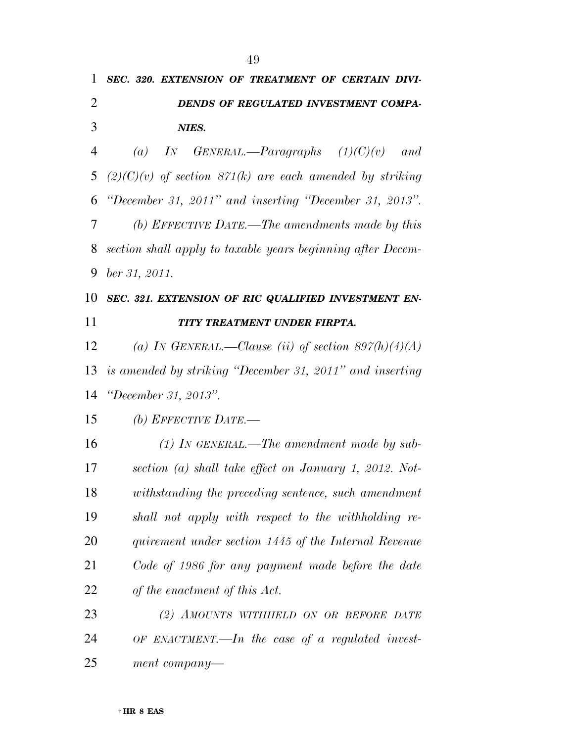***SEC. 320. EXTENSION OF TREATMENT OF CERTAIN DIVIDENDS OF REGULATED INVESTMENT COMPANIES.***

*(a) IN GENERAL.—Paragraphs (1)(C)(v) and (2)(C)(v) of section 871(k) are each amended by striking "December 31, 2011" and inserting "December 31, 2013".*

*(b) EFFECTIVE DATE.—The amendments made by this section shall apply to taxable years beginning after December 31, 2011.*

***SEC. 321. EXTENSION OF RIC QUALIFIED INVESTMENT ENTITY TREATMENT UNDER FIRPTA.***

*(a) IN GENERAL.—Clause (ii) of section 897(h)(4)(A) is amended by striking "December 31, 2011" and inserting "December 31, 2013".*

*(b) EFFECTIVE DATE.—*

*(1) IN GENERAL.—The amendment made by subsection (a) shall take effect on January 1, 2012. Notwithstanding the preceding sentence, such amendment shall not apply with respect to the withholding requirement under section 1445 of the Internal Revenue Code of 1986 for any payment made before the date of the enactment of this Act.*

*(2) AMOUNTS WITHHELD ON OR BEFORE DATE OF ENACTMENT.—In the case of a regulated investment company—*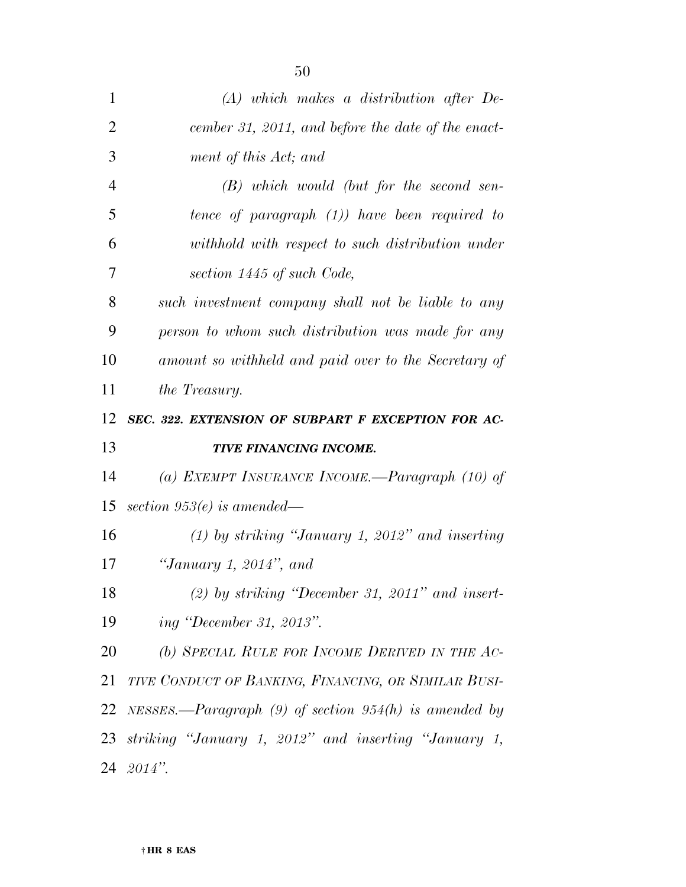*(A) which makes a distribution after December 31, 2011, and before the date of the enactment of this Act; and*

*(B) which would (but for the second sentence of paragraph (1)) have been required to withhold with respect to such distribution under section 1445 of such Code,*

*such investment company shall not be liable to any person to whom such distribution was made for any amount so withheld and paid over to the Secretary of the Treasury.*

***SEC. 322. EXTENSION OF SUBPART F EXCEPTION FOR ACTIVE FINANCING INCOME.***

*(a) EXEMPT INSURANCE INCOME.—Paragraph (10) of section 953(e) is amended—*

*(1) by striking "January 1, 2012" and inserting "January 1, 2014", and*

*(2) by striking "December 31, 2011" and inserting "December 31, 2013".*

*(b) SPECIAL RULE FOR INCOME DERIVED IN THE ACTIVE CONDUCT OF BANKING, FINANCING, OR SIMILAR BUSINESSES.—Paragraph (9) of section 954(h) is amended by striking "January 1, 2012" and inserting "January 1, 2014".*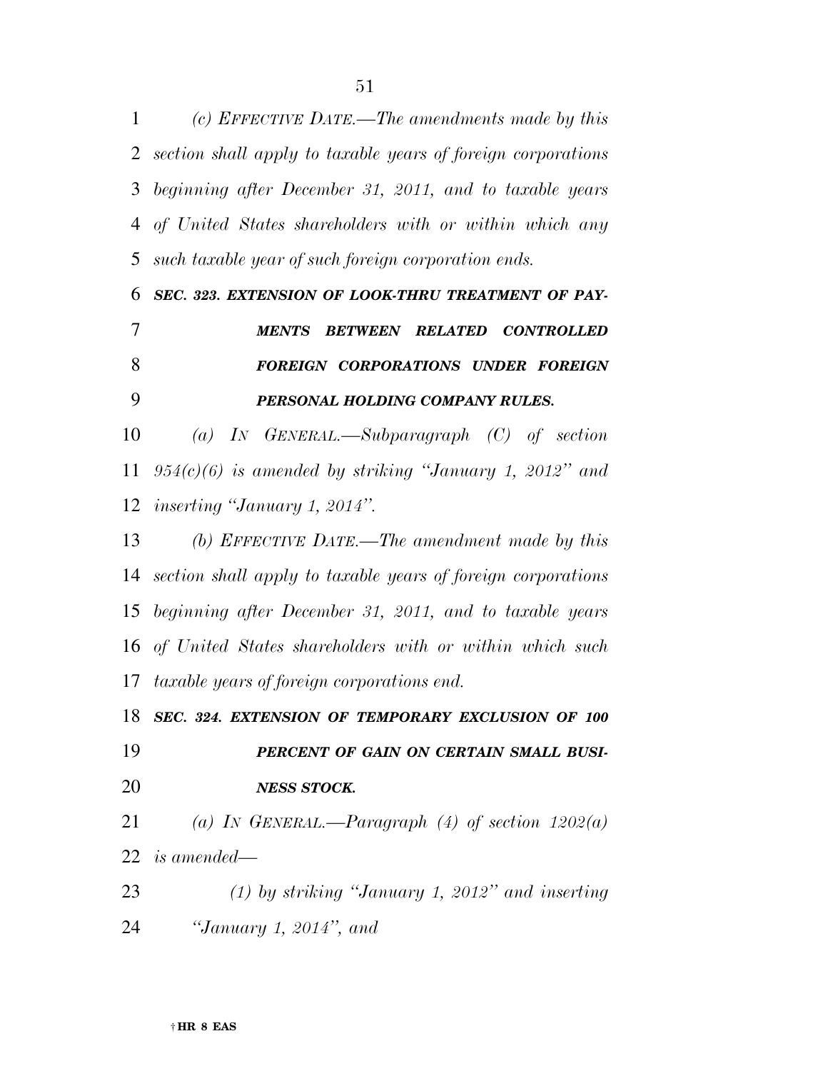*(c) EFFECTIVE DATE.—The amendments made by this section shall apply to taxable years of foreign corporations beginning after December 31, 2011, and to taxable years of United States shareholders with or within which any such taxable year of such foreign corporation ends.*

***SEC. 323. EXTENSION OF LOOK-THRU TREATMENT OF PAYMENTS BETWEEN RELATED CONTROLLED FOREIGN CORPORATIONS UNDER FOREIGN PERSONAL HOLDING COMPANY RULES.***

*(a) IN GENERAL.—Subparagraph (C) of section 954(c)(6) is amended by striking "January 1, 2012" and inserting "January 1, 2014".*

*(b) EFFECTIVE DATE.—The amendment made by this section shall apply to taxable years of foreign corporations beginning after December 31, 2011, and to taxable years of United States shareholders with or within which such taxable years of foreign corporations end.*

***SEC. 324. EXTENSION OF TEMPORARY EXCLUSION OF 100 PERCENT OF GAIN ON CERTAIN SMALL BUSINESS STOCK.***

*(a) IN GENERAL.—Paragraph (4) of section 1202(a) is amended—*

*(1) by striking "January 1, 2012" and inserting "January 1, 2014", and*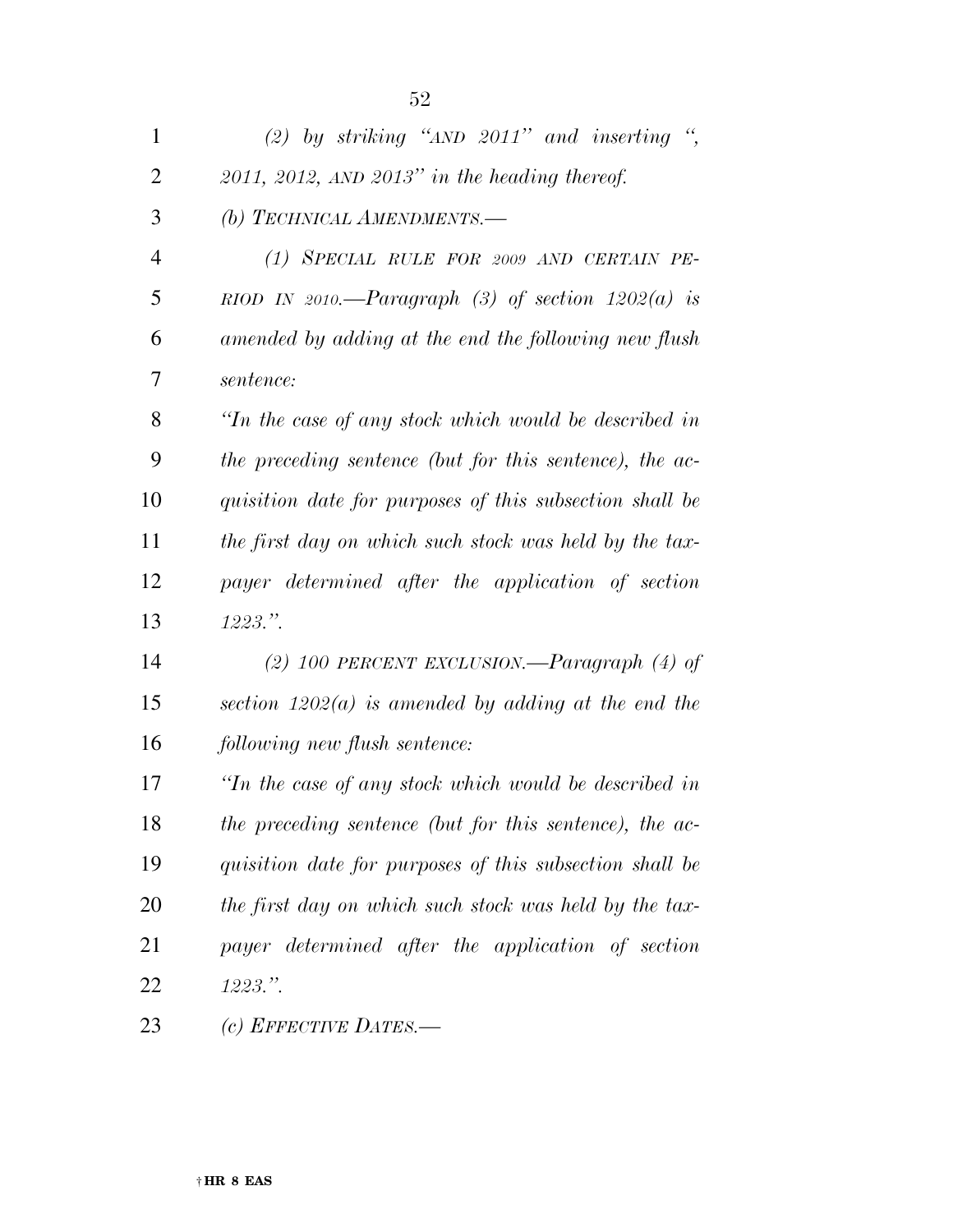*(2) by striking "AND 2011" and inserting ", 2011, 2012, AND 2013" in the heading thereof.*

*(b) TECHNICAL AMENDMENTS.—*

*(1) SPECIAL RULE FOR 2009 AND CERTAIN PERIOD IN 2010.—Paragraph (3) of section 1202(a) is amended by adding at the end the following new flush sentence:*

*"In the case of any stock which would be described in the preceding sentence (but for this sentence), the acquisition date for purposes of this subsection shall be the first day on which such stock was held by the taxpayer determined after the application of section 1223.".*

*(2) 100 PERCENT EXCLUSION.—Paragraph (4) of section 1202(a) is amended by adding at the end the following new flush sentence:*

*"In the case of any stock which would be described in the preceding sentence (but for this sentence), the acquisition date for purposes of this subsection shall be the first day on which such stock was held by the taxpayer determined after the application of section 1223.".*

*(c) EFFECTIVE DATES.—*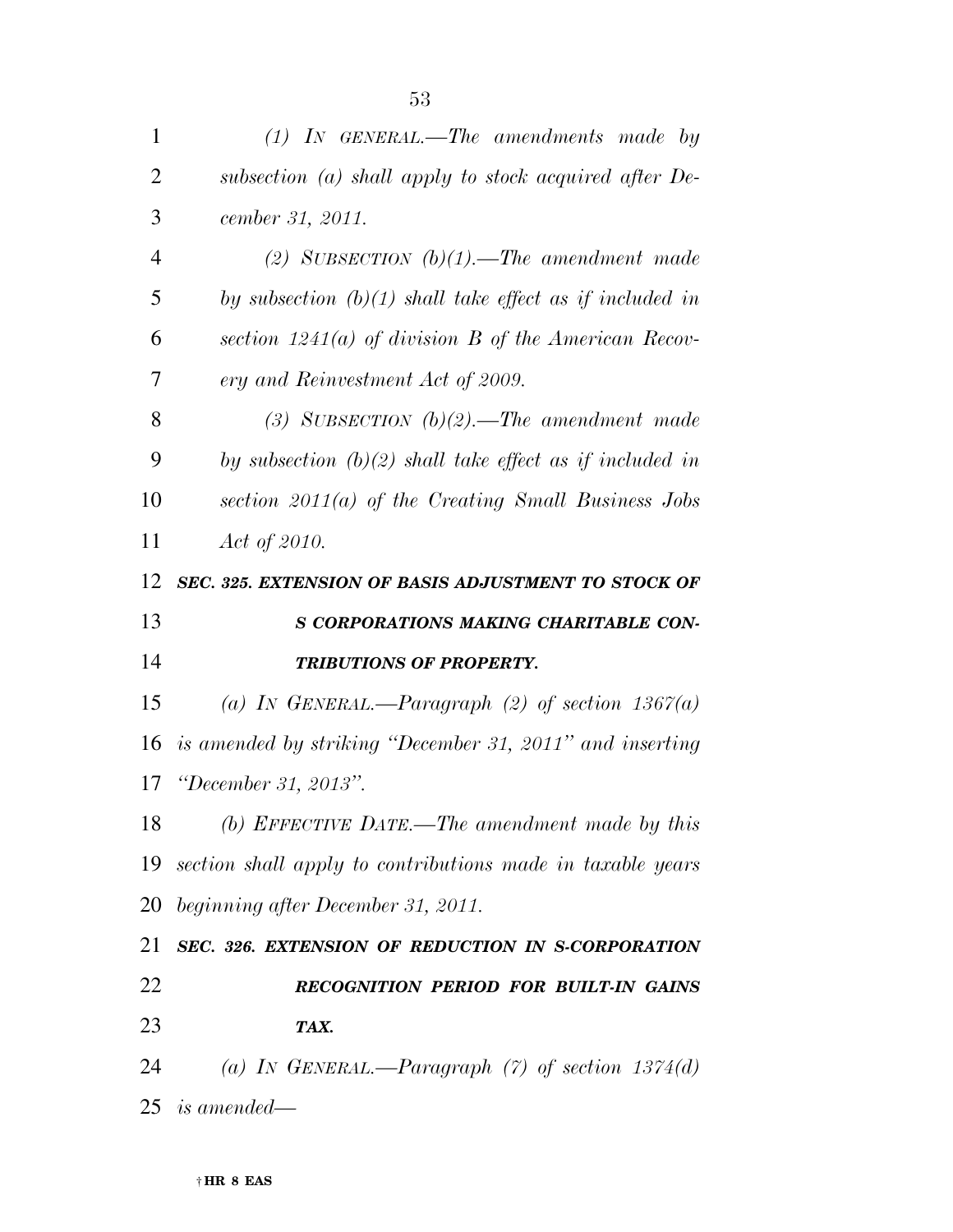*(1) IN GENERAL.—The amendments made by subsection (a) shall apply to stock acquired after December 31, 2011.*

*(2) SUBSECTION (b)(1).—The amendment made by subsection (b)(1) shall take effect as if included in section 1241(a) of division B of the American Recovery and Reinvestment Act of 2009.*

*(3) SUBSECTION (b)(2).—The amendment made by subsection (b)(2) shall take effect as if included in section 2011(a) of the Creating Small Business Jobs Act of 2010.*

***SEC. 325. EXTENSION OF BASIS ADJUSTMENT TO STOCK OF S CORPORATIONS MAKING CHARITABLE CONTRIBUTIONS OF PROPERTY.***

*(a) IN GENERAL.—Paragraph (2) of section 1367(a) is amended by striking "December 31, 2011" and inserting "December 31, 2013".*

*(b) EFFECTIVE DATE.—The amendment made by this section shall apply to contributions made in taxable years beginning after December 31, 2011.*

***SEC. 326. EXTENSION OF REDUCTION IN S-CORPORATION RECOGNITION PERIOD FOR BUILT-IN GAINS TAX.***

*(a) IN GENERAL.—Paragraph (7) of section 1374(d) is amended—*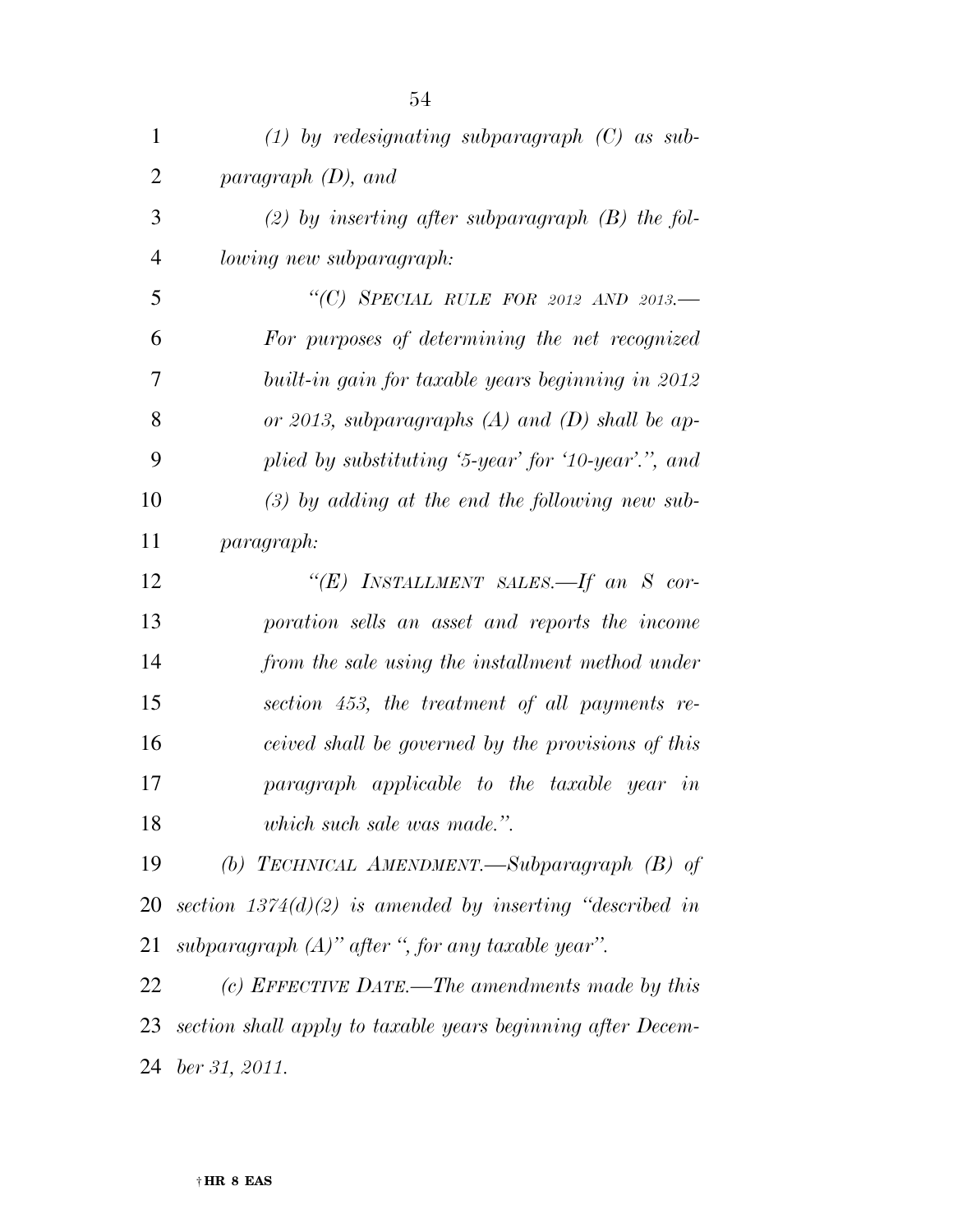*(1) by redesignating subparagraph (C) as subparagraph (D), and*

*(2) by inserting after subparagraph (B) the following new subparagraph:*

*"(C) SPECIAL RULE FOR 2012 AND 2013.—For purposes of determining the net recognized built-in gain for taxable years beginning in 2012 or 2013, subparagraphs (A) and (D) shall be applied by substituting '5-year' for '10-year'.", and*

*(3) by adding at the end the following new subparagraph:*

*"(E) INSTALLMENT SALES.—If an S corporation sells an asset and reports the income from the sale using the installment method under section 453, the treatment of all payments received shall be governed by the provisions of this paragraph applicable to the taxable year in which such sale was made.".*

*(b) TECHNICAL AMENDMENT.—Subparagraph (B) of section 1374(d)(2) is amended by inserting "described in subparagraph (A)" after ", for any taxable year".*

*(c) EFFECTIVE DATE.—The amendments made by this section shall apply to taxable years beginning after December 31, 2011.*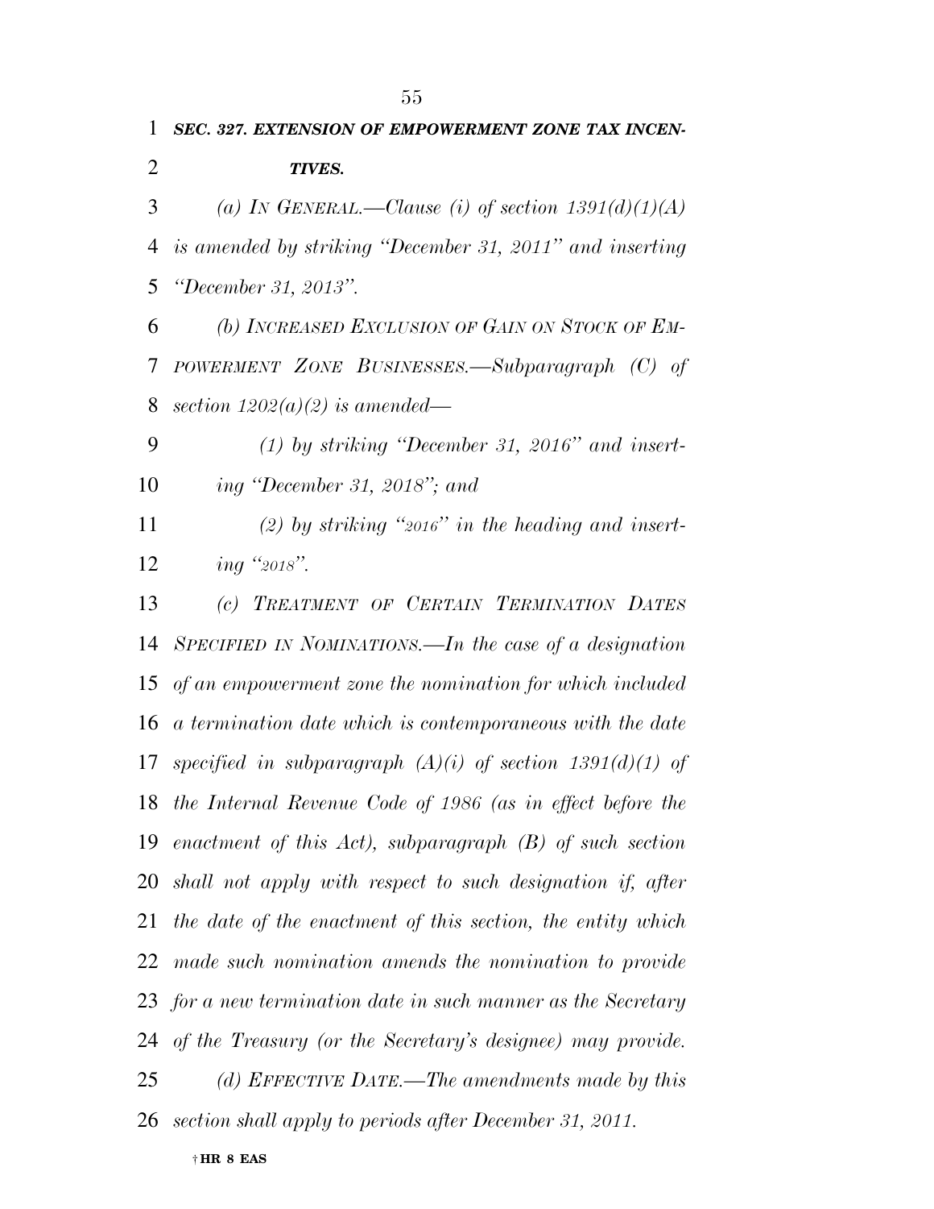***SEC. 327. EXTENSION OF EMPOWERMENT ZONE TAX INCENTIVES.***

*(a) IN GENERAL.—Clause (i) of section 1391(d)(1)(A) is amended by striking "December 31, 2011" and inserting "December 31, 2013".*

*(b) INCREASED EXCLUSION OF GAIN ON STOCK OF EMPOWERMENT ZONE BUSINESSES.—Subparagraph (C) of section 1202(a)(2) is amended—*

*(1) by striking "December 31, 2016" and inserting "December 31, 2018"; and*

*(2) by striking "2016" in the heading and inserting "2018".*

*(c) TREATMENT OF CERTAIN TERMINATION DATES SPECIFIED IN NOMINATIONS.—In the case of a designation of an empowerment zone the nomination for which included a termination date which is contemporaneous with the date specified in subparagraph (A)(i) of section 1391(d)(1) of the Internal Revenue Code of 1986 (as in effect before the enactment of this Act), subparagraph (B) of such section shall not apply with respect to such designation if, after the date of the enactment of this section, the entity which made such nomination amends the nomination to provide for a new termination date in such manner as the Secretary of the Treasury (or the Secretary's designee) may provide.*

*(d) EFFECTIVE DATE.—The amendments made by this section shall apply to periods after December 31, 2011.*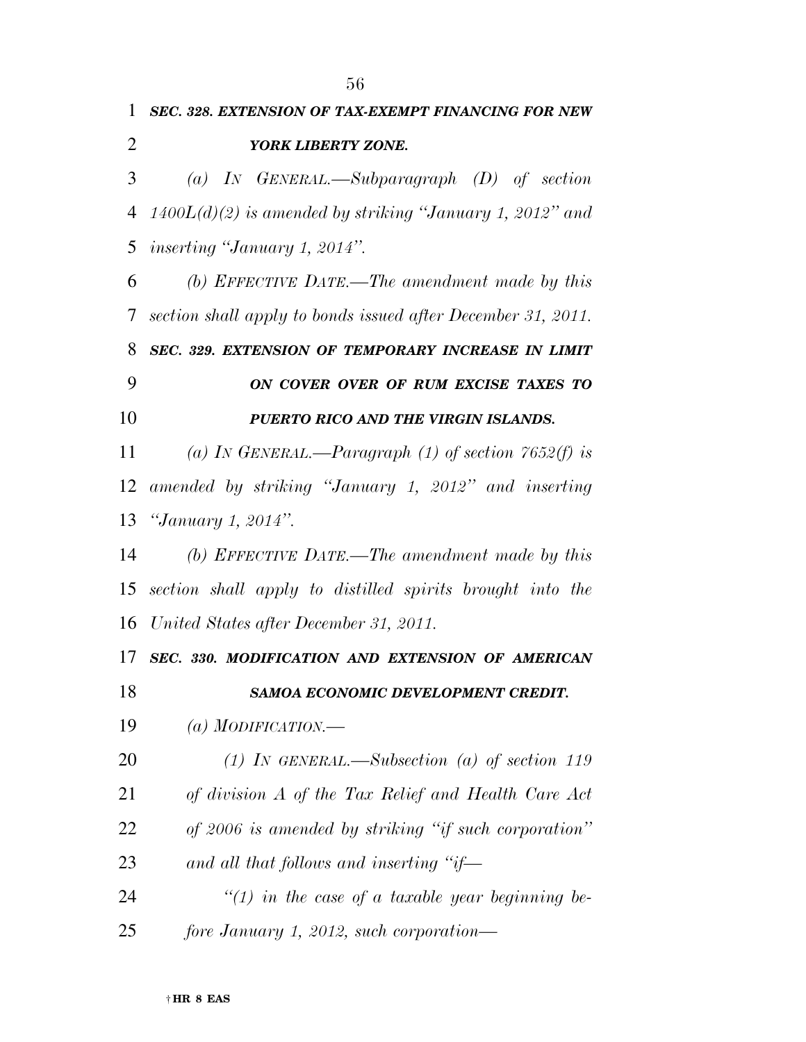***SEC. 328. EXTENSION OF TAX-EXEMPT FINANCING FOR NEW YORK LIBERTY ZONE.***

*(a) IN GENERAL.—Subparagraph (D) of section 1400L(d)(2) is amended by striking "January 1, 2012" and inserting "January 1, 2014".*

*(b) EFFECTIVE DATE.—The amendment made by this section shall apply to bonds issued after December 31, 2011.*

***SEC. 329. EXTENSION OF TEMPORARY INCREASE IN LIMIT ON COVER OVER OF RUM EXCISE TAXES TO PUERTO RICO AND THE VIRGIN ISLANDS.***

*(a) IN GENERAL.—Paragraph (1) of section 7652(f) is amended by striking "January 1, 2012" and inserting "January 1, 2014".*

*(b) EFFECTIVE DATE.—The amendment made by this section shall apply to distilled spirits brought into the United States after December 31, 2011.*

***SEC. 330. MODIFICATION AND EXTENSION OF AMERICAN SAMOA ECONOMIC DEVELOPMENT CREDIT.***

*(a) MODIFICATION.—*

*(1) IN GENERAL.—Subsection (a) of section 119 of division A of the Tax Relief and Health Care Act of 2006 is amended by striking "if such corporation" and all that follows and inserting "if—*

*"(1) in the case of a taxable year beginning before January 1, 2012, such corporation—*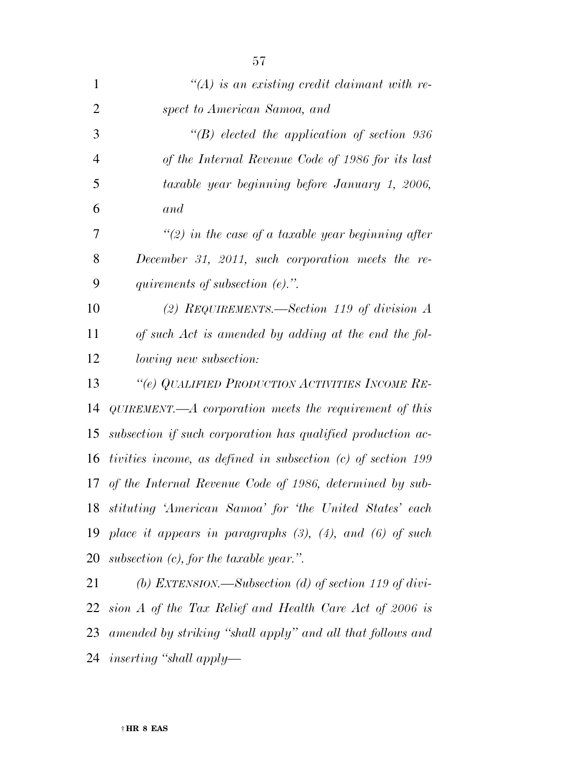*"(A) is an existing credit claimant with respect to American Samoa, and*

*"(B) elected the application of section 936 of the Internal Revenue Code of 1986 for its last taxable year beginning before January 1, 2006, and*

*"(2) in the case of a taxable year beginning after December 31, 2011, such corporation meets the requirements of subsection (e).".*

*(2) REQUIREMENTS.—Section 119 of division A of such Act is amended by adding at the end the following new subsection:*

*"(e) QUALIFIED PRODUCTION ACTIVITIES INCOME REQUIREMENT.—A corporation meets the requirement of this subsection if such corporation has qualified production activities income, as defined in subsection (c) of section 199 of the Internal Revenue Code of 1986, determined by substituting 'American Samoa' for 'the United States' each place it appears in paragraphs (3), (4), and (6) of such subsection (c), for the taxable year.".*

*(b) EXTENSION.—Subsection (d) of section 119 of division A of the Tax Relief and Health Care Act of 2006 is amended by striking "shall apply" and all that follows and inserting "shall apply—*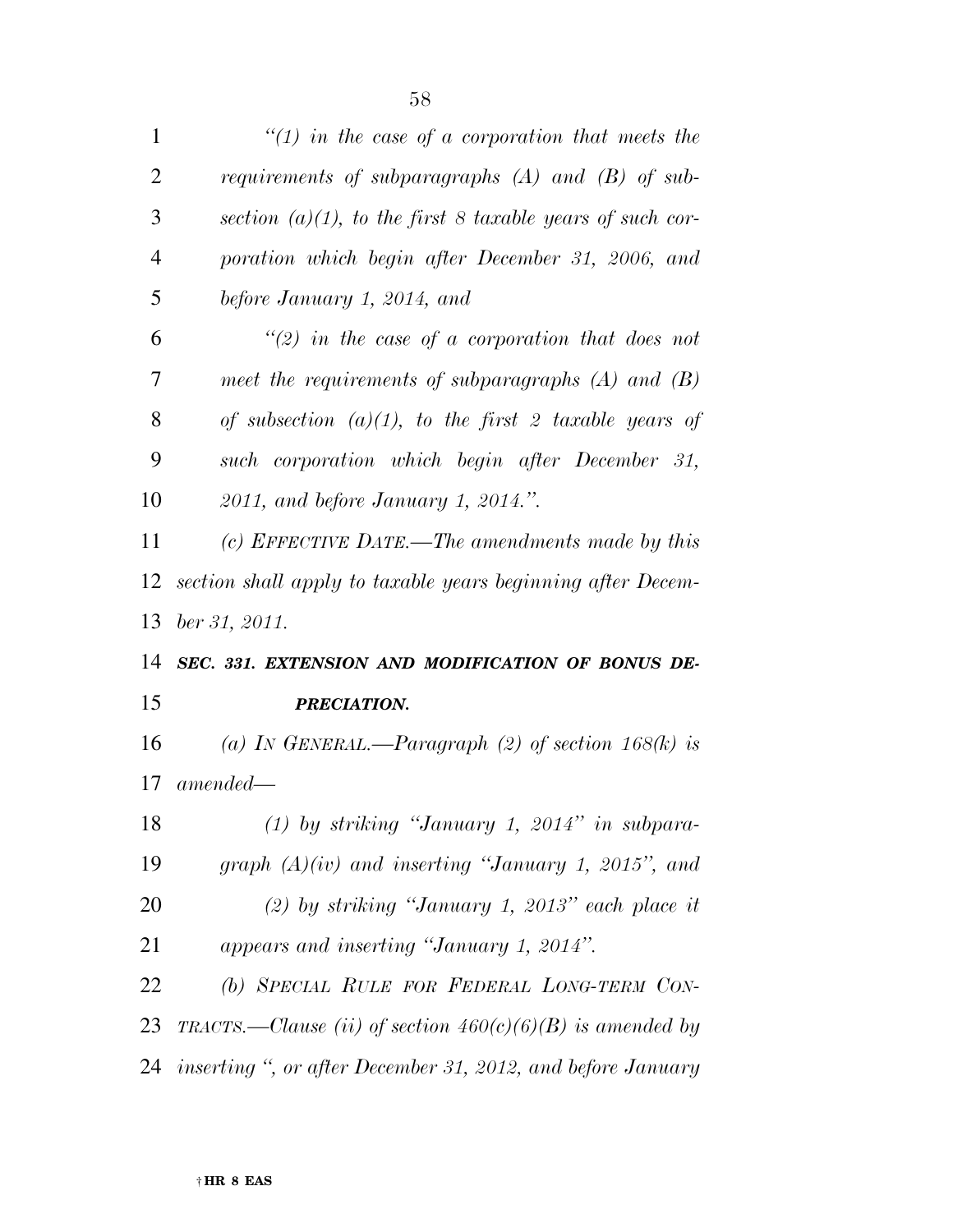*"(1) in the case of a corporation that meets the requirements of subparagraphs (A) and (B) of subsection (a)(1), to the first 8 taxable years of such corporation which begin after December 31, 2006, and before January 1, 2014, and*

*"(2) in the case of a corporation that does not meet the requirements of subparagraphs (A) and (B) of subsection (a)(1), to the first 2 taxable years of such corporation which begin after December 31, 2011, and before January 1, 2014.".*

*(c) EFFECTIVE DATE.—The amendments made by this section shall apply to taxable years beginning after December 31, 2011.*

***SEC. 331. EXTENSION AND MODIFICATION OF BONUS DEPRECIATION.***

*(a) IN GENERAL.—Paragraph (2) of section 168(k) is amended—*

*(1) by striking "January 1, 2014" in subparagraph (A)(iv) and inserting "January 1, 2015", and*

*(2) by striking "January 1, 2013" each place it appears and inserting "January 1, 2014".*

*(b) SPECIAL RULE FOR FEDERAL LONG-TERM CONTRACTS.—Clause (ii) of section 460(c)(6)(B) is amended by inserting ", or after December 31, 2012, and before January*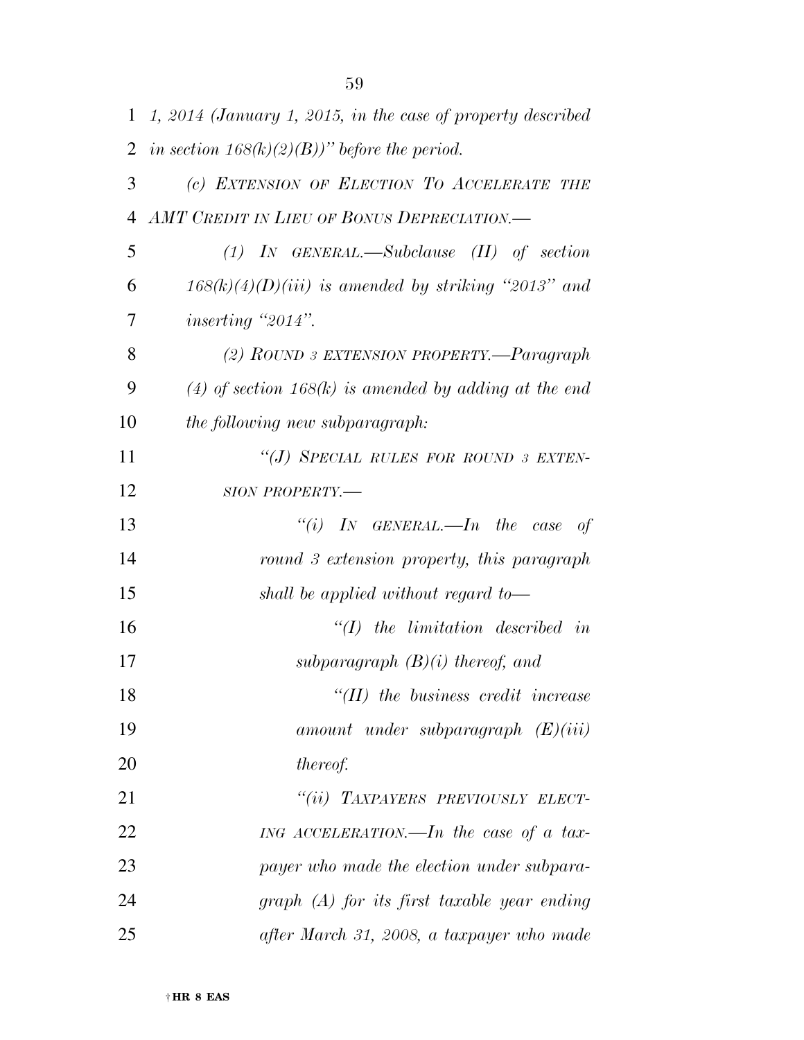*1, 2014 (January 1, 2015, in the case of property described in section 168(k)(2)(B))" before the period.*

*(c) EXTENSION OF ELECTION TO ACCELERATE THE AMT CREDIT IN LIEU OF BONUS DEPRECIATION.—*

*(1) IN GENERAL.—Subclause (II) of section 168(k)(4)(D)(iii) is amended by striking "2013" and inserting "2014".*

*(2) ROUND 3 EXTENSION PROPERTY.—Paragraph (4) of section 168(k) is amended by adding at the end the following new subparagraph:*

*"(J) SPECIAL RULES FOR ROUND 3 EXTENSION PROPERTY.—*

*"(i) IN GENERAL.—In the case of round 3 extension property, this paragraph shall be applied without regard to—*

*"(I) the limitation described in subparagraph (B)(i) thereof, and*

*"(II) the business credit increase amount under subparagraph (E)(iii) thereof.*

*"(ii) TAXPAYERS PREVIOUSLY ELECTING ACCELERATION.—In the case of a taxpayer who made the election under subparagraph (A) for its first taxable year ending after March 31, 2008, a taxpayer who made*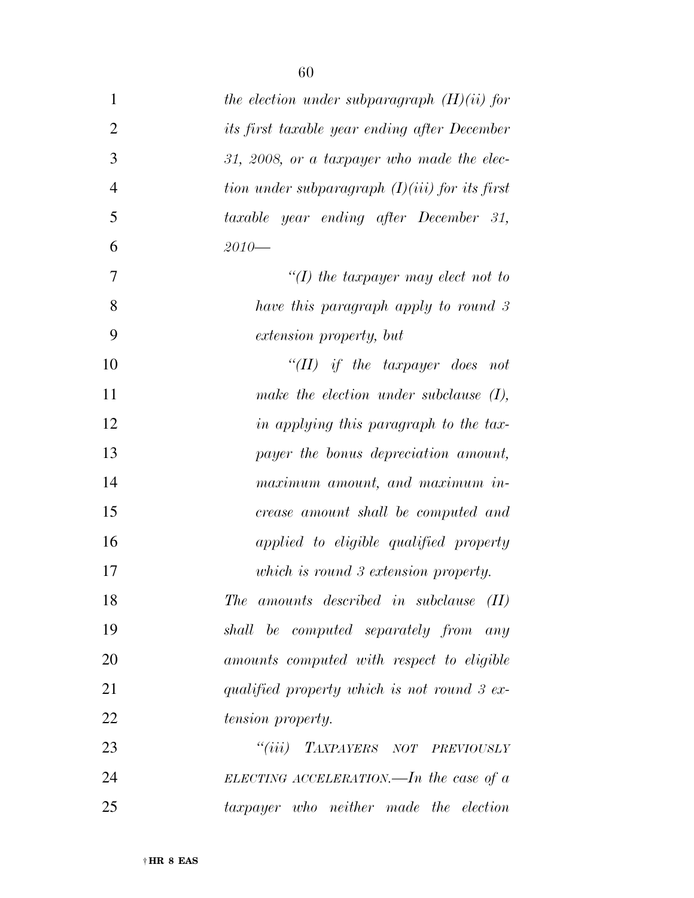*the election under subparagraph (H)(ii) for its first taxable year ending after December 31, 2008, or a taxpayer who made the election under subparagraph (I)(iii) for its first taxable year ending after December 31, 2010—*

*"(I) the taxpayer may elect not to have this paragraph apply to round 3 extension property, but*

*"(II) if the taxpayer does not make the election under subclause (I), in applying this paragraph to the taxpayer the bonus depreciation amount, maximum amount, and maximum increase amount shall be computed and applied to eligible qualified property which is round 3 extension property.*

*The amounts described in subclause (II) shall be computed separately from any amounts computed with respect to eligible qualified property which is not round 3 extension property.*

*"(iii) TAXPAYERS NOT PREVIOUSLY ELECTING ACCELERATION.—In the case of a taxpayer who neither made the election*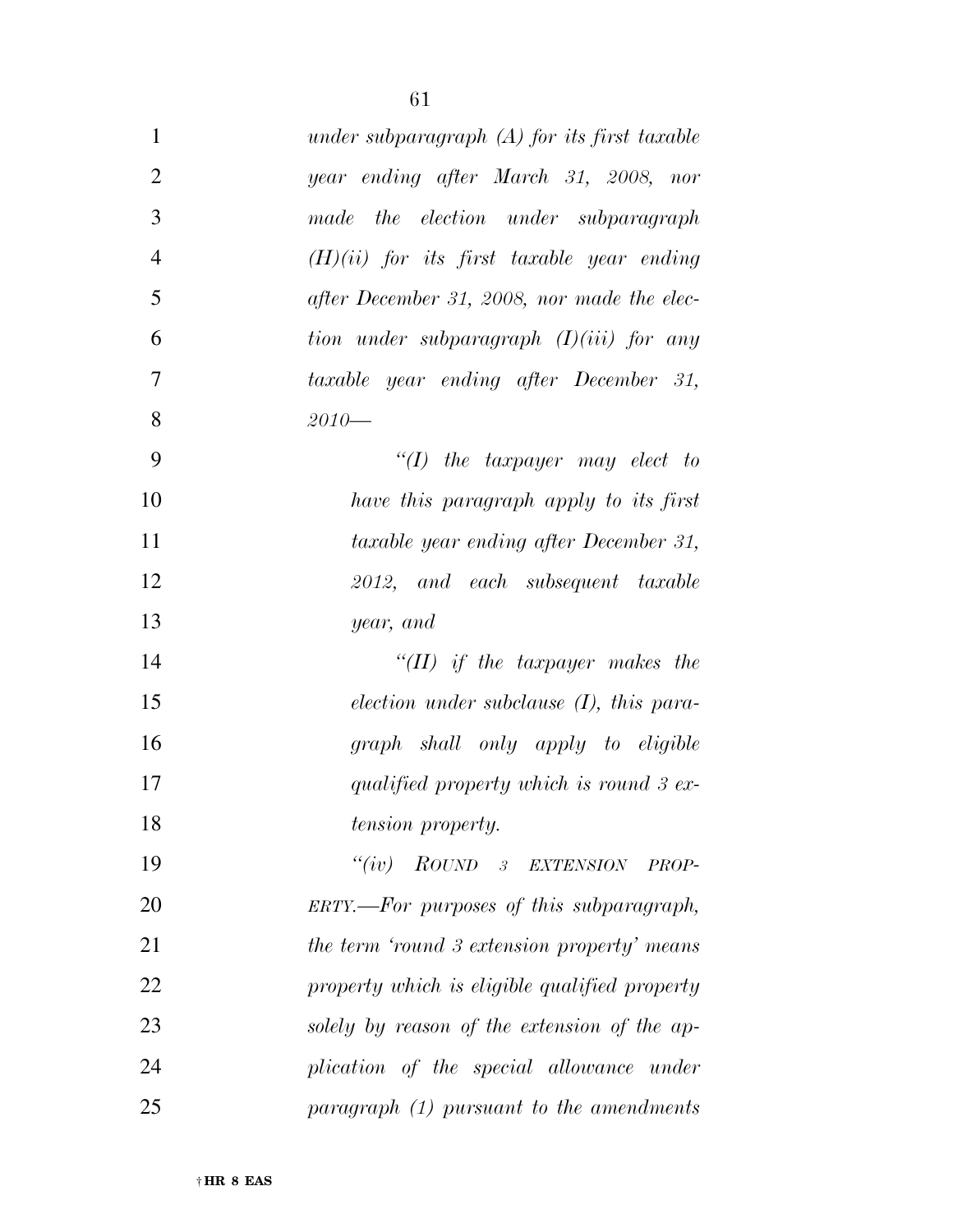*under subparagraph (A) for its first taxable year ending after March 31, 2008, nor made the election under subparagraph (H)(ii) for its first taxable year ending after December 31, 2008, nor made the election under subparagraph (I)(iii) for any taxable year ending after December 31, 2010—*

*''(I) the taxpayer may elect to have this paragraph apply to its first taxable year ending after December 31, 2012, and each subsequent taxable year, and*

*''(II) if the taxpayer makes the election under subclause (I), this paragraph shall only apply to eligible qualified property which is round 3 extension property.*

*''(iv) ROUND 3 EXTENSION PROPERTY.—For purposes of this subparagraph, the term 'round 3 extension property' means property which is eligible qualified property solely by reason of the extension of the application of the special allowance under paragraph (1) pursuant to the amendments*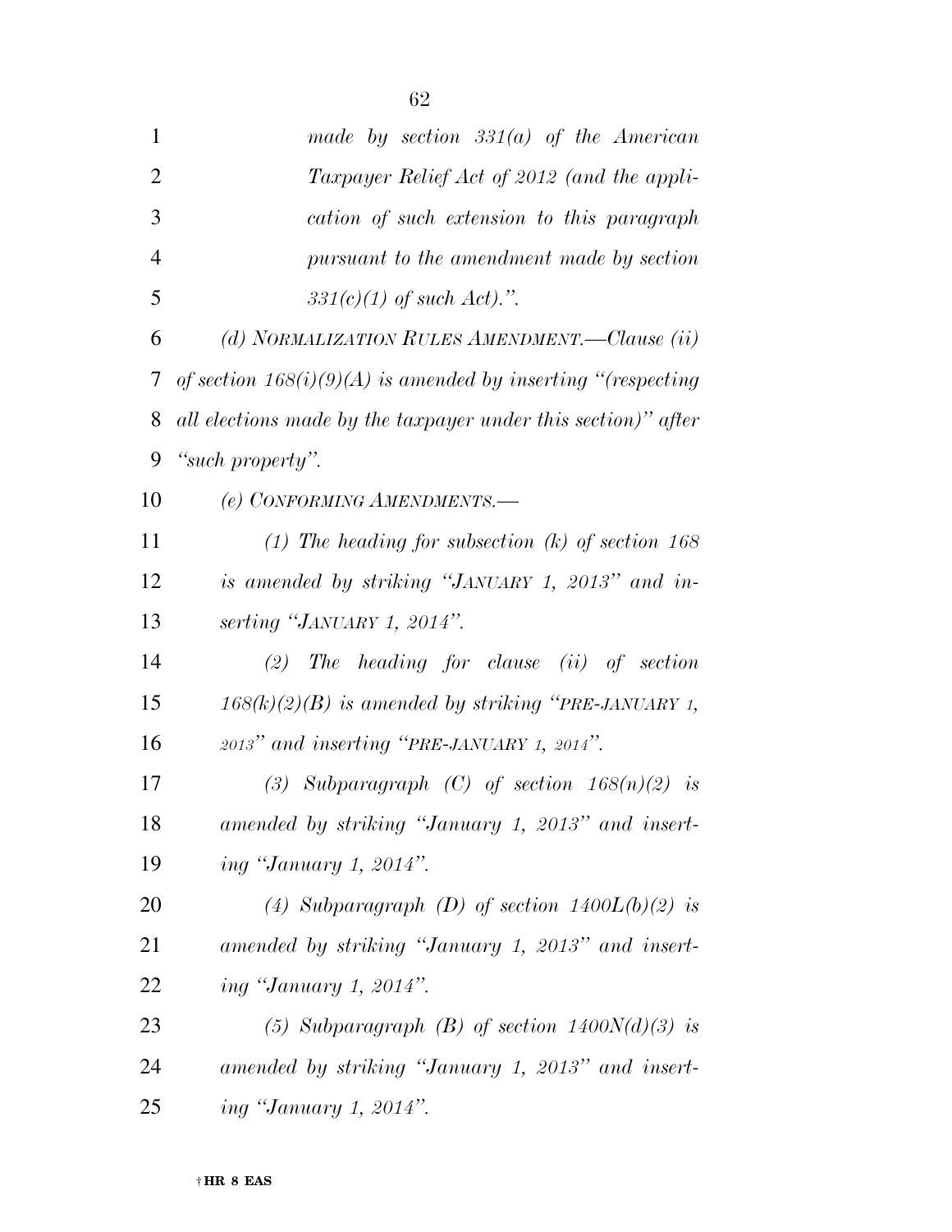*made by section 331(a) of the American Taxpayer Relief Act of 2012 (and the application of such extension to this paragraph pursuant to the amendment made by section 331(c)(1) of such Act).".*

*(d) NORMALIZATION RULES AMENDMENT.—Clause (ii) of section 168(i)(9)(A) is amended by inserting "(respecting all elections made by the taxpayer under this section)" after "such property".*

*(e) CONFORMING AMENDMENTS.—*

*(1) The heading for subsection (k) of section 168 is amended by striking "JANUARY 1, 2013" and inserting "JANUARY 1, 2014".*

*(2) The heading for clause (ii) of section 168(k)(2)(B) is amended by striking "PRE-JANUARY 1, 2013" and inserting "PRE-JANUARY 1, 2014".*

*(3) Subparagraph (C) of section 168(n)(2) is amended by striking "January 1, 2013" and inserting "January 1, 2014".*

*(4) Subparagraph (D) of section 1400L(b)(2) is amended by striking "January 1, 2013" and inserting "January 1, 2014".*

*(5) Subparagraph (B) of section 1400N(d)(3) is amended by striking "January 1, 2013" and inserting "January 1, 2014".*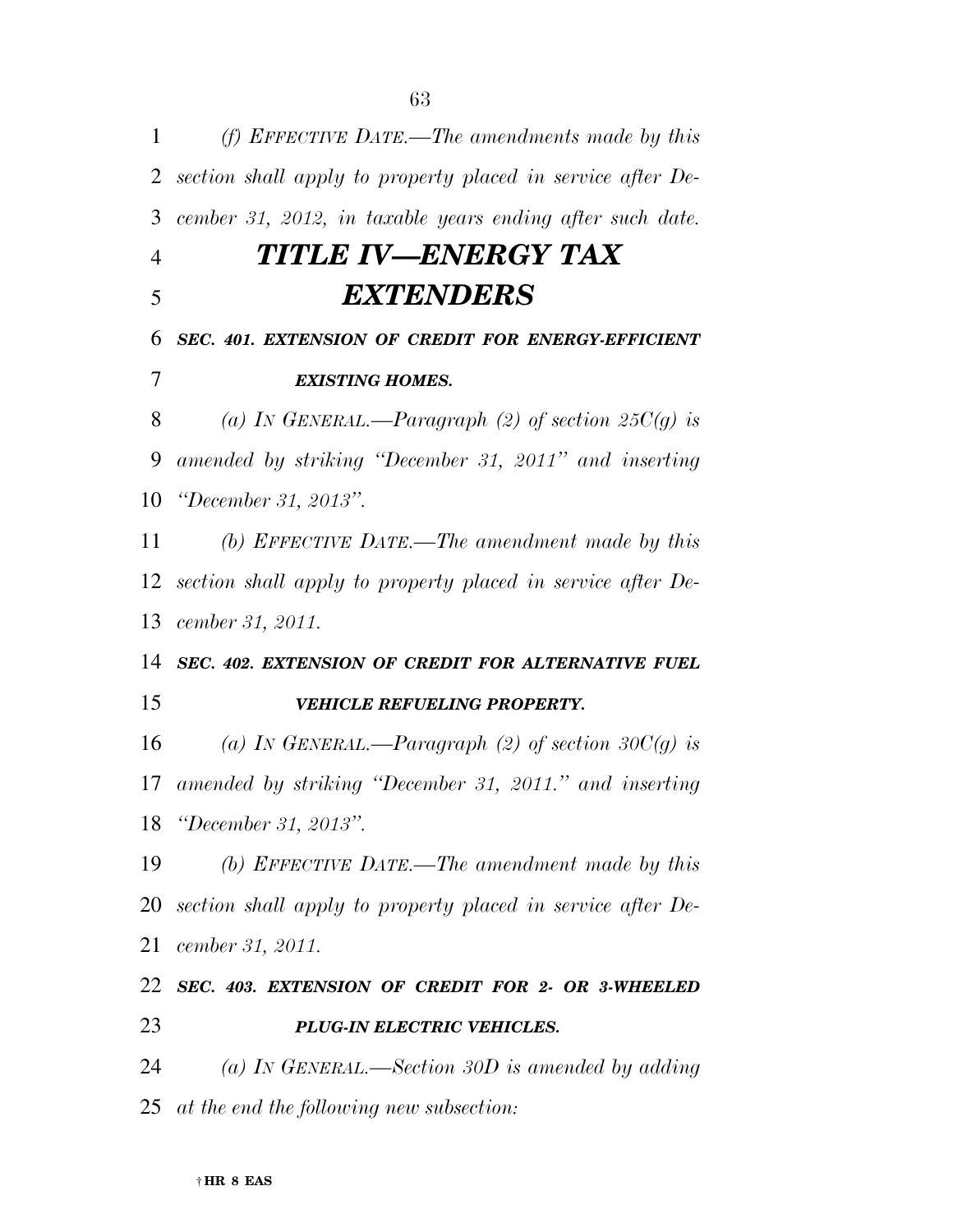*(f) EFFECTIVE DATE.—The amendments made by this section shall apply to property placed in service after December 31, 2012, in taxable years ending after such date.*

# *TITLE IV—ENERGY TAX EXTENDERS*

### *SEC. 401. EXTENSION OF CREDIT FOR ENERGY-EFFICIENT EXISTING HOMES.*

*(a) IN GENERAL.—Paragraph (2) of section 25C(g) is amended by striking "December 31, 2011" and inserting "December 31, 2013".*

*(b) EFFECTIVE DATE.—The amendment made by this section shall apply to property placed in service after December 31, 2011.*

### *SEC. 402. EXTENSION OF CREDIT FOR ALTERNATIVE FUEL VEHICLE REFUELING PROPERTY.*

*(a) IN GENERAL.—Paragraph (2) of section 30C(g) is amended by striking "December 31, 2011." and inserting "December 31, 2013".*

*(b) EFFECTIVE DATE.—The amendment made by this section shall apply to property placed in service after December 31, 2011.*

### *SEC. 403. EXTENSION OF CREDIT FOR 2- OR 3-WHEELED PLUG-IN ELECTRIC VEHICLES.*

*(a) IN GENERAL.—Section 30D is amended by adding at the end the following new subsection:*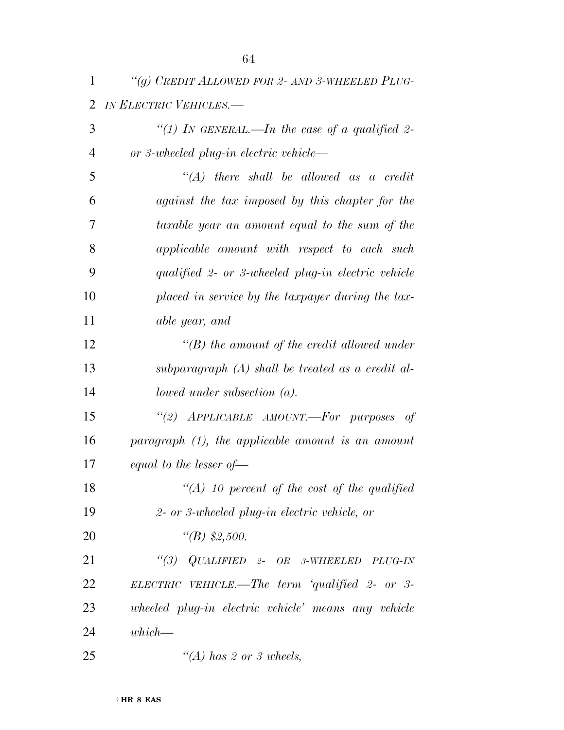*"(g) CREDIT ALLOWED FOR 2- AND 3-WHEELED PLUG-IN ELECTRIC VEHICLES.—*

*"(1) IN GENERAL.—In the case of a qualified 2- or 3-wheeled plug-in electric vehicle—*

*"(A) there shall be allowed as a credit against the tax imposed by this chapter for the taxable year an amount equal to the sum of the applicable amount with respect to each such qualified 2- or 3-wheeled plug-in electric vehicle placed in service by the taxpayer during the taxable year, and*

*"(B) the amount of the credit allowed under subparagraph (A) shall be treated as a credit allowed under subsection (a).*

*"(2) APPLICABLE AMOUNT.—For purposes of paragraph (1), the applicable amount is an amount equal to the lesser of—*

*"(A) 10 percent of the cost of the qualified 2- or 3-wheeled plug-in electric vehicle, or*

*"(B) $2,500.*

*"(3) QUALIFIED 2- OR 3-WHEELED PLUG-IN ELECTRIC VEHICLE.—The term 'qualified 2- or 3-wheeled plug-in electric vehicle' means any vehicle which—*

*"(A) has 2 or 3 wheels,*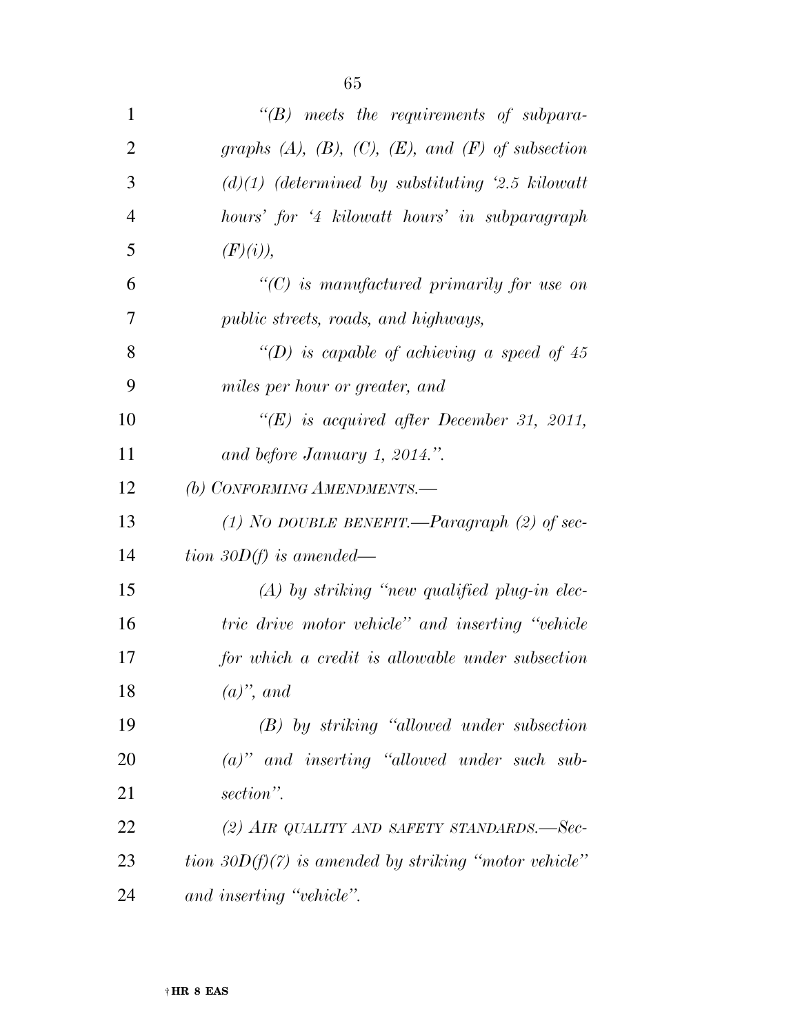*"(B) meets the requirements of subparagraphs (A), (B), (C), (E), and (F) of subsection (d)(1) (determined by substituting '2.5 kilowatt hours' for '4 kilowatt hours' in subparagraph (F)(i)),*

*"(C) is manufactured primarily for use on public streets, roads, and highways,*

*"(D) is capable of achieving a speed of 45 miles per hour or greater, and*

*"(E) is acquired after December 31, 2011, and before January 1, 2014.".*

*(b) CONFORMING AMENDMENTS.—*

*(1) NO DOUBLE BENEFIT.—Paragraph (2) of section 30D(f) is amended—*

*(A) by striking "new qualified plug-in electric drive motor vehicle" and inserting "vehicle for which a credit is allowable under subsection (a)", and*

*(B) by striking "allowed under subsection (a)" and inserting "allowed under such subsection".*

*(2) AIR QUALITY AND SAFETY STANDARDS.—Section 30D(f)(7) is amended by striking "motor vehicle" and inserting "vehicle".*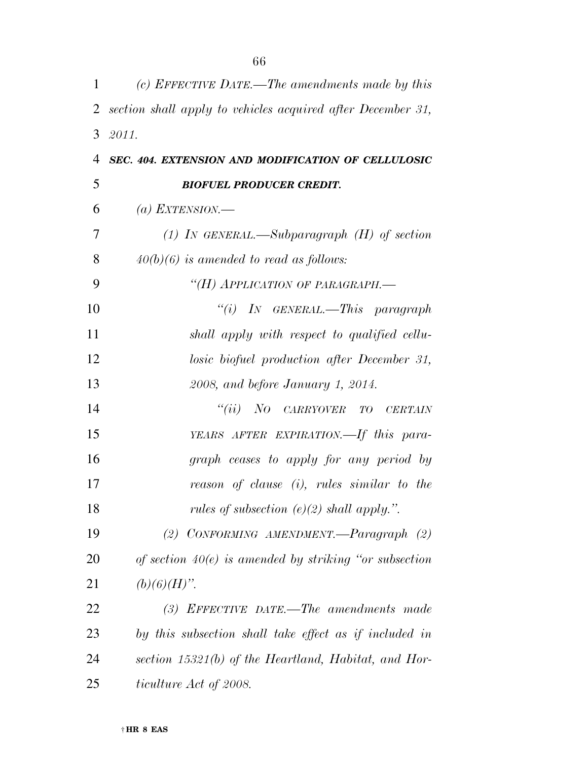*(c) EFFECTIVE DATE.—The amendments made by this section shall apply to vehicles acquired after December 31, 2011.*

***SEC. 404. EXTENSION AND MODIFICATION OF CELLULOSIC BIOFUEL PRODUCER CREDIT.***

*(a) EXTENSION.—*

*(1) IN GENERAL.—Subparagraph (H) of section 40(b)(6) is amended to read as follows:*

*"(H) APPLICATION OF PARAGRAPH.—*

*"(i) IN GENERAL.—This paragraph shall apply with respect to qualified cellulosic biofuel production after December 31, 2008, and before January 1, 2014.*

*"(ii) NO CARRYOVER TO CERTAIN YEARS AFTER EXPIRATION.—If this paragraph ceases to apply for any period by reason of clause (i), rules similar to the rules of subsection (e)(2) shall apply.".*

*(2) CONFORMING AMENDMENT.—Paragraph (2) of section 40(e) is amended by striking "or subsection (b)(6)(H)".*

*(3) EFFECTIVE DATE.—The amendments made by this subsection shall take effect as if included in section 15321(b) of the Heartland, Habitat, and Horticulture Act of 2008.*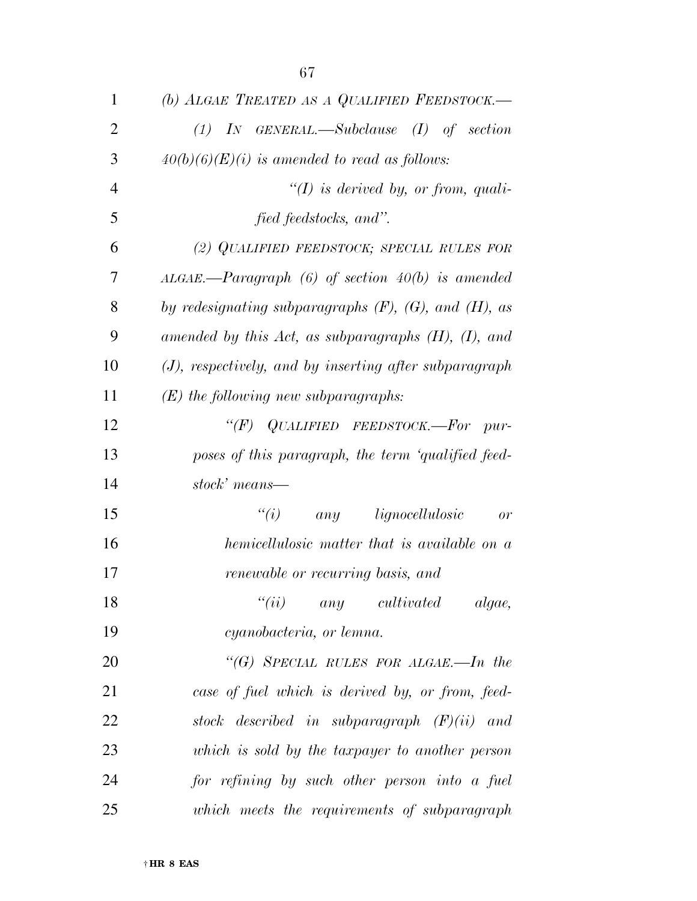*(b) ALGAE TREATED AS A QUALIFIED FEEDSTOCK.—*

*(1) IN GENERAL.—Subclause (I) of section 40(b)(6)(E)(i) is amended to read as follows:*

*"(I) is derived by, or from, qualified feedstocks, and".*

*(2) QUALIFIED FEEDSTOCK; SPECIAL RULES FOR ALGAE.—Paragraph (6) of section 40(b) is amended by redesignating subparagraphs (F), (G), and (H), as amended by this Act, as subparagraphs (H), (I), and (J), respectively, and by inserting after subparagraph (E) the following new subparagraphs:*

*"(F) QUALIFIED FEEDSTOCK.—For purposes of this paragraph, the term 'qualified feedstock' means—*

*"(i) any lignocellulosic or hemicellulosic matter that is available on a renewable or recurring basis, and*

*"(ii) any cultivated algae, cyanobacteria, or lemna.*

*"(G) SPECIAL RULES FOR ALGAE.—In the case of fuel which is derived by, or from, feedstock described in subparagraph (F)(ii) and which is sold by the taxpayer to another person for refining by such other person into a fuel which meets the requirements of subparagraph*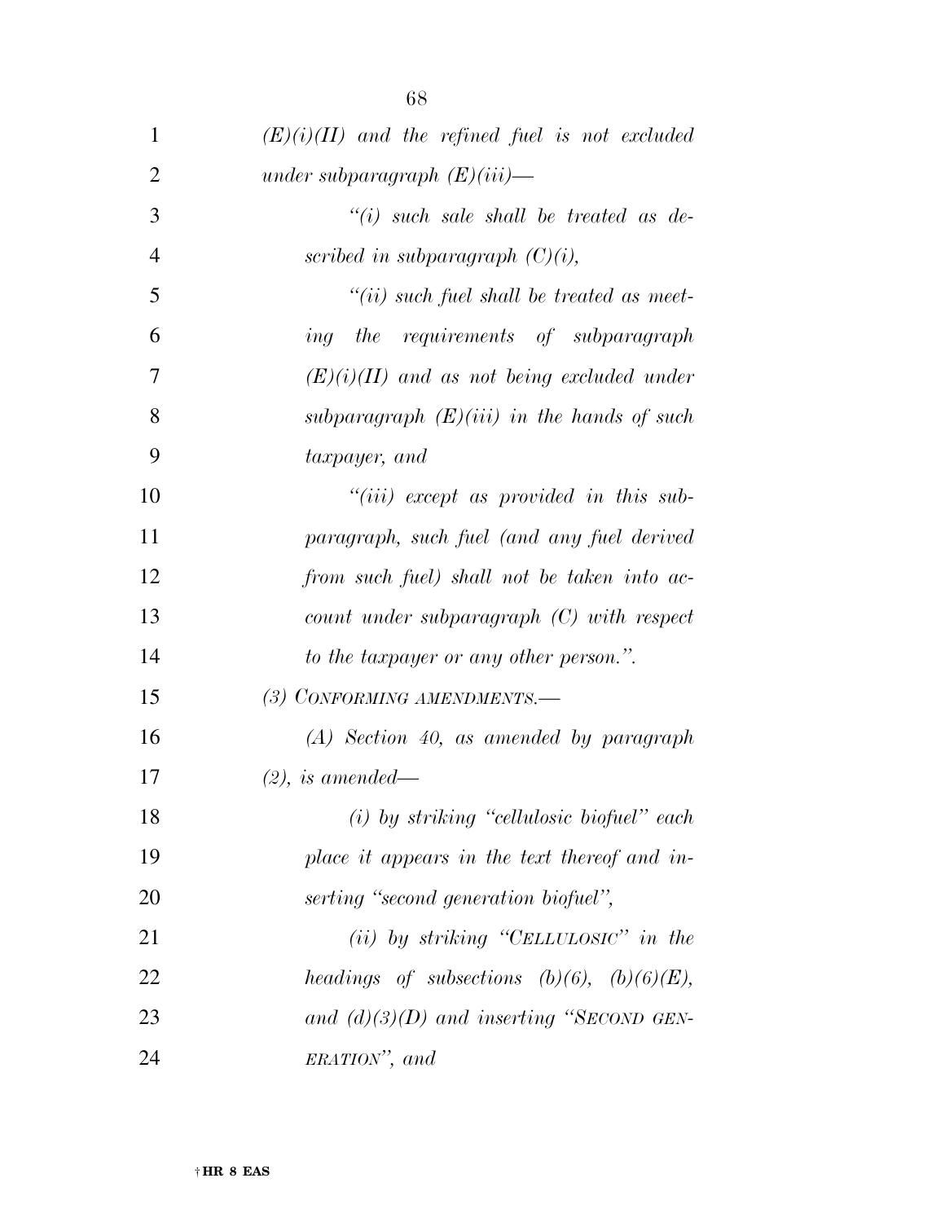*(E)(i)(II) and the refined fuel is not excluded under subparagraph (E)(iii)—*

*"(i) such sale shall be treated as described in subparagraph (C)(i),*

*"(ii) such fuel shall be treated as meeting the requirements of subparagraph (E)(i)(II) and as not being excluded under subparagraph (E)(iii) in the hands of such taxpayer, and*

*"(iii) except as provided in this subparagraph, such fuel (and any fuel derived from such fuel) shall not be taken into account under subparagraph (C) with respect to the taxpayer or any other person.".*

*(3) CONFORMING AMENDMENTS.—*

*(A) Section 40, as amended by paragraph (2), is amended—*

*(i) by striking "cellulosic biofuel" each place it appears in the text thereof and inserting "second generation biofuel",*

*(ii) by striking "CELLULOSIC" in the headings of subsections (b)(6), (b)(6)(E), and (d)(3)(D) and inserting "SECOND GENERATION", and*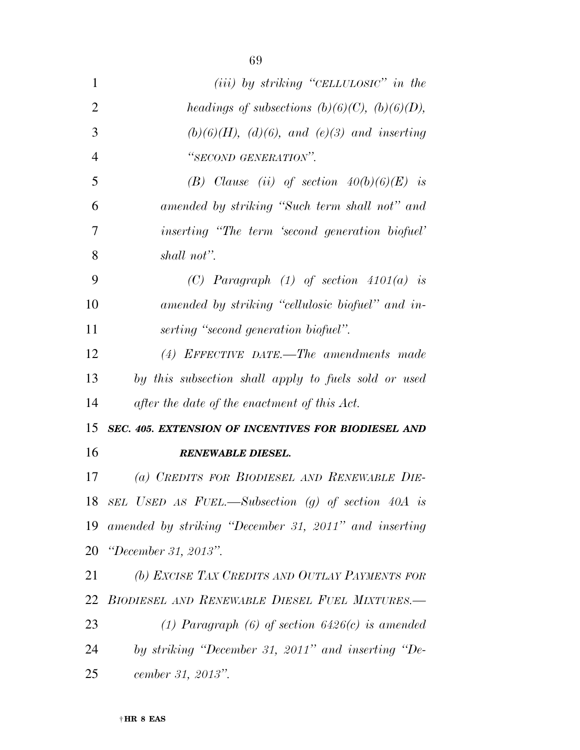*(iii) by striking "CELLULOSIC" in the headings of subsections (b)(6)(C), (b)(6)(D), (b)(6)(H), (d)(6), and (e)(3) and inserting "SECOND GENERATION".*

*(B) Clause (ii) of section 40(b)(6)(E) is amended by striking "Such term shall not" and inserting "The term 'second generation biofuel' shall not".*

*(C) Paragraph (1) of section 4101(a) is amended by striking "cellulosic biofuel" and inserting "second generation biofuel".*

*(4) EFFECTIVE DATE.—The amendments made by this subsection shall apply to fuels sold or used after the date of the enactment of this Act.*

***SEC. 405. EXTENSION OF INCENTIVES FOR BIODIESEL AND RENEWABLE DIESEL.***

*(a) CREDITS FOR BIODIESEL AND RENEWABLE DIESEL USED AS FUEL.—Subsection (g) of section 40A is amended by striking "December 31, 2011" and inserting "December 31, 2013".*

*(b) EXCISE TAX CREDITS AND OUTLAY PAYMENTS FOR BIODIESEL AND RENEWABLE DIESEL FUEL MIXTURES.—*

*(1) Paragraph (6) of section 6426(c) is amended by striking "December 31, 2011" and inserting "December 31, 2013".*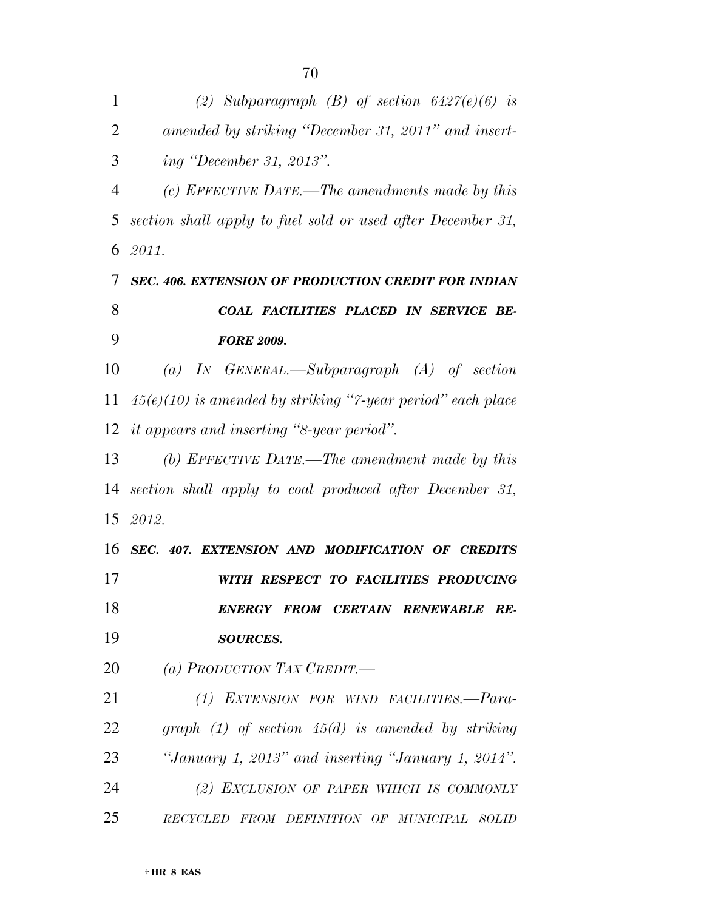*(2) Subparagraph (B) of section 6427(e)(6) is amended by striking "December 31, 2011" and inserting "December 31, 2013".*

*(c) EFFECTIVE DATE.—The amendments made by this section shall apply to fuel sold or used after December 31, 2011.*

### *SEC. 406. EXTENSION OF PRODUCTION CREDIT FOR INDIAN COAL FACILITIES PLACED IN SERVICE BEFORE 2009.*

*(a) IN GENERAL.—Subparagraph (A) of section 45(e)(10) is amended by striking "7-year period" each place it appears and inserting "8-year period".*

*(b) EFFECTIVE DATE.—The amendment made by this section shall apply to coal produced after December 31, 2012.*

### *SEC. 407. EXTENSION AND MODIFICATION OF CREDITS WITH RESPECT TO FACILITIES PRODUCING ENERGY FROM CERTAIN RENEWABLE RESOURCES.*

*(a) PRODUCTION TAX CREDIT.—*

*(1) EXTENSION FOR WIND FACILITIES.—Paragraph (1) of section 45(d) is amended by striking "January 1, 2013" and inserting "January 1, 2014".*

*(2) EXCLUSION OF PAPER WHICH IS COMMONLY RECYCLED FROM DEFINITION OF MUNICIPAL SOLID*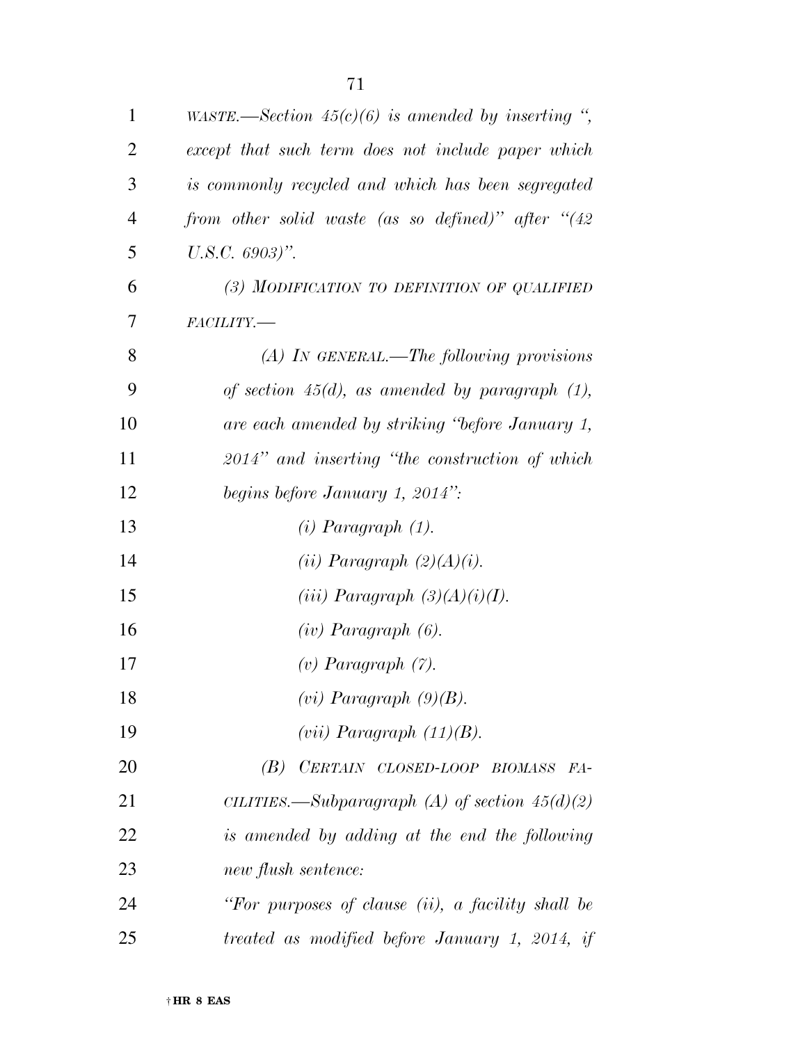*WASTE.—Section 45(c)(6) is amended by inserting “, except that such term does not include paper which is commonly recycled and which has been segregated from other solid waste (as so defined)” after “(42 U.S.C. 6903)”.*

*(3) MODIFICATION TO DEFINITION OF QUALIFIED FACILITY.—*

*(A) IN GENERAL.—The following provisions of section 45(d), as amended by paragraph (1), are each amended by striking “before January 1, 2014” and inserting “the construction of which begins before January 1, 2014”:*

*(i) Paragraph (1).*

*(ii) Paragraph (2)(A)(i).*

*(iii) Paragraph (3)(A)(i)(I).*

*(iv) Paragraph (6).*

*(v) Paragraph (7).*

*(vi) Paragraph (9)(B).*

*(vii) Paragraph (11)(B).*

*(B) CERTAIN CLOSED-LOOP BIOMASS FACILITIES.—Subparagraph (A) of section 45(d)(2) is amended by adding at the end the following new flush sentence:*

*“For purposes of clause (ii), a facility shall be treated as modified before January 1, 2014, if*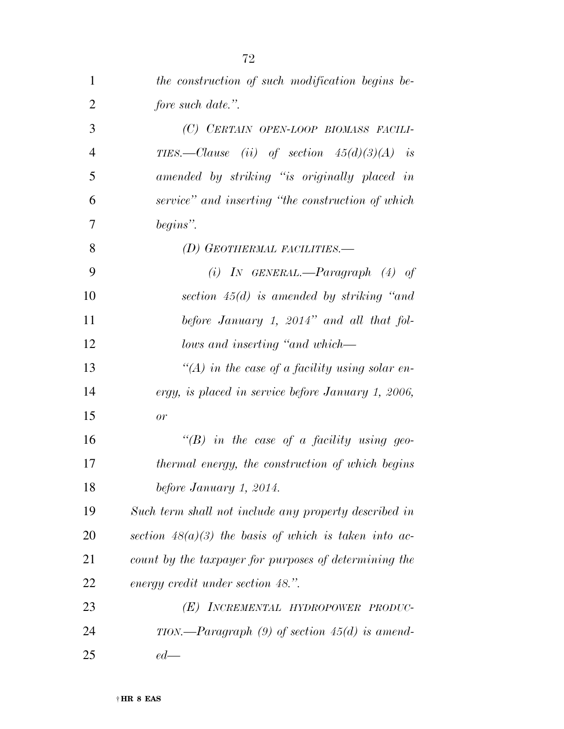*the construction of such modification begins before such date.".*

*(C) CERTAIN OPEN-LOOP BIOMASS FACILITIES.—Clause (ii) of section 45(d)(3)(A) is amended by striking "is originally placed in service" and inserting "the construction of which begins".*

*(D) GEOTHERMAL FACILITIES.—*

*(i) IN GENERAL.—Paragraph (4) of section 45(d) is amended by striking "and before January 1, 2014" and all that follows and inserting "and which—*

*"(A) in the case of a facility using solar energy, is placed in service before January 1, 2006, or*

*"(B) in the case of a facility using geothermal energy, the construction of which begins before January 1, 2014.*

*Such term shall not include any property described in section 48(a)(3) the basis of which is taken into account by the taxpayer for purposes of determining the energy credit under section 48.".*

*(E) INCREMENTAL HYDROPOWER PRODUCTION.—Paragraph (9) of section 45(d) is amended—*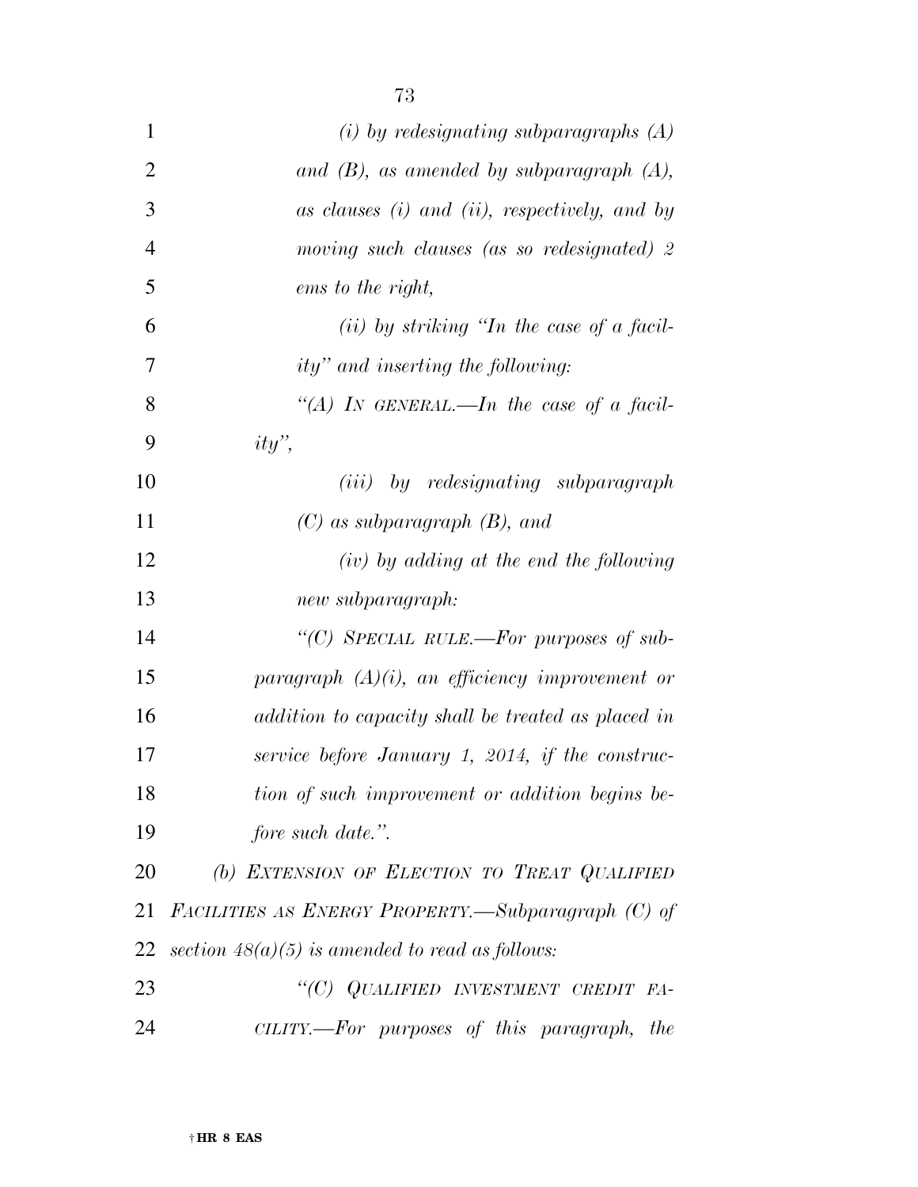*(i) by redesignating subparagraphs (A) and (B), as amended by subparagraph (A), as clauses (i) and (ii), respectively, and by moving such clauses (as so redesignated) 2 ems to the right,*

*(ii) by striking "In the case of a facility" and inserting the following:*

*"(A) IN GENERAL.—In the case of a facility",*

*(iii) by redesignating subparagraph (C) as subparagraph (B), and*

*(iv) by adding at the end the following new subparagraph:*

*"(C) SPECIAL RULE.—For purposes of subparagraph (A)(i), an efficiency improvement or addition to capacity shall be treated as placed in service before January 1, 2014, if the construction of such improvement or addition begins before such date.".*

*(b) EXTENSION OF ELECTION TO TREAT QUALIFIED FACILITIES AS ENERGY PROPERTY.—Subparagraph (C) of section 48(a)(5) is amended to read as follows:*

*"(C) QUALIFIED INVESTMENT CREDIT FACILITY.—For purposes of this paragraph, the*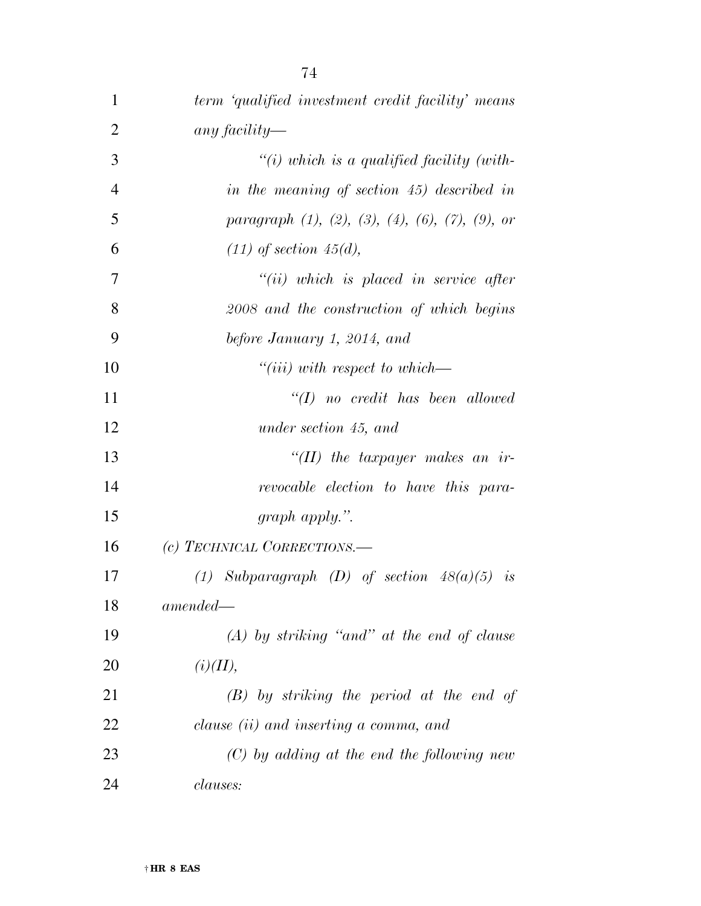*term 'qualified investment credit facility' means any facility—*

*"(i) which is a qualified facility (within the meaning of section 45) described in paragraph (1), (2), (3), (4), (6), (7), (9), or (11) of section 45(d),*

*"(ii) which is placed in service after 2008 and the construction of which begins before January 1, 2014, and*

*"(iii) with respect to which—*

*"(I) no credit has been allowed under section 45, and*

*"(II) the taxpayer makes an irrevocable election to have this paragraph apply.".*

*(c) TECHNICAL CORRECTIONS.—*

*(1) Subparagraph (D) of section 48(a)(5) is amended—*

*(A) by striking "and" at the end of clause (i)(II),*

*(B) by striking the period at the end of clause (ii) and inserting a comma, and*

*(C) by adding at the end the following new clauses:*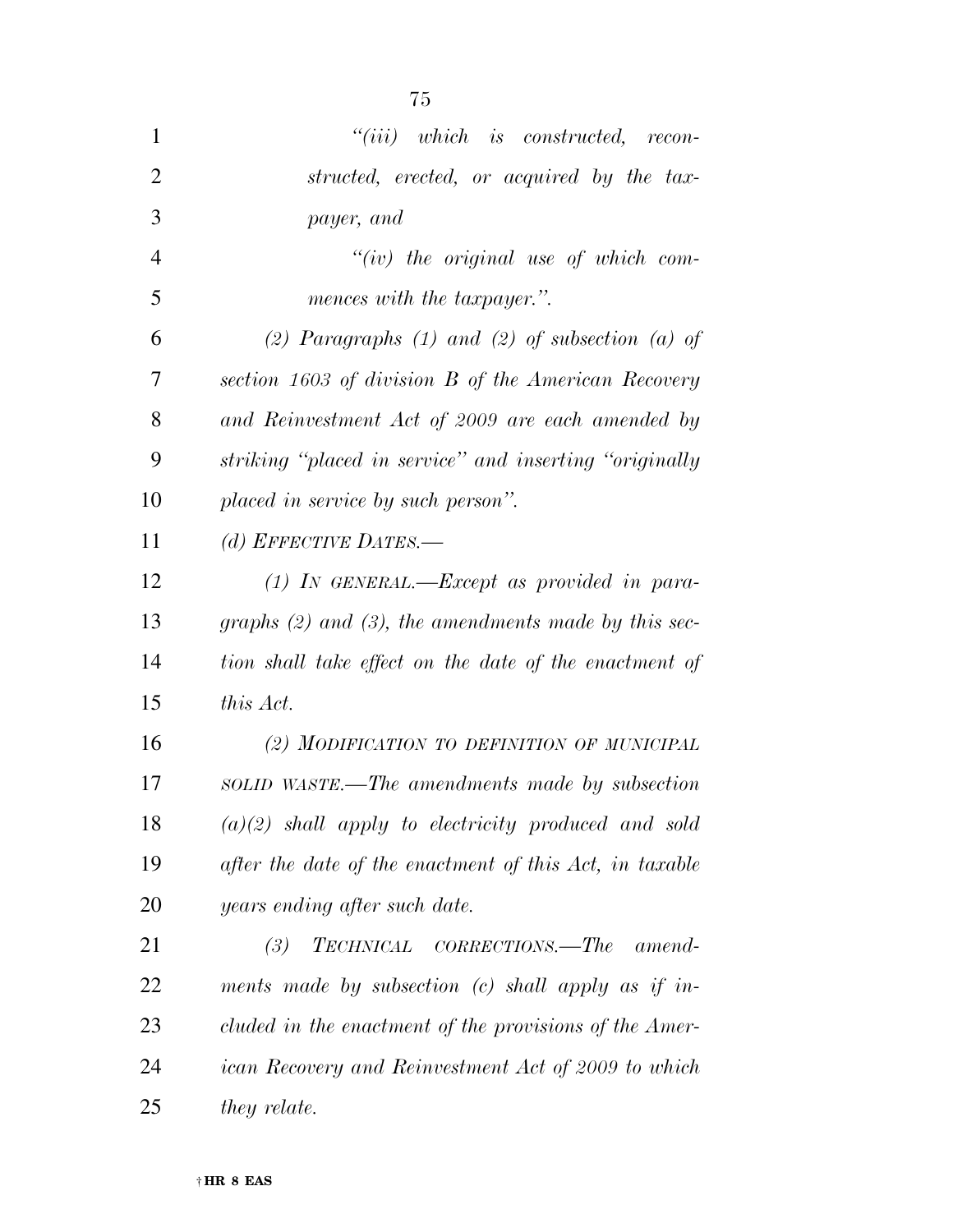*"(iii) which is constructed, reconstructed, erected, or acquired by the taxpayer, and*

*"(iv) the original use of which commences with the taxpayer.".*

*(2) Paragraphs (1) and (2) of subsection (a) of section 1603 of division B of the American Recovery and Reinvestment Act of 2009 are each amended by striking "placed in service" and inserting "originally placed in service by such person".*

*(d) EFFECTIVE DATES.—*

*(1) IN GENERAL.—Except as provided in paragraphs (2) and (3), the amendments made by this section shall take effect on the date of the enactment of this Act.*

*(2) MODIFICATION TO DEFINITION OF MUNICIPAL SOLID WASTE.—The amendments made by subsection (a)(2) shall apply to electricity produced and sold after the date of the enactment of this Act, in taxable years ending after such date.*

*(3) TECHNICAL CORRECTIONS.—The amendments made by subsection (c) shall apply as if included in the enactment of the provisions of the American Recovery and Reinvestment Act of 2009 to which they relate.*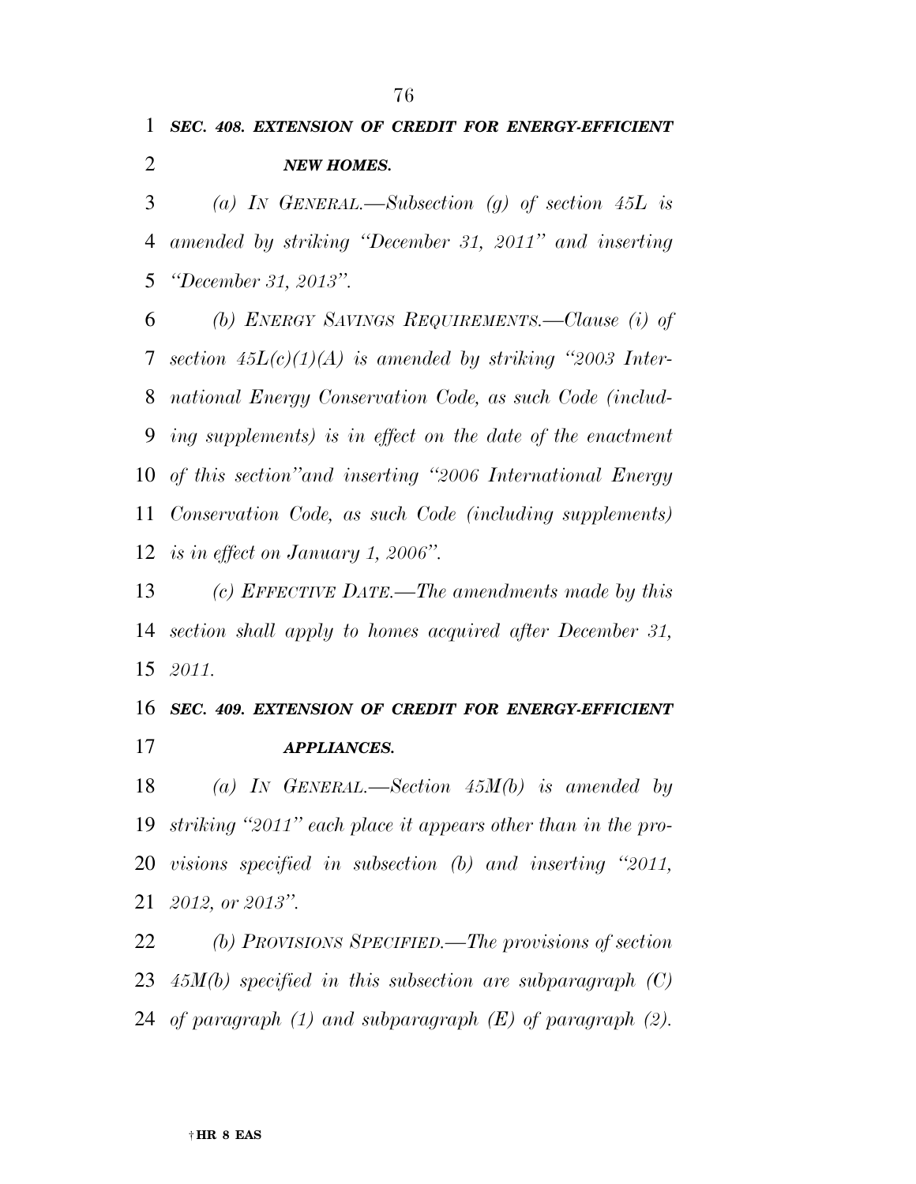### *SEC. 408. EXTENSION OF CREDIT FOR ENERGY-EFFICIENT NEW HOMES.*

*(a) IN GENERAL.—Subsection (g) of section 45L is amended by striking "December 31, 2011" and inserting "December 31, 2013".*

*(b) ENERGY SAVINGS REQUIREMENTS.—Clause (i) of section 45L(c)(1)(A) is amended by striking "2003 International Energy Conservation Code, as such Code (including supplements) is in effect on the date of the enactment of this section"and inserting "2006 International Energy Conservation Code, as such Code (including supplements) is in effect on January 1, 2006".*

*(c) EFFECTIVE DATE.—The amendments made by this section shall apply to homes acquired after December 31, 2011.*

### *SEC. 409. EXTENSION OF CREDIT FOR ENERGY-EFFICIENT APPLIANCES.*

*(a) IN GENERAL.—Section 45M(b) is amended by striking "2011" each place it appears other than in the provisions specified in subsection (b) and inserting "2011, 2012, or 2013".*

*(b) PROVISIONS SPECIFIED.—The provisions of section 45M(b) specified in this subsection are subparagraph (C) of paragraph (1) and subparagraph (E) of paragraph (2).*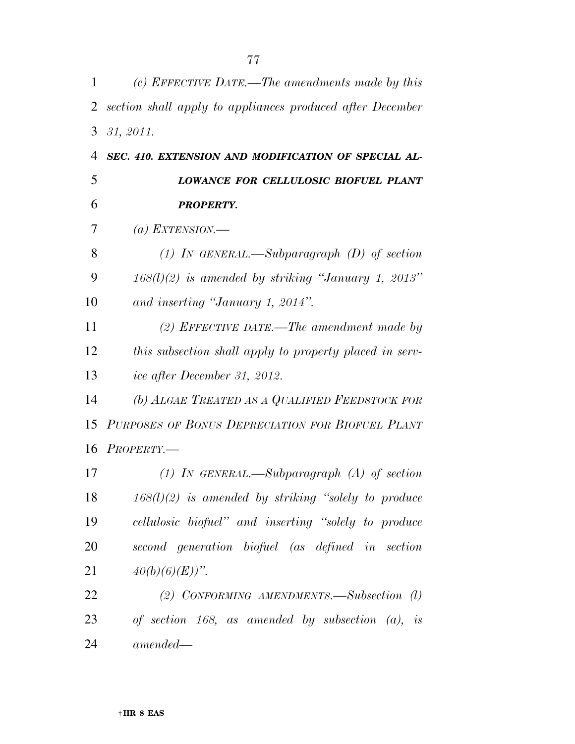*(c) EFFECTIVE DATE.—The amendments made by this section shall apply to appliances produced after December 31, 2011.*

***SEC. 410. EXTENSION AND MODIFICATION OF SPECIAL ALLOWANCE FOR CELLULOSIC BIOFUEL PLANT PROPERTY.***

*(a) EXTENSION.—*

*(1) IN GENERAL.—Subparagraph (D) of section 168(l)(2) is amended by striking "January 1, 2013" and inserting "January 1, 2014".*

*(2) EFFECTIVE DATE.—The amendment made by this subsection shall apply to property placed in service after December 31, 2012.*

*(b) ALGAE TREATED AS A QUALIFIED FEEDSTOCK FOR PURPOSES OF BONUS DEPRECIATION FOR BIOFUEL PLANT PROPERTY.—*

*(1) IN GENERAL.—Subparagraph (A) of section 168(l)(2) is amended by striking "solely to produce cellulosic biofuel" and inserting "solely to produce second generation biofuel (as defined in section 40(b)(6)(E))".*

*(2) CONFORMING AMENDMENTS.—Subsection (l) of section 168, as amended by subsection (a), is amended—*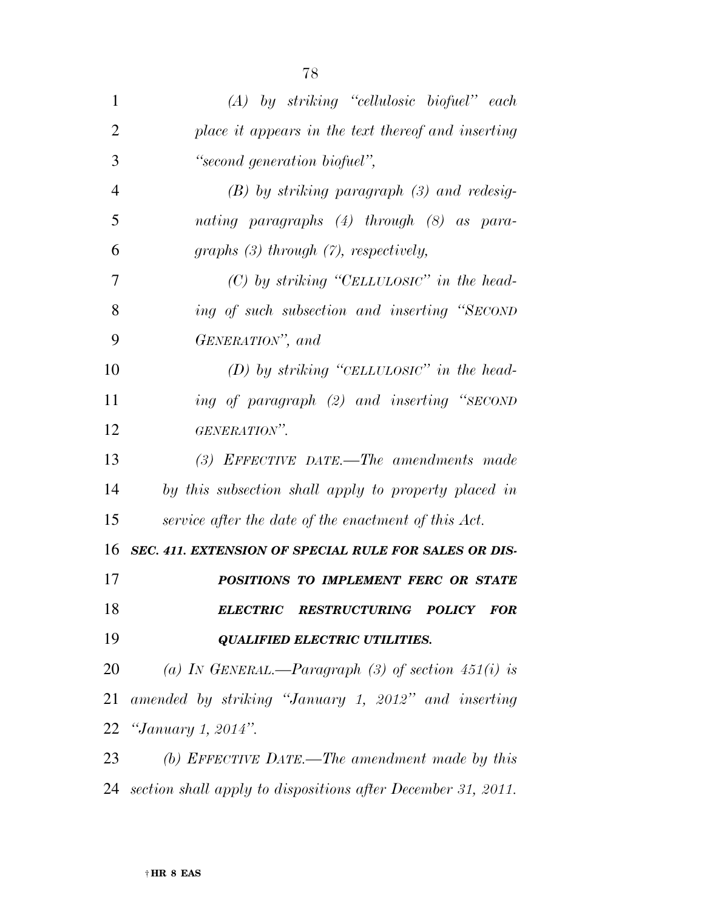*(A) by striking "cellulosic biofuel" each place it appears in the text thereof and inserting "second generation biofuel",*

*(B) by striking paragraph (3) and redesignating paragraphs (4) through (8) as paragraphs (3) through (7), respectively,*

*(C) by striking "CELLULOSIC" in the heading of such subsection and inserting "SECOND GENERATION", and*

*(D) by striking "CELLULOSIC" in the heading of paragraph (2) and inserting "SECOND GENERATION".*

*(3) EFFECTIVE DATE.—The amendments made by this subsection shall apply to property placed in service after the date of the enactment of this Act.*

***SEC. 411. EXTENSION OF SPECIAL RULE FOR SALES OR DISPOSITIONS TO IMPLEMENT FERC OR STATE ELECTRIC RESTRUCTURING POLICY FOR QUALIFIED ELECTRIC UTILITIES.***

*(a) IN GENERAL.—Paragraph (3) of section 451(i) is amended by striking "January 1, 2012" and inserting "January 1, 2014".*

*(b) EFFECTIVE DATE.—The amendment made by this section shall apply to dispositions after December 31, 2011.*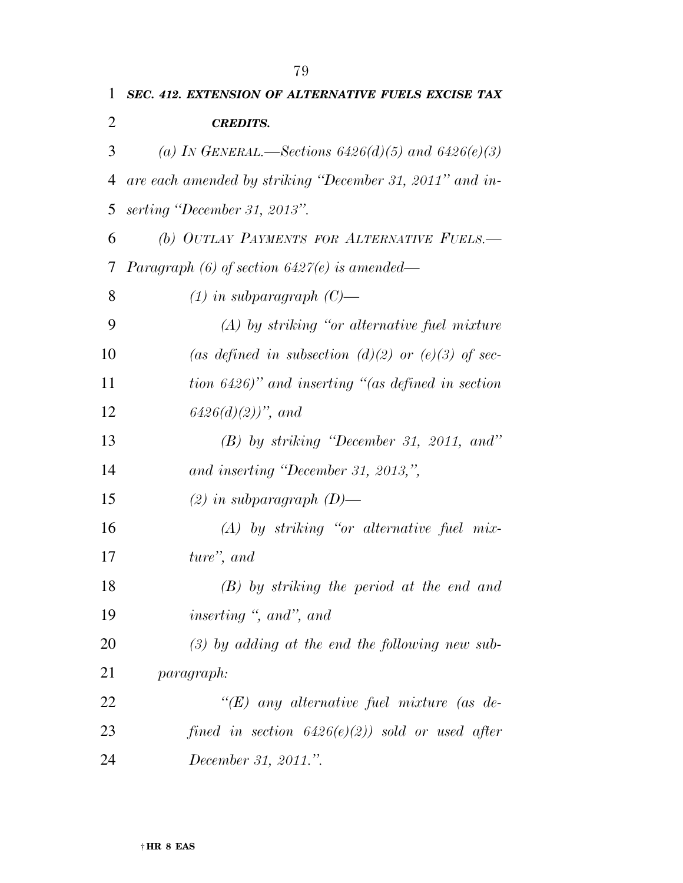***SEC. 412. EXTENSION OF ALTERNATIVE FUELS EXCISE TAX CREDITS.***

*(a) IN GENERAL.—Sections 6426(d)(5) and 6426(e)(3) are each amended by striking "December 31, 2011" and inserting "December 31, 2013".*

*(b) OUTLAY PAYMENTS FOR ALTERNATIVE FUELS.—Paragraph (6) of section 6427(e) is amended—*

*(1) in subparagraph (C)—*

*(A) by striking "or alternative fuel mixture (as defined in subsection (d)(2) or (e)(3) of section 6426)" and inserting "(as defined in section 6426(d)(2))", and*

*(B) by striking "December 31, 2011, and" and inserting "December 31, 2013,",*

*(2) in subparagraph (D)—*

*(A) by striking "or alternative fuel mixture", and*

*(B) by striking the period at the end and inserting ", and", and*

*(3) by adding at the end the following new subparagraph:*

*"(E) any alternative fuel mixture (as defined in section 6426(e)(2)) sold or used after December 31, 2011.".*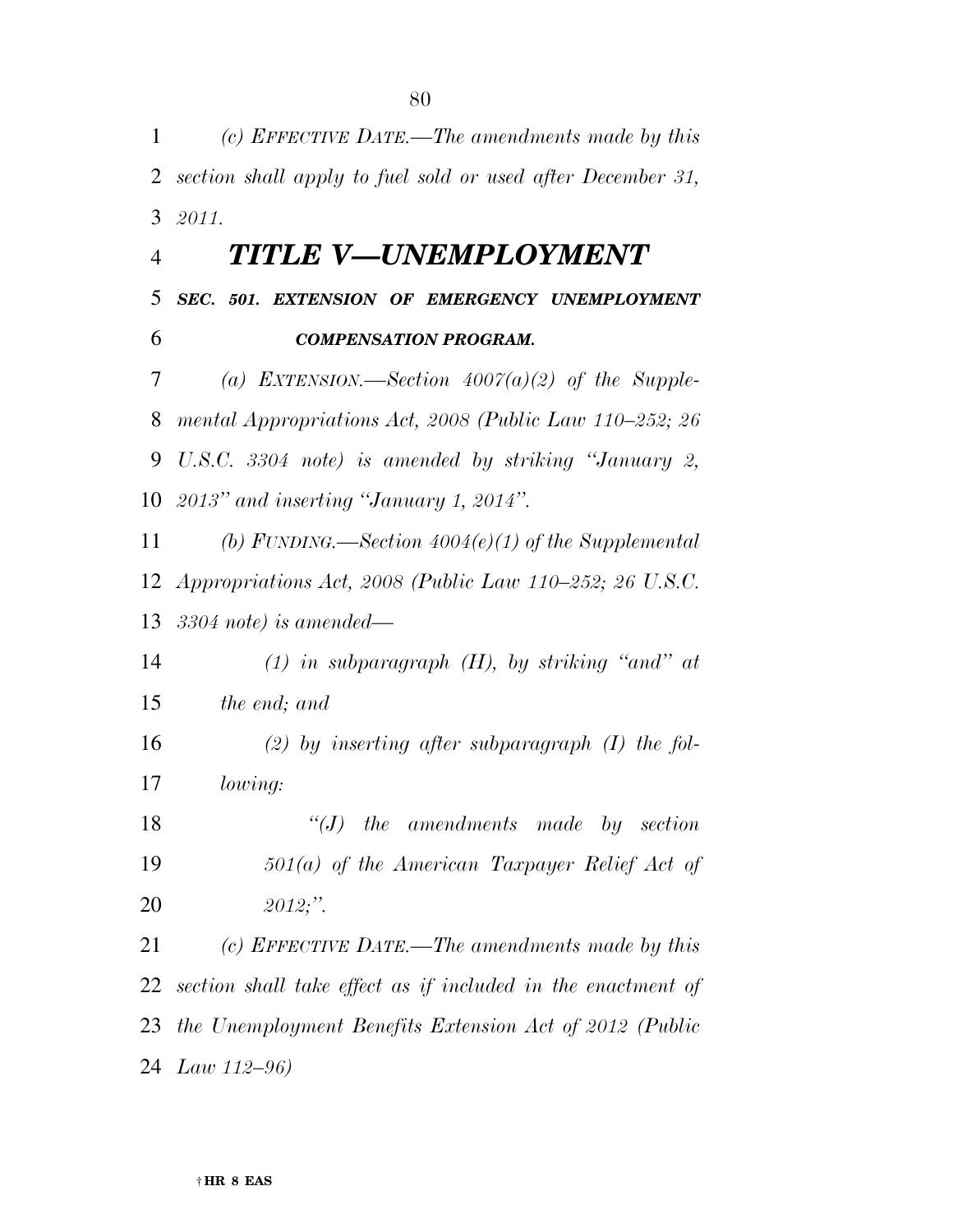*(c) EFFECTIVE DATE.—The amendments made by this section shall apply to fuel sold or used after December 31, 2011.*

# *TITLE V—UNEMPLOYMENT*

### *SEC. 501. EXTENSION OF EMERGENCY UNEMPLOYMENT COMPENSATION PROGRAM.*

*(a) EXTENSION.—Section 4007(a)(2) of the Supplemental Appropriations Act, 2008 (Public Law 110–252; 26 U.S.C. 3304 note) is amended by striking "January 2, 2013" and inserting "January 1, 2014".*

*(b) FUNDING.—Section 4004(e)(1) of the Supplemental Appropriations Act, 2008 (Public Law 110–252; 26 U.S.C. 3304 note) is amended—*

*(1) in subparagraph (H), by striking "and" at the end; and*

*(2) by inserting after subparagraph (I) the following:*

*"(J) the amendments made by section 501(a) of the American Taxpayer Relief Act of 2012;".*

*(c) EFFECTIVE DATE.—The amendments made by this section shall take effect as if included in the enactment of the Unemployment Benefits Extension Act of 2012 (Public Law 112–96)*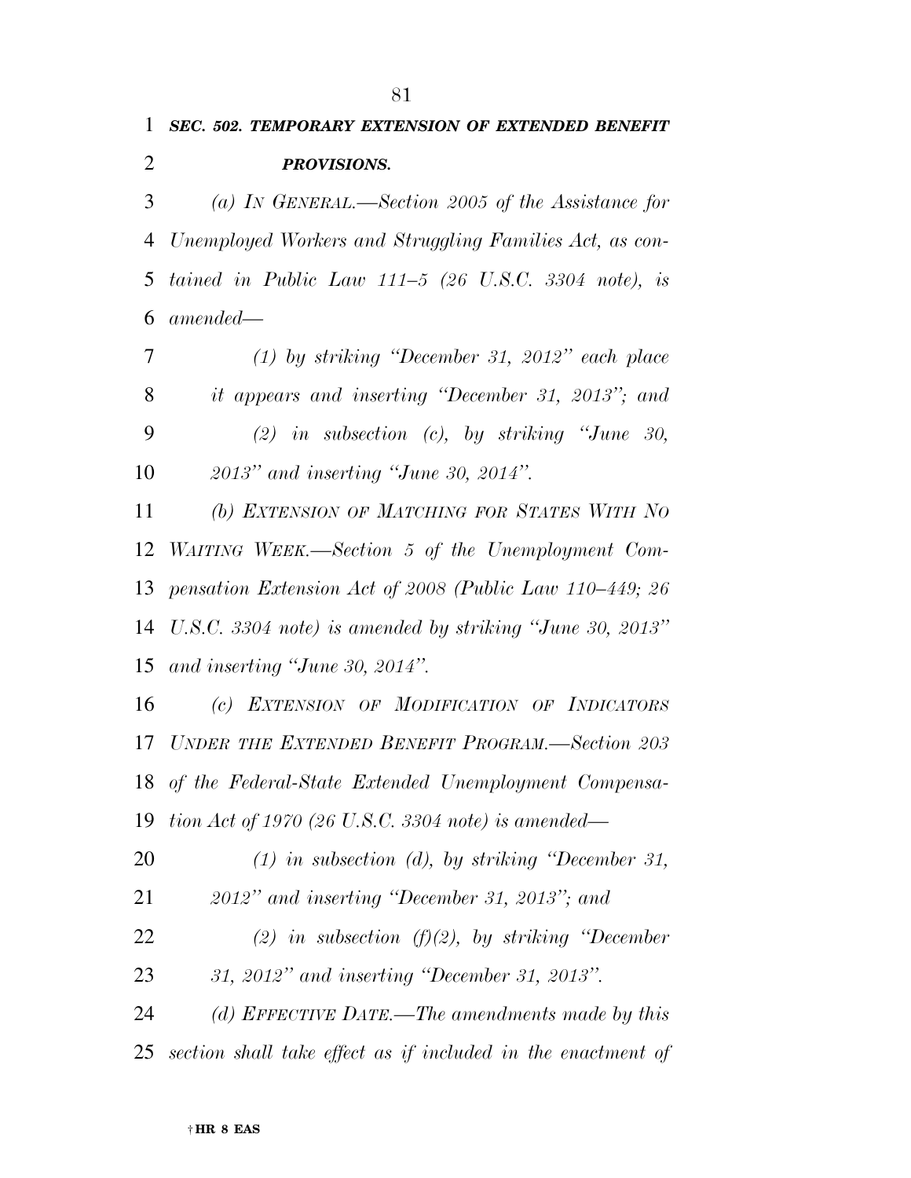***SEC. 502. TEMPORARY EXTENSION OF EXTENDED BENEFIT PROVISIONS.***

*(a) IN GENERAL.—Section 2005 of the Assistance for Unemployed Workers and Struggling Families Act, as contained in Public Law 111–5 (26 U.S.C. 3304 note), is amended—*

*(1) by striking "December 31, 2012" each place it appears and inserting "December 31, 2013"; and*

*(2) in subsection (c), by striking "June 30, 2013" and inserting "June 30, 2014".*

*(b) EXTENSION OF MATCHING FOR STATES WITH NO WAITING WEEK.—Section 5 of the Unemployment Compensation Extension Act of 2008 (Public Law 110–449; 26 U.S.C. 3304 note) is amended by striking "June 30, 2013" and inserting "June 30, 2014".*

*(c) EXTENSION OF MODIFICATION OF INDICATORS UNDER THE EXTENDED BENEFIT PROGRAM.—Section 203 of the Federal-State Extended Unemployment Compensation Act of 1970 (26 U.S.C. 3304 note) is amended—*

*(1) in subsection (d), by striking "December 31, 2012" and inserting "December 31, 2013"; and*

*(2) in subsection (f)(2), by striking "December 31, 2012" and inserting "December 31, 2013".*

*(d) EFFECTIVE DATE.—The amendments made by this section shall take effect as if included in the enactment of*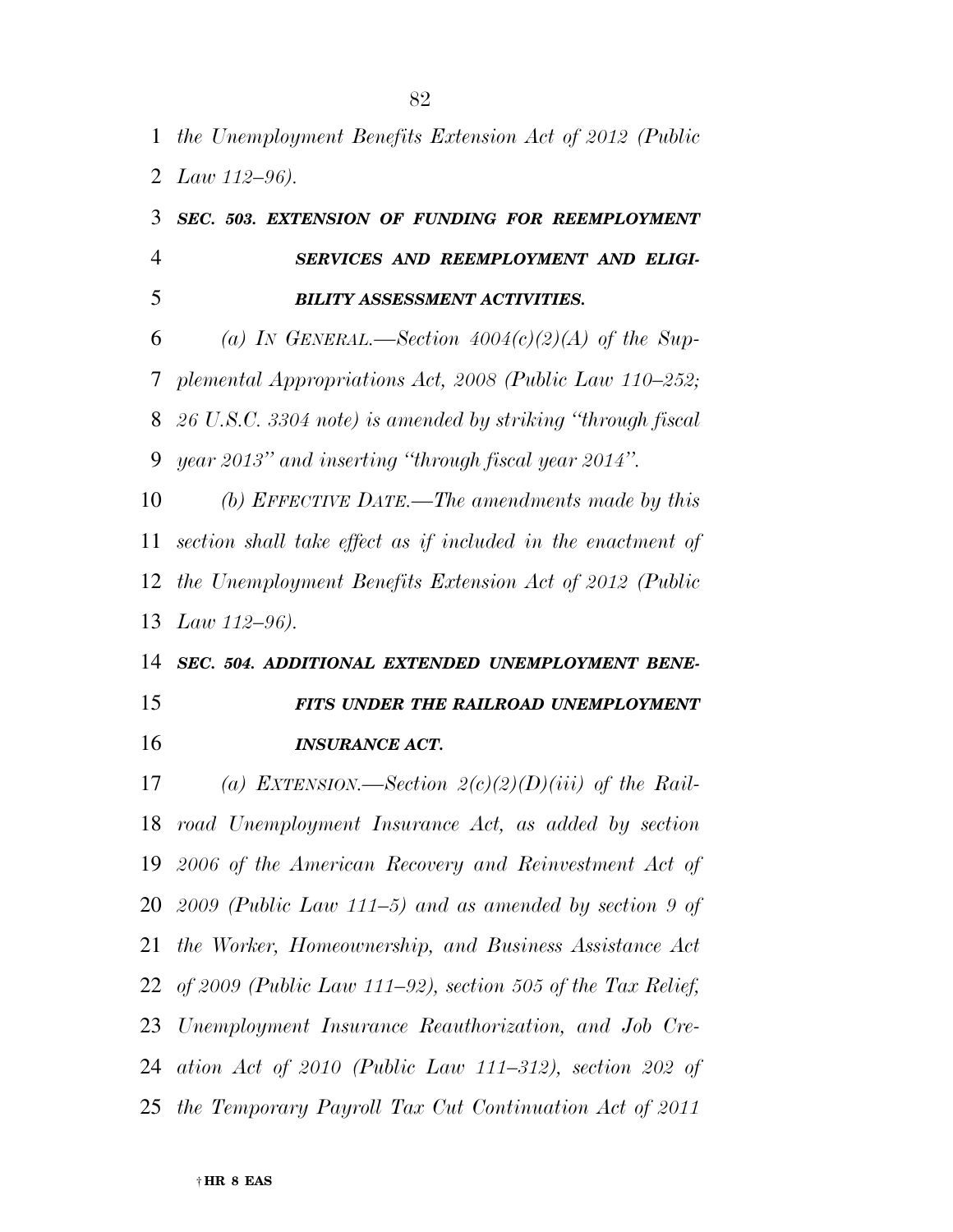*the Unemployment Benefits Extension Act of 2012 (Public Law 112–96).*

***SEC. 503. EXTENSION OF FUNDING FOR REEMPLOYMENT SERVICES AND REEMPLOYMENT AND ELIGIBILITY ASSESSMENT ACTIVITIES.***

*(a) IN GENERAL.—Section 4004(c)(2)(A) of the Supplemental Appropriations Act, 2008 (Public Law 110–252; 26 U.S.C. 3304 note) is amended by striking "through fiscal year 2013" and inserting "through fiscal year 2014".*

*(b) EFFECTIVE DATE.—The amendments made by this section shall take effect as if included in the enactment of the Unemployment Benefits Extension Act of 2012 (Public Law 112–96).*

***SEC. 504. ADDITIONAL EXTENDED UNEMPLOYMENT BENEFITS UNDER THE RAILROAD UNEMPLOYMENT INSURANCE ACT.***

*(a) EXTENSION.—Section 2(c)(2)(D)(iii) of the Railroad Unemployment Insurance Act, as added by section 2006 of the American Recovery and Reinvestment Act of 2009 (Public Law 111–5) and as amended by section 9 of the Worker, Homeownership, and Business Assistance Act of 2009 (Public Law 111–92), section 505 of the Tax Relief, Unemployment Insurance Reauthorization, and Job Creation Act of 2010 (Public Law 111–312), section 202 of the Temporary Payroll Tax Cut Continuation Act of 2011*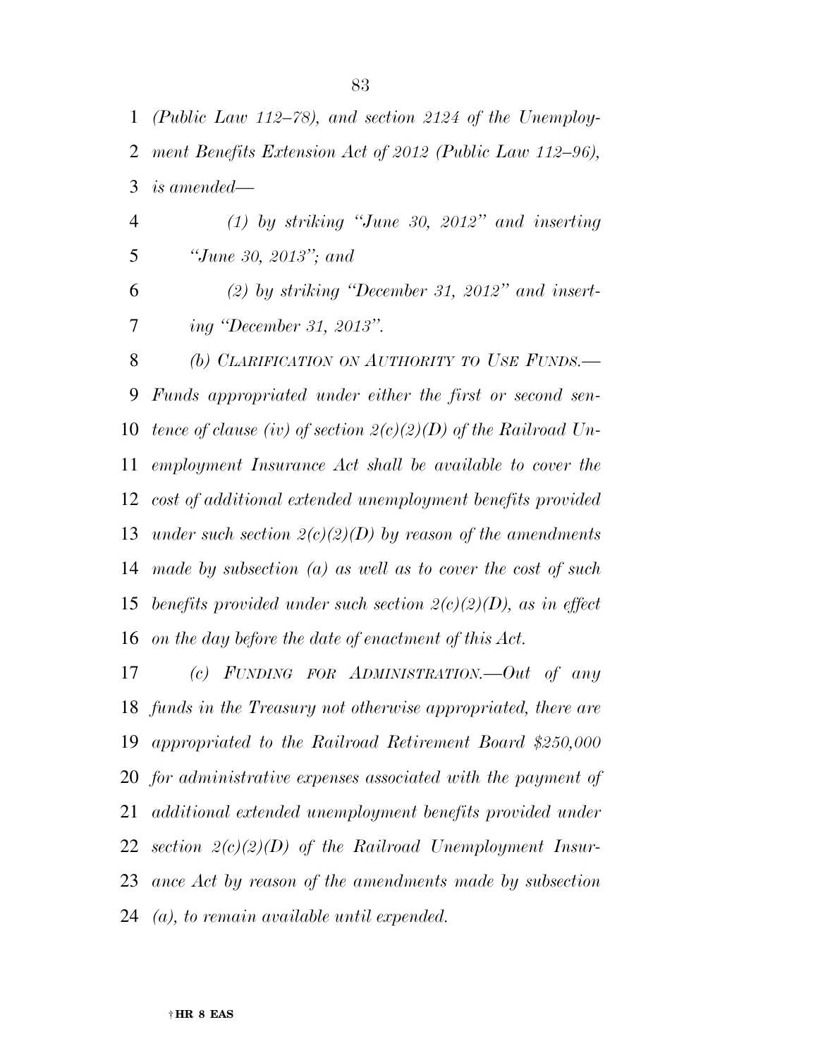*(Public Law 112–78), and section 2124 of the Unemployment Benefits Extension Act of 2012 (Public Law 112–96), is amended—*

*(1) by striking "June 30, 2012" and inserting "June 30, 2013"; and*

*(2) by striking "December 31, 2012" and inserting "December 31, 2013".*

*(b) CLARIFICATION ON AUTHORITY TO USE FUNDS.—Funds appropriated under either the first or second sentence of clause (iv) of section 2(c)(2)(D) of the Railroad Unemployment Insurance Act shall be available to cover the cost of additional extended unemployment benefits provided under such section 2(c)(2)(D) by reason of the amendments made by subsection (a) as well as to cover the cost of such benefits provided under such section 2(c)(2)(D), as in effect on the day before the date of enactment of this Act.*

*(c) FUNDING FOR ADMINISTRATION.—Out of any funds in the Treasury not otherwise appropriated, there are appropriated to the Railroad Retirement Board $250,000 for administrative expenses associated with the payment of additional extended unemployment benefits provided under section 2(c)(2)(D) of the Railroad Unemployment Insurance Act by reason of the amendments made by subsection (a), to remain available until expended.*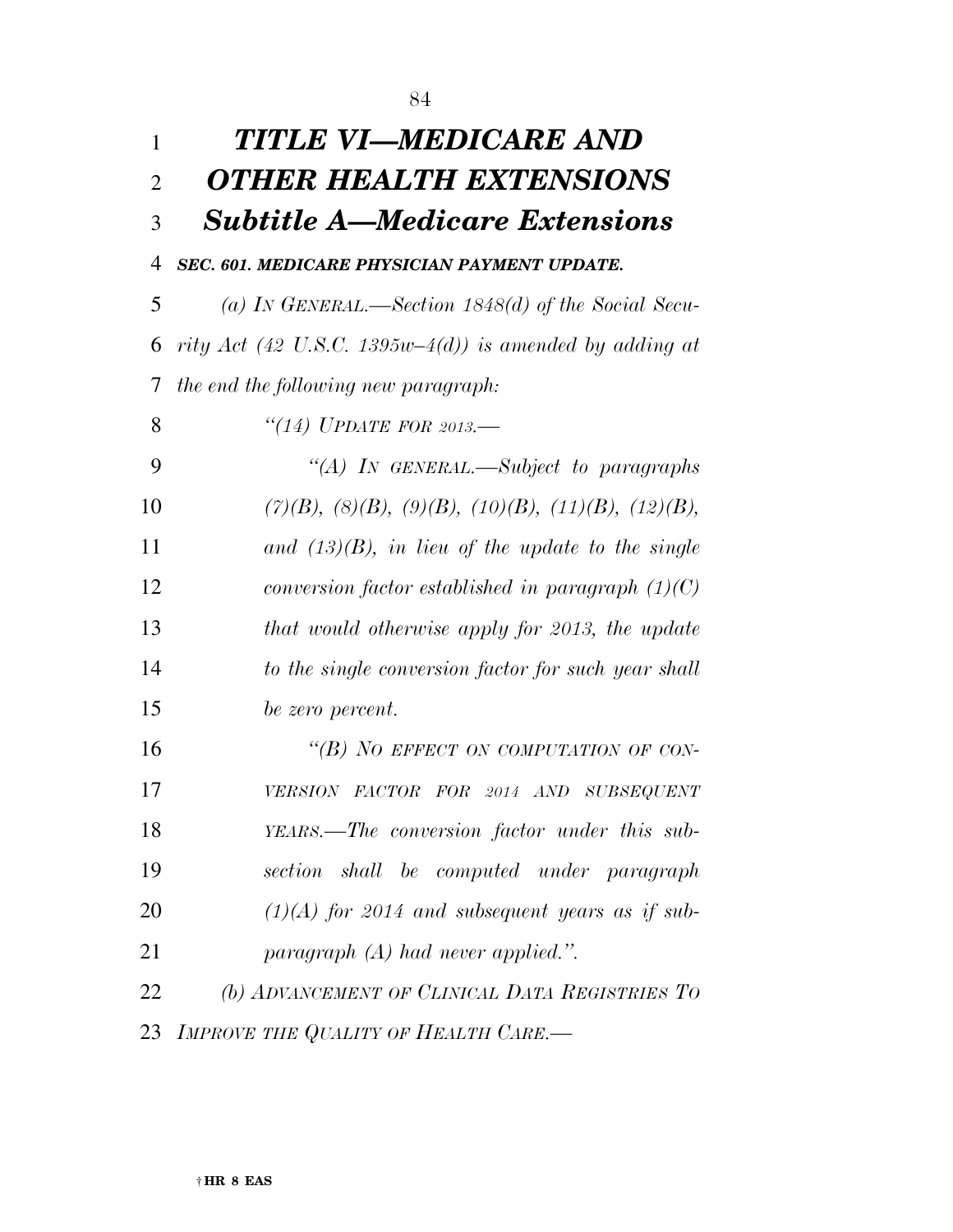# *TITLE VI—MEDICARE AND OTHER HEALTH EXTENSIONS*

## *Subtitle A—Medicare Extensions*

***SEC. 601. MEDICARE PHYSICIAN PAYMENT UPDATE.***

*(a) IN GENERAL.—Section 1848(d) of the Social Security Act (42 U.S.C. 1395w–4(d)) is amended by adding at the end the following new paragraph:*

*"(14) UPDATE FOR 2013.—*

*"(A) IN GENERAL.—Subject to paragraphs (7)(B), (8)(B), (9)(B), (10)(B), (11)(B), (12)(B), and (13)(B), in lieu of the update to the single conversion factor established in paragraph (1)(C) that would otherwise apply for 2013, the update to the single conversion factor for such year shall be zero percent.*

*"(B) NO EFFECT ON COMPUTATION OF CONVERSION FACTOR FOR 2014 AND SUBSEQUENT YEARS.—The conversion factor under this subsection shall be computed under paragraph (1)(A) for 2014 and subsequent years as if subparagraph (A) had never applied.".*

*(b) ADVANCEMENT OF CLINICAL DATA REGISTRIES TO IMPROVE THE QUALITY OF HEALTH CARE.—*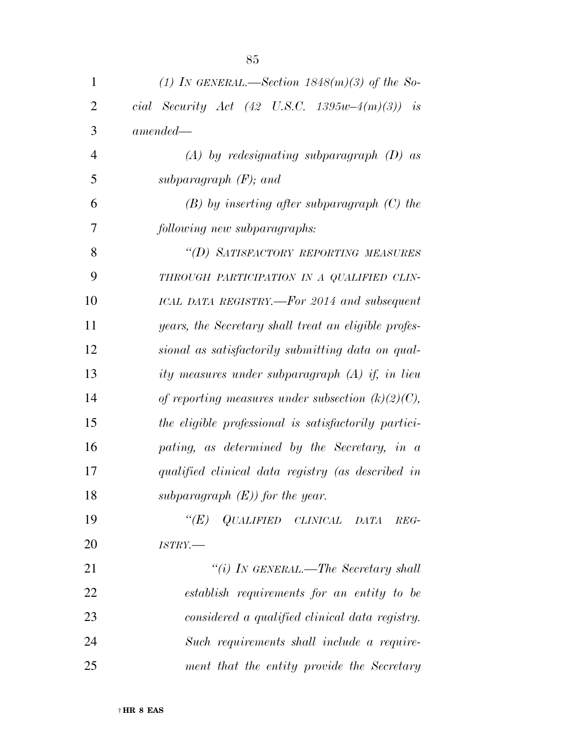*(1) IN GENERAL.—Section 1848(m)(3) of the Social Security Act (42 U.S.C. 1395w–4(m)(3)) is amended—*

*(A) by redesignating subparagraph (D) as subparagraph (F); and*

*(B) by inserting after subparagraph (C) the following new subparagraphs:*

*"(D) SATISFACTORY REPORTING MEASURES THROUGH PARTICIPATION IN A QUALIFIED CLINICAL DATA REGISTRY.—For 2014 and subsequent years, the Secretary shall treat an eligible professional as satisfactorily submitting data on quality measures under subparagraph (A) if, in lieu of reporting measures under subsection (k)(2)(C), the eligible professional is satisfactorily participating, as determined by the Secretary, in a qualified clinical data registry (as described in subparagraph (E)) for the year.*

*"(E) QUALIFIED CLINICAL DATA REGISTRY.—*

*"(i) IN GENERAL.—The Secretary shall establish requirements for an entity to be considered a qualified clinical data registry. Such requirements shall include a requirement that the entity provide the Secretary*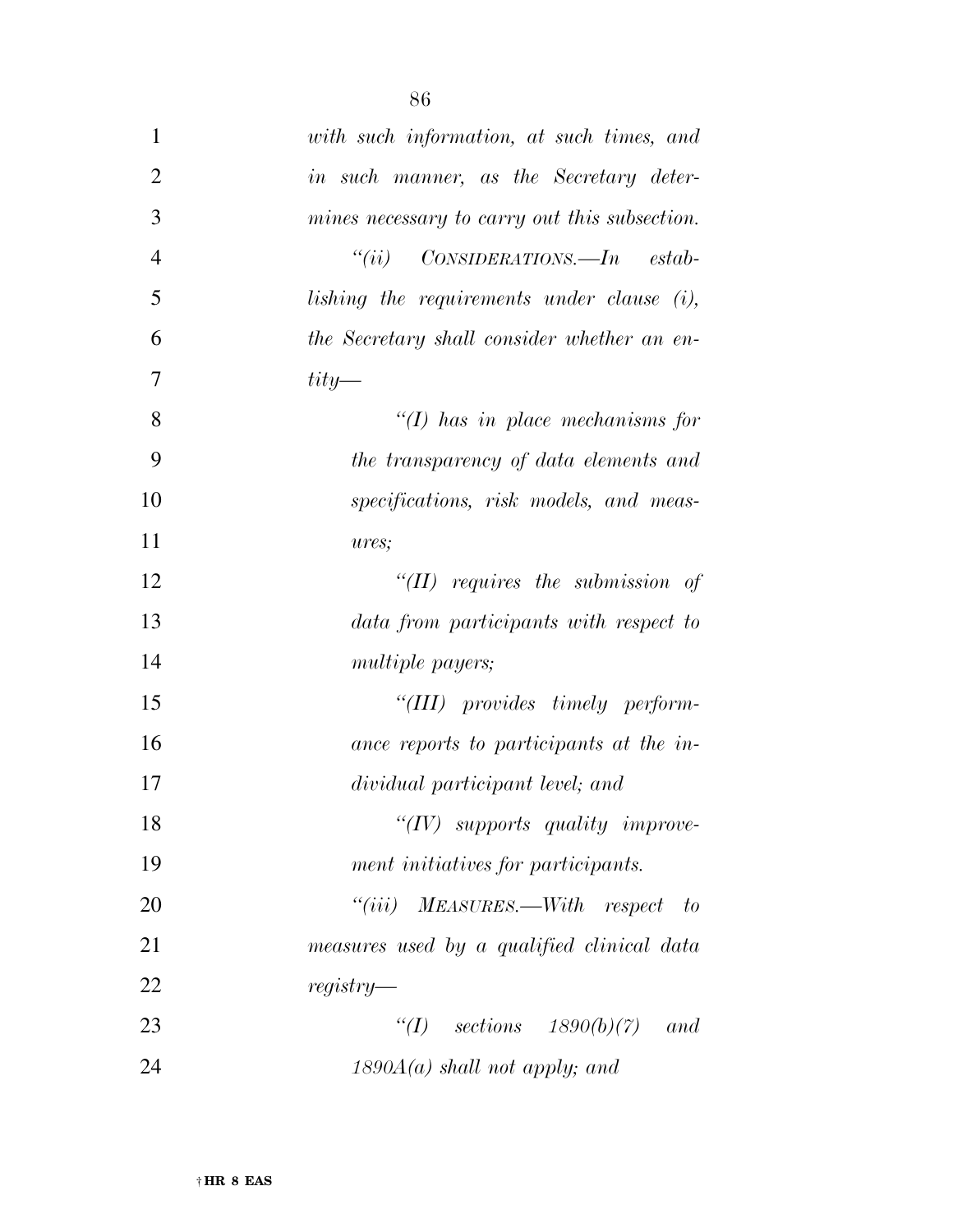*with such information, at such times, and in such manner, as the Secretary determines necessary to carry out this subsection.*

*"(ii) CONSIDERATIONS.—In establishing the requirements under clause (i), the Secretary shall consider whether an entity—*

*"(I) has in place mechanisms for the transparency of data elements and specifications, risk models, and measures;*

*"(II) requires the submission of data from participants with respect to multiple payers;*

*"(III) provides timely performance reports to participants at the individual participant level; and*

*"(IV) supports quality improvement initiatives for participants.*

*"(iii) MEASURES.—With respect to measures used by a qualified clinical data registry—*

*"(I) sections 1890(b)(7) and 1890A(a) shall not apply; and*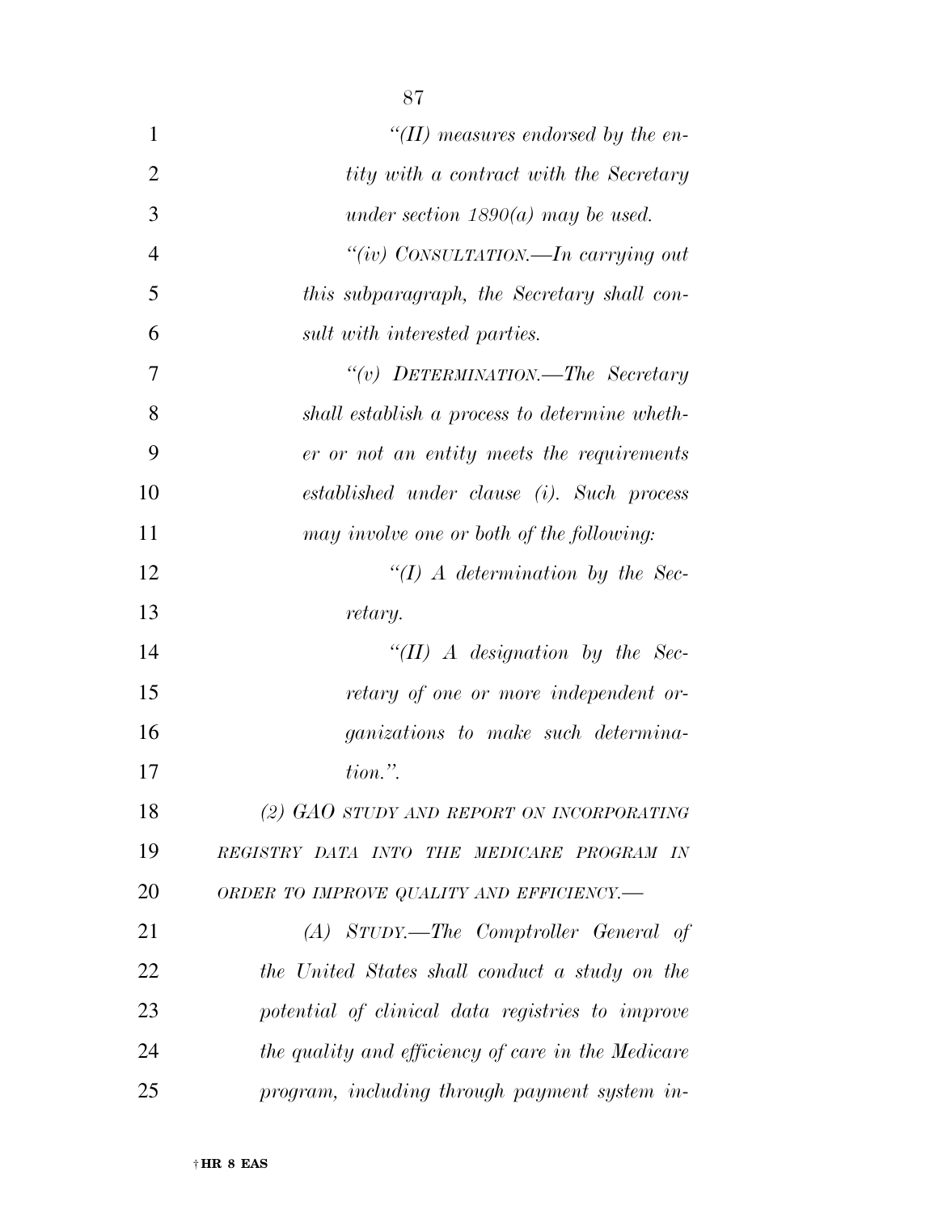*"(II) measures endorsed by the entity with a contract with the Secretary under section 1890(a) may be used.*

*"(iv) CONSULTATION.—In carrying out this subparagraph, the Secretary shall consult with interested parties.*

*"(v) DETERMINATION.—The Secretary shall establish a process to determine whether or not an entity meets the requirements established under clause (i). Such process may involve one or both of the following:*

*"(I) A determination by the Secretary.*

*"(II) A designation by the Secretary of one or more independent organizations to make such determination.".*

*(2) GAO STUDY AND REPORT ON INCORPORATING REGISTRY DATA INTO THE MEDICARE PROGRAM IN ORDER TO IMPROVE QUALITY AND EFFICIENCY.—*

*(A) STUDY.—The Comptroller General of the United States shall conduct a study on the potential of clinical data registries to improve the quality and efficiency of care in the Medicare program, including through payment system in-*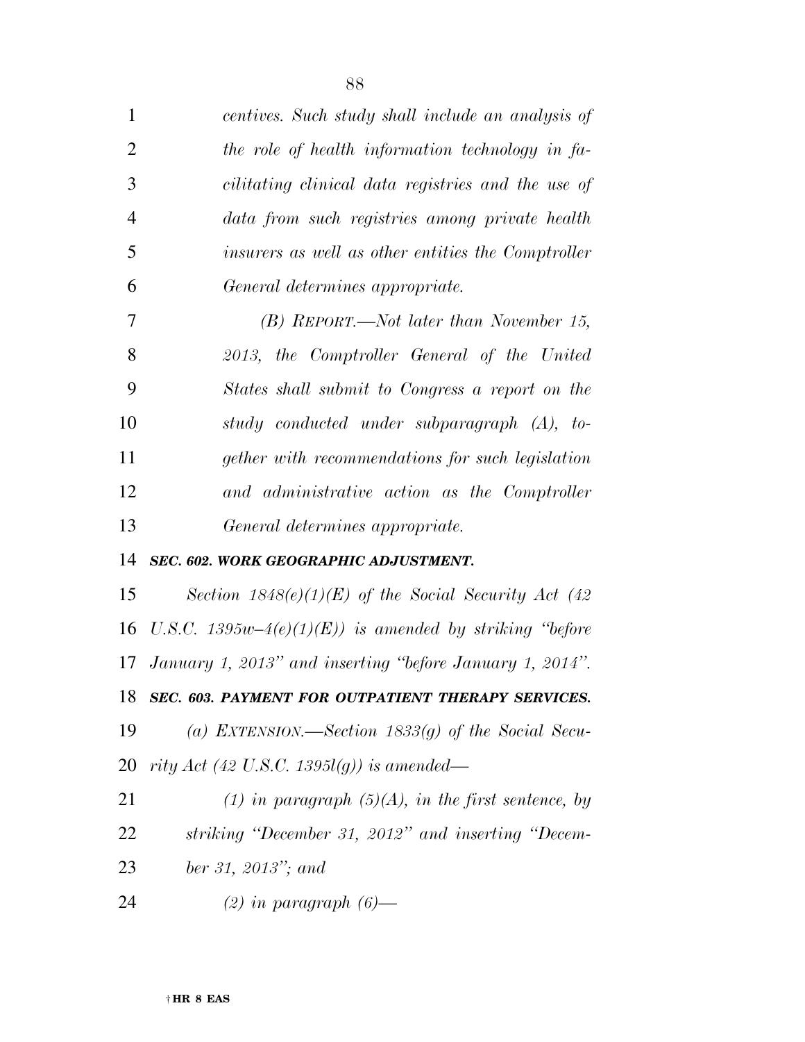*centives. Such study shall include an analysis of the role of health information technology in facilitating clinical data registries and the use of data from such registries among private health insurers as well as other entities the Comptroller General determines appropriate.*

*(B) REPORT.—Not later than November 15, 2013, the Comptroller General of the United States shall submit to Congress a report on the study conducted under subparagraph (A), together with recommendations for such legislation and administrative action as the Comptroller General determines appropriate.*

***SEC. 602. WORK GEOGRAPHIC ADJUSTMENT.***

*Section 1848(e)(1)(E) of the Social Security Act (42 U.S.C. 1395w–4(e)(1)(E)) is amended by striking "before January 1, 2013" and inserting "before January 1, 2014".*

***SEC. 603. PAYMENT FOR OUTPATIENT THERAPY SERVICES.***

*(a) EXTENSION.—Section 1833(g) of the Social Security Act (42 U.S.C. 1395l(g)) is amended—*

*(1) in paragraph (5)(A), in the first sentence, by striking "December 31, 2012" and inserting "December 31, 2013"; and*

*(2) in paragraph (6)—*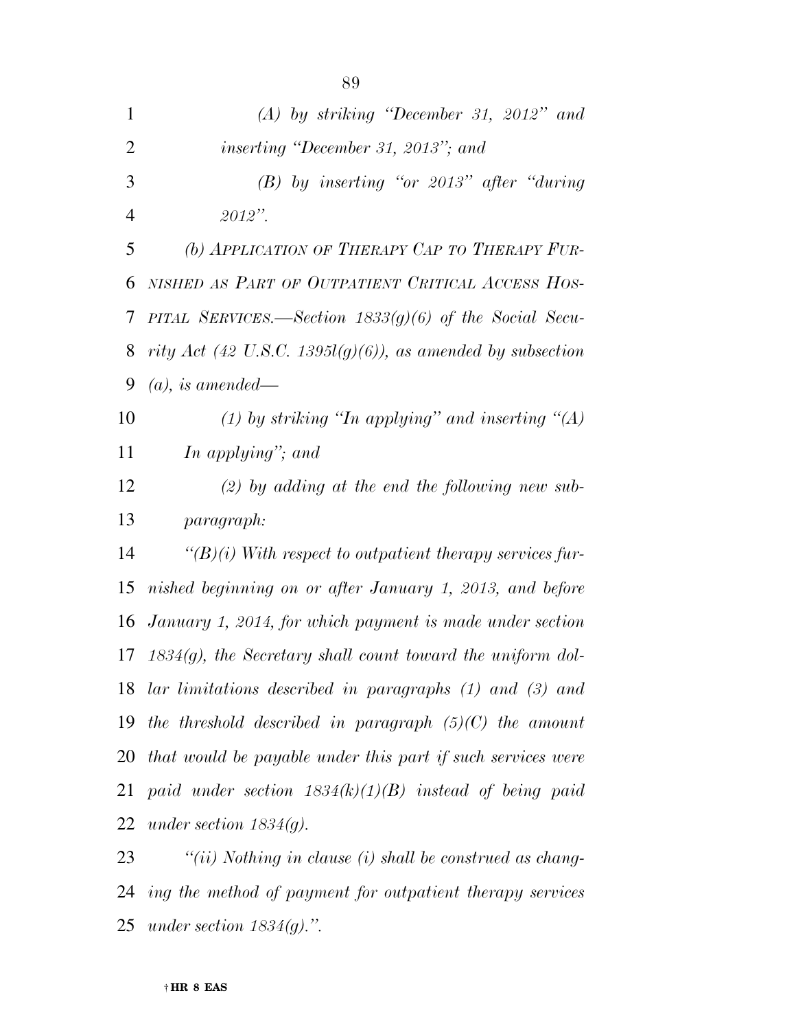*(A) by striking "December 31, 2012" and inserting "December 31, 2013"; and*

*(B) by inserting "or 2013" after "during 2012".*

*(b) APPLICATION OF THERAPY CAP TO THERAPY FURNISHED AS PART OF OUTPATIENT CRITICAL ACCESS HOSPITAL SERVICES.—Section 1833(g)(6) of the Social Security Act (42 U.S.C. 1395l(g)(6)), as amended by subsection (a), is amended—*

*(1) by striking "In applying" and inserting "(A) In applying"; and*

*(2) by adding at the end the following new subparagraph:*

*"(B)(i) With respect to outpatient therapy services furnished beginning on or after January 1, 2013, and before January 1, 2014, for which payment is made under section 1834(g), the Secretary shall count toward the uniform dollar limitations described in paragraphs (1) and (3) and the threshold described in paragraph (5)(C) the amount that would be payable under this part if such services were paid under section 1834(k)(1)(B) instead of being paid under section 1834(g).*

*"(ii) Nothing in clause (i) shall be construed as changing the method of payment for outpatient therapy services under section 1834(g).".*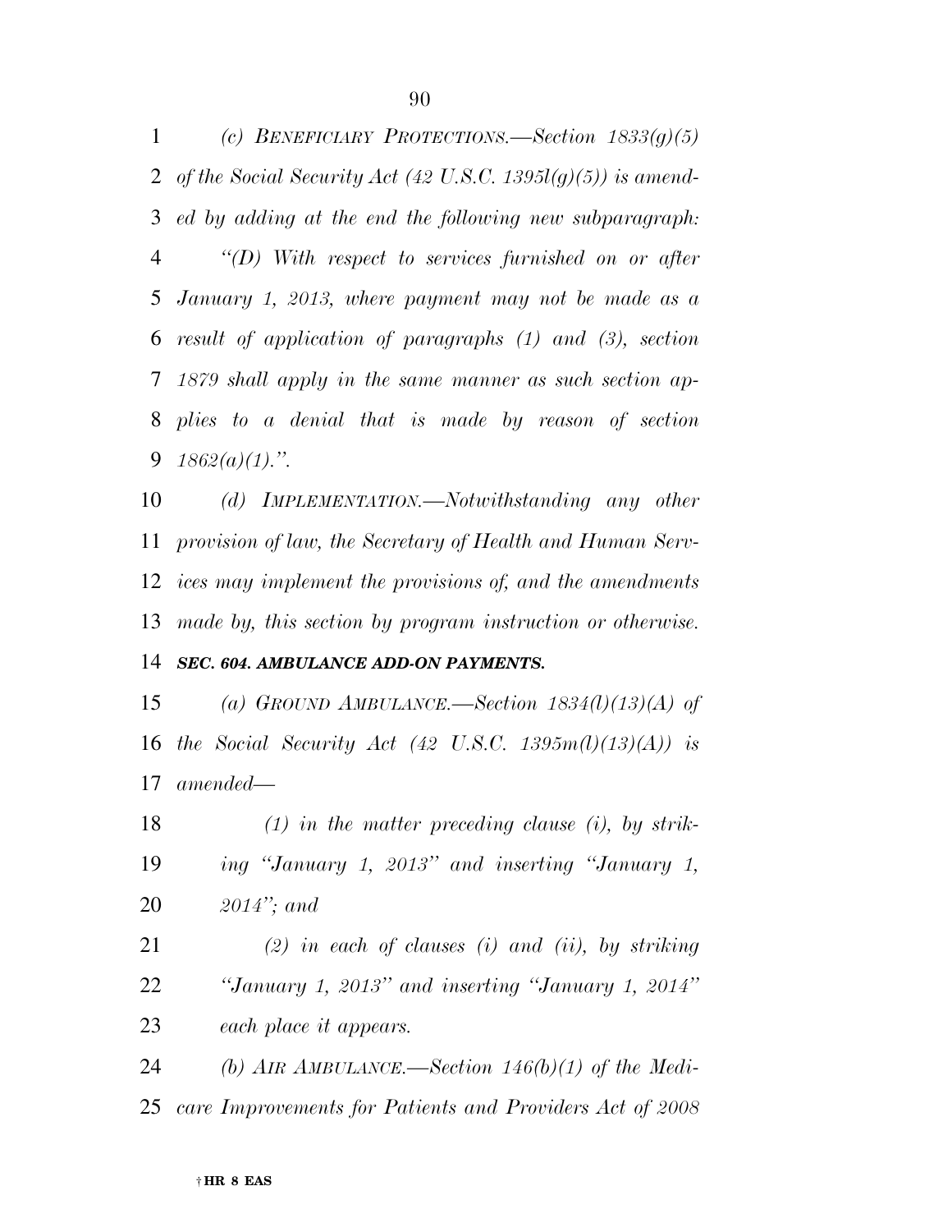*(c) BENEFICIARY PROTECTIONS.—Section 1833(g)(5) of the Social Security Act (42 U.S.C. 1395l(g)(5)) is amended by adding at the end the following new subparagraph:*

*"(D) With respect to services furnished on or after January 1, 2013, where payment may not be made as a result of application of paragraphs (1) and (3), section 1879 shall apply in the same manner as such section applies to a denial that is made by reason of section 1862(a)(1).".*

*(d) IMPLEMENTATION.—Notwithstanding any other provision of law, the Secretary of Health and Human Services may implement the provisions of, and the amendments made by, this section by program instruction or otherwise.*

***SEC. 604. AMBULANCE ADD-ON PAYMENTS.***

*(a) GROUND AMBULANCE.—Section 1834(l)(13)(A) of the Social Security Act (42 U.S.C. 1395m(l)(13)(A)) is amended—*

*(1) in the matter preceding clause (i), by striking "January 1, 2013" and inserting "January 1, 2014"; and*

*(2) in each of clauses (i) and (ii), by striking "January 1, 2013" and inserting "January 1, 2014" each place it appears.*

*(b) AIR AMBULANCE.—Section 146(b)(1) of the Medicare Improvements for Patients and Providers Act of 2008*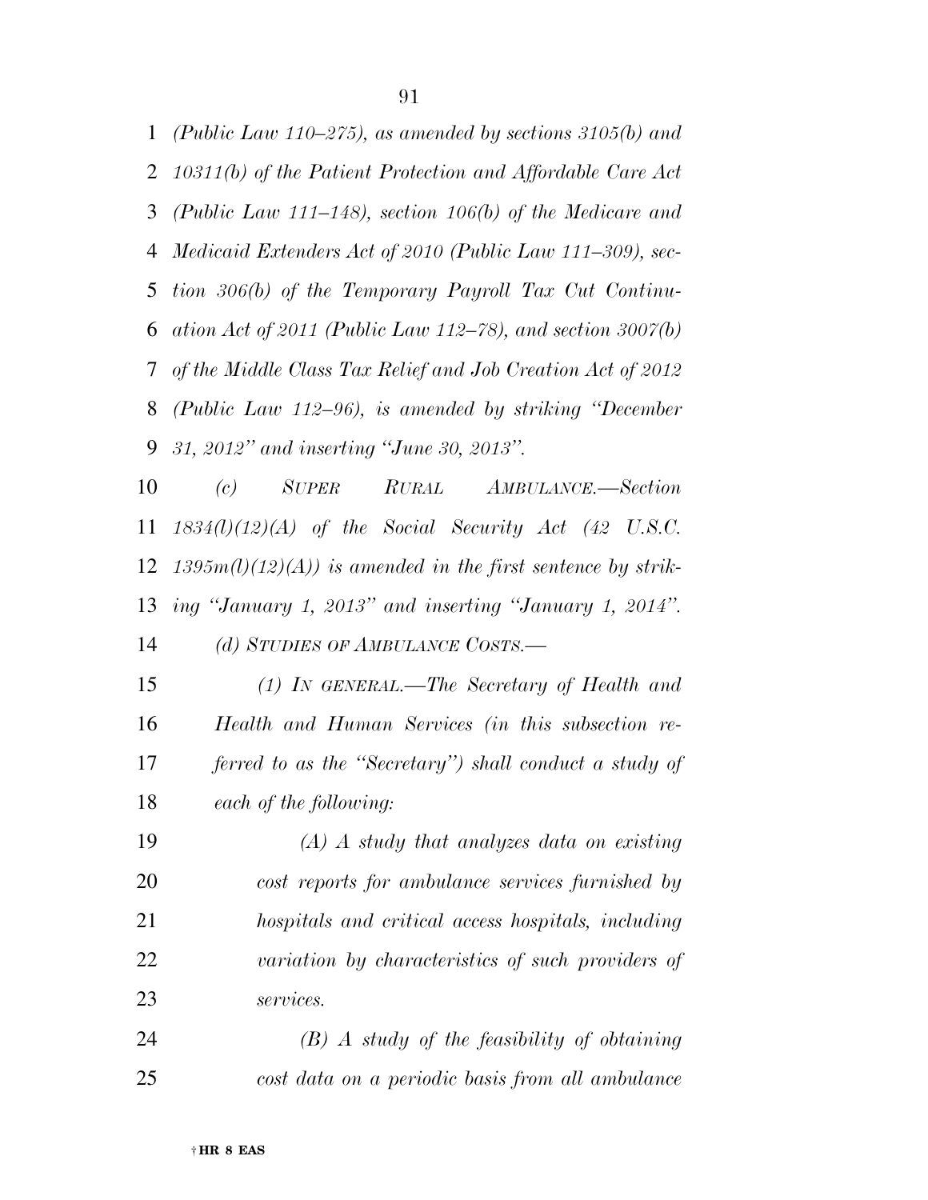*(Public Law 110–275), as amended by sections 3105(b) and 10311(b) of the Patient Protection and Affordable Care Act (Public Law 111–148), section 106(b) of the Medicare and Medicaid Extenders Act of 2010 (Public Law 111–309), section 306(b) of the Temporary Payroll Tax Cut Continuation Act of 2011 (Public Law 112–78), and section 3007(b) of the Middle Class Tax Relief and Job Creation Act of 2012 (Public Law 112–96), is amended by striking "December 31, 2012" and inserting "June 30, 2013".*

*(c) SUPER RURAL AMBULANCE.—Section 1834(l)(12)(A) of the Social Security Act (42 U.S.C. 1395m(l)(12)(A)) is amended in the first sentence by striking "January 1, 2013" and inserting "January 1, 2014".*

*(d) STUDIES OF AMBULANCE COSTS.—*

*(1) IN GENERAL.—The Secretary of Health and Health and Human Services (in this subsection referred to as the "Secretary") shall conduct a study of each of the following:*

*(A) A study that analyzes data on existing cost reports for ambulance services furnished by hospitals and critical access hospitals, including variation by characteristics of such providers of services.*

*(B) A study of the feasibility of obtaining cost data on a periodic basis from all ambulance*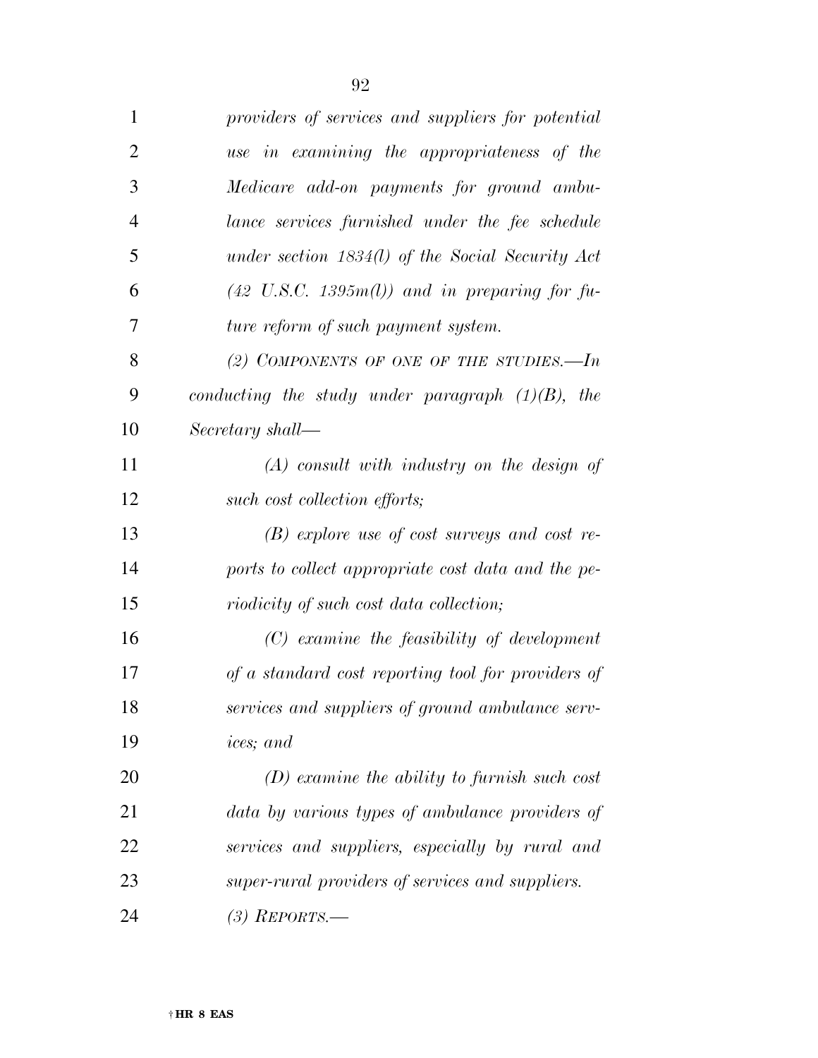*providers of services and suppliers for potential use in examining the appropriateness of the Medicare add-on payments for ground ambulance services furnished under the fee schedule under section 1834(l) of the Social Security Act (42 U.S.C. 1395m(l)) and in preparing for future reform of such payment system.*

*(2) COMPONENTS OF ONE OF THE STUDIES.—In conducting the study under paragraph (1)(B), the Secretary shall—*

*(A) consult with industry on the design of such cost collection efforts;*

*(B) explore use of cost surveys and cost reports to collect appropriate cost data and the periodicity of such cost data collection;*

*(C) examine the feasibility of development of a standard cost reporting tool for providers of services and suppliers of ground ambulance services; and*

*(D) examine the ability to furnish such cost data by various types of ambulance providers of services and suppliers, especially by rural and super-rural providers of services and suppliers.*

*(3) REPORTS.—*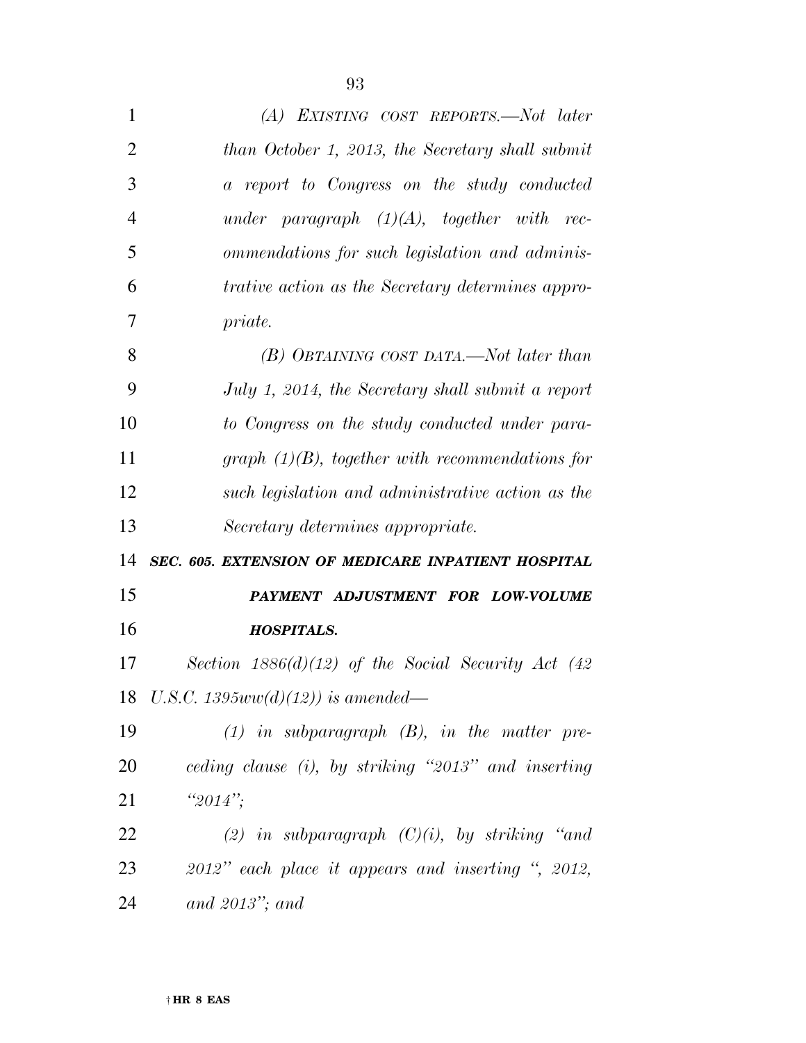*(A) EXISTING COST REPORTS.—Not later than October 1, 2013, the Secretary shall submit a report to Congress on the study conducted under paragraph (1)(A), together with recommendations for such legislation and administrative action as the Secretary determines appropriate.*

*(B) OBTAINING COST DATA.—Not later than July 1, 2014, the Secretary shall submit a report to Congress on the study conducted under paragraph (1)(B), together with recommendations for such legislation and administrative action as the Secretary determines appropriate.*

***SEC. 605. EXTENSION OF MEDICARE INPATIENT HOSPITAL PAYMENT ADJUSTMENT FOR LOW-VOLUME HOSPITALS.***

*Section 1886(d)(12) of the Social Security Act (42 U.S.C. 1395ww(d)(12)) is amended—*

*(1) in subparagraph (B), in the matter preceding clause (i), by striking "2013" and inserting "2014";*

*(2) in subparagraph (C)(i), by striking "and 2012" each place it appears and inserting ", 2012, and 2013"; and*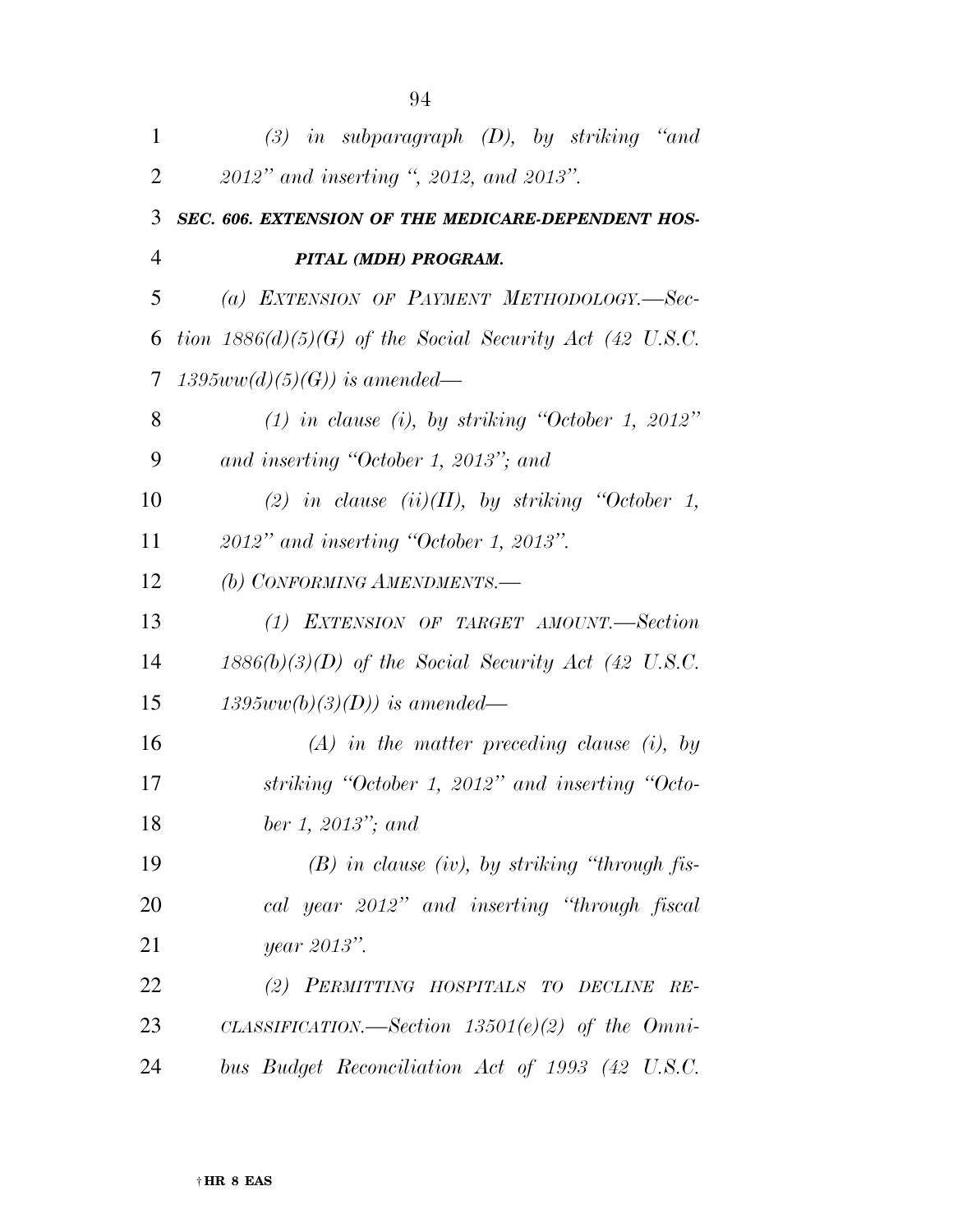*(3) in subparagraph (D), by striking "and 2012" and inserting ", 2012, and 2013".*

***SEC. 606. EXTENSION OF THE MEDICARE-DEPENDENT HOSPITAL (MDH) PROGRAM.***

*(a) EXTENSION OF PAYMENT METHODOLOGY.—Section 1886(d)(5)(G) of the Social Security Act (42 U.S.C. 1395ww(d)(5)(G)) is amended—*

*(1) in clause (i), by striking "October 1, 2012" and inserting "October 1, 2013"; and*

*(2) in clause (ii)(II), by striking "October 1, 2012" and inserting "October 1, 2013".*

*(b) CONFORMING AMENDMENTS.—*

*(1) EXTENSION OF TARGET AMOUNT.—Section 1886(b)(3)(D) of the Social Security Act (42 U.S.C. 1395ww(b)(3)(D)) is amended—*

*(A) in the matter preceding clause (i), by striking "October 1, 2012" and inserting "October 1, 2013"; and*

*(B) in clause (iv), by striking "through fiscal year 2012" and inserting "through fiscal year 2013".*

*(2) PERMITTING HOSPITALS TO DECLINE RECLASSIFICATION.—Section 13501(e)(2) of the Omnibus Budget Reconciliation Act of 1993 (42 U.S.C.*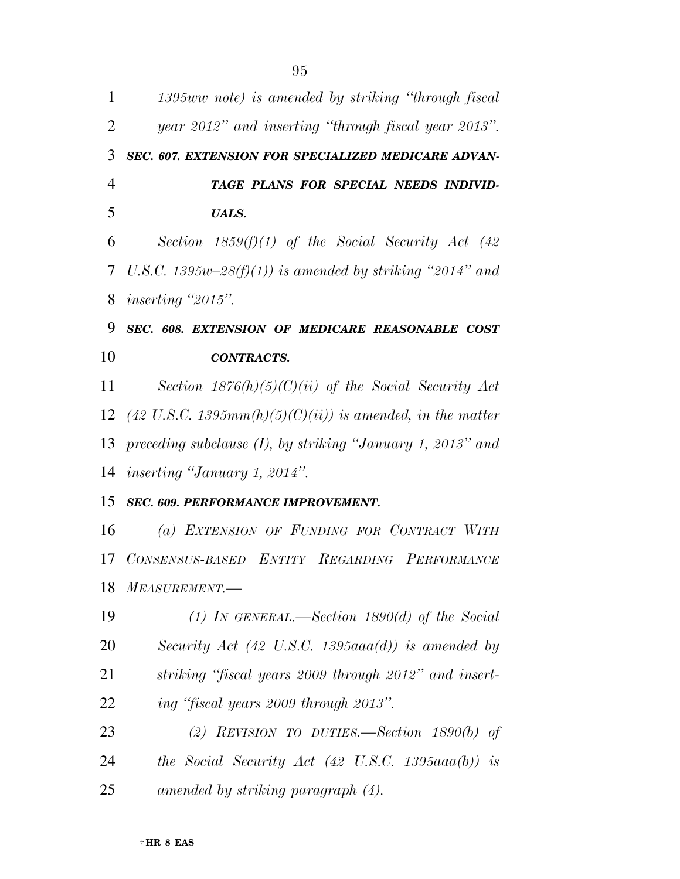*1395ww note) is amended by striking "through fiscal year 2012" and inserting "through fiscal year 2013".*

### *SEC. 607. EXTENSION FOR SPECIALIZED MEDICARE ADVANTAGE PLANS FOR SPECIAL NEEDS INDIVIDUALS.*

*Section 1859(f)(1) of the Social Security Act (42 U.S.C. 1395w–28(f)(1)) is amended by striking "2014" and inserting "2015".*

### *SEC. 608. EXTENSION OF MEDICARE REASONABLE COST CONTRACTS.*

*Section 1876(h)(5)(C)(ii) of the Social Security Act (42 U.S.C. 1395mm(h)(5)(C)(ii)) is amended, in the matter preceding subclause (I), by striking "January 1, 2013" and inserting "January 1, 2014".*

### *SEC. 609. PERFORMANCE IMPROVEMENT.*

*(a) EXTENSION OF FUNDING FOR CONTRACT WITH CONSENSUS-BASED ENTITY REGARDING PERFORMANCE MEASUREMENT.—*

*(1) IN GENERAL.—Section 1890(d) of the Social Security Act (42 U.S.C. 1395aaa(d)) is amended by striking "fiscal years 2009 through 2012" and inserting "fiscal years 2009 through 2013".*

*(2) REVISION TO DUTIES.—Section 1890(b) of the Social Security Act (42 U.S.C. 1395aaa(b)) is amended by striking paragraph (4).*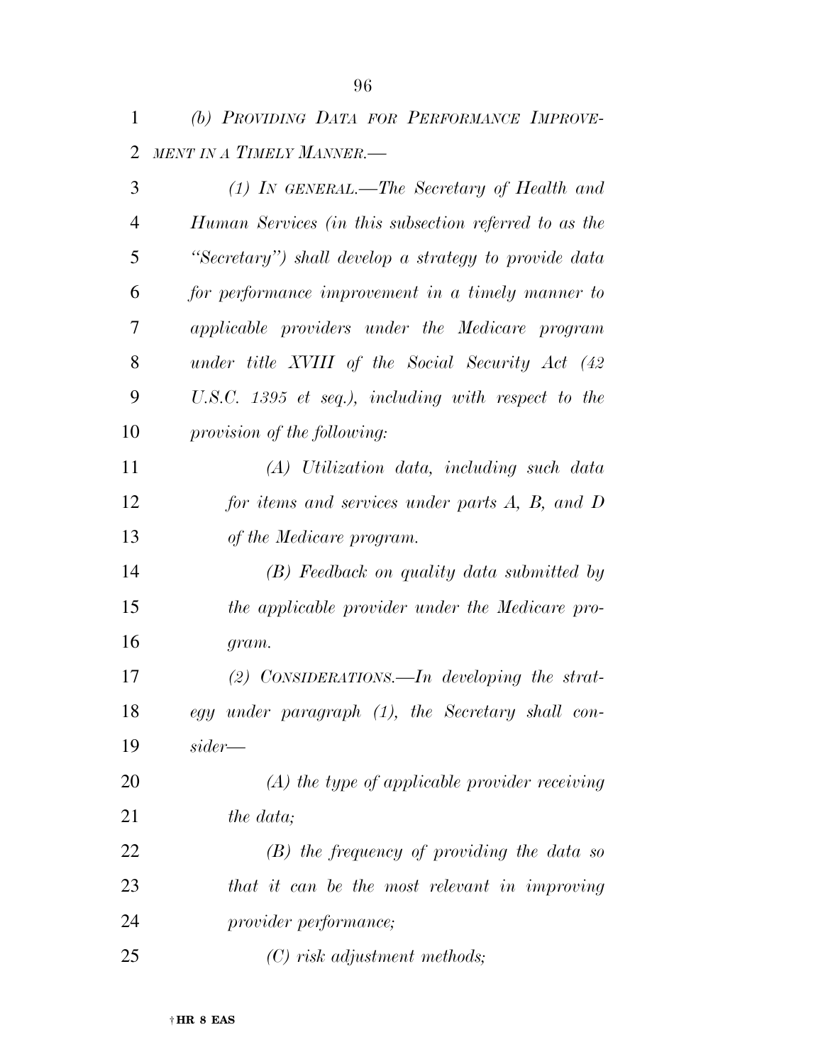*(b) PROVIDING DATA FOR PERFORMANCE IMPROVEMENT IN A TIMELY MANNER.—*

*(1) IN GENERAL.—The Secretary of Health and Human Services (in this subsection referred to as the "Secretary") shall develop a strategy to provide data for performance improvement in a timely manner to applicable providers under the Medicare program under title XVIII of the Social Security Act (42 U.S.C. 1395 et seq.), including with respect to the provision of the following:*

*(A) Utilization data, including such data for items and services under parts A, B, and D of the Medicare program.*

*(B) Feedback on quality data submitted by the applicable provider under the Medicare program.*

*(2) CONSIDERATIONS.—In developing the strategy under paragraph (1), the Secretary shall consider—*

*(A) the type of applicable provider receiving the data;*

*(B) the frequency of providing the data so that it can be the most relevant in improving provider performance;*

*(C) risk adjustment methods;*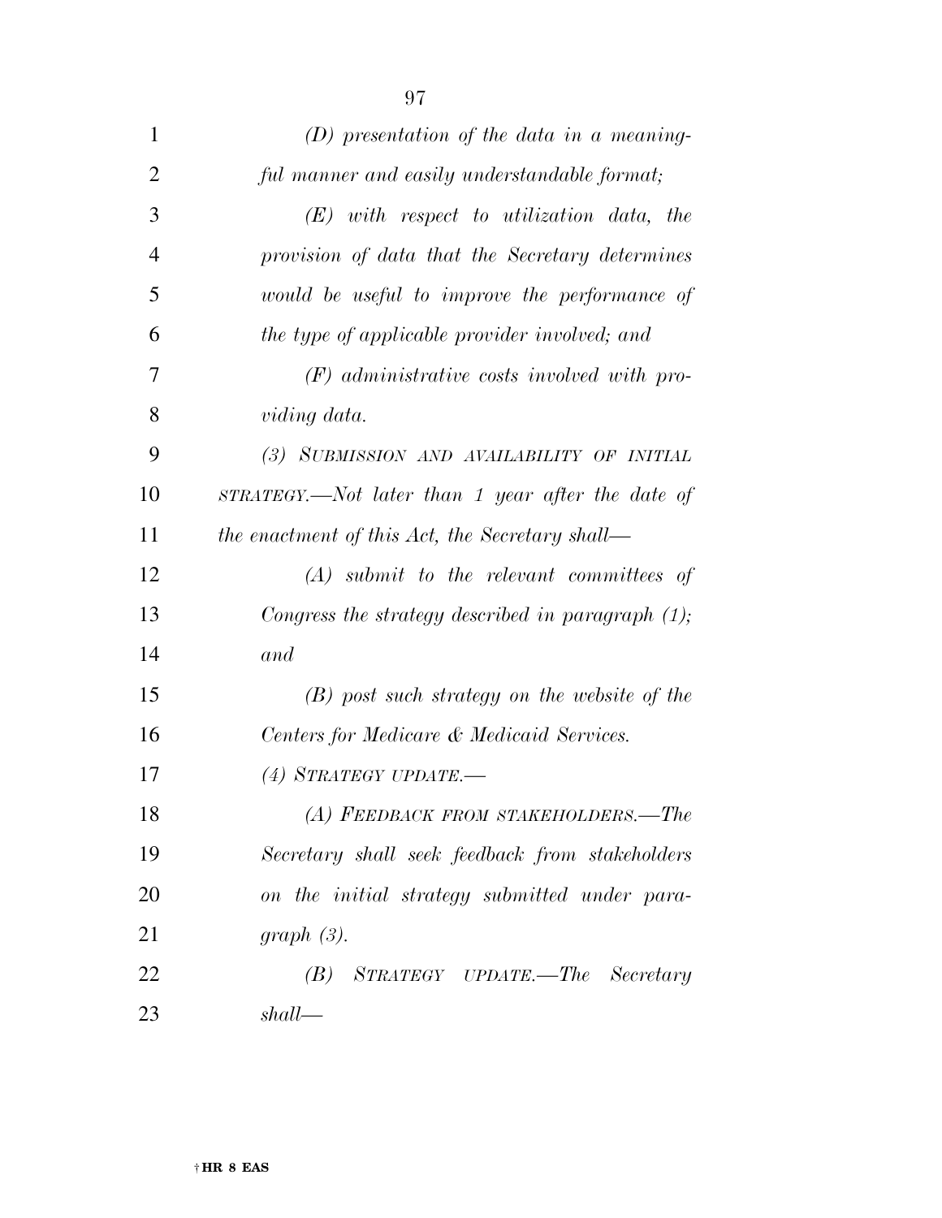*(D) presentation of the data in a meaningful manner and easily understandable format;*

*(E) with respect to utilization data, the provision of data that the Secretary determines would be useful to improve the performance of the type of applicable provider involved; and*

*(F) administrative costs involved with providing data.*

*(3) SUBMISSION AND AVAILABILITY OF INITIAL STRATEGY.—Not later than 1 year after the date of the enactment of this Act, the Secretary shall—*

*(A) submit to the relevant committees of Congress the strategy described in paragraph (1); and*

*(B) post such strategy on the website of the Centers for Medicare & Medicaid Services.*

*(4) STRATEGY UPDATE.—*

*(A) FEEDBACK FROM STAKEHOLDERS.—The Secretary shall seek feedback from stakeholders on the initial strategy submitted under paragraph (3).*

*(B) STRATEGY UPDATE.—The Secretary shall—*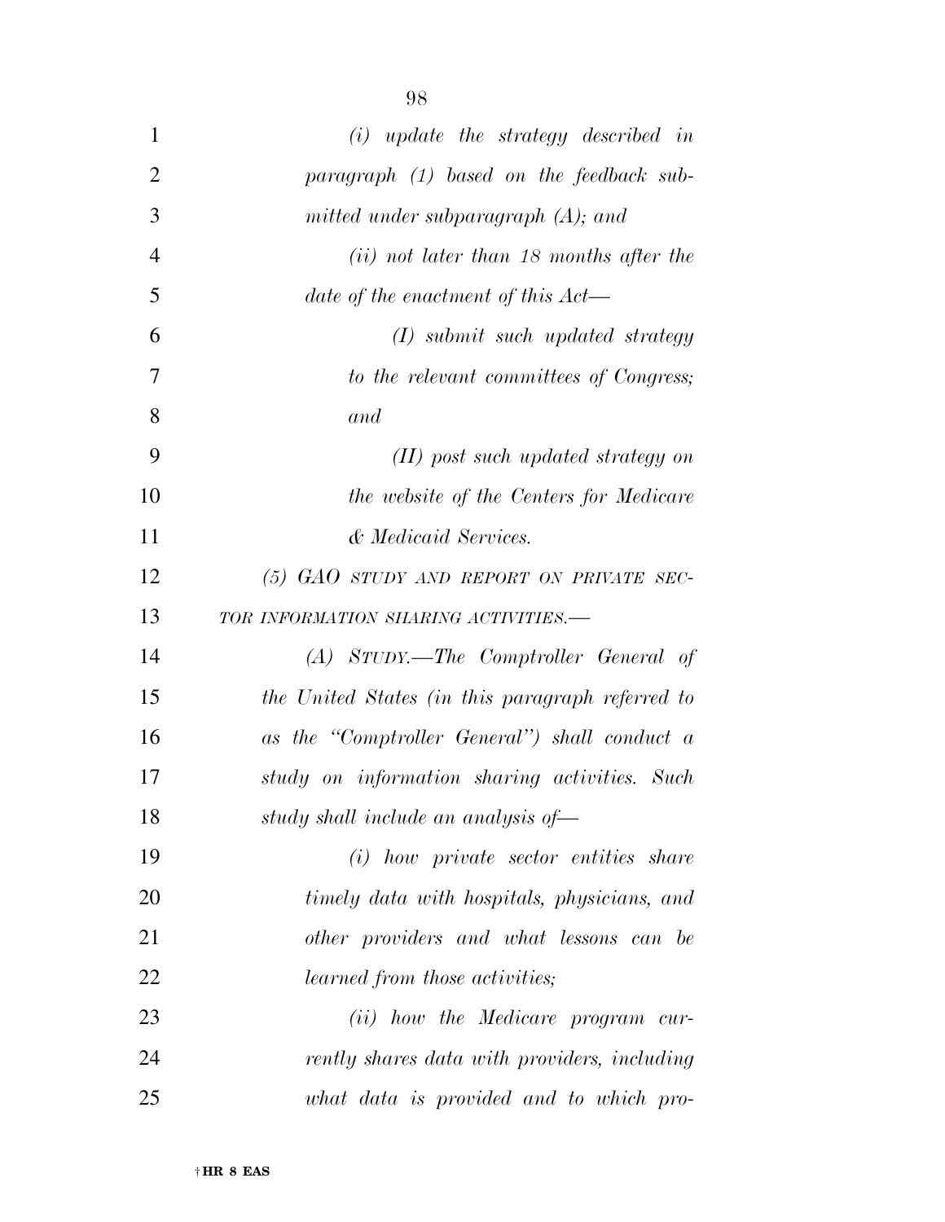*(i) update the strategy described in paragraph (1) based on the feedback submitted under subparagraph (A); and*

*(ii) not later than 18 months after the date of the enactment of this Act—*

*(I) submit such updated strategy to the relevant committees of Congress; and*

*(II) post such updated strategy on the website of the Centers for Medicare & Medicaid Services.*

*(5) GAO STUDY AND REPORT ON PRIVATE SECTOR INFORMATION SHARING ACTIVITIES.—*

*(A) STUDY.—The Comptroller General of the United States (in this paragraph referred to as the "Comptroller General") shall conduct a study on information sharing activities. Such study shall include an analysis of—*

*(i) how private sector entities share timely data with hospitals, physicians, and other providers and what lessons can be learned from those activities;*

*(ii) how the Medicare program currently shares data with providers, including what data is provided and to which pro-*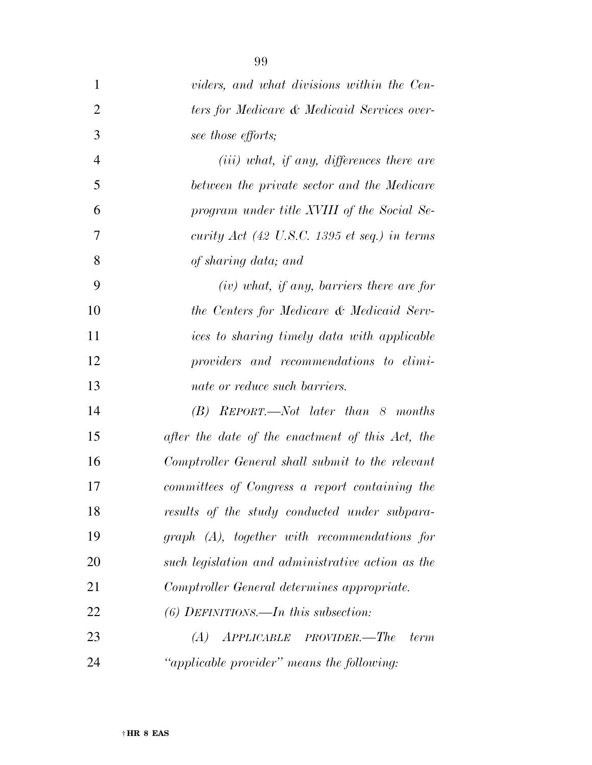*viders, and what divisions within the Centers for Medicare & Medicaid Services oversee those efforts;*

*(iii) what, if any, differences there are between the private sector and the Medicare program under title XVIII of the Social Security Act (42 U.S.C. 1395 et seq.) in terms of sharing data; and*

*(iv) what, if any, barriers there are for the Centers for Medicare & Medicaid Services to sharing timely data with applicable providers and recommendations to eliminate or reduce such barriers.*

*(B) REPORT.—Not later than 8 months after the date of the enactment of this Act, the Comptroller General shall submit to the relevant committees of Congress a report containing the results of the study conducted under subparagraph (A), together with recommendations for such legislation and administrative action as the Comptroller General determines appropriate.*

*(6) DEFINITIONS.—In this subsection:*

*(A) APPLICABLE PROVIDER.—The term "applicable provider" means the following:*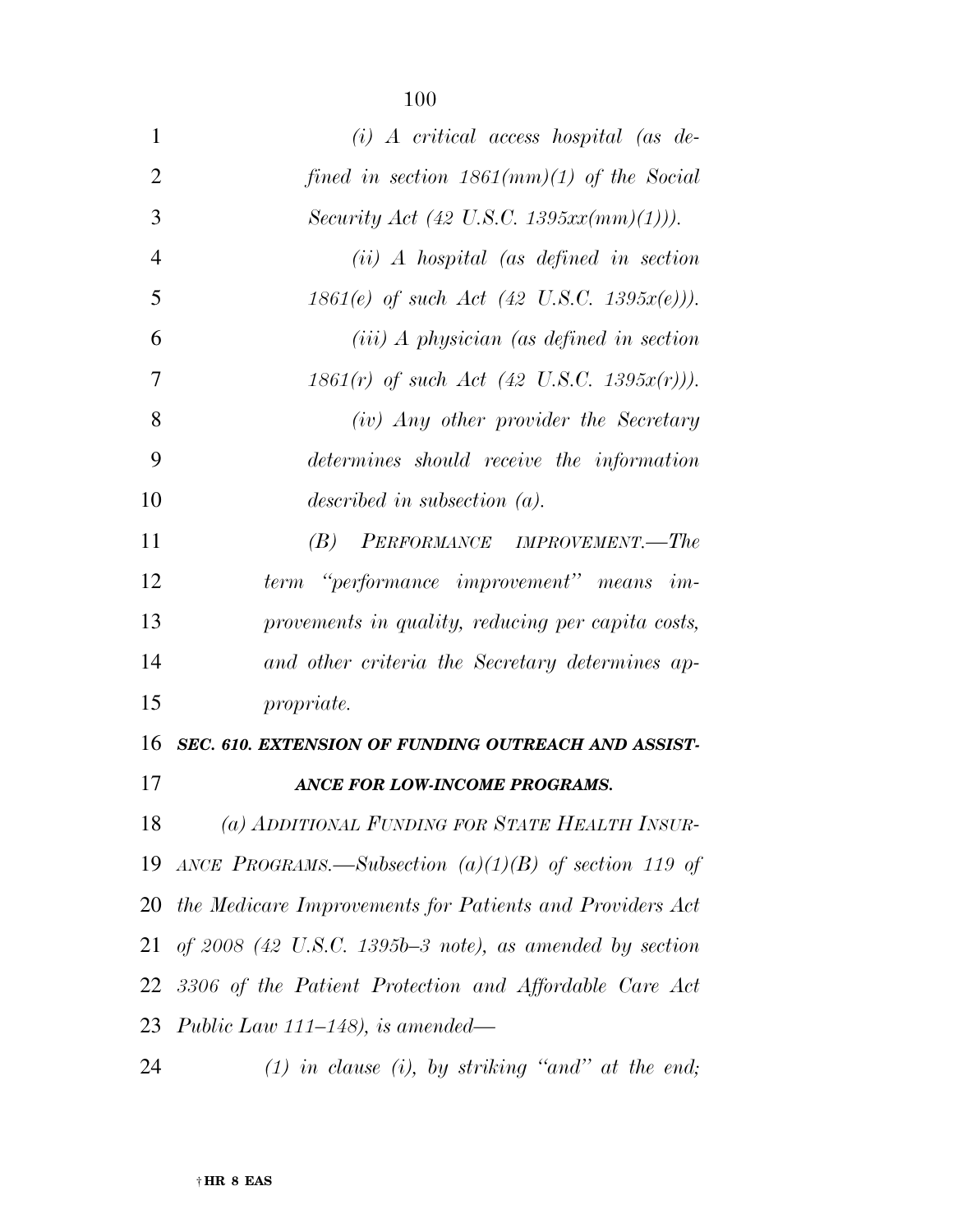*(i) A critical access hospital (as defined in section 1861(mm)(1) of the Social Security Act (42 U.S.C. 1395xx(mm)(1))).*

*(ii) A hospital (as defined in section 1861(e) of such Act (42 U.S.C. 1395x(e))).*

*(iii) A physician (as defined in section 1861(r) of such Act (42 U.S.C. 1395x(r))).*

*(iv) Any other provider the Secretary determines should receive the information described in subsection (a).*

*(B) PERFORMANCE IMPROVEMENT.—The term "performance improvement" means improvements in quality, reducing per capita costs, and other criteria the Secretary determines appropriate.*

***SEC. 610. EXTENSION OF FUNDING OUTREACH AND ASSISTANCE FOR LOW-INCOME PROGRAMS.***

*(a) ADDITIONAL FUNDING FOR STATE HEALTH INSURANCE PROGRAMS.—Subsection (a)(1)(B) of section 119 of the Medicare Improvements for Patients and Providers Act of 2008 (42 U.S.C. 1395b–3 note), as amended by section 3306 of the Patient Protection and Affordable Care Act Public Law 111–148), is amended—*

*(1) in clause (i), by striking "and" at the end;*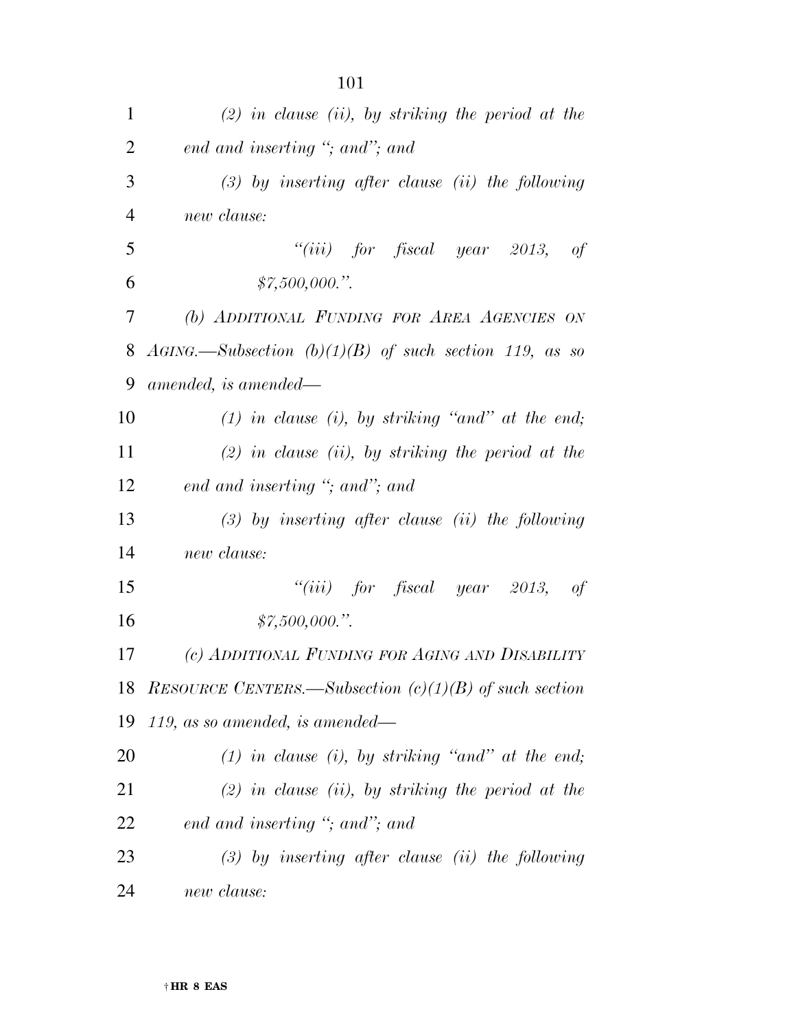*(2) in clause (ii), by striking the period at the end and inserting "; and"; and*

*(3) by inserting after clause (ii) the following new clause:*

*"(iii) for fiscal year 2013, of $7,500,000.".*

*(b) ADDITIONAL FUNDING FOR AREA AGENCIES ON AGING.—Subsection (b)(1)(B) of such section 119, as so amended, is amended—*

*(1) in clause (i), by striking "and" at the end;*

*(2) in clause (ii), by striking the period at the end and inserting "; and"; and*

*(3) by inserting after clause (ii) the following new clause:*

*"(iii) for fiscal year 2013, of $7,500,000.".*

*(c) ADDITIONAL FUNDING FOR AGING AND DISABILITY RESOURCE CENTERS.—Subsection (c)(1)(B) of such section 119, as so amended, is amended—*

*(1) in clause (i), by striking "and" at the end;*

*(2) in clause (ii), by striking the period at the end and inserting "; and"; and*

*(3) by inserting after clause (ii) the following new clause:*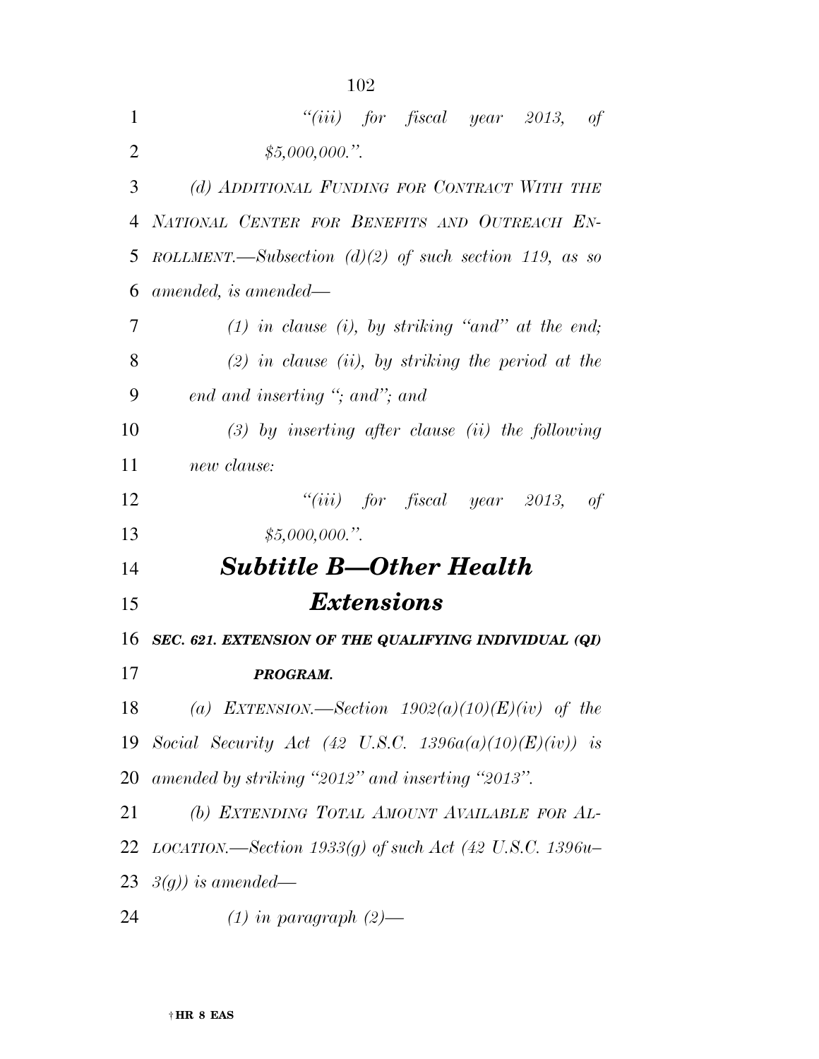*"(iii) for fiscal year 2013, of $5,000,000.".*

*(d) ADDITIONAL FUNDING FOR CONTRACT WITH THE NATIONAL CENTER FOR BENEFITS AND OUTREACH ENROLLMENT.—Subsection (d)(2) of such section 119, as so amended, is amended—*

*(1) in clause (i), by striking "and" at the end;*

*(2) in clause (ii), by striking the period at the end and inserting "; and"; and*

*(3) by inserting after clause (ii) the following new clause:*

*"(iii) for fiscal year 2013, of $5,000,000.".*

## *Subtitle B—Other Health Extensions*

***SEC. 621. EXTENSION OF THE QUALIFYING INDIVIDUAL (QI) PROGRAM.***

*(a) EXTENSION.—Section 1902(a)(10)(E)(iv) of the Social Security Act (42 U.S.C. 1396a(a)(10)(E)(iv)) is amended by striking "2012" and inserting "2013".*

*(b) EXTENDING TOTAL AMOUNT AVAILABLE FOR ALLOCATION.—Section 1933(g) of such Act (42 U.S.C. 1396u–3(g)) is amended—*

*(1) in paragraph (2)—*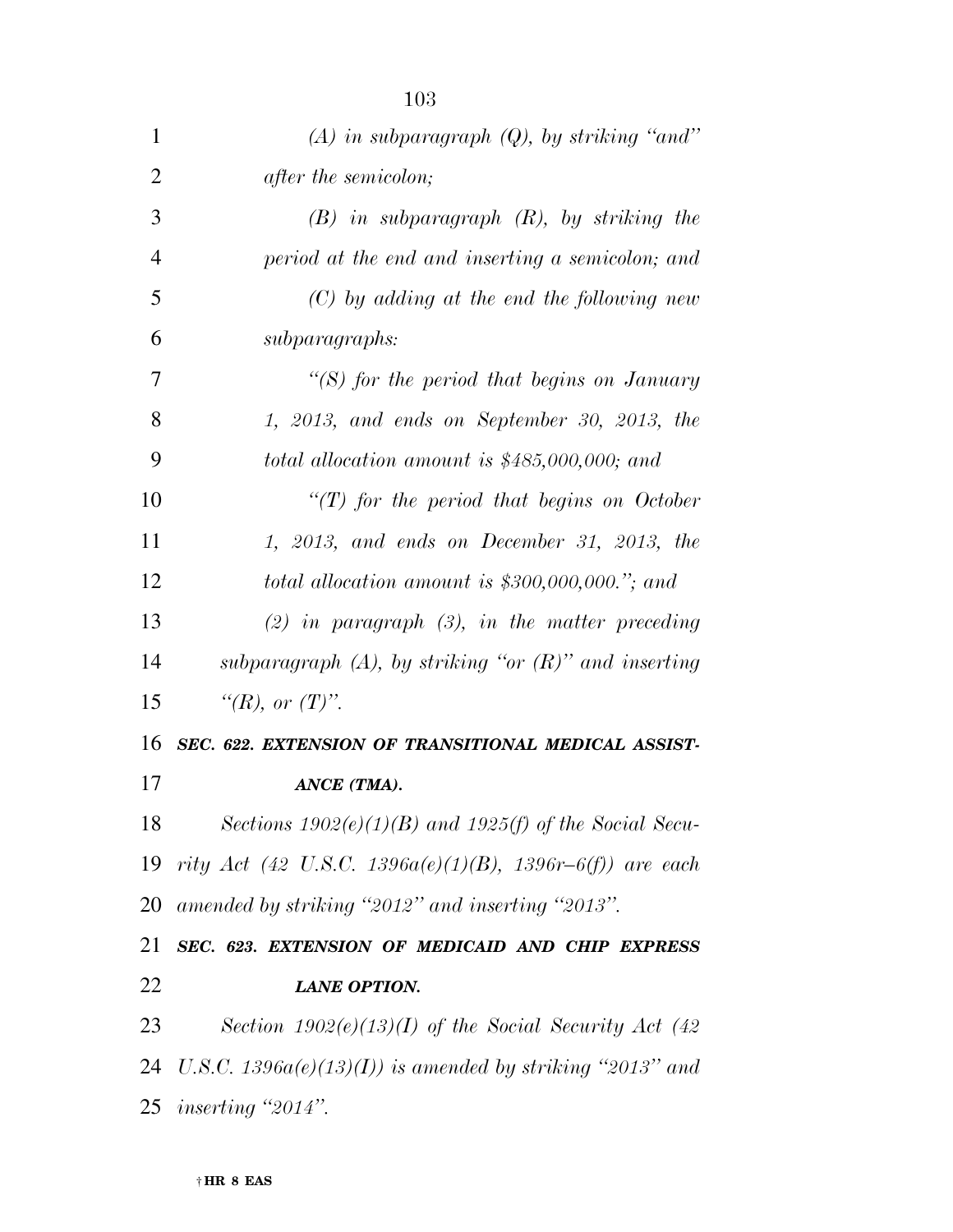*(A) in subparagraph (Q), by striking "and" after the semicolon;*

*(B) in subparagraph (R), by striking the period at the end and inserting a semicolon; and*

*(C) by adding at the end the following new subparagraphs:*

*"(S) for the period that begins on January 1, 2013, and ends on September 30, 2013, the total allocation amount is $485,000,000; and*

*"(T) for the period that begins on October 1, 2013, and ends on December 31, 2013, the total allocation amount is $300,000,000."; and*

*(2) in paragraph (3), in the matter preceding subparagraph (A), by striking "or (R)" and inserting "(R), or (T)".*

***SEC. 622. EXTENSION OF TRANSITIONAL MEDICAL ASSISTANCE (TMA).***

*Sections 1902(e)(1)(B) and 1925(f) of the Social Security Act (42 U.S.C. 1396a(e)(1)(B), 1396r–6(f)) are each amended by striking "2012" and inserting "2013".*

***SEC. 623. EXTENSION OF MEDICAID AND CHIP EXPRESS LANE OPTION.***

*Section 1902(e)(13)(I) of the Social Security Act (42 U.S.C. 1396a(e)(13)(I)) is amended by striking "2013" and inserting "2014".*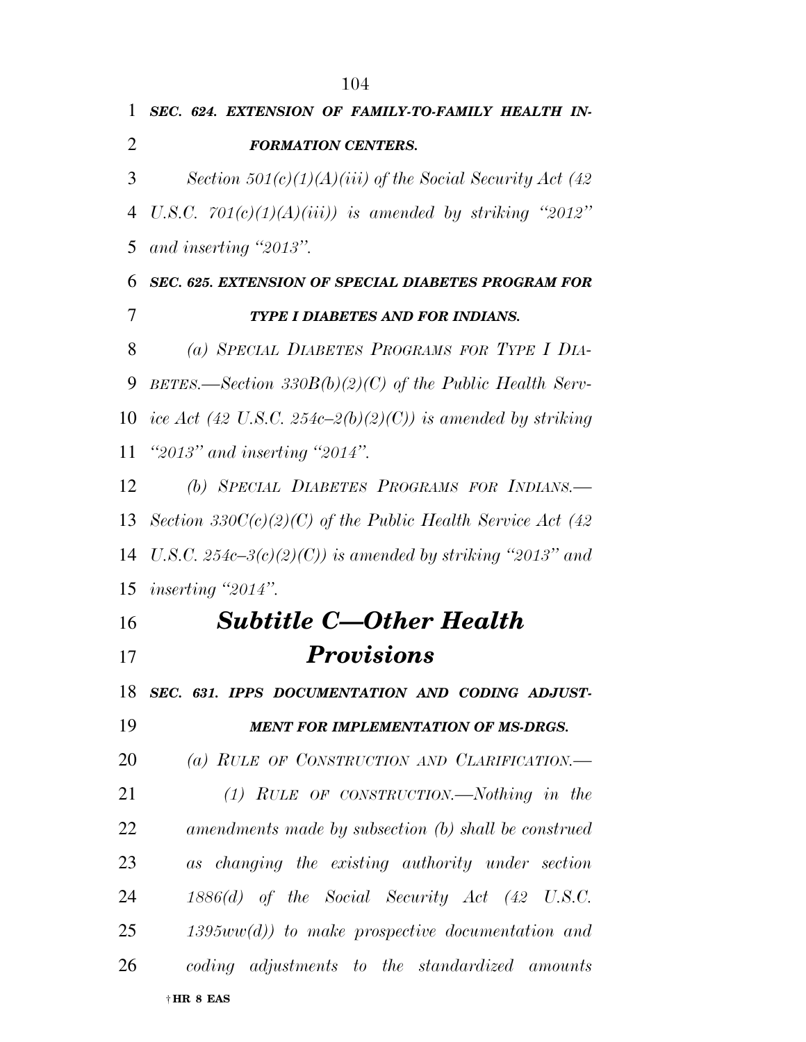***SEC. 624. EXTENSION OF FAMILY-TO-FAMILY HEALTH INFORMATION CENTERS.***

*Section 501(c)(1)(A)(iii) of the Social Security Act (42 U.S.C. 701(c)(1)(A)(iii)) is amended by striking "2012" and inserting "2013".*

***SEC. 625. EXTENSION OF SPECIAL DIABETES PROGRAM FOR TYPE I DIABETES AND FOR INDIANS.***

*(a) SPECIAL DIABETES PROGRAMS FOR TYPE I DIABETES.—Section 330B(b)(2)(C) of the Public Health Service Act (42 U.S.C. 254c–2(b)(2)(C)) is amended by striking "2013" and inserting "2014".*

*(b) SPECIAL DIABETES PROGRAMS FOR INDIANS.—Section 330C(c)(2)(C) of the Public Health Service Act (42 U.S.C. 254c–3(c)(2)(C)) is amended by striking "2013" and inserting "2014".*

## *Subtitle C—Other Health Provisions*

***SEC. 631. IPPS DOCUMENTATION AND CODING ADJUSTMENT FOR IMPLEMENTATION OF MS-DRGS.***

*(a) RULE OF CONSTRUCTION AND CLARIFICATION.—*

*(1) RULE OF CONSTRUCTION.—Nothing in the amendments made by subsection (b) shall be construed as changing the existing authority under section 1886(d) of the Social Security Act (42 U.S.C. 1395ww(d)) to make prospective documentation and coding adjustments to the standardized amounts*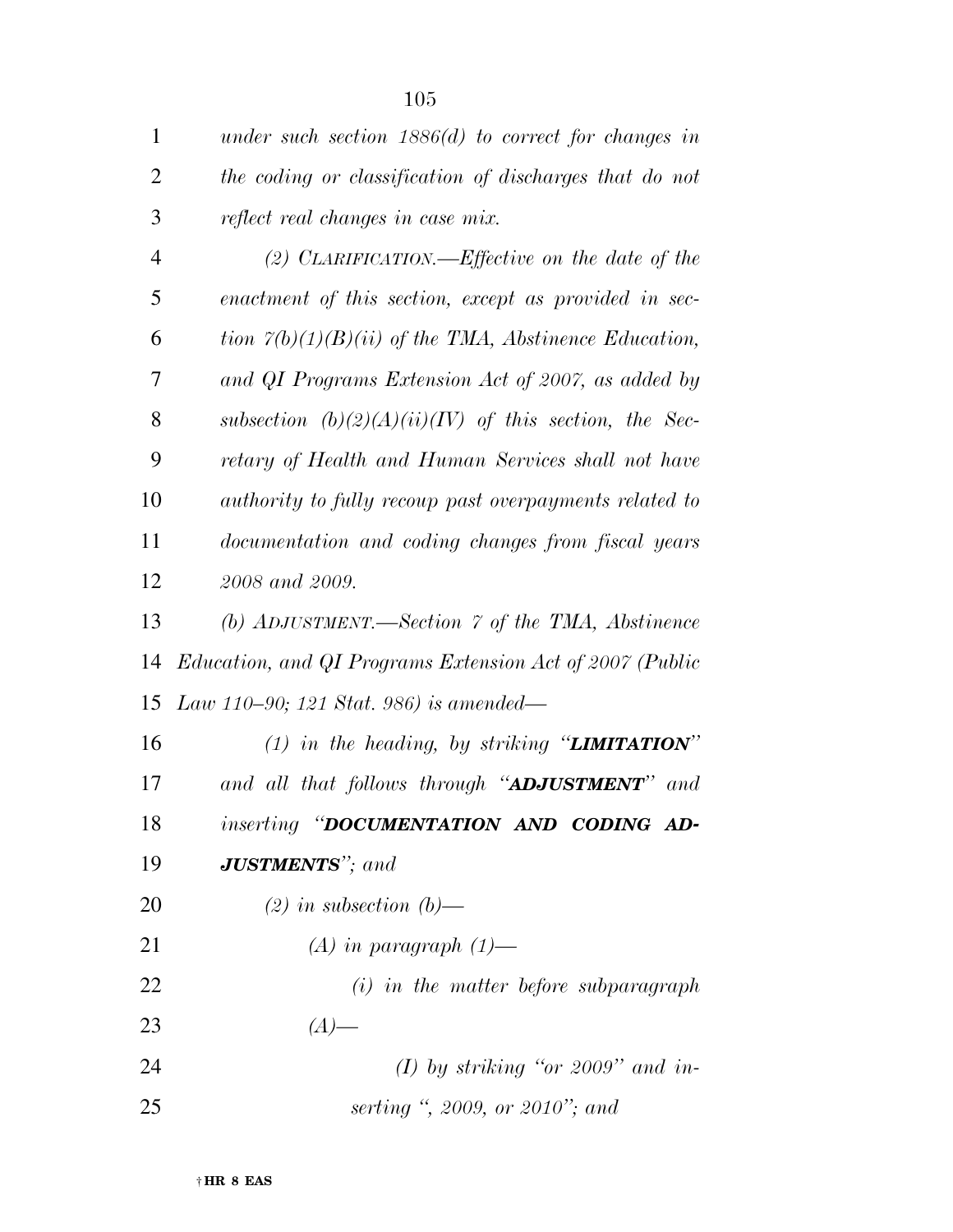*under such section 1886(d) to correct for changes in the coding or classification of discharges that do not reflect real changes in case mix.*

*(2) CLARIFICATION.—Effective on the date of the enactment of this section, except as provided in section 7(b)(1)(B)(ii) of the TMA, Abstinence Education, and QI Programs Extension Act of 2007, as added by subsection (b)(2)(A)(ii)(IV) of this section, the Secretary of Health and Human Services shall not have authority to fully recoup past overpayments related to documentation and coding changes from fiscal years 2008 and 2009.*

*(b) ADJUSTMENT.—Section 7 of the TMA, Abstinence Education, and QI Programs Extension Act of 2007 (Public Law 110–90; 121 Stat. 986) is amended—*

*(1) in the heading, by striking "**LIMITATION**" and all that follows through "**ADJUSTMENT**" and inserting "**DOCUMENTATION AND CODING ADJUSTMENTS**"; and*

*(2) in subsection (b)—*

*(A) in paragraph (1)—*

*(i) in the matter before subparagraph (A)—*

*(I) by striking "or 2009" and inserting ", 2009, or 2010"; and*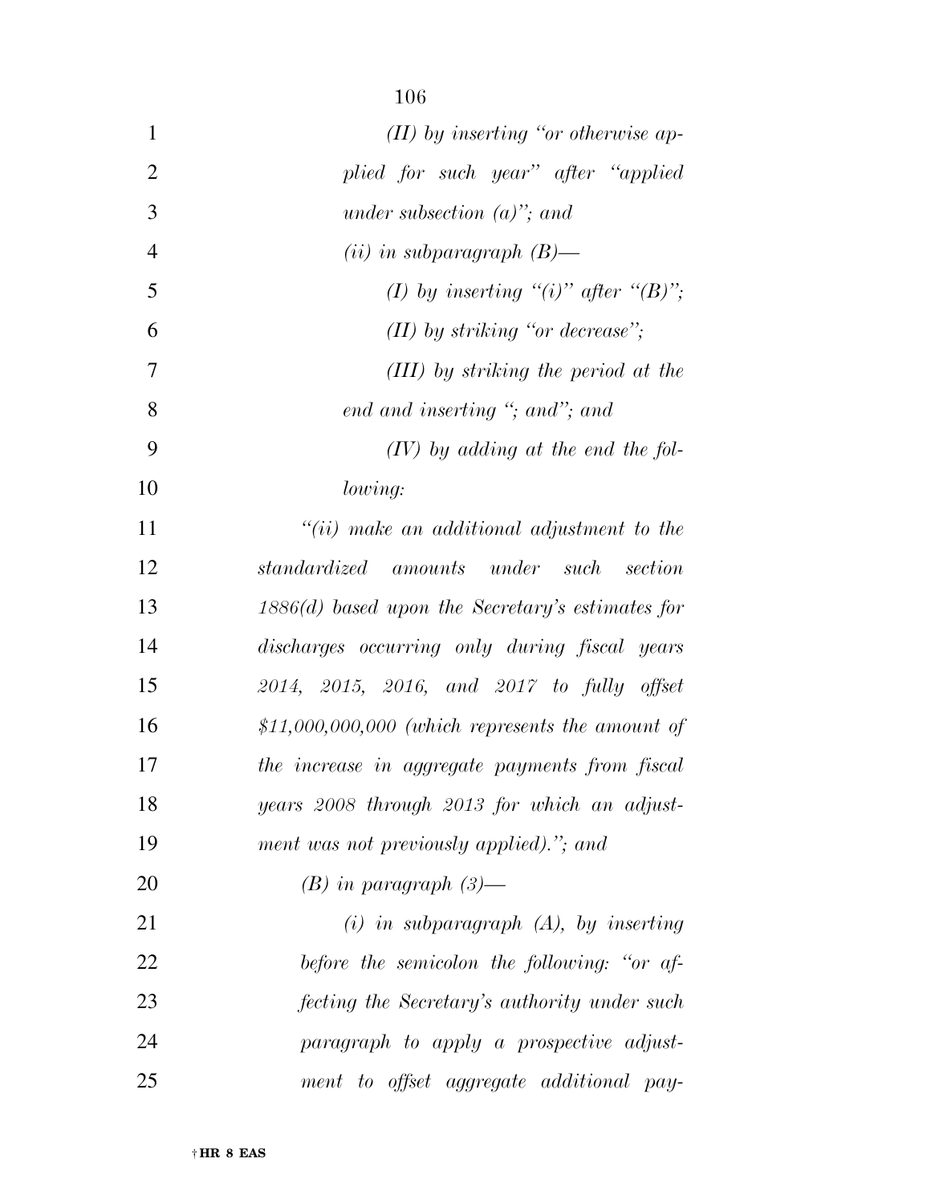*(II) by inserting "or otherwise applied for such year" after "applied under subsection (a)"; and*

*(ii) in subparagraph (B)—*

*(I) by inserting "(i)" after "(B)";*

*(II) by striking "or decrease";*

*(III) by striking the period at the end and inserting "; and"; and*

*(IV) by adding at the end the following:*

*"(ii) make an additional adjustment to the standardized amounts under such section 1886(d) based upon the Secretary's estimates for discharges occurring only during fiscal years 2014, 2015, 2016, and 2017 to fully offset $11,000,000,000 (which represents the amount of the increase in aggregate payments from fiscal years 2008 through 2013 for which an adjustment was not previously applied)."; and*

*(B) in paragraph (3)—*

*(i) in subparagraph (A), by inserting before the semicolon the following: "or affecting the Secretary's authority under such paragraph to apply a prospective adjustment to offset aggregate additional pay-*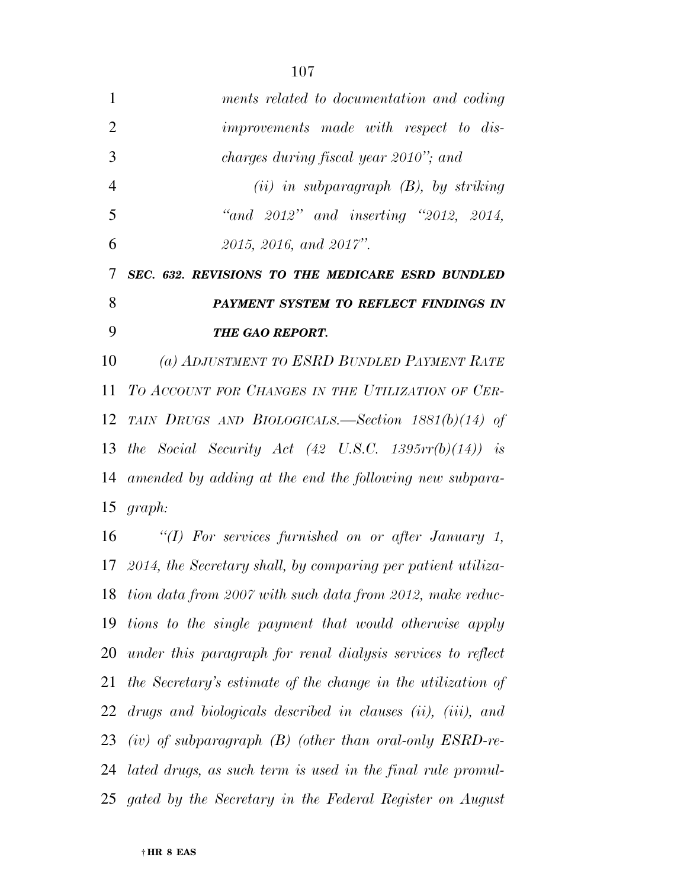*ments related to documentation and coding improvements made with respect to discharges during fiscal year 2010"; and*

*(ii) in subparagraph (B), by striking "and 2012" and inserting "2012, 2014, 2015, 2016, and 2017".*

***SEC. 632. REVISIONS TO THE MEDICARE ESRD BUNDLED PAYMENT SYSTEM TO REFLECT FINDINGS IN THE GAO REPORT.***

*(a) ADJUSTMENT TO ESRD BUNDLED PAYMENT RATE TO ACCOUNT FOR CHANGES IN THE UTILIZATION OF CERTAIN DRUGS AND BIOLOGICALS.—Section 1881(b)(14) of the Social Security Act (42 U.S.C. 1395rr(b)(14)) is amended by adding at the end the following new subparagraph:*

*"(I) For services furnished on or after January 1, 2014, the Secretary shall, by comparing per patient utilization data from 2007 with such data from 2012, make reductions to the single payment that would otherwise apply under this paragraph for renal dialysis services to reflect the Secretary's estimate of the change in the utilization of drugs and biologicals described in clauses (ii), (iii), and (iv) of subparagraph (B) (other than oral-only ESRD-related drugs, as such term is used in the final rule promulgated by the Secretary in the Federal Register on August*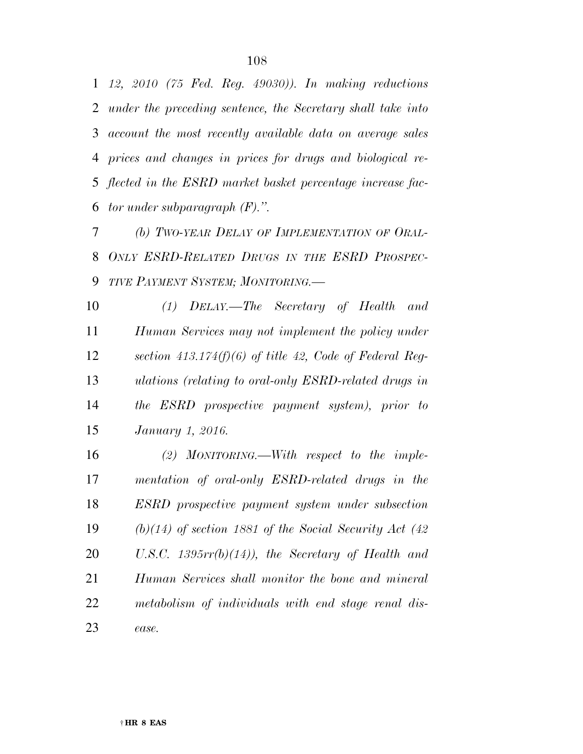*12, 2010 (75 Fed. Reg. 49030)). In making reductions under the preceding sentence, the Secretary shall take into account the most recently available data on average sales prices and changes in prices for drugs and biological reflected in the ESRD market basket percentage increase factor under subparagraph (F).".*

*(b) TWO-YEAR DELAY OF IMPLEMENTATION OF ORAL-ONLY ESRD-RELATED DRUGS IN THE ESRD PROSPECTIVE PAYMENT SYSTEM; MONITORING.—*

*(1) DELAY.—The Secretary of Health and Human Services may not implement the policy under section 413.174(f)(6) of title 42, Code of Federal Regulations (relating to oral-only ESRD-related drugs in the ESRD prospective payment system), prior to January 1, 2016.*

*(2) MONITORING.—With respect to the implementation of oral-only ESRD-related drugs in the ESRD prospective payment system under subsection (b)(14) of section 1881 of the Social Security Act (42 U.S.C. 1395rr(b)(14)), the Secretary of Health and Human Services shall monitor the bone and mineral metabolism of individuals with end stage renal disease.*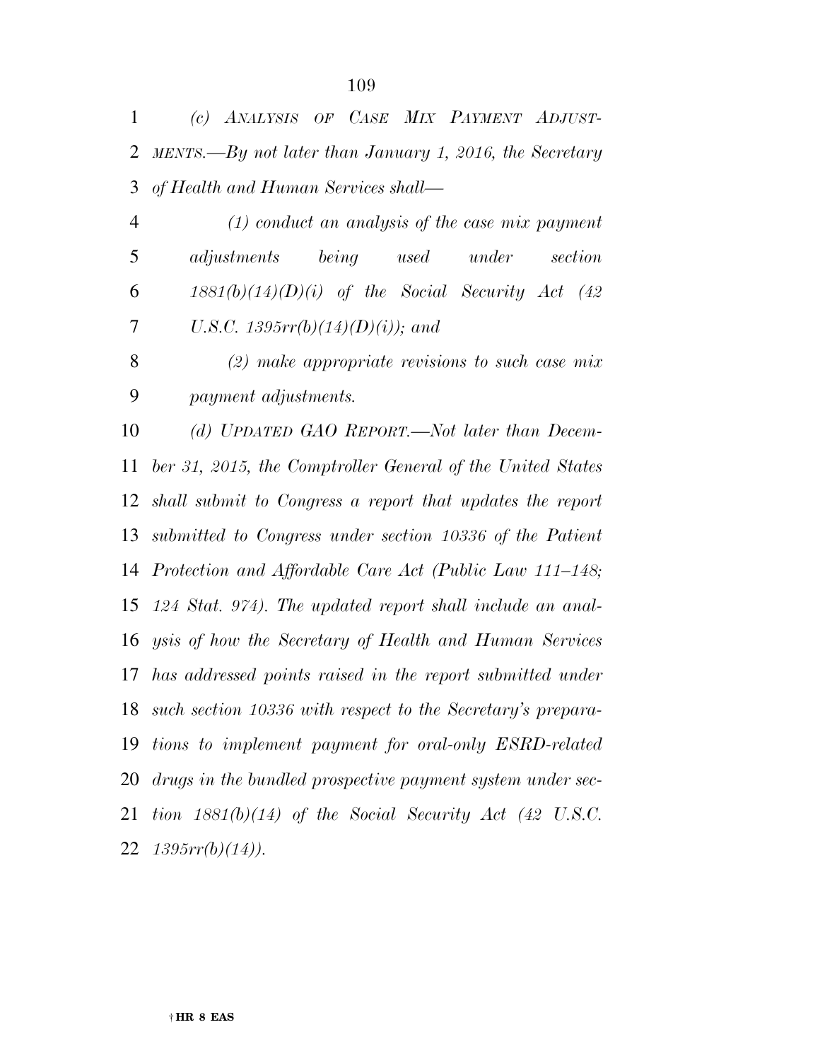*(c) ANALYSIS OF CASE MIX PAYMENT ADJUSTMENTS.—By not later than January 1, 2016, the Secretary of Health and Human Services shall—*

*(1) conduct an analysis of the case mix payment adjustments being used under section 1881(b)(14)(D)(i) of the Social Security Act (42 U.S.C. 1395rr(b)(14)(D)(i)); and*

*(2) make appropriate revisions to such case mix payment adjustments.*

*(d) UPDATED GAO REPORT.—Not later than December 31, 2015, the Comptroller General of the United States shall submit to Congress a report that updates the report submitted to Congress under section 10336 of the Patient Protection and Affordable Care Act (Public Law 111–148; 124 Stat. 974). The updated report shall include an analysis of how the Secretary of Health and Human Services has addressed points raised in the report submitted under such section 10336 with respect to the Secretary's preparations to implement payment for oral-only ESRD-related drugs in the bundled prospective payment system under section 1881(b)(14) of the Social Security Act (42 U.S.C. 1395rr(b)(14)).*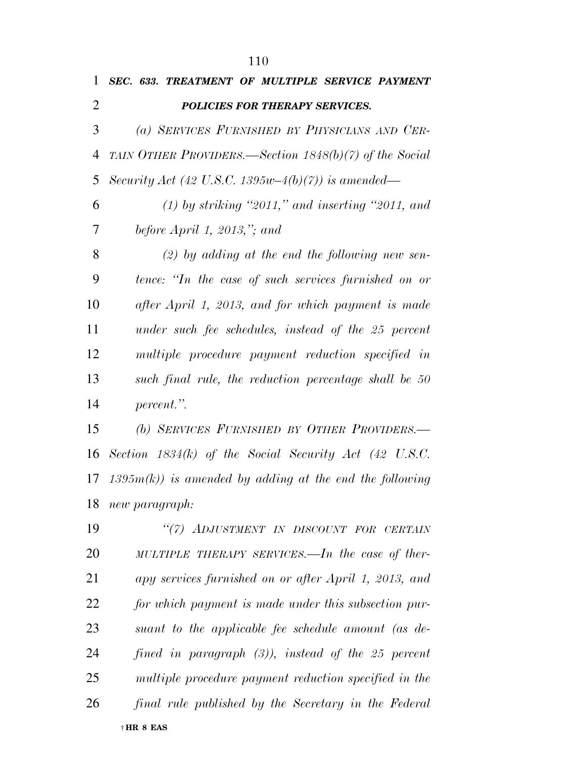***SEC. 633. TREATMENT OF MULTIPLE SERVICE PAYMENT POLICIES FOR THERAPY SERVICES.***

*(a) SERVICES FURNISHED BY PHYSICIANS AND CERTAIN OTHER PROVIDERS.—Section 1848(b)(7) of the Social Security Act (42 U.S.C. 1395w–4(b)(7)) is amended—*

*(1) by striking "2011," and inserting "2011, and before April 1, 2013,"; and*

*(2) by adding at the end the following new sentence: "In the case of such services furnished on or after April 1, 2013, and for which payment is made under such fee schedules, instead of the 25 percent multiple procedure payment reduction specified in such final rule, the reduction percentage shall be 50 percent.".*

*(b) SERVICES FURNISHED BY OTHER PROVIDERS.—Section 1834(k) of the Social Security Act (42 U.S.C. 1395m(k)) is amended by adding at the end the following new paragraph:*

*"(7) ADJUSTMENT IN DISCOUNT FOR CERTAIN MULTIPLE THERAPY SERVICES.—In the case of therapy services furnished on or after April 1, 2013, and for which payment is made under this subsection pursuant to the applicable fee schedule amount (as defined in paragraph (3)), instead of the 25 percent multiple procedure payment reduction specified in the final rule published by the Secretary in the Federal*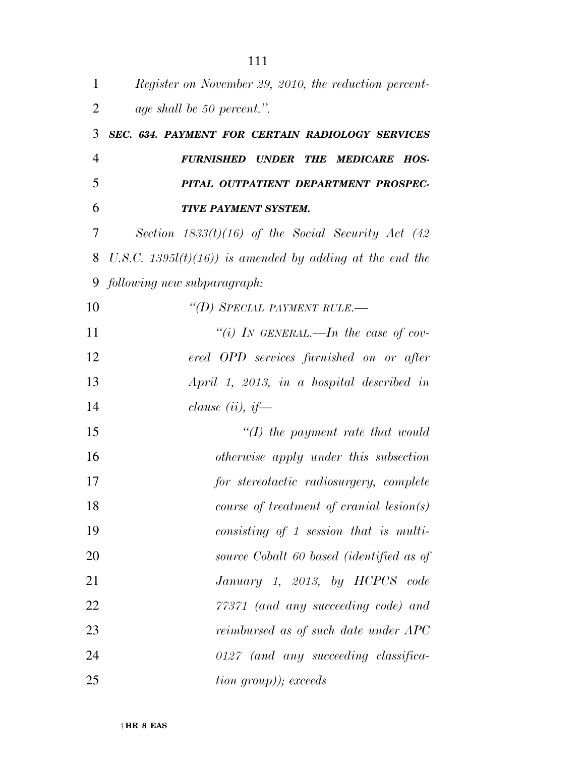*Register on November 29, 2010, the reduction percentage shall be 50 percent.".*

***SEC. 634. PAYMENT FOR CERTAIN RADIOLOGY SERVICES FURNISHED UNDER THE MEDICARE HOSPITAL OUTPATIENT DEPARTMENT PROSPECTIVE PAYMENT SYSTEM.***

*Section 1833(t)(16) of the Social Security Act (42 U.S.C. 1395l(t)(16)) is amended by adding at the end the following new subparagraph:*

*"(D) SPECIAL PAYMENT RULE.—*

*"(i) IN GENERAL.—In the case of covered OPD services furnished on or after April 1, 2013, in a hospital described in clause (ii), if—*

*"(I) the payment rate that would otherwise apply under this subsection for stereotactic radiosurgery, complete course of treatment of cranial lesion(s) consisting of 1 session that is multi-source Cobalt 60 based (identified as of January 1, 2013, by HCPCS code 77371 (and any succeeding code) and reimbursed as of such date under APC 0127 (and any succeeding classification group)); exceeds*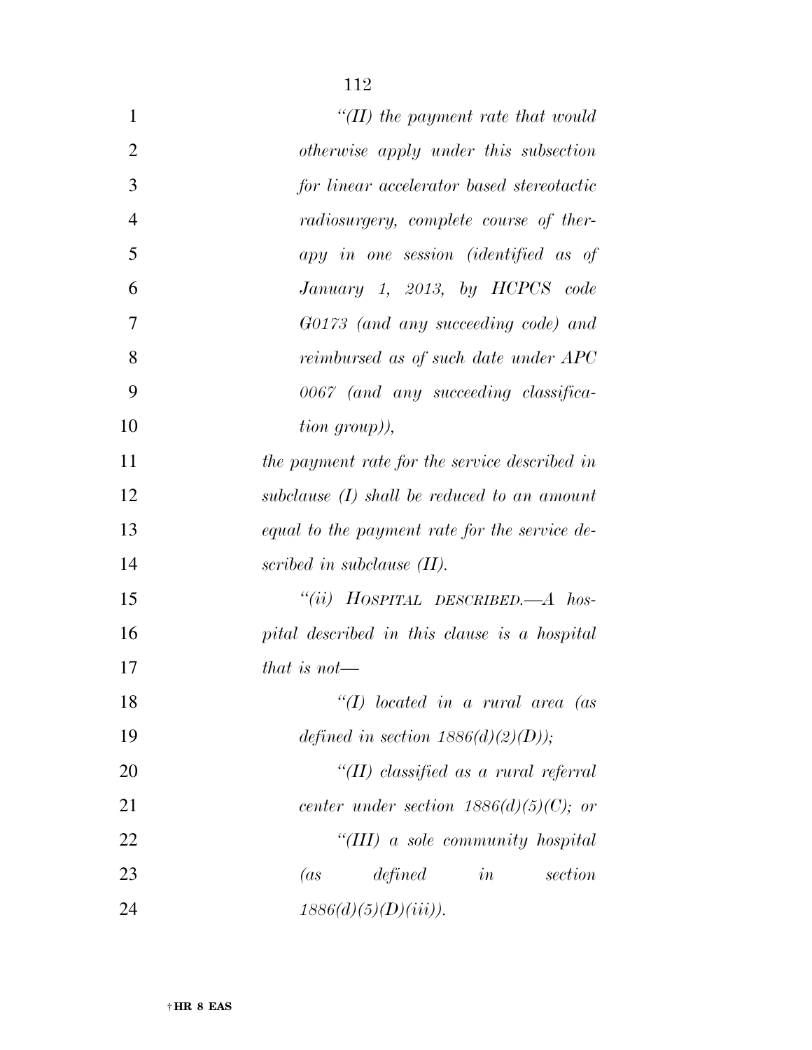*"(II) the payment rate that would otherwise apply under this subsection for linear accelerator based stereotactic radiosurgery, complete course of therapy in one session (identified as of January 1, 2013, by HCPCS code G0173 (and any succeeding code) and reimbursed as of such date under APC 0067 (and any succeeding classification group)),*

*the payment rate for the service described in subclause (I) shall be reduced to an amount equal to the payment rate for the service described in subclause (II).*

*"(ii) HOSPITAL DESCRIBED.—A hospital described in this clause is a hospital that is not—*

*"(I) located in a rural area (as defined in section 1886(d)(2)(D));*

*"(II) classified as a rural referral center under section 1886(d)(5)(C); or*

*"(III) a sole community hospital (as defined in section 1886(d)(5)(D)(iii)).*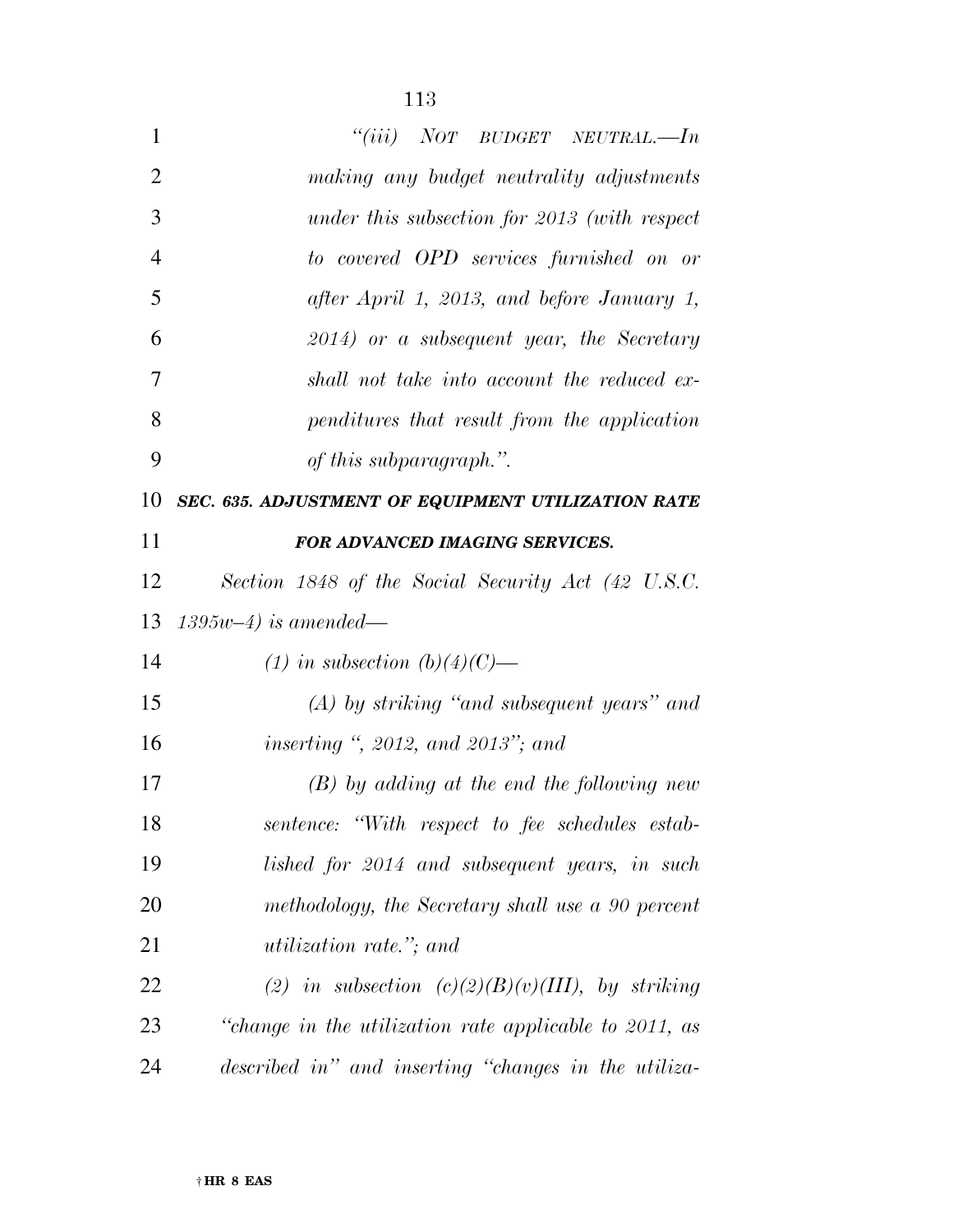*"(iii) NOT BUDGET NEUTRAL.—In making any budget neutrality adjustments under this subsection for 2013 (with respect to covered OPD services furnished on or after April 1, 2013, and before January 1, 2014) or a subsequent year, the Secretary shall not take into account the reduced expenditures that result from the application of this subparagraph.".*

***SEC. 635. ADJUSTMENT OF EQUIPMENT UTILIZATION RATE FOR ADVANCED IMAGING SERVICES.***

*Section 1848 of the Social Security Act (42 U.S.C. 1395w–4) is amended—*

*(1) in subsection (b)(4)(C)—*

*(A) by striking "and subsequent years" and inserting ", 2012, and 2013"; and*

*(B) by adding at the end the following new sentence: "With respect to fee schedules established for 2014 and subsequent years, in such methodology, the Secretary shall use a 90 percent utilization rate."; and*

*(2) in subsection (c)(2)(B)(v)(III), by striking "change in the utilization rate applicable to 2011, as described in" and inserting "changes in the utiliza-*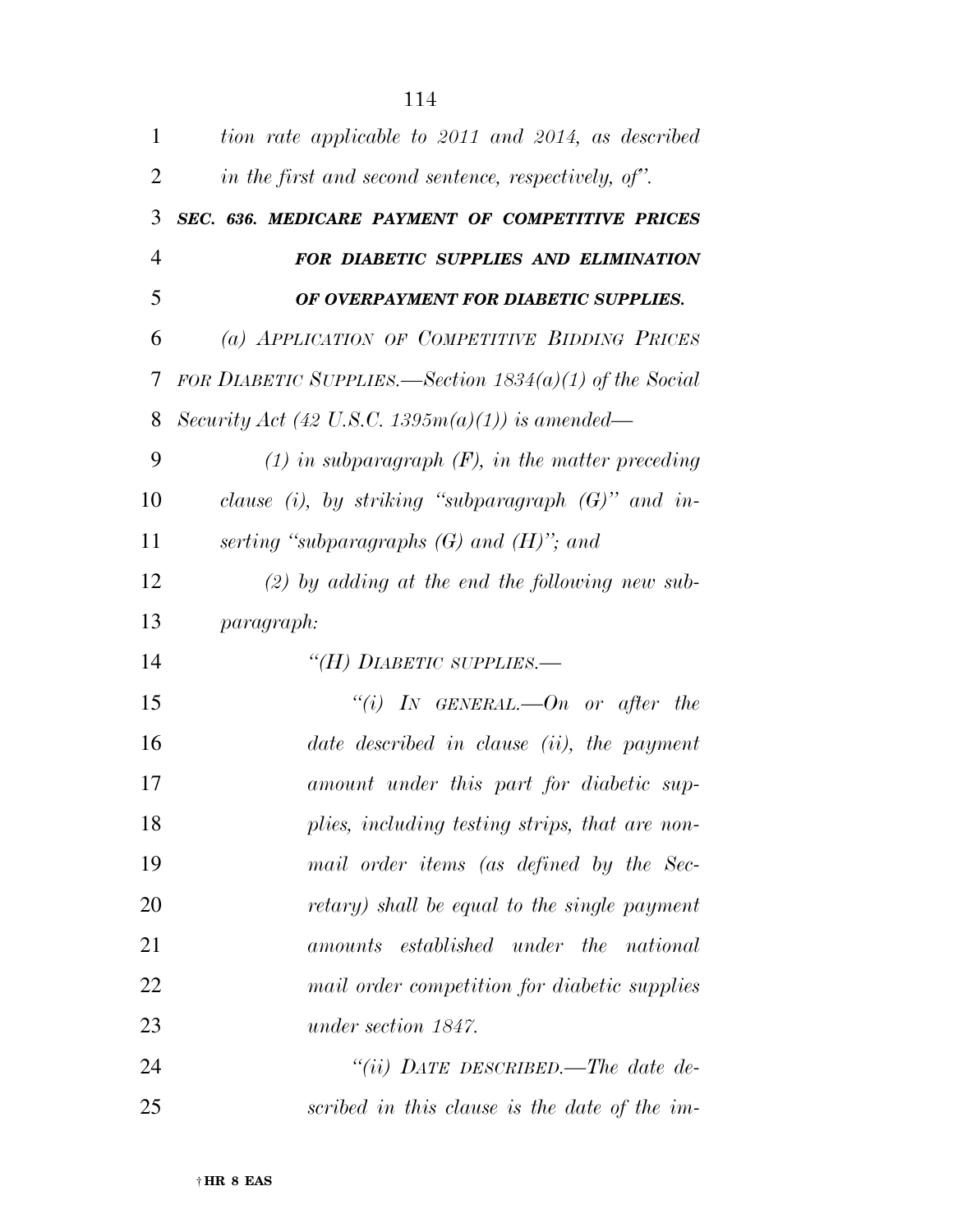*tion rate applicable to 2011 and 2014, as described in the first and second sentence, respectively, of".*

***SEC. 636. MEDICARE PAYMENT OF COMPETITIVE PRICES FOR DIABETIC SUPPLIES AND ELIMINATION OF OVERPAYMENT FOR DIABETIC SUPPLIES.***

*(a) APPLICATION OF COMPETITIVE BIDDING PRICES FOR DIABETIC SUPPLIES.—Section 1834(a)(1) of the Social Security Act (42 U.S.C. 1395m(a)(1)) is amended—*

*(1) in subparagraph (F), in the matter preceding clause (i), by striking "subparagraph (G)" and inserting "subparagraphs (G) and (H)"; and*

*(2) by adding at the end the following new subparagraph:*

*"(H) DIABETIC SUPPLIES.—*

*"(i) IN GENERAL.—On or after the date described in clause (ii), the payment amount under this part for diabetic supplies, including testing strips, that are non-mail order items (as defined by the Secretary) shall be equal to the single payment amounts established under the national mail order competition for diabetic supplies under section 1847.*

*"(ii) DATE DESCRIBED.—The date described in this clause is the date of the im-*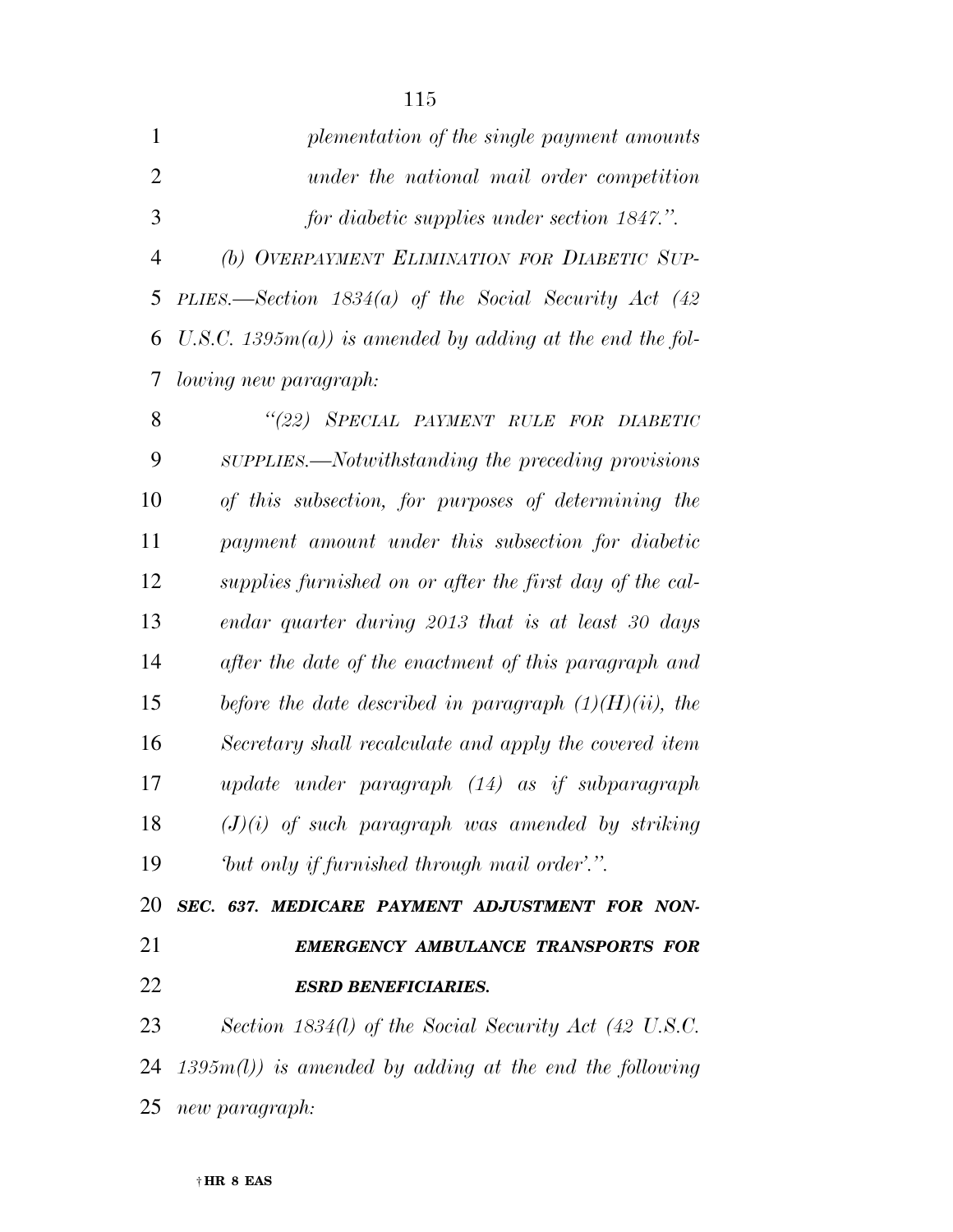*plementation of the single payment amounts under the national mail order competition for diabetic supplies under section 1847.".*

*(b) OVERPAYMENT ELIMINATION FOR DIABETIC SUPPLIES.—Section 1834(a) of the Social Security Act (42 U.S.C. 1395m(a)) is amended by adding at the end the following new paragraph:*

*"(22) SPECIAL PAYMENT RULE FOR DIABETIC SUPPLIES.—Notwithstanding the preceding provisions of this subsection, for purposes of determining the payment amount under this subsection for diabetic supplies furnished on or after the first day of the calendar quarter during 2013 that is at least 30 days after the date of the enactment of this paragraph and before the date described in paragraph (1)(H)(ii), the Secretary shall recalculate and apply the covered item update under paragraph (14) as if subparagraph (J)(i) of such paragraph was amended by striking 'but only if furnished through mail order'.".*

***SEC. 637. MEDICARE PAYMENT ADJUSTMENT FOR NON-EMERGENCY AMBULANCE TRANSPORTS FOR ESRD BENEFICIARIES.***

*Section 1834(l) of the Social Security Act (42 U.S.C. 1395m(l)) is amended by adding at the end the following new paragraph:*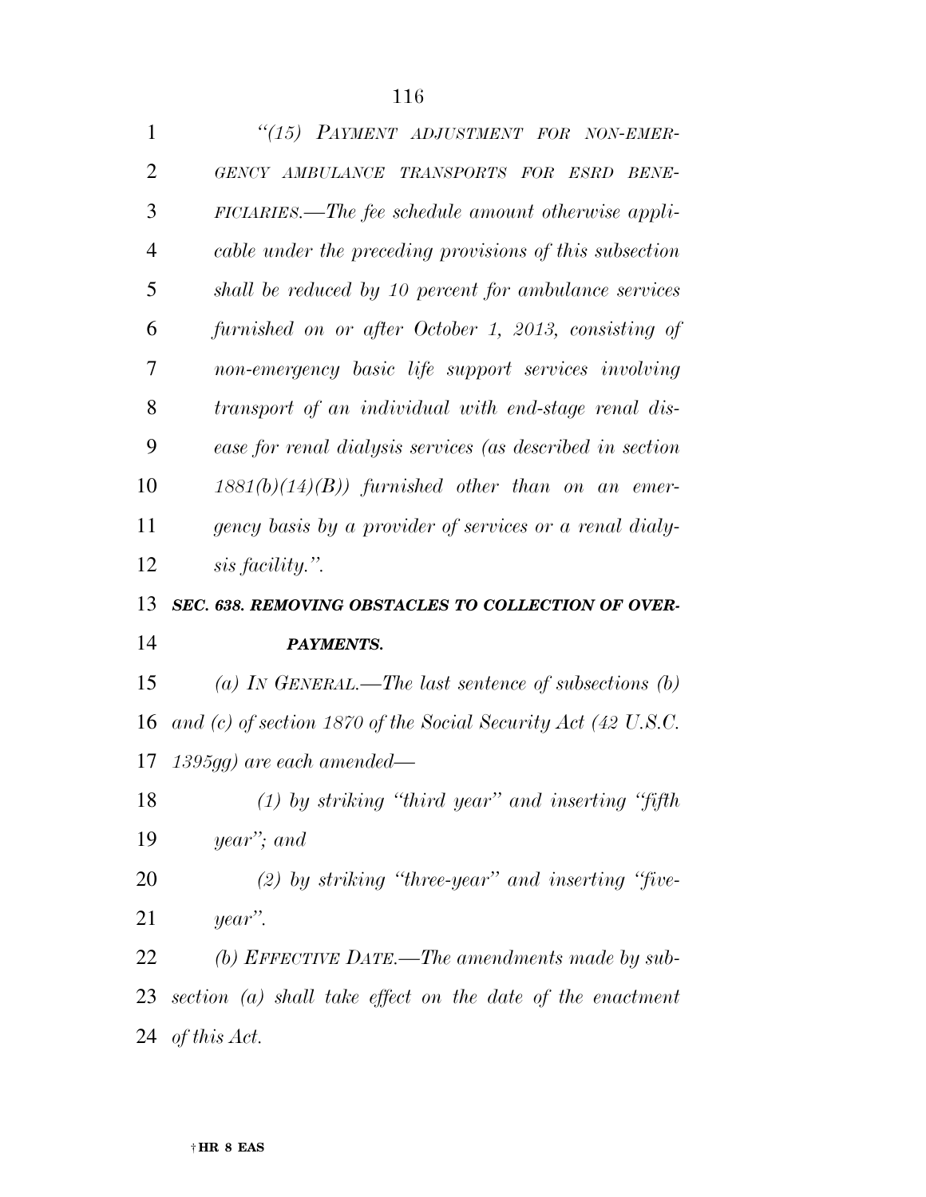*"(15) PAYMENT ADJUSTMENT FOR NON-EMERGENCY AMBULANCE TRANSPORTS FOR ESRD BENEFICIARIES.—The fee schedule amount otherwise applicable under the preceding provisions of this subsection shall be reduced by 10 percent for ambulance services furnished on or after October 1, 2013, consisting of non-emergency basic life support services involving transport of an individual with end-stage renal disease for renal dialysis services (as described in section 1881(b)(14)(B)) furnished other than on an emergency basis by a provider of services or a renal dialysis facility.".*

### *SEC. 638. REMOVING OBSTACLES TO COLLECTION OF OVERPAYMENTS.*

*(a) IN GENERAL.—The last sentence of subsections (b) and (c) of section 1870 of the Social Security Act (42 U.S.C. 1395gg) are each amended—*

*(1) by striking "third year" and inserting "fifth year"; and*

*(2) by striking "three-year" and inserting "five-year".*

*(b) EFFECTIVE DATE.—The amendments made by subsection (a) shall take effect on the date of the enactment of this Act.*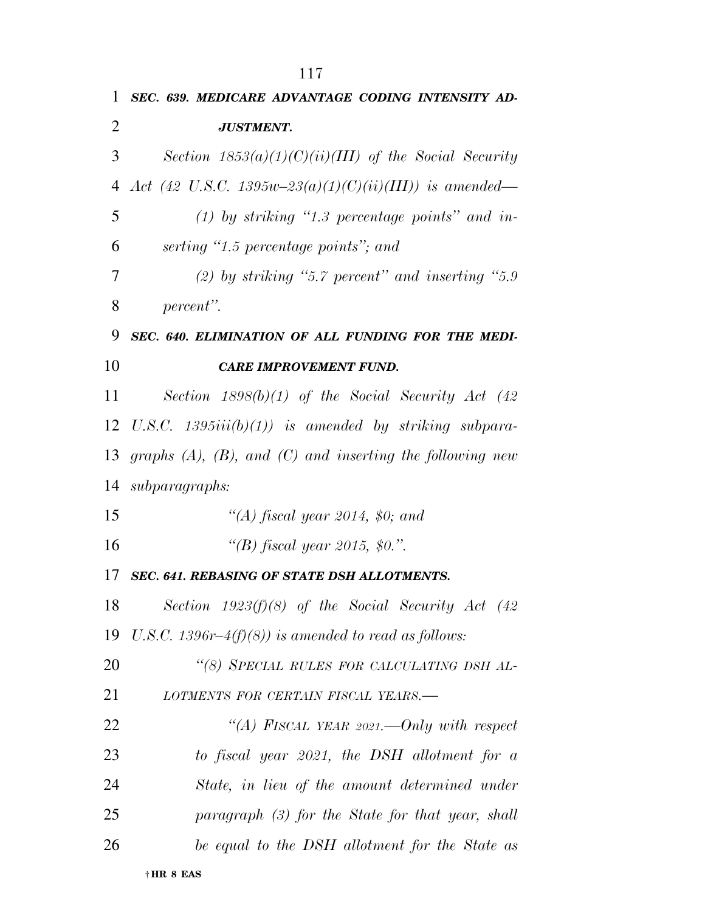***SEC. 639. MEDICARE ADVANTAGE CODING INTENSITY ADJUSTMENT.***

*Section 1853(a)(1)(C)(ii)(III) of the Social Security Act (42 U.S.C. 1395w–23(a)(1)(C)(ii)(III)) is amended—*

*(1) by striking "1.3 percentage points" and inserting "1.5 percentage points"; and*

*(2) by striking "5.7 percent" and inserting "5.9 percent".*

***SEC. 640. ELIMINATION OF ALL FUNDING FOR THE MEDICARE IMPROVEMENT FUND.***

*Section 1898(b)(1) of the Social Security Act (42 U.S.C. 1395iii(b)(1)) is amended by striking subparagraphs (A), (B), and (C) and inserting the following new subparagraphs:*

*"(A) fiscal year 2014, $0; and*

*"(B) fiscal year 2015, $0.".*

***SEC. 641. REBASING OF STATE DSH ALLOTMENTS.***

*Section 1923(f)(8) of the Social Security Act (42 U.S.C. 1396r–4(f)(8)) is amended to read as follows:*

*"(8) SPECIAL RULES FOR CALCULATING DSH ALLOTMENTS FOR CERTAIN FISCAL YEARS.—*

*"(A) FISCAL YEAR 2021.—Only with respect to fiscal year 2021, the DSH allotment for a State, in lieu of the amount determined under paragraph (3) for the State for that year, shall be equal to the DSH allotment for the State as*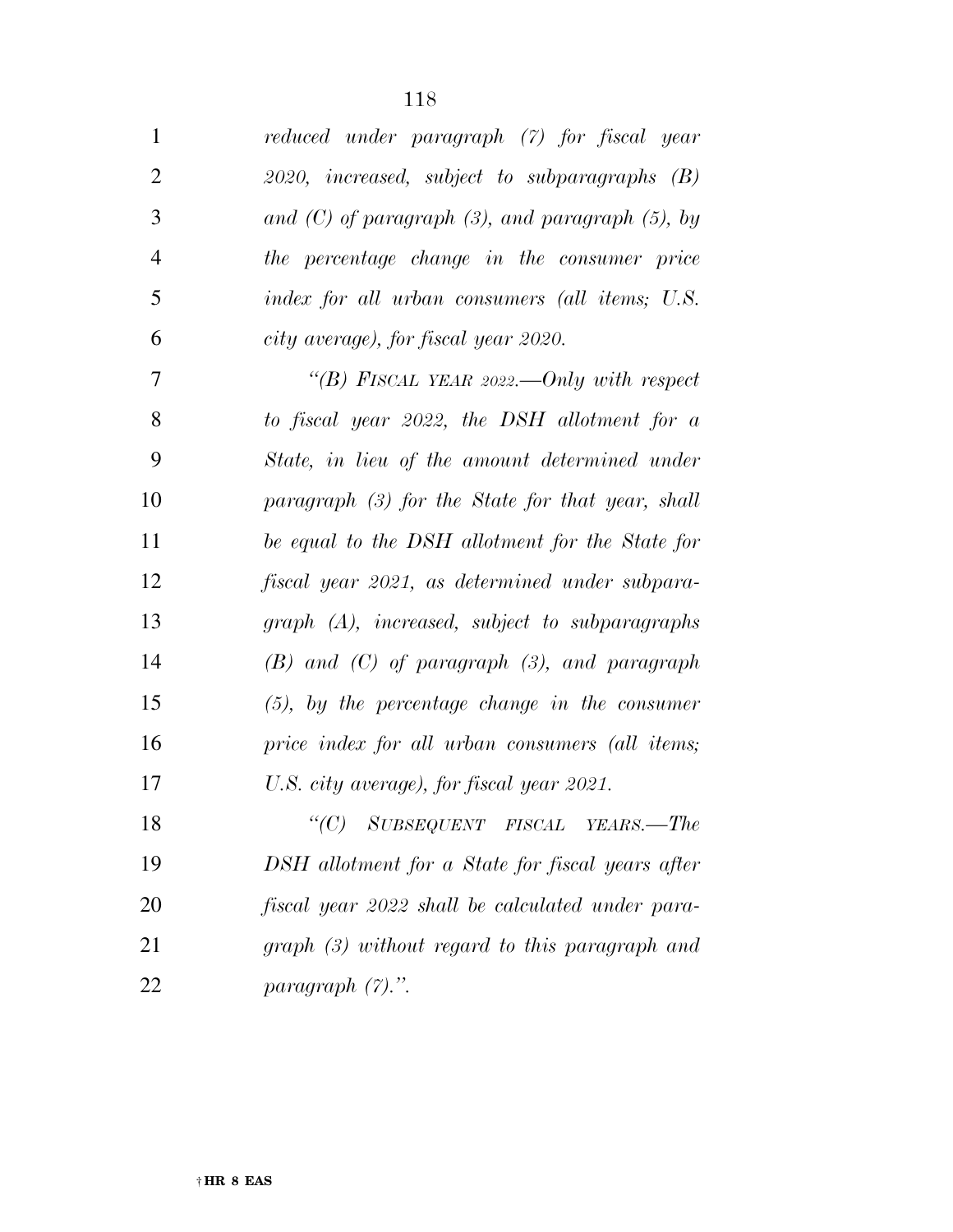*reduced under paragraph (7) for fiscal year 2020, increased, subject to subparagraphs (B) and (C) of paragraph (3), and paragraph (5), by the percentage change in the consumer price index for all urban consumers (all items; U.S. city average), for fiscal year 2020.*

*"(B) FISCAL YEAR 2022.—Only with respect to fiscal year 2022, the DSH allotment for a State, in lieu of the amount determined under paragraph (3) for the State for that year, shall be equal to the DSH allotment for the State for fiscal year 2021, as determined under subparagraph (A), increased, subject to subparagraphs (B) and (C) of paragraph (3), and paragraph (5), by the percentage change in the consumer price index for all urban consumers (all items; U.S. city average), for fiscal year 2021.*

*"(C) SUBSEQUENT FISCAL YEARS.—The DSH allotment for a State for fiscal years after fiscal year 2022 shall be calculated under paragraph (3) without regard to this paragraph and paragraph (7).".*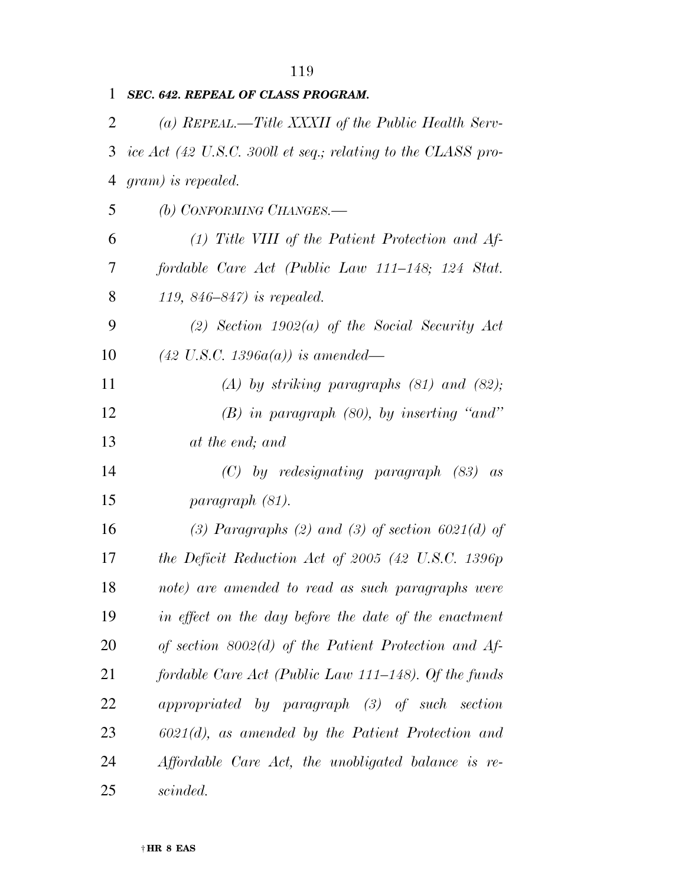***SEC. 642. REPEAL OF CLASS PROGRAM.***

*(a) REPEAL.—Title XXXII of the Public Health Service Act (42 U.S.C. 300ll et seq.; relating to the CLASS program) is repealed.*

*(b) CONFORMING CHANGES.—*

*(1) Title VIII of the Patient Protection and Affordable Care Act (Public Law 111–148; 124 Stat. 119, 846–847) is repealed.*

*(2) Section 1902(a) of the Social Security Act (42 U.S.C. 1396a(a)) is amended—*

*(A) by striking paragraphs (81) and (82);*

*(B) in paragraph (80), by inserting "and" at the end; and*

*(C) by redesignating paragraph (83) as paragraph (81).*

*(3) Paragraphs (2) and (3) of section 6021(d) of the Deficit Reduction Act of 2005 (42 U.S.C. 1396p note) are amended to read as such paragraphs were in effect on the day before the date of the enactment of section 8002(d) of the Patient Protection and Affordable Care Act (Public Law 111–148). Of the funds appropriated by paragraph (3) of such section 6021(d), as amended by the Patient Protection and Affordable Care Act, the unobligated balance is rescinded.*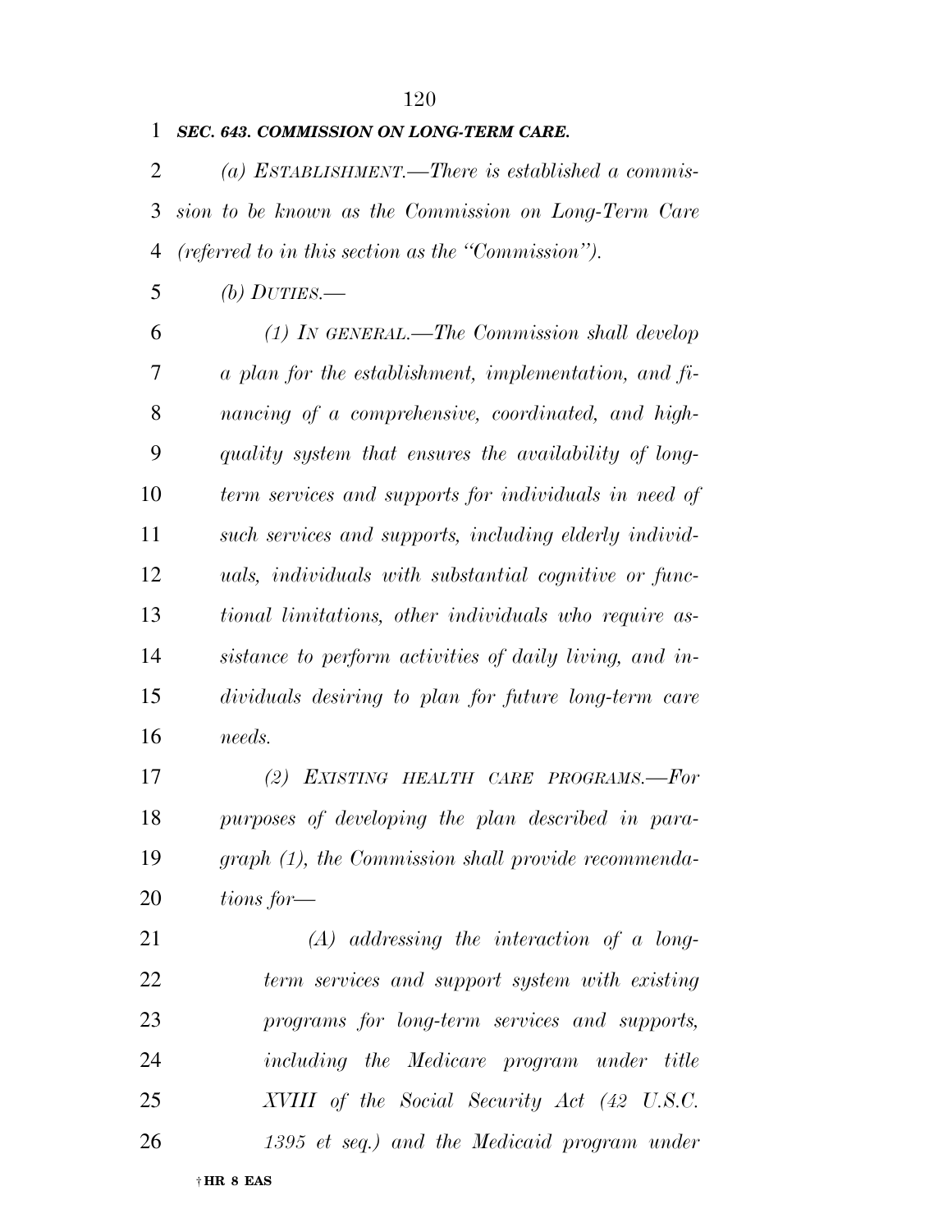***SEC. 643. COMMISSION ON LONG-TERM CARE.***

*(a) ESTABLISHMENT.—There is established a commission to be known as the Commission on Long-Term Care (referred to in this section as the "Commission").*

*(b) DUTIES.—*

*(1) IN GENERAL.—The Commission shall develop a plan for the establishment, implementation, and financing of a comprehensive, coordinated, and high-quality system that ensures the availability of long-term services and supports for individuals in need of such services and supports, including elderly individuals, individuals with substantial cognitive or functional limitations, other individuals who require assistance to perform activities of daily living, and individuals desiring to plan for future long-term care needs.*

*(2) EXISTING HEALTH CARE PROGRAMS.—For purposes of developing the plan described in paragraph (1), the Commission shall provide recommendations for—*

*(A) addressing the interaction of a long-term services and support system with existing programs for long-term services and supports, including the Medicare program under title XVIII of the Social Security Act (42 U.S.C. 1395 et seq.) and the Medicaid program under*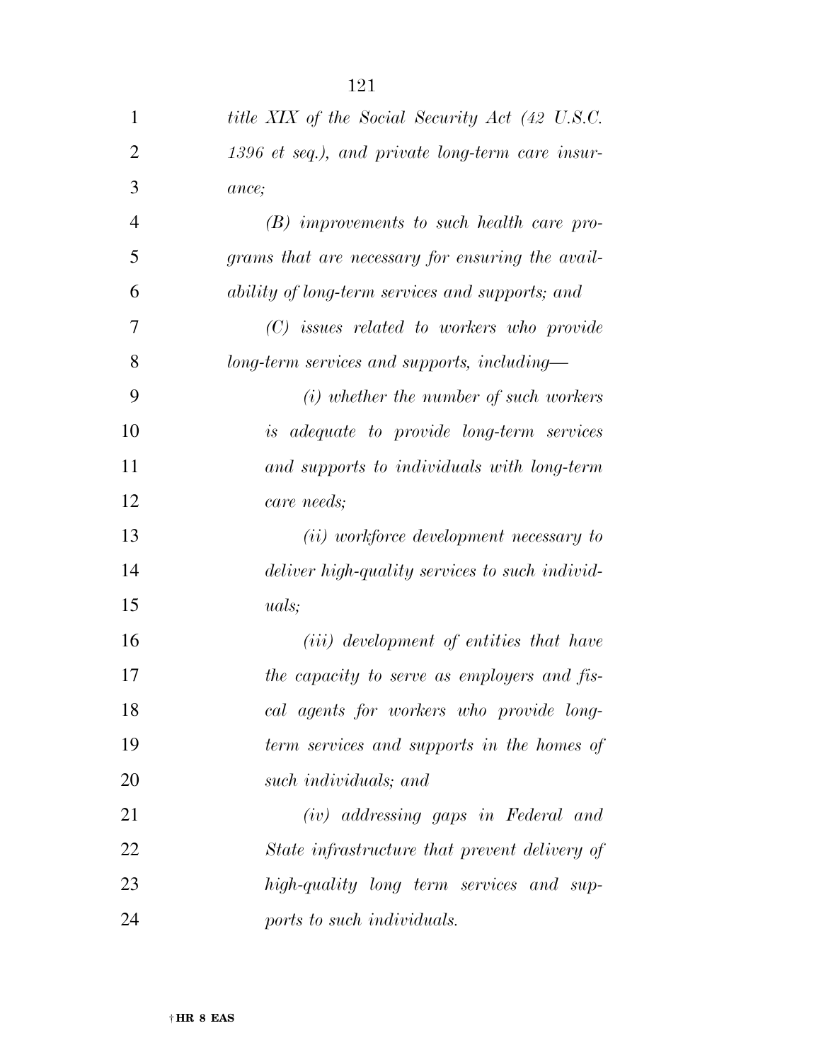*title XIX of the Social Security Act (42 U.S.C. 1396 et seq.), and private long-term care insurance;*

*(B) improvements to such health care programs that are necessary for ensuring the availability of long-term services and supports; and*

*(C) issues related to workers who provide long-term services and supports, including—*

*(i) whether the number of such workers is adequate to provide long-term services and supports to individuals with long-term care needs;*

*(ii) workforce development necessary to deliver high-quality services to such individuals;*

*(iii) development of entities that have the capacity to serve as employers and fiscal agents for workers who provide long-term services and supports in the homes of such individuals; and*

*(iv) addressing gaps in Federal and State infrastructure that prevent delivery of high-quality long term services and supports to such individuals.*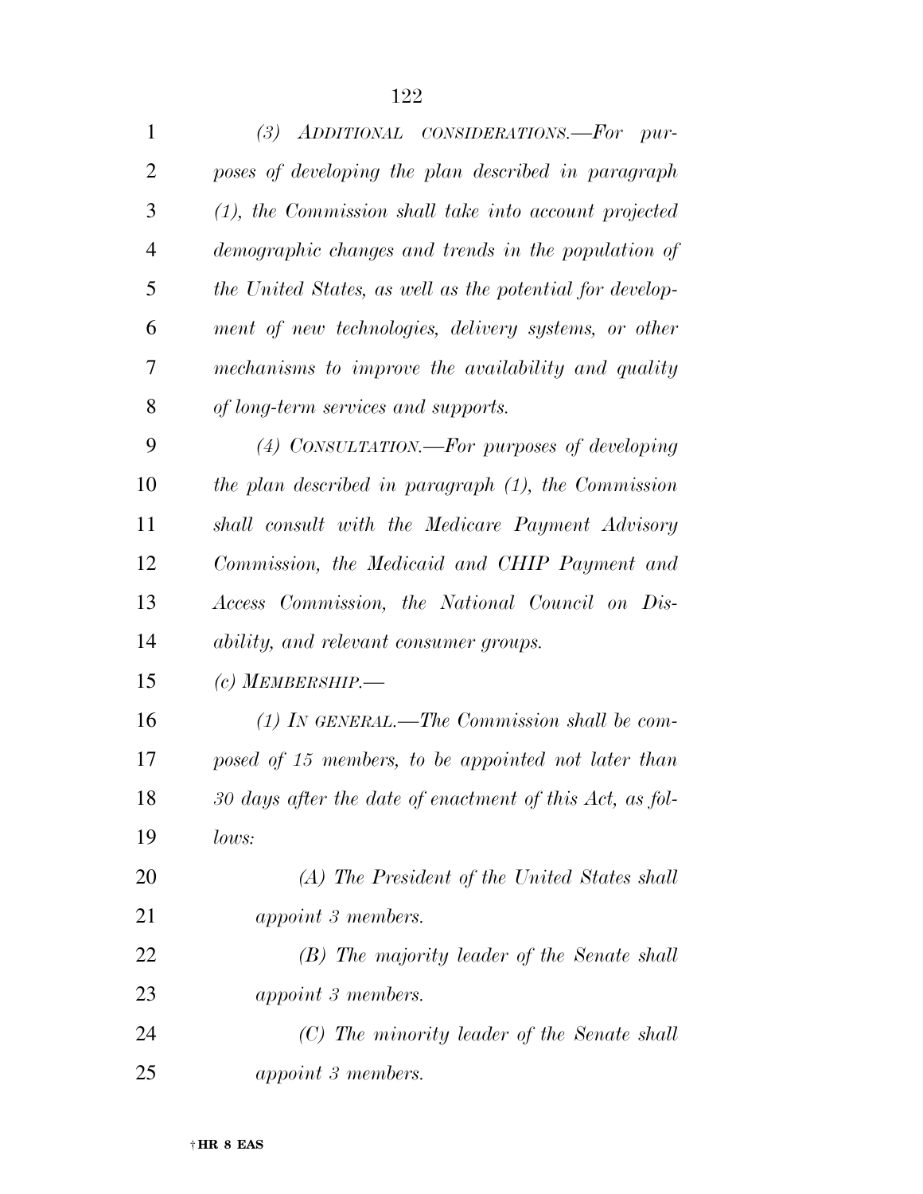*(3) ADDITIONAL CONSIDERATIONS.—For purposes of developing the plan described in paragraph (1), the Commission shall take into account projected demographic changes and trends in the population of the United States, as well as the potential for development of new technologies, delivery systems, or other mechanisms to improve the availability and quality of long-term services and supports.*

*(4) CONSULTATION.—For purposes of developing the plan described in paragraph (1), the Commission shall consult with the Medicare Payment Advisory Commission, the Medicaid and CHIP Payment and Access Commission, the National Council on Disability, and relevant consumer groups.*

*(c) MEMBERSHIP.—*

*(1) IN GENERAL.—The Commission shall be composed of 15 members, to be appointed not later than 30 days after the date of enactment of this Act, as follows:*

*(A) The President of the United States shall appoint 3 members.*

*(B) The majority leader of the Senate shall appoint 3 members.*

*(C) The minority leader of the Senate shall appoint 3 members.*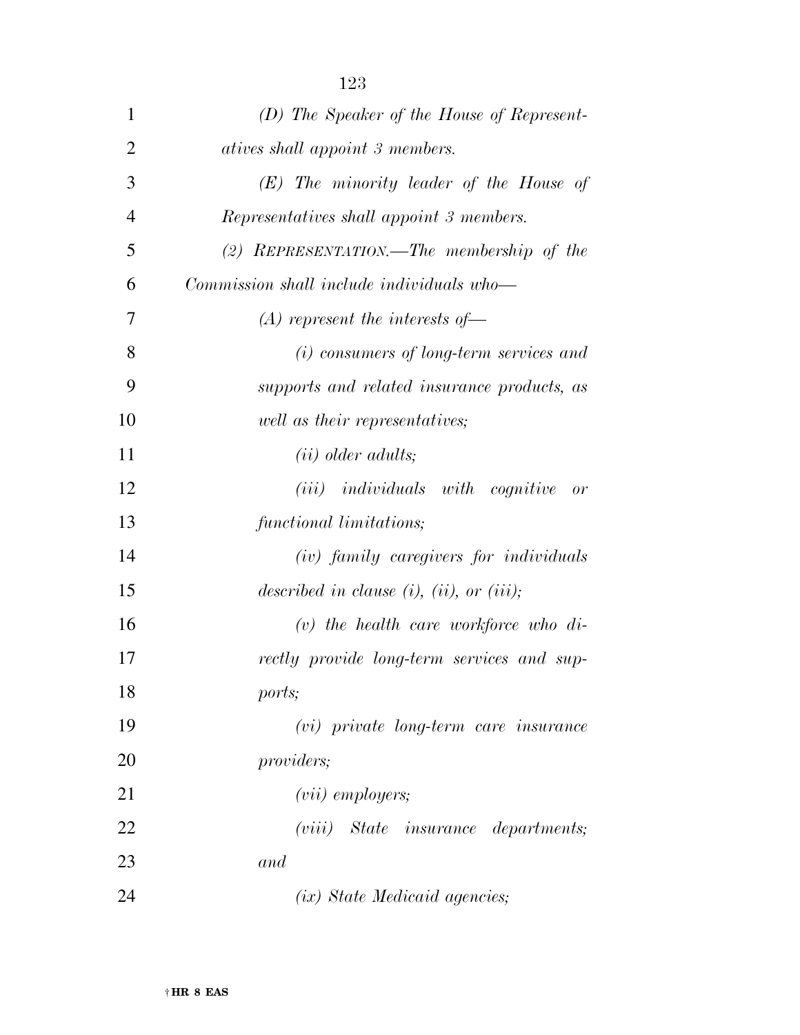*(D) The Speaker of the House of Representatives shall appoint 3 members.*

*(E) The minority leader of the House of Representatives shall appoint 3 members.*

*(2) REPRESENTATION.—The membership of the Commission shall include individuals who—*

*(A) represent the interests of—*

*(i) consumers of long-term services and supports and related insurance products, as well as their representatives;*

*(ii) older adults;*

*(iii) individuals with cognitive or functional limitations;*

*(iv) family caregivers for individuals described in clause (i), (ii), or (iii);*

*(v) the health care workforce who directly provide long-term services and supports;*

*(vi) private long-term care insurance providers;*

*(vii) employers;*

*(viii) State insurance departments; and*

*(ix) State Medicaid agencies;*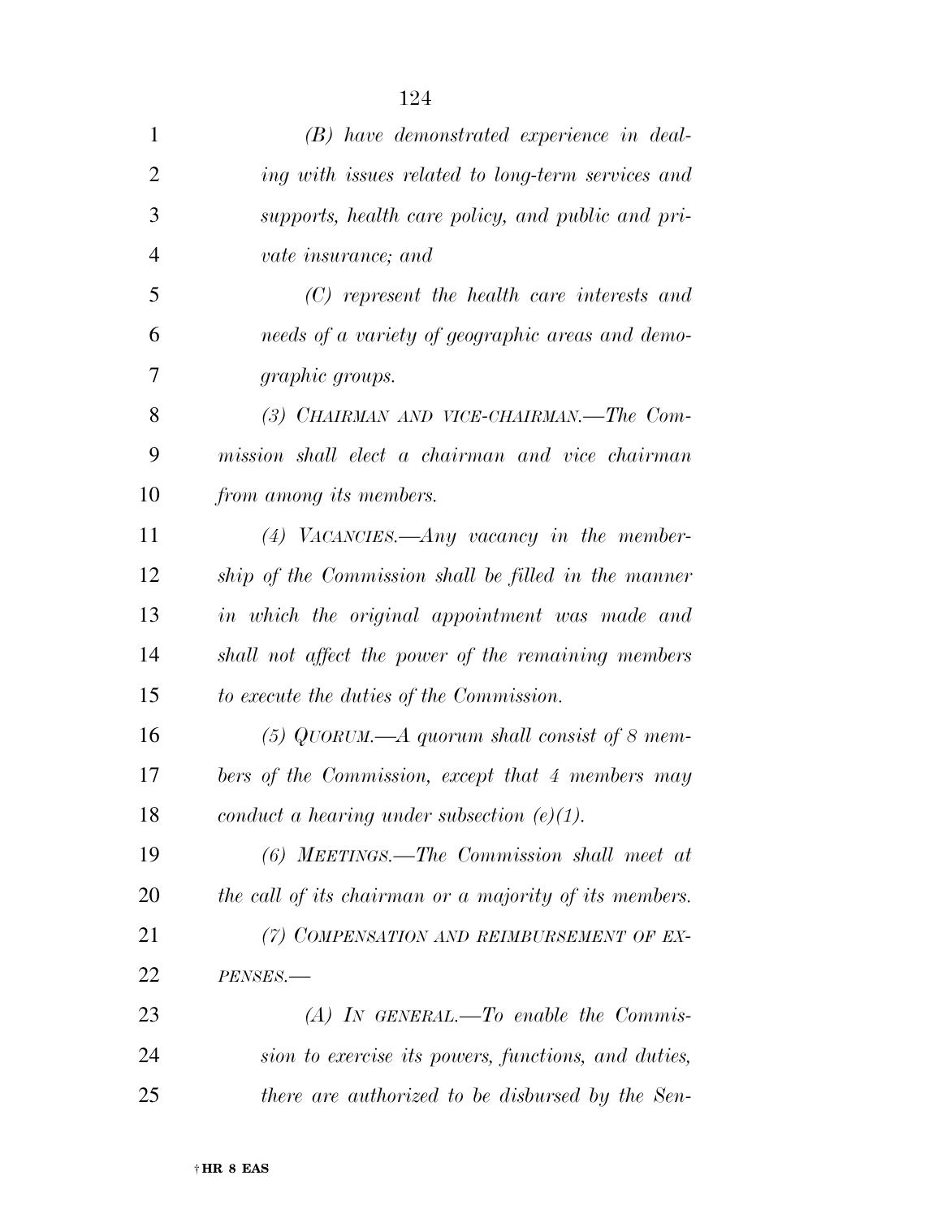*(B) have demonstrated experience in dealing with issues related to long-term services and supports, health care policy, and public and private insurance; and*

*(C) represent the health care interests and needs of a variety of geographic areas and demographic groups.*

*(3) CHAIRMAN AND VICE-CHAIRMAN.—The Commission shall elect a chairman and vice chairman from among its members.*

*(4) VACANCIES.—Any vacancy in the membership of the Commission shall be filled in the manner in which the original appointment was made and shall not affect the power of the remaining members to execute the duties of the Commission.*

*(5) QUORUM.—A quorum shall consist of 8 members of the Commission, except that 4 members may conduct a hearing under subsection (e)(1).*

*(6) MEETINGS.—The Commission shall meet at the call of its chairman or a majority of its members.*

*(7) COMPENSATION AND REIMBURSEMENT OF EXPENSES.—*

*(A) IN GENERAL.—To enable the Commission to exercise its powers, functions, and duties, there are authorized to be disbursed by the Sen-*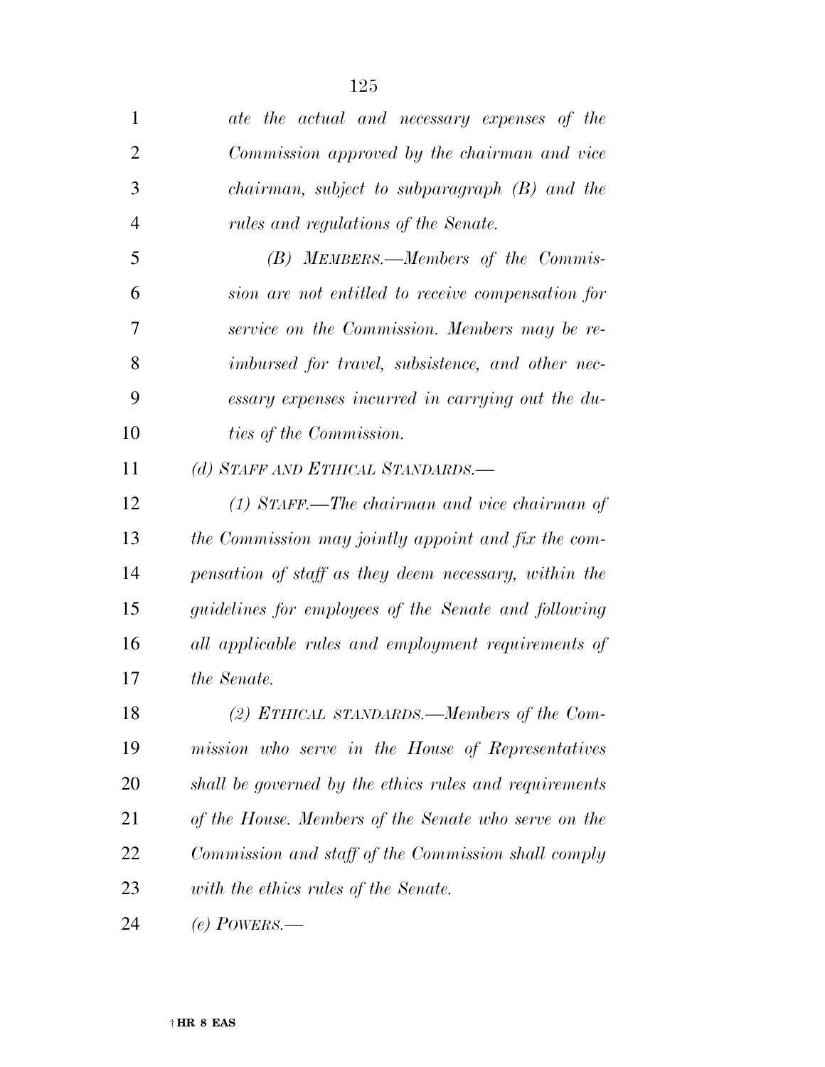*ate the actual and necessary expenses of the Commission approved by the chairman and vice chairman, subject to subparagraph (B) and the rules and regulations of the Senate.*

*(B) MEMBERS.—Members of the Commission are not entitled to receive compensation for service on the Commission. Members may be reimbursed for travel, subsistence, and other necessary expenses incurred in carrying out the duties of the Commission.*

*(d) STAFF AND ETHICAL STANDARDS.—*

*(1) STAFF.—The chairman and vice chairman of the Commission may jointly appoint and fix the compensation of staff as they deem necessary, within the guidelines for employees of the Senate and following all applicable rules and employment requirements of the Senate.*

*(2) ETHICAL STANDARDS.—Members of the Commission who serve in the House of Representatives shall be governed by the ethics rules and requirements of the House. Members of the Senate who serve on the Commission and staff of the Commission shall comply with the ethics rules of the Senate.*

*(e) POWERS.—*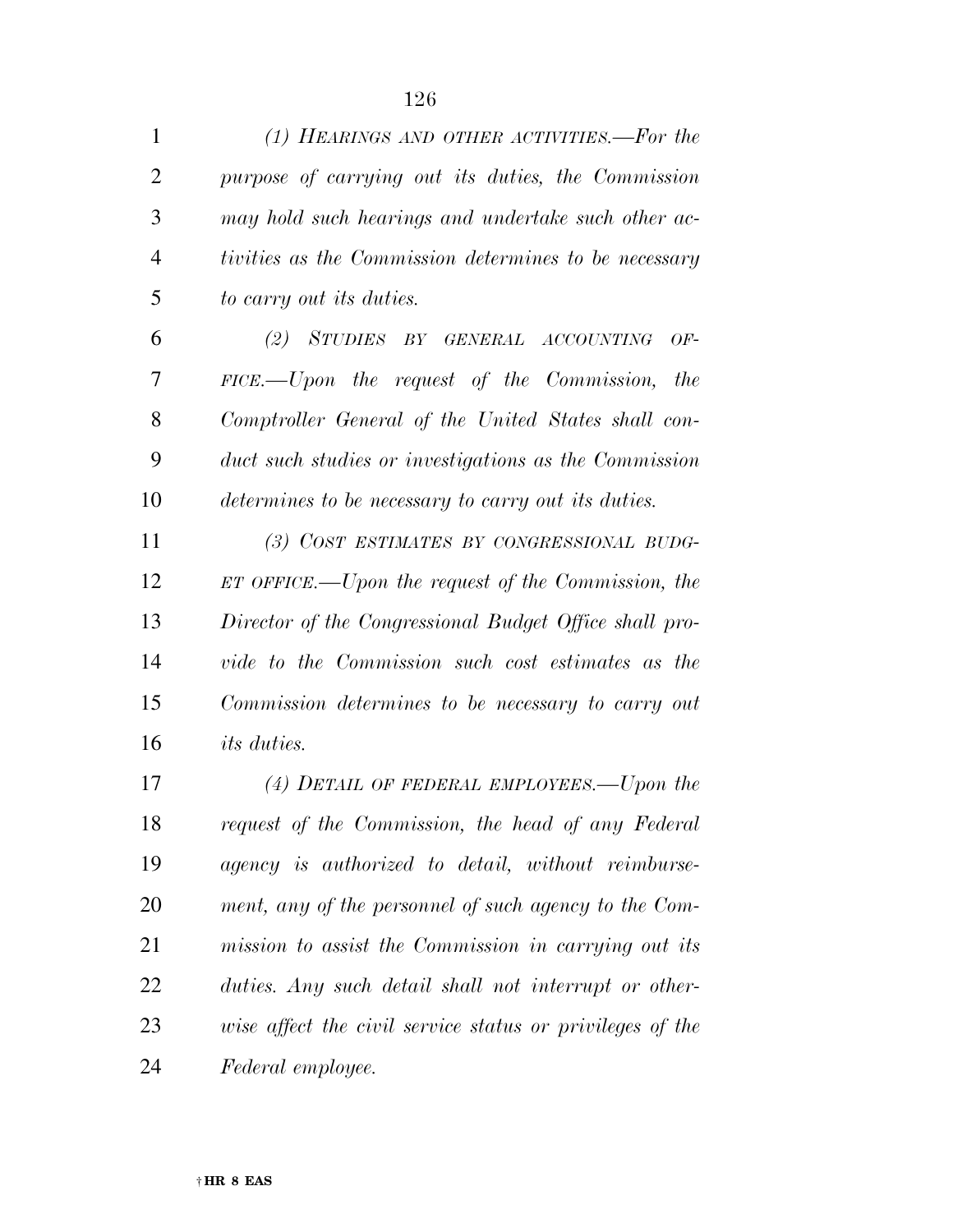*(1) HEARINGS AND OTHER ACTIVITIES.—For the purpose of carrying out its duties, the Commission may hold such hearings and undertake such other activities as the Commission determines to be necessary to carry out its duties.*

*(2) STUDIES BY GENERAL ACCOUNTING OFFICE.—Upon the request of the Commission, the Comptroller General of the United States shall conduct such studies or investigations as the Commission determines to be necessary to carry out its duties.*

*(3) COST ESTIMATES BY CONGRESSIONAL BUDGET OFFICE.—Upon the request of the Commission, the Director of the Congressional Budget Office shall provide to the Commission such cost estimates as the Commission determines to be necessary to carry out its duties.*

*(4) DETAIL OF FEDERAL EMPLOYEES.—Upon the request of the Commission, the head of any Federal agency is authorized to detail, without reimbursement, any of the personnel of such agency to the Commission to assist the Commission in carrying out its duties. Any such detail shall not interrupt or otherwise affect the civil service status or privileges of the Federal employee.*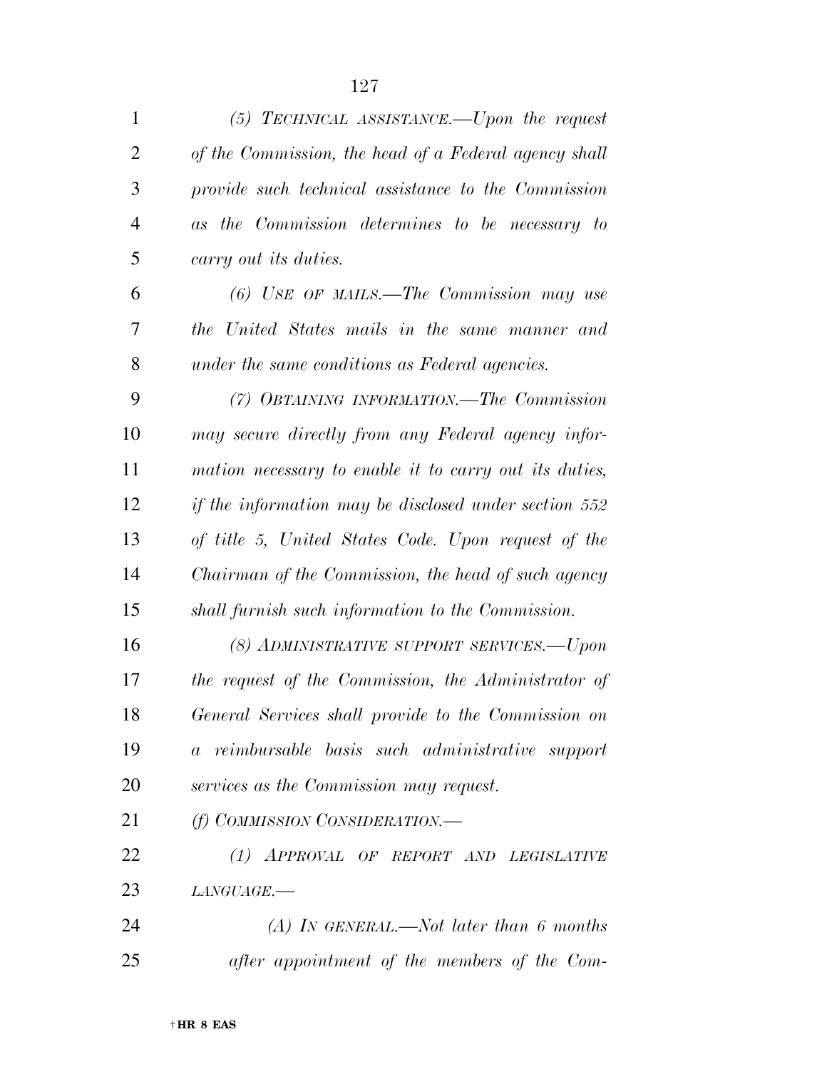*(5) TECHNICAL ASSISTANCE.—Upon the request of the Commission, the head of a Federal agency shall provide such technical assistance to the Commission as the Commission determines to be necessary to carry out its duties.*

*(6) USE OF MAILS.—The Commission may use the United States mails in the same manner and under the same conditions as Federal agencies.*

*(7) OBTAINING INFORMATION.—The Commission may secure directly from any Federal agency information necessary to enable it to carry out its duties, if the information may be disclosed under section 552 of title 5, United States Code. Upon request of the Chairman of the Commission, the head of such agency shall furnish such information to the Commission.*

*(8) ADMINISTRATIVE SUPPORT SERVICES.—Upon the request of the Commission, the Administrator of General Services shall provide to the Commission on a reimbursable basis such administrative support services as the Commission may request.*

*(f) COMMISSION CONSIDERATION.—*

*(1) APPROVAL OF REPORT AND LEGISLATIVE LANGUAGE.—*

*(A) IN GENERAL.—Not later than 6 months after appointment of the members of the Com-*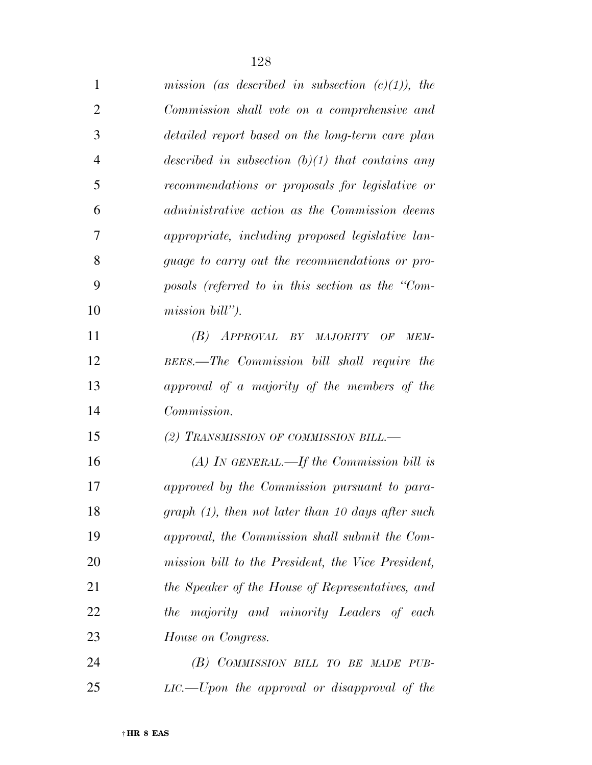*mission (as described in subsection (c)(1)), the Commission shall vote on a comprehensive and detailed report based on the long-term care plan described in subsection (b)(1) that contains any recommendations or proposals for legislative or administrative action as the Commission deems appropriate, including proposed legislative language to carry out the recommendations or proposals (referred to in this section as the "Commission bill").*

*(B) APPROVAL BY MAJORITY OF MEMBERS.—The Commission bill shall require the approval of a majority of the members of the Commission.*

*(2) TRANSMISSION OF COMMISSION BILL.—*

*(A) IN GENERAL.—If the Commission bill is approved by the Commission pursuant to paragraph (1), then not later than 10 days after such approval, the Commission shall submit the Commission bill to the President, the Vice President, the Speaker of the House of Representatives, and the majority and minority Leaders of each House on Congress.*

*(B) COMMISSION BILL TO BE MADE PUBLIC.—Upon the approval or disapproval of the*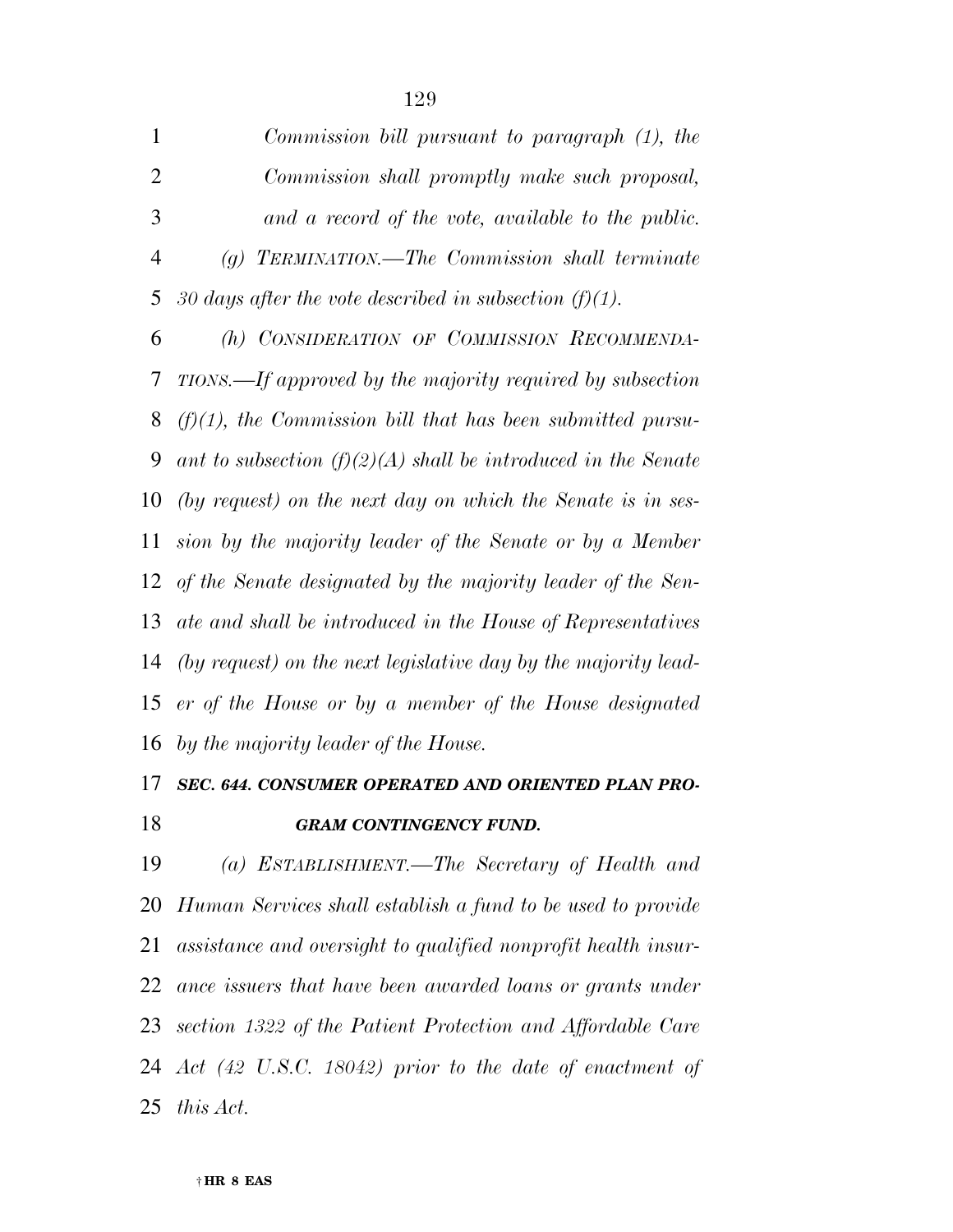*Commission bill pursuant to paragraph (1), the Commission shall promptly make such proposal, and a record of the vote, available to the public.*

*(g) TERMINATION.—The Commission shall terminate 30 days after the vote described in subsection (f)(1).*

*(h) CONSIDERATION OF COMMISSION RECOMMENDATIONS.—If approved by the majority required by subsection (f)(1), the Commission bill that has been submitted pursuant to subsection (f)(2)(A) shall be introduced in the Senate (by request) on the next day on which the Senate is in session by the majority leader of the Senate or by a Member of the Senate designated by the majority leader of the Senate and shall be introduced in the House of Representatives (by request) on the next legislative day by the majority leader of the House or by a member of the House designated by the majority leader of the House.*

***SEC. 644. CONSUMER OPERATED AND ORIENTED PLAN PROGRAM CONTINGENCY FUND.***

*(a) ESTABLISHMENT.—The Secretary of Health and Human Services shall establish a fund to be used to provide assistance and oversight to qualified nonprofit health insurance issuers that have been awarded loans or grants under section 1322 of the Patient Protection and Affordable Care Act (42 U.S.C. 18042) prior to the date of enactment of this Act.*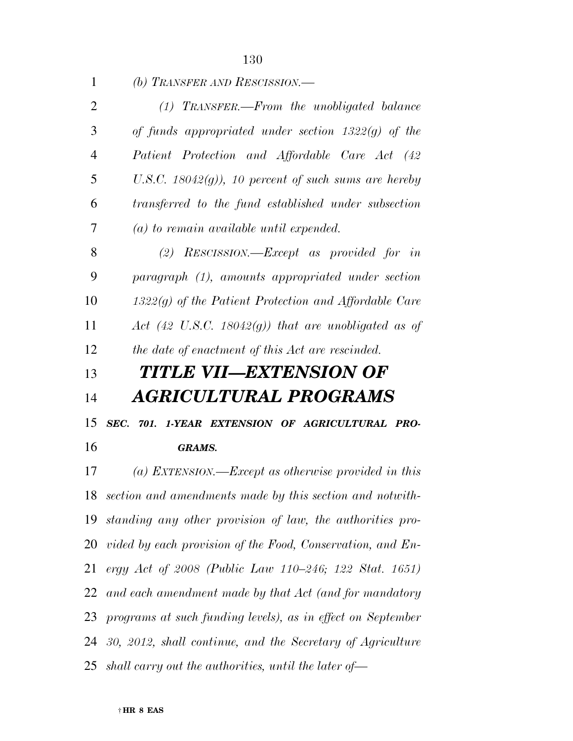*(b) Transfer and Rescission.—*

*(1) Transfer.—From the unobligated balance of funds appropriated under section 1322(g) of the Patient Protection and Affordable Care Act (42 U.S.C. 18042(g)), 10 percent of such sums are hereby transferred to the fund established under subsection (a) to remain available until expended.*

*(2) Rescission.—Except as provided for in paragraph (1), amounts appropriated under section 1322(g) of the Patient Protection and Affordable Care Act (42 U.S.C. 18042(g)) that are unobligated as of the date of enactment of this Act are rescinded.*

# *TITLE VII—EXTENSION OF AGRICULTURAL PROGRAMS*

### *SEC. 701. 1-YEAR EXTENSION OF AGRICULTURAL PROGRAMS.*

*(a) Extension.—Except as otherwise provided in this section and amendments made by this section and notwithstanding any other provision of law, the authorities provided by each provision of the Food, Conservation, and Energy Act of 2008 (Public Law 110–246; 122 Stat. 1651) and each amendment made by that Act (and for mandatory programs at such funding levels), as in effect on September 30, 2012, shall continue, and the Secretary of Agriculture shall carry out the authorities, until the later of—*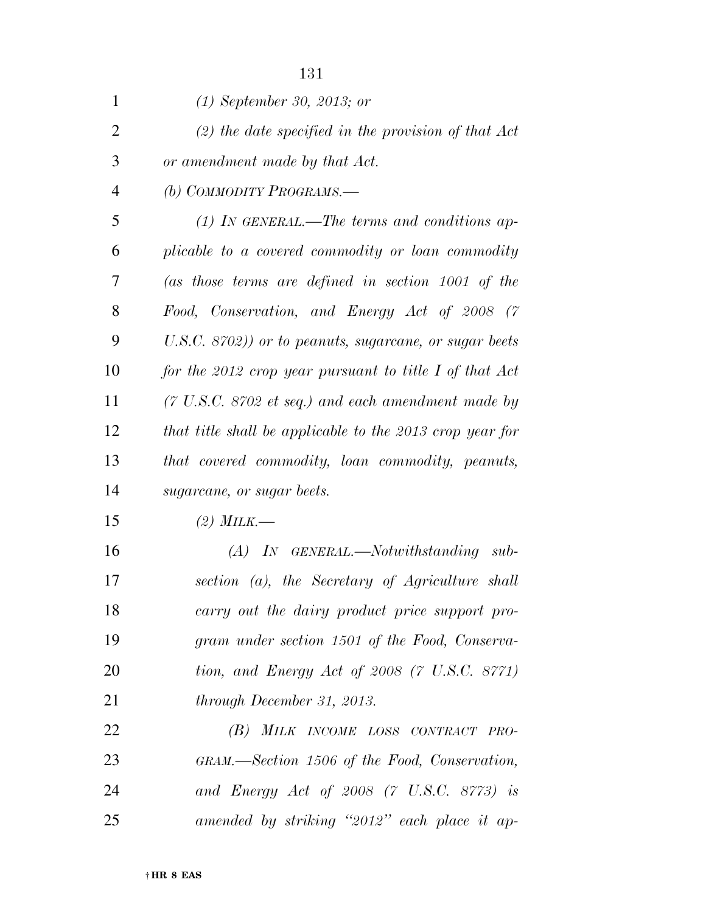*(1) September 30, 2013; or*

*(2) the date specified in the provision of that Act or amendment made by that Act.*

*(b) COMMODITY PROGRAMS.—*

*(1) IN GENERAL.—The terms and conditions applicable to a covered commodity or loan commodity (as those terms are defined in section 1001 of the Food, Conservation, and Energy Act of 2008 (7 U.S.C. 8702)) or to peanuts, sugarcane, or sugar beets for the 2012 crop year pursuant to title I of that Act (7 U.S.C. 8702 et seq.) and each amendment made by that title shall be applicable to the 2013 crop year for that covered commodity, loan commodity, peanuts, sugarcane, or sugar beets.*

*(2) MILK.—*

*(A) IN GENERAL.—Notwithstanding subsection (a), the Secretary of Agriculture shall carry out the dairy product price support program under section 1501 of the Food, Conservation, and Energy Act of 2008 (7 U.S.C. 8771) through December 31, 2013.*

*(B) MILK INCOME LOSS CONTRACT PROGRAM.—Section 1506 of the Food, Conservation, and Energy Act of 2008 (7 U.S.C. 8773) is amended by striking "2012" each place it ap-*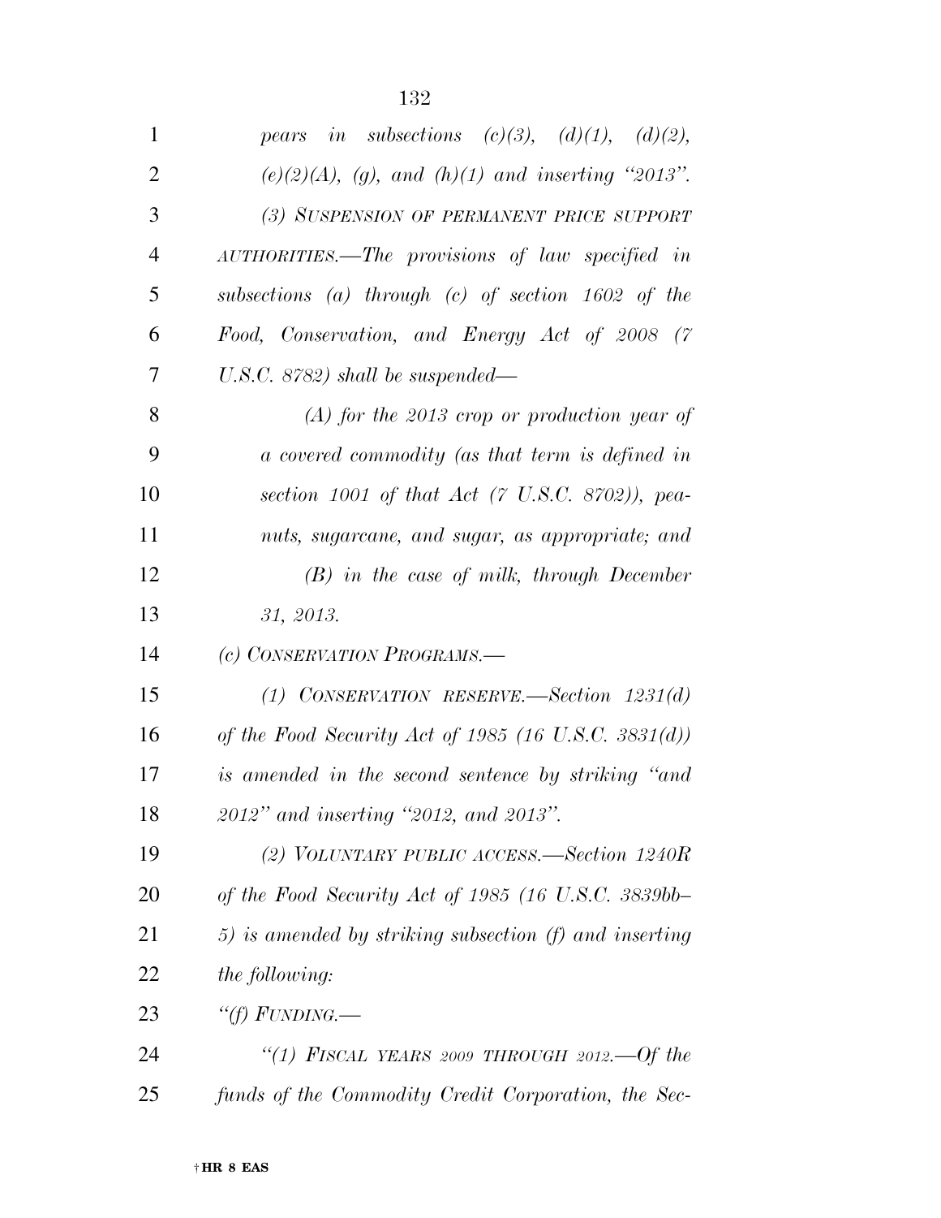*pears in subsections (c)(3), (d)(1), (d)(2), (e)(2)(A), (g), and (h)(1) and inserting "2013".*

*(3) SUSPENSION OF PERMANENT PRICE SUPPORT AUTHORITIES.—The provisions of law specified in subsections (a) through (c) of section 1602 of the Food, Conservation, and Energy Act of 2008 (7 U.S.C. 8782) shall be suspended—*

*(A) for the 2013 crop or production year of a covered commodity (as that term is defined in section 1001 of that Act (7 U.S.C. 8702)), peanuts, sugarcane, and sugar, as appropriate; and*

*(B) in the case of milk, through December 31, 2013.*

*(c) CONSERVATION PROGRAMS.—*

*(1) CONSERVATION RESERVE.—Section 1231(d) of the Food Security Act of 1985 (16 U.S.C. 3831(d)) is amended in the second sentence by striking "and 2012" and inserting "2012, and 2013".*

*(2) VOLUNTARY PUBLIC ACCESS.—Section 1240R of the Food Security Act of 1985 (16 U.S.C. 3839bb–5) is amended by striking subsection (f) and inserting the following:*

*"(f) FUNDING.—*

*"(1) FISCAL YEARS 2009 THROUGH 2012.—Of the funds of the Commodity Credit Corporation, the Sec-*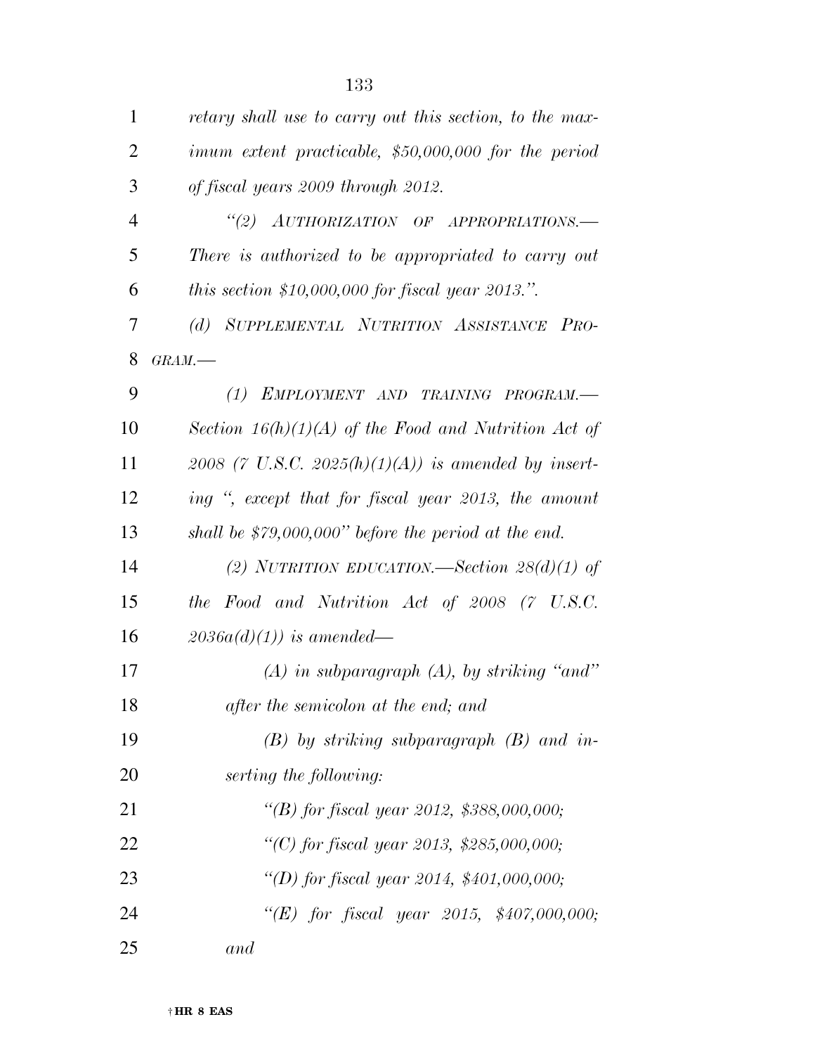*retary shall use to carry out this section, to the maximum extent practicable, $50,000,000 for the period of fiscal years 2009 through 2012.*

*"(2) AUTHORIZATION OF APPROPRIATIONS.—There is authorized to be appropriated to carry out this section $10,000,000 for fiscal year 2013.".*

*(d) SUPPLEMENTAL NUTRITION ASSISTANCE PROGRAM.—*

*(1) EMPLOYMENT AND TRAINING PROGRAM.—Section 16(h)(1)(A) of the Food and Nutrition Act of 2008 (7 U.S.C. 2025(h)(1)(A)) is amended by inserting ", except that for fiscal year 2013, the amount shall be $79,000,000" before the period at the end.*

*(2) NUTRITION EDUCATION.—Section 28(d)(1) of the Food and Nutrition Act of 2008 (7 U.S.C. 2036a(d)(1)) is amended—*

*(A) in subparagraph (A), by striking "and" after the semicolon at the end; and*

*(B) by striking subparagraph (B) and inserting the following:*

*"(B) for fiscal year 2012, $388,000,000;*

*"(C) for fiscal year 2013, $285,000,000;*

*"(D) for fiscal year 2014, $401,000,000;*

*"(E) for fiscal year 2015, $407,000,000; and*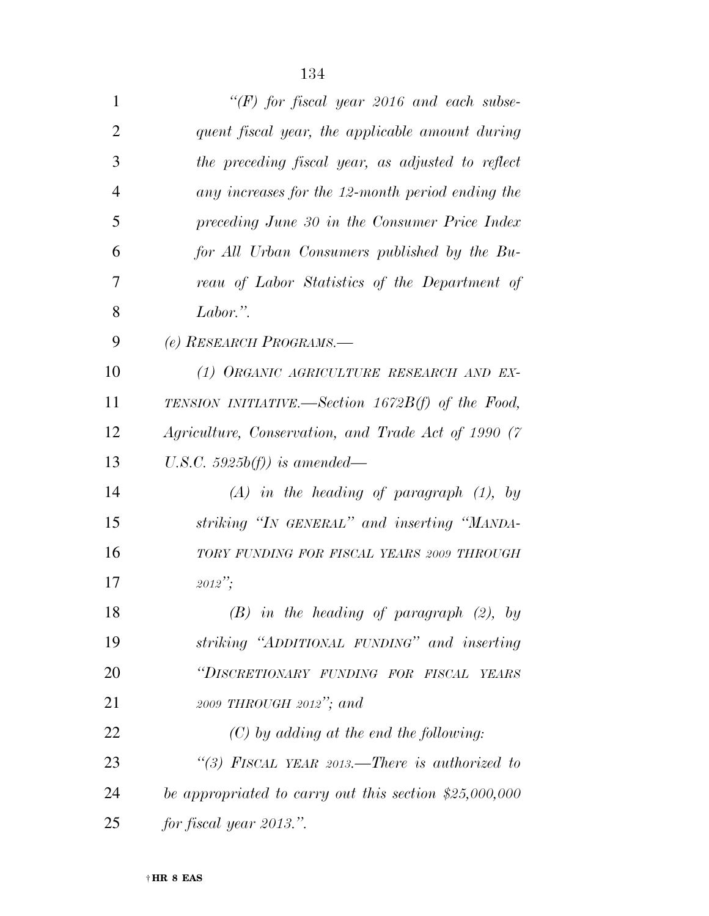*"(F) for fiscal year 2016 and each subsequent fiscal year, the applicable amount during the preceding fiscal year, as adjusted to reflect any increases for the 12-month period ending the preceding June 30 in the Consumer Price Index for All Urban Consumers published by the Bureau of Labor Statistics of the Department of Labor.".*

*(e) RESEARCH PROGRAMS.—*

*(1) ORGANIC AGRICULTURE RESEARCH AND EXTENSION INITIATIVE.—Section 1672B(f) of the Food, Agriculture, Conservation, and Trade Act of 1990 (7 U.S.C. 5925b(f)) is amended—*

*(A) in the heading of paragraph (1), by striking "IN GENERAL" and inserting "MANDATORY FUNDING FOR FISCAL YEARS 2009 THROUGH 2012";*

*(B) in the heading of paragraph (2), by striking "ADDITIONAL FUNDING" and inserting "DISCRETIONARY FUNDING FOR FISCAL YEARS 2009 THROUGH 2012"; and*

*(C) by adding at the end the following:*

*"(3) FISCAL YEAR 2013.—There is authorized to be appropriated to carry out this section $25,000,000 for fiscal year 2013.".*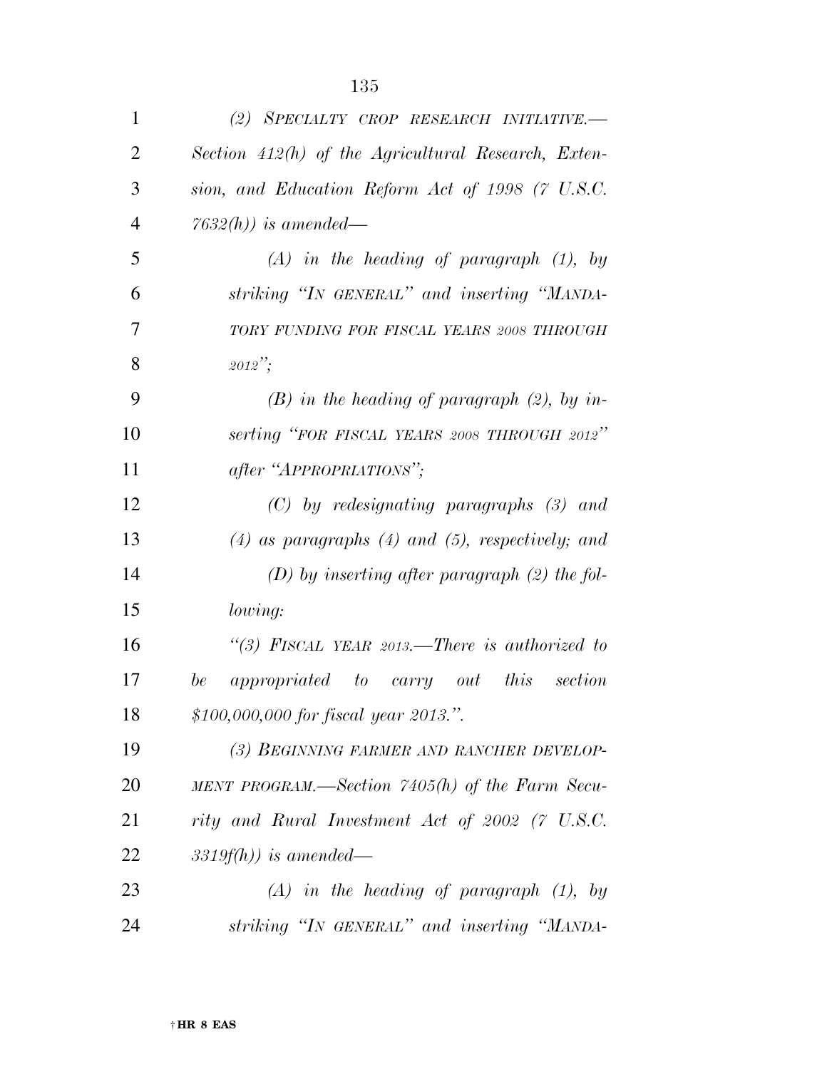*(2) Specialty crop research initiative.—Section 412(h) of the Agricultural Research, Extension, and Education Reform Act of 1998 (7 U.S.C. 7632(h)) is amended—*

*(A) in the heading of paragraph (1), by striking "In general" and inserting "Mandatory funding for fiscal years 2008 through 2012";*

*(B) in the heading of paragraph (2), by inserting "for fiscal years 2008 through 2012" after "Appropriations";*

*(C) by redesignating paragraphs (3) and (4) as paragraphs (4) and (5), respectively; and*

*(D) by inserting after paragraph (2) the following:*

*"(3) Fiscal year 2013.—There is authorized to be appropriated to carry out this section $100,000,000 for fiscal year 2013.".*

*(3) Beginning farmer and rancher development program.—Section 7405(h) of the Farm Security and Rural Investment Act of 2002 (7 U.S.C. 3319f(h)) is amended—*

*(A) in the heading of paragraph (1), by striking "In general" and inserting "Manda-*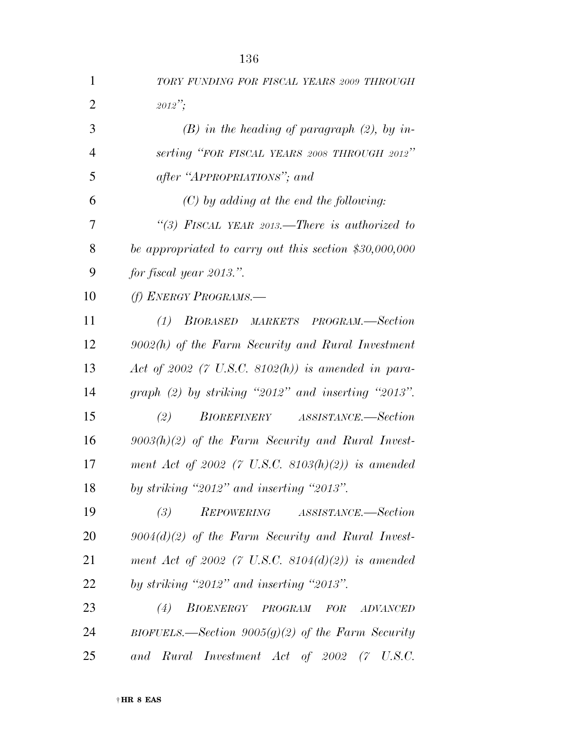*TORY FUNDING FOR FISCAL YEARS 2009 THROUGH 2012'';*

*(B) in the heading of paragraph (2), by inserting ''FOR FISCAL YEARS 2008 THROUGH 2012'' after ''APPROPRIATIONS''; and*

*(C) by adding at the end the following:*

*''(3) FISCAL YEAR 2013.—There is authorized to be appropriated to carry out this section $30,000,000 for fiscal year 2013.''.*

*(f) ENERGY PROGRAMS.—*

*(1) BIOBASED MARKETS PROGRAM.—Section 9002(h) of the Farm Security and Rural Investment Act of 2002 (7 U.S.C. 8102(h)) is amended in paragraph (2) by striking ''2012'' and inserting ''2013''.*

*(2) BIOREFINERY ASSISTANCE.—Section 9003(h)(2) of the Farm Security and Rural Investment Act of 2002 (7 U.S.C. 8103(h)(2)) is amended by striking ''2012'' and inserting ''2013''.*

*(3) REPOWERING ASSISTANCE.—Section 9004(d)(2) of the Farm Security and Rural Investment Act of 2002 (7 U.S.C. 8104(d)(2)) is amended by striking ''2012'' and inserting ''2013''.*

*(4) BIOENERGY PROGRAM FOR ADVANCED BIOFUELS.—Section 9005(g)(2) of the Farm Security and Rural Investment Act of 2002 (7 U.S.C.*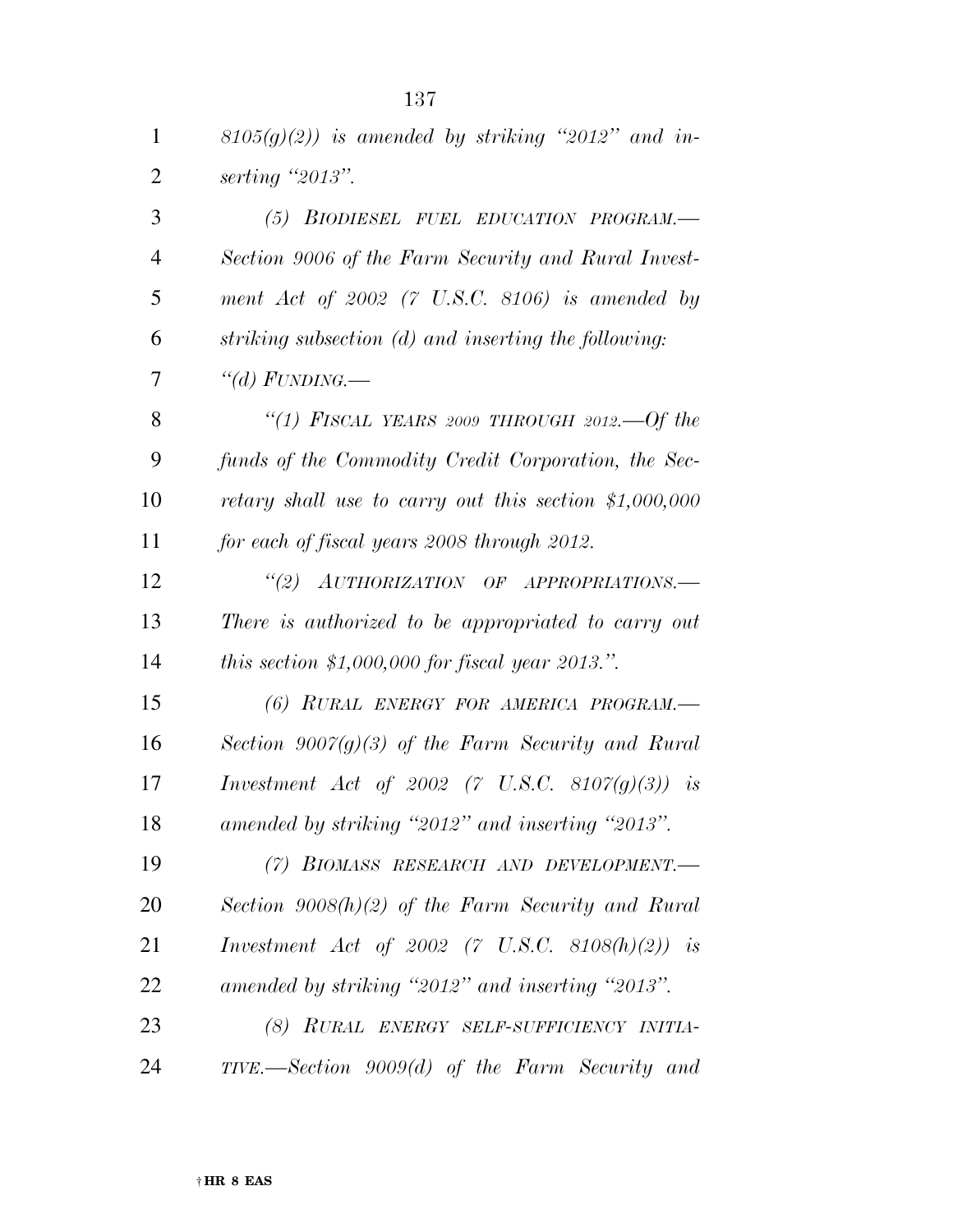*8105(g)(2)) is amended by striking "2012" and inserting "2013".*

*(5) BIODIESEL FUEL EDUCATION PROGRAM.—Section 9006 of the Farm Security and Rural Investment Act of 2002 (7 U.S.C. 8106) is amended by striking subsection (d) and inserting the following:*

*"(d) FUNDING.—*

*"(1) FISCAL YEARS 2009 THROUGH 2012.—Of the funds of the Commodity Credit Corporation, the Secretary shall use to carry out this section $1,000,000 for each of fiscal years 2008 through 2012.*

*"(2) AUTHORIZATION OF APPROPRIATIONS.—There is authorized to be appropriated to carry out this section $1,000,000 for fiscal year 2013.".*

*(6) RURAL ENERGY FOR AMERICA PROGRAM.—Section 9007(g)(3) of the Farm Security and Rural Investment Act of 2002 (7 U.S.C. 8107(g)(3)) is amended by striking "2012" and inserting "2013".*

*(7) BIOMASS RESEARCH AND DEVELOPMENT.—Section 9008(h)(2) of the Farm Security and Rural Investment Act of 2002 (7 U.S.C. 8108(h)(2)) is amended by striking "2012" and inserting "2013".*

*(8) RURAL ENERGY SELF-SUFFICIENCY INITIATIVE.—Section 9009(d) of the Farm Security and*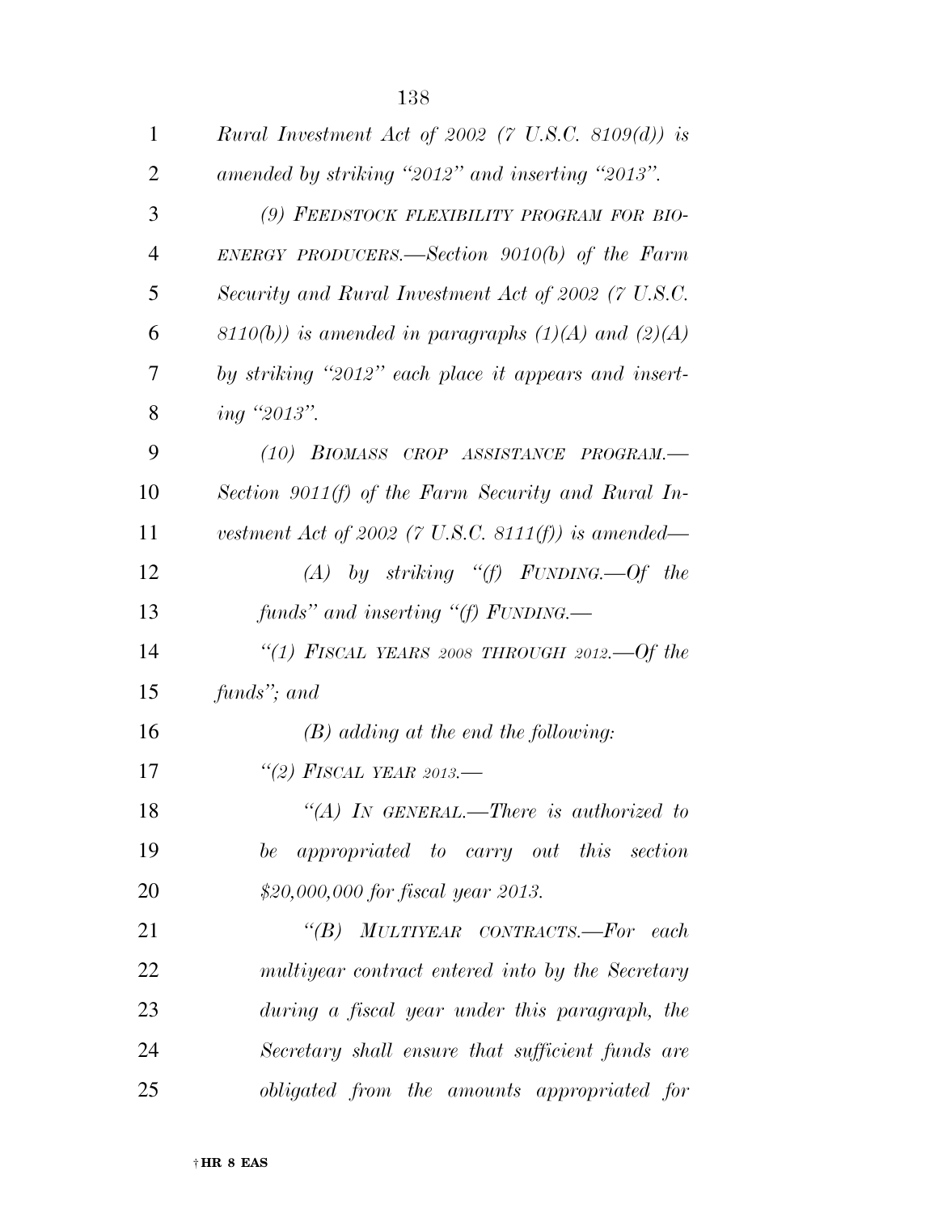*Rural Investment Act of 2002 (7 U.S.C. 8109(d)) is amended by striking "2012" and inserting "2013".*

*(9) FEEDSTOCK FLEXIBILITY PROGRAM FOR BIOENERGY PRODUCERS.—Section 9010(b) of the Farm Security and Rural Investment Act of 2002 (7 U.S.C. 8110(b)) is amended in paragraphs (1)(A) and (2)(A) by striking "2012" each place it appears and inserting "2013".*

*(10) BIOMASS CROP ASSISTANCE PROGRAM.—Section 9011(f) of the Farm Security and Rural Investment Act of 2002 (7 U.S.C. 8111(f)) is amended—*

*(A) by striking "(f) FUNDING.—Of the funds" and inserting "(f) FUNDING.—*

*"(1) FISCAL YEARS 2008 THROUGH 2012.—Of the funds"; and*

*(B) adding at the end the following:*

*"(2) FISCAL YEAR 2013.—*

*"(A) IN GENERAL.—There is authorized to be appropriated to carry out this section $20,000,000 for fiscal year 2013.*

*"(B) MULTIYEAR CONTRACTS.—For each multiyear contract entered into by the Secretary during a fiscal year under this paragraph, the Secretary shall ensure that sufficient funds are obligated from the amounts appropriated for*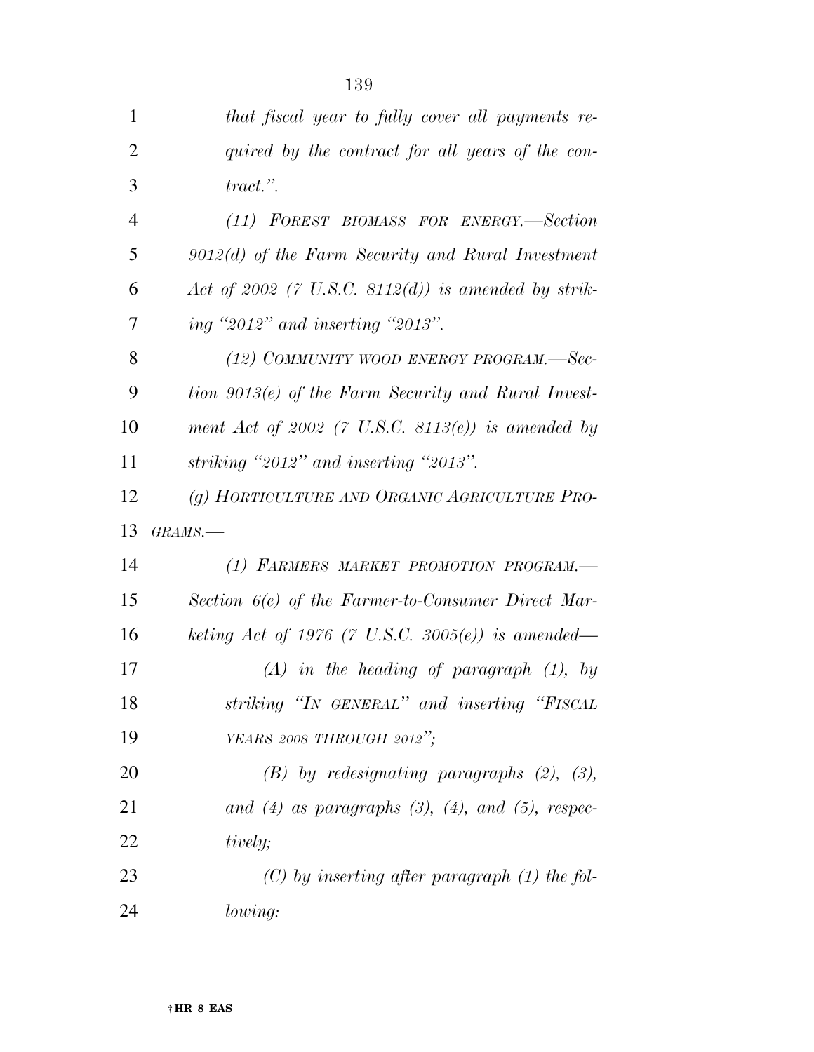*that fiscal year to fully cover all payments required by the contract for all years of the contract.".*

*(11) FOREST BIOMASS FOR ENERGY.—Section 9012(d) of the Farm Security and Rural Investment Act of 2002 (7 U.S.C. 8112(d)) is amended by striking "2012" and inserting "2013".*

*(12) COMMUNITY WOOD ENERGY PROGRAM.—Section 9013(e) of the Farm Security and Rural Investment Act of 2002 (7 U.S.C. 8113(e)) is amended by striking "2012" and inserting "2013".*

*(g) HORTICULTURE AND ORGANIC AGRICULTURE PROGRAMS.—*

*(1) FARMERS MARKET PROMOTION PROGRAM.—Section 6(e) of the Farmer-to-Consumer Direct Marketing Act of 1976 (7 U.S.C. 3005(e)) is amended—*

*(A) in the heading of paragraph (1), by striking "IN GENERAL" and inserting "FISCAL YEARS 2008 THROUGH 2012";*

*(B) by redesignating paragraphs (2), (3), and (4) as paragraphs (3), (4), and (5), respectively;*

*(C) by inserting after paragraph (1) the following:*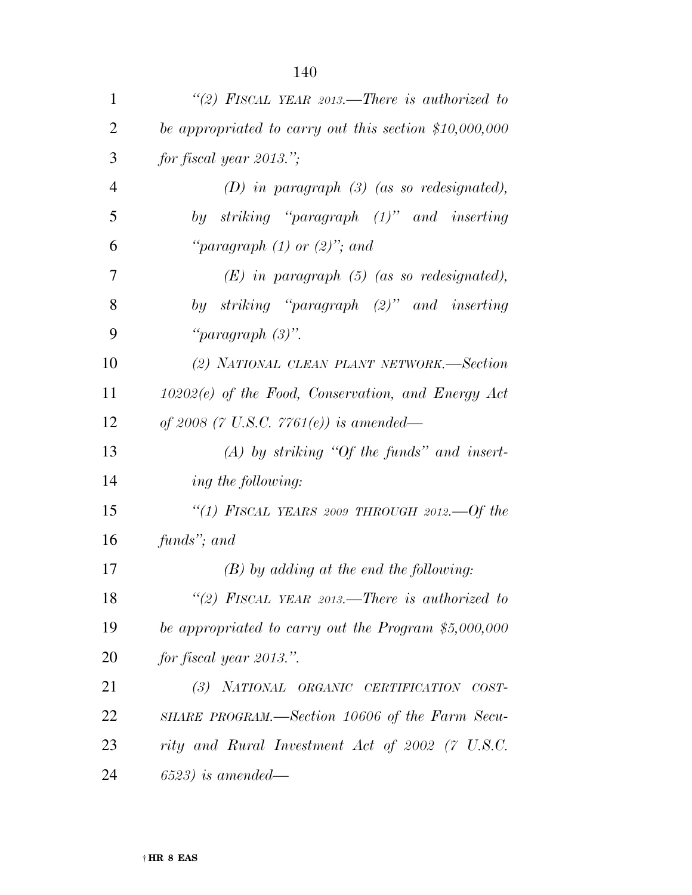*"(2) FISCAL YEAR 2013.—There is authorized to be appropriated to carry out this section $10,000,000 for fiscal year 2013.";*

*(D) in paragraph (3) (as so redesignated), by striking "paragraph (1)" and inserting "paragraph (1) or (2)"; and*

*(E) in paragraph (5) (as so redesignated), by striking "paragraph (2)" and inserting "paragraph (3)".*

*(2) NATIONAL CLEAN PLANT NETWORK.—Section 10202(e) of the Food, Conservation, and Energy Act of 2008 (7 U.S.C. 7761(e)) is amended—*

*(A) by striking "Of the funds" and inserting the following:*

*"(1) FISCAL YEARS 2009 THROUGH 2012.—Of the funds"; and*

*(B) by adding at the end the following:*

*"(2) FISCAL YEAR 2013.—There is authorized to be appropriated to carry out the Program $5,000,000 for fiscal year 2013.".*

*(3) NATIONAL ORGANIC CERTIFICATION COST-SHARE PROGRAM.—Section 10606 of the Farm Security and Rural Investment Act of 2002 (7 U.S.C. 6523) is amended—*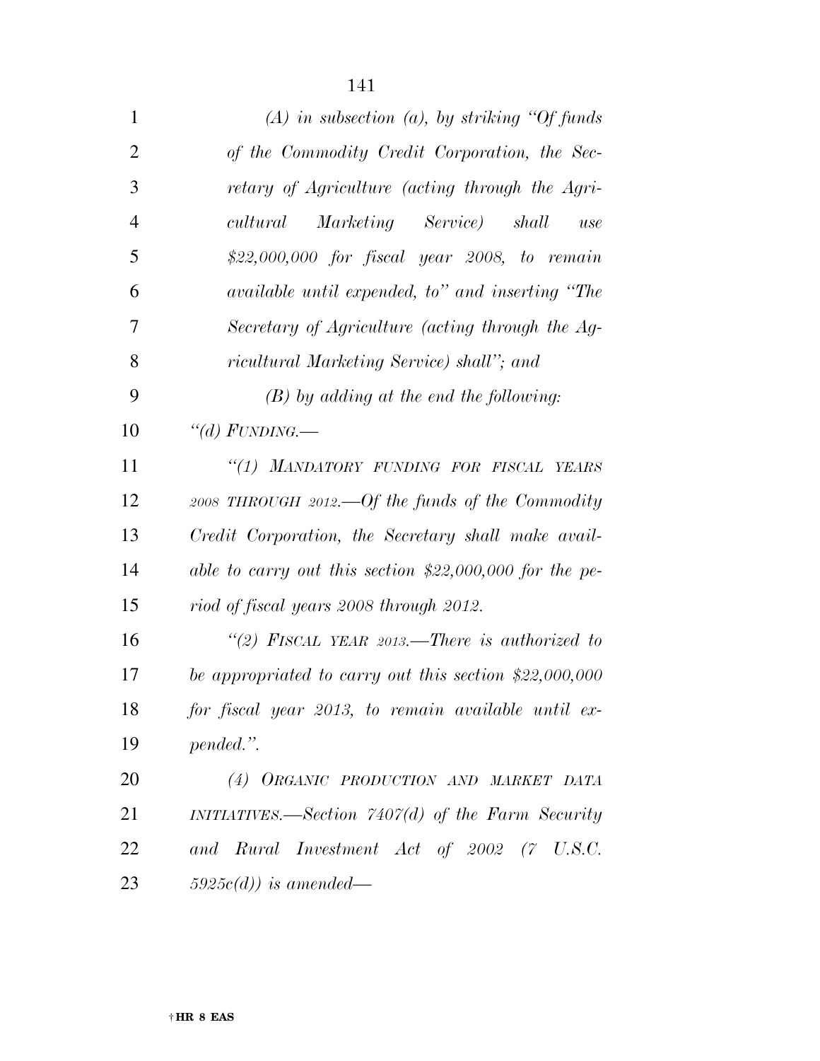*(A) in subsection (a), by striking "Of funds of the Commodity Credit Corporation, the Secretary of Agriculture (acting through the Agricultural Marketing Service) shall use $22,000,000 for fiscal year 2008, to remain available until expended, to" and inserting "The Secretary of Agriculture (acting through the Agricultural Marketing Service) shall"; and*

*(B) by adding at the end the following:*

*"(d) FUNDING.—*

*"(1) MANDATORY FUNDING FOR FISCAL YEARS 2008 THROUGH 2012.—Of the funds of the Commodity Credit Corporation, the Secretary shall make available to carry out this section $22,000,000 for the period of fiscal years 2008 through 2012.*

*"(2) FISCAL YEAR 2013.—There is authorized to be appropriated to carry out this section $22,000,000 for fiscal year 2013, to remain available until expended.".*

*(4) ORGANIC PRODUCTION AND MARKET DATA INITIATIVES.—Section 7407(d) of the Farm Security and Rural Investment Act of 2002 (7 U.S.C. 5925c(d)) is amended—*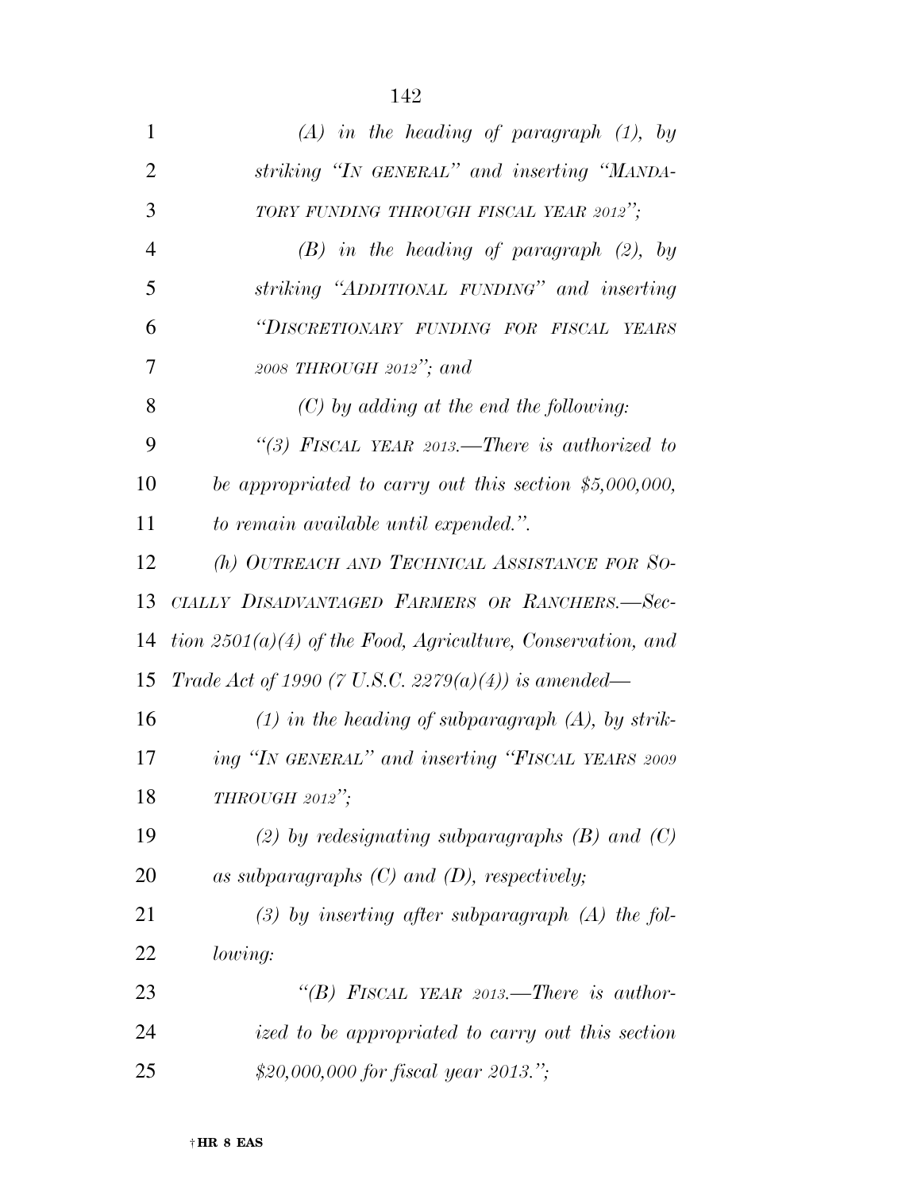*(A) in the heading of paragraph (1), by striking "IN GENERAL" and inserting "MANDATORY FUNDING THROUGH FISCAL YEAR 2012";*

*(B) in the heading of paragraph (2), by striking "ADDITIONAL FUNDING" and inserting "DISCRETIONARY FUNDING FOR FISCAL YEARS 2008 THROUGH 2012"; and*

*(C) by adding at the end the following:*

*"(3) FISCAL YEAR 2013.—There is authorized to be appropriated to carry out this section $5,000,000, to remain available until expended.".*

*(h) OUTREACH AND TECHNICAL ASSISTANCE FOR SOCIALLY DISADVANTAGED FARMERS OR RANCHERS.—Section 2501(a)(4) of the Food, Agriculture, Conservation, and Trade Act of 1990 (7 U.S.C. 2279(a)(4)) is amended—*

*(1) in the heading of subparagraph (A), by striking "IN GENERAL" and inserting "FISCAL YEARS 2009 THROUGH 2012";*

*(2) by redesignating subparagraphs (B) and (C) as subparagraphs (C) and (D), respectively;*

*(3) by inserting after subparagraph (A) the following:*

*"(B) FISCAL YEAR 2013.—There is authorized to be appropriated to carry out this section $20,000,000 for fiscal year 2013.";*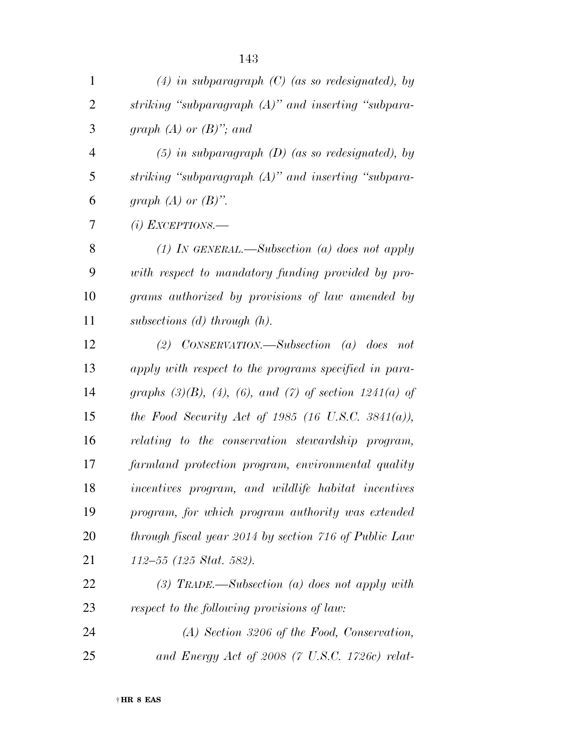*(4) in subparagraph (C) (as so redesignated), by striking "subparagraph (A)" and inserting "subparagraph (A) or (B)"; and*

*(5) in subparagraph (D) (as so redesignated), by striking "subparagraph (A)" and inserting "subparagraph (A) or (B)".*

*(i) EXCEPTIONS.—*

*(1) IN GENERAL.—Subsection (a) does not apply with respect to mandatory funding provided by programs authorized by provisions of law amended by subsections (d) through (h).*

*(2) CONSERVATION.—Subsection (a) does not apply with respect to the programs specified in paragraphs (3)(B), (4), (6), and (7) of section 1241(a) of the Food Security Act of 1985 (16 U.S.C. 3841(a)), relating to the conservation stewardship program, farmland protection program, environmental quality incentives program, and wildlife habitat incentives program, for which program authority was extended through fiscal year 2014 by section 716 of Public Law 112–55 (125 Stat. 582).*

*(3) TRADE.—Subsection (a) does not apply with respect to the following provisions of law:*

*(A) Section 3206 of the Food, Conservation, and Energy Act of 2008 (7 U.S.C. 1726c) relat-*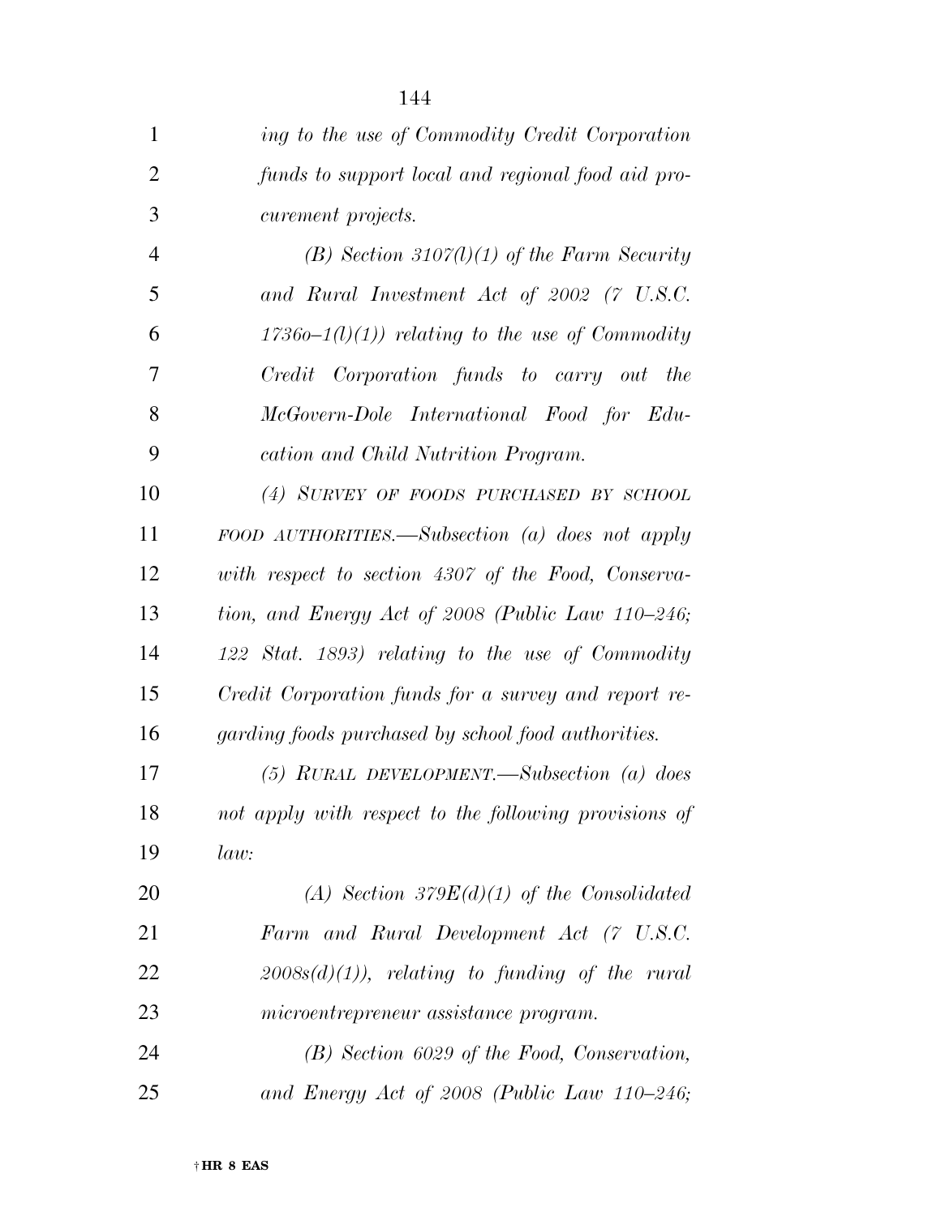*ing to the use of Commodity Credit Corporation funds to support local and regional food aid procurement projects.*

*(B) Section 3107(l)(1) of the Farm Security and Rural Investment Act of 2002 (7 U.S.C. 1736o–1(l)(1)) relating to the use of Commodity Credit Corporation funds to carry out the McGovern-Dole International Food for Education and Child Nutrition Program.*

*(4) SURVEY OF FOODS PURCHASED BY SCHOOL FOOD AUTHORITIES.—Subsection (a) does not apply with respect to section 4307 of the Food, Conservation, and Energy Act of 2008 (Public Law 110–246; 122 Stat. 1893) relating to the use of Commodity Credit Corporation funds for a survey and report regarding foods purchased by school food authorities.*

*(5) RURAL DEVELOPMENT.—Subsection (a) does not apply with respect to the following provisions of law:*

*(A) Section 379E(d)(1) of the Consolidated Farm and Rural Development Act (7 U.S.C. 2008s(d)(1)), relating to funding of the rural microentrepreneur assistance program.*

*(B) Section 6029 of the Food, Conservation, and Energy Act of 2008 (Public Law 110–246;*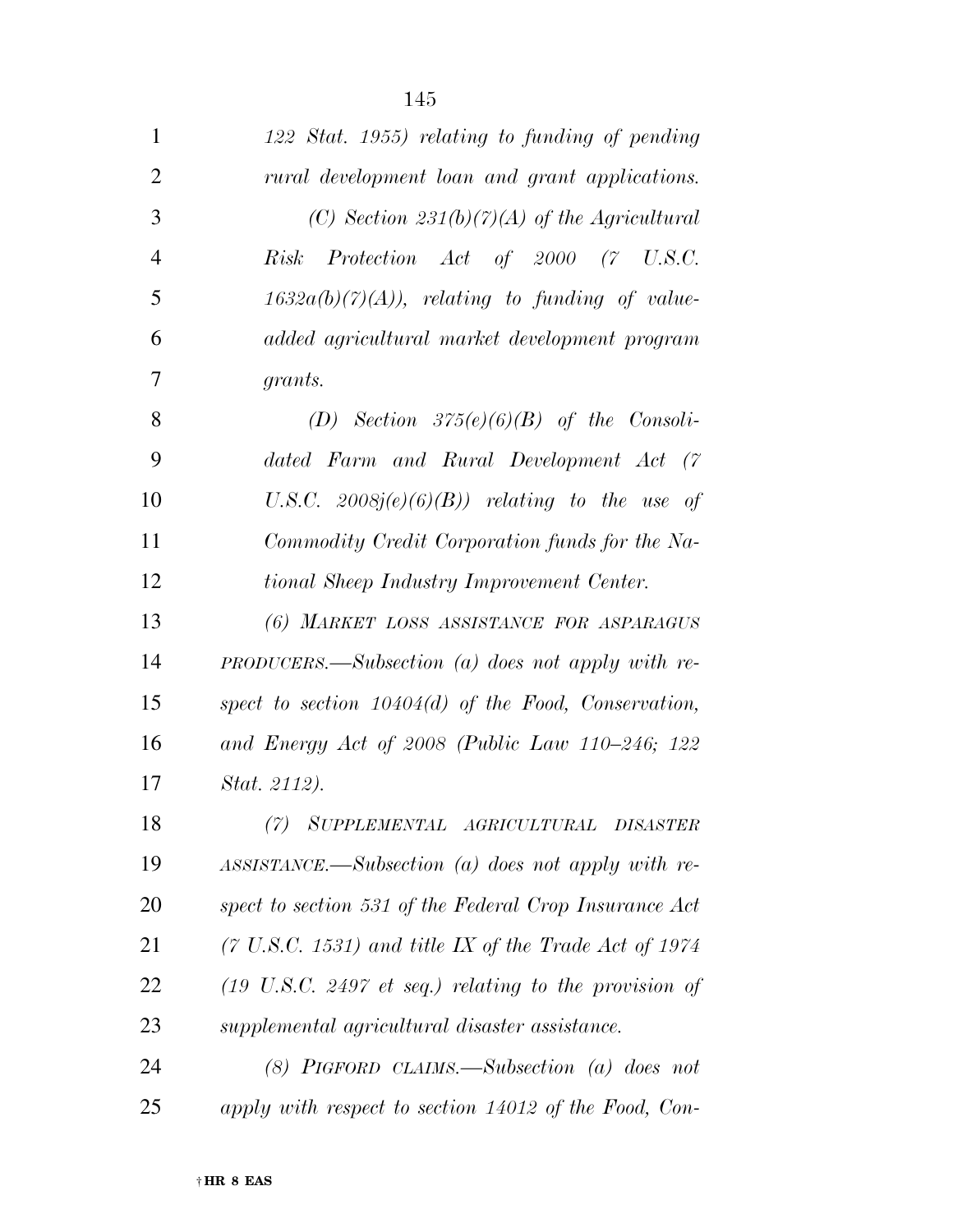*122 Stat. 1955) relating to funding of pending rural development loan and grant applications.*

*(C) Section 231(b)(7)(A) of the Agricultural Risk Protection Act of 2000 (7 U.S.C. 1632a(b)(7)(A)), relating to funding of value-added agricultural market development program grants.*

*(D) Section 375(e)(6)(B) of the Consolidated Farm and Rural Development Act (7 U.S.C. 2008j(e)(6)(B)) relating to the use of Commodity Credit Corporation funds for the National Sheep Industry Improvement Center.*

*(6) MARKET LOSS ASSISTANCE FOR ASPARAGUS PRODUCERS.—Subsection (a) does not apply with respect to section 10404(d) of the Food, Conservation, and Energy Act of 2008 (Public Law 110–246; 122 Stat. 2112).*

*(7) SUPPLEMENTAL AGRICULTURAL DISASTER ASSISTANCE.—Subsection (a) does not apply with respect to section 531 of the Federal Crop Insurance Act (7 U.S.C. 1531) and title IX of the Trade Act of 1974 (19 U.S.C. 2497 et seq.) relating to the provision of supplemental agricultural disaster assistance.*

*(8) PIGFORD CLAIMS.—Subsection (a) does not apply with respect to section 14012 of the Food, Con-*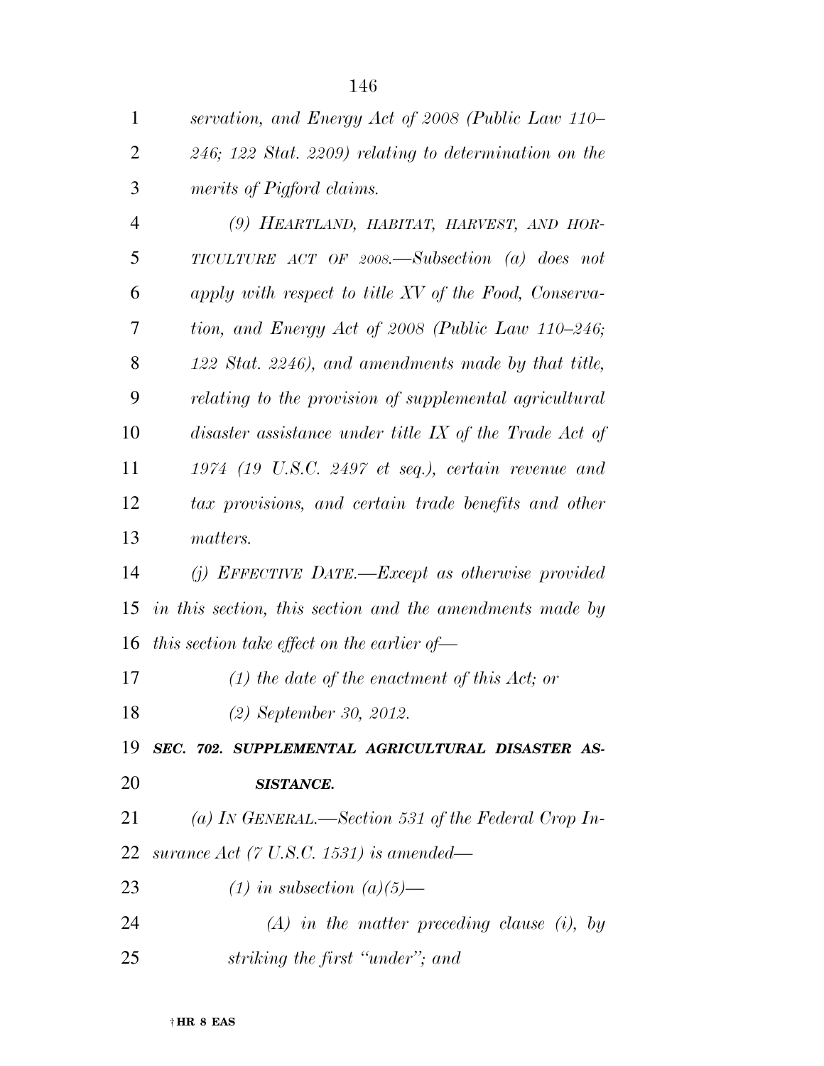*servation, and Energy Act of 2008 (Public Law 110–246; 122 Stat. 2209) relating to determination on the merits of Pigford claims.*

*(9) HEARTLAND, HABITAT, HARVEST, AND HORTICULTURE ACT OF 2008.—Subsection (a) does not apply with respect to title XV of the Food, Conservation, and Energy Act of 2008 (Public Law 110–246; 122 Stat. 2246), and amendments made by that title, relating to the provision of supplemental agricultural disaster assistance under title IX of the Trade Act of 1974 (19 U.S.C. 2497 et seq.), certain revenue and tax provisions, and certain trade benefits and other matters.*

*(j) EFFECTIVE DATE.—Except as otherwise provided in this section, this section and the amendments made by this section take effect on the earlier of—*

*(1) the date of the enactment of this Act; or*

*(2) September 30, 2012.*

***SEC. 702. SUPPLEMENTAL AGRICULTURAL DISASTER ASSISTANCE.***

*(a) IN GENERAL.—Section 531 of the Federal Crop Insurance Act (7 U.S.C. 1531) is amended—*

*(1) in subsection (a)(5)—*

*(A) in the matter preceding clause (i), by striking the first "under"; and*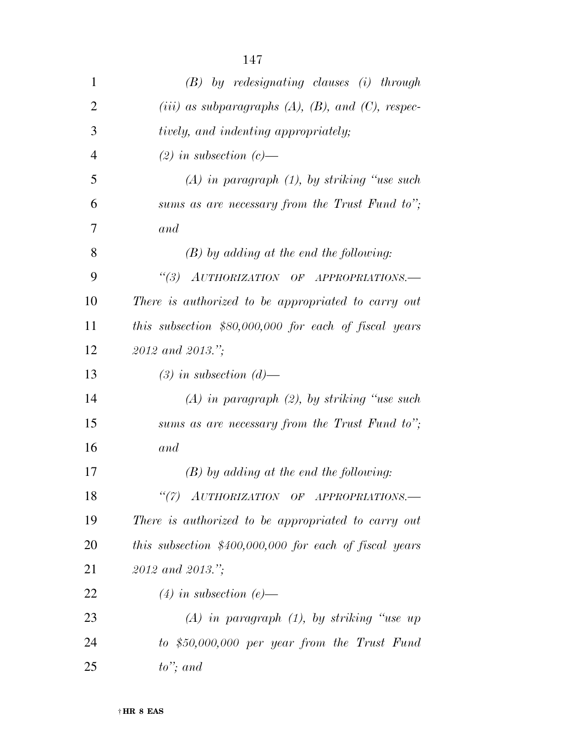*(B) by redesignating clauses (i) through (iii) as subparagraphs (A), (B), and (C), respectively, and indenting appropriately;*

*(2) in subsection (c)—*

*(A) in paragraph (1), by striking "use such sums as are necessary from the Trust Fund to"; and*

*(B) by adding at the end the following:*

*"(3) AUTHORIZATION OF APPROPRIATIONS.— There is authorized to be appropriated to carry out this subsection $80,000,000 for each of fiscal years 2012 and 2013.";*

*(3) in subsection (d)—*

*(A) in paragraph (2), by striking "use such sums as are necessary from the Trust Fund to"; and*

*(B) by adding at the end the following:*

*"(7) AUTHORIZATION OF APPROPRIATIONS.— There is authorized to be appropriated to carry out this subsection $400,000,000 for each of fiscal years 2012 and 2013.";*

*(4) in subsection (e)—*

*(A) in paragraph (1), by striking "use up to $50,000,000 per year from the Trust Fund to"; and*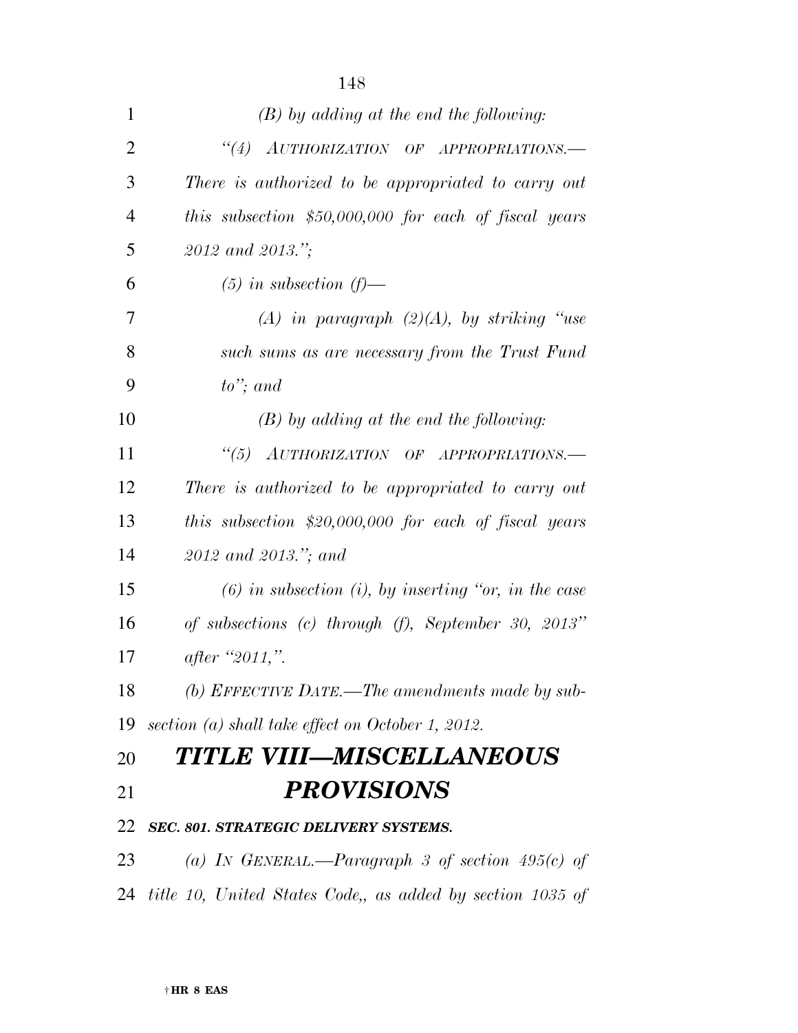*(B) by adding at the end the following:*

*"(4) AUTHORIZATION OF APPROPRIATIONS.— There is authorized to be appropriated to carry out this subsection $50,000,000 for each of fiscal years 2012 and 2013.";*

*(5) in subsection (f)—*

*(A) in paragraph (2)(A), by striking "use such sums as are necessary from the Trust Fund to"; and*

*(B) by adding at the end the following:*

*"(5) AUTHORIZATION OF APPROPRIATIONS.— There is authorized to be appropriated to carry out this subsection $20,000,000 for each of fiscal years 2012 and 2013."; and*

*(6) in subsection (i), by inserting "or, in the case of subsections (c) through (f), September 30, 2013" after "2011,".*

*(b) EFFECTIVE DATE.—The amendments made by subsection (a) shall take effect on October 1, 2012.*

# *TITLE VIII—MISCELLANEOUS PROVISIONS*

***SEC. 801. STRATEGIC DELIVERY SYSTEMS.***

*(a) IN GENERAL.—Paragraph 3 of section 495(c) of title 10, United States Code,, as added by section 1035 of*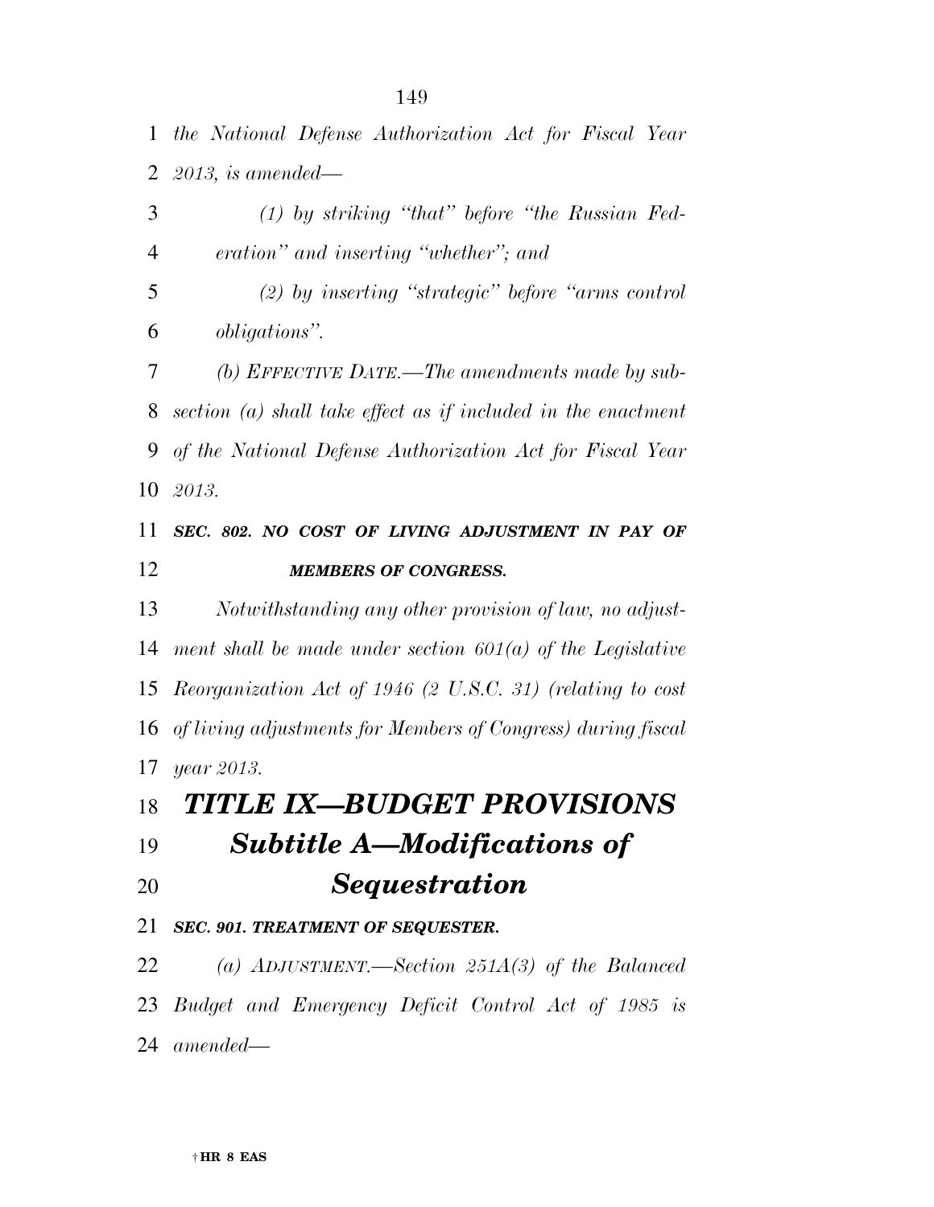*the National Defense Authorization Act for Fiscal Year 2013, is amended—*

*(1) by striking "that" before "the Russian Federation" and inserting "whether"; and*

*(2) by inserting "strategic" before "arms control obligations".*

*(b) EFFECTIVE DATE.—The amendments made by subsection (a) shall take effect as if included in the enactment of the National Defense Authorization Act for Fiscal Year 2013.*

***SEC. 802. NO COST OF LIVING ADJUSTMENT IN PAY OF MEMBERS OF CONGRESS.***

*Notwithstanding any other provision of law, no adjustment shall be made under section 601(a) of the Legislative Reorganization Act of 1946 (2 U.S.C. 31) (relating to cost of living adjustments for Members of Congress) during fiscal year 2013.*

# *TITLE IX—BUDGET PROVISIONS*

## *Subtitle A—Modifications of Sequestration*

***SEC. 901. TREATMENT OF SEQUESTER.***

*(a) ADJUSTMENT.—Section 251A(3) of the Balanced Budget and Emergency Deficit Control Act of 1985 is amended—*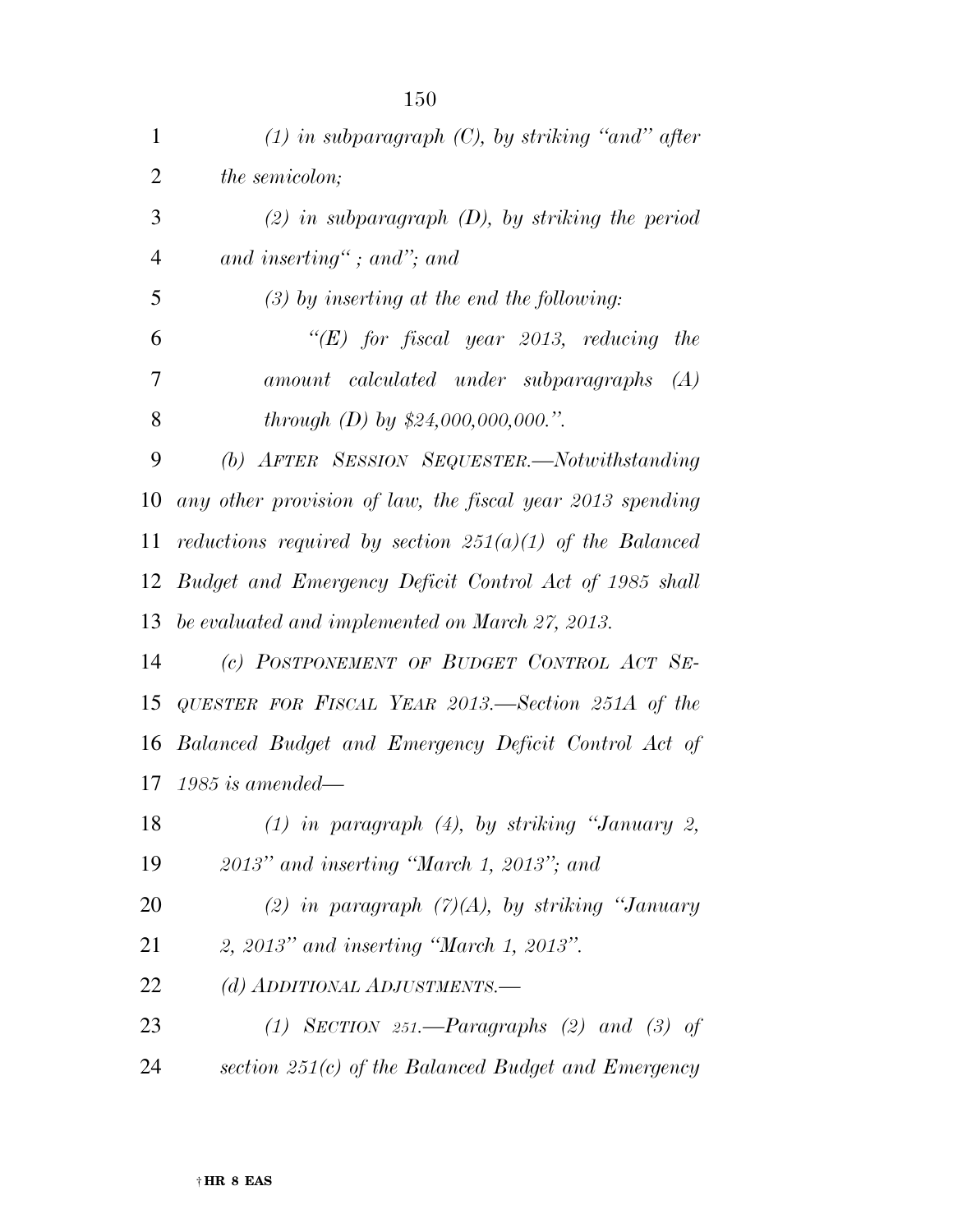*(1) in subparagraph (C), by striking "and" after the semicolon;*

*(2) in subparagraph (D), by striking the period and inserting "; and"; and*

*(3) by inserting at the end the following:*

*"(E) for fiscal year 2013, reducing the amount calculated under subparagraphs (A) through (D) by $24,000,000,000.".*

*(b) AFTER SESSION SEQUESTER.—Notwithstanding any other provision of law, the fiscal year 2013 spending reductions required by section 251(a)(1) of the Balanced Budget and Emergency Deficit Control Act of 1985 shall be evaluated and implemented on March 27, 2013.*

*(c) POSTPONEMENT OF BUDGET CONTROL ACT SEQUESTER FOR FISCAL YEAR 2013.—Section 251A of the Balanced Budget and Emergency Deficit Control Act of 1985 is amended—*

*(1) in paragraph (4), by striking "January 2, 2013" and inserting "March 1, 2013"; and*

*(2) in paragraph (7)(A), by striking "January 2, 2013" and inserting "March 1, 2013".*

*(d) ADDITIONAL ADJUSTMENTS.—*

*(1) SECTION 251.—Paragraphs (2) and (3) of section 251(c) of the Balanced Budget and Emergency*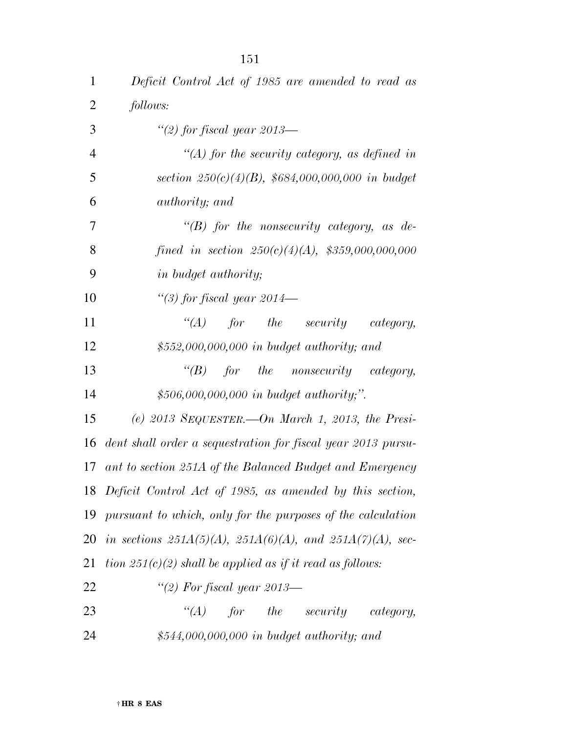*Deficit Control Act of 1985 are amended to read as follows:*

*"(2) for fiscal year 2013—*

*"(A) for the security category, as defined in section 250(c)(4)(B), $684,000,000,000 in budget authority; and*

*"(B) for the nonsecurity category, as defined in section 250(c)(4)(A), $359,000,000,000 in budget authority;*

*"(3) for fiscal year 2014—*

*"(A) for the security category, $552,000,000,000 in budget authority; and*

*"(B) for the nonsecurity category, $506,000,000,000 in budget authority;".*

*(e) 2013 SEQUESTER.—On March 1, 2013, the President shall order a sequestration for fiscal year 2013 pursuant to section 251A of the Balanced Budget and Emergency Deficit Control Act of 1985, as amended by this section, pursuant to which, only for the purposes of the calculation in sections 251A(5)(A), 251A(6)(A), and 251A(7)(A), section 251(c)(2) shall be applied as if it read as follows:*

*"(2) For fiscal year 2013—*

*"(A) for the security category, $544,000,000,000 in budget authority; and*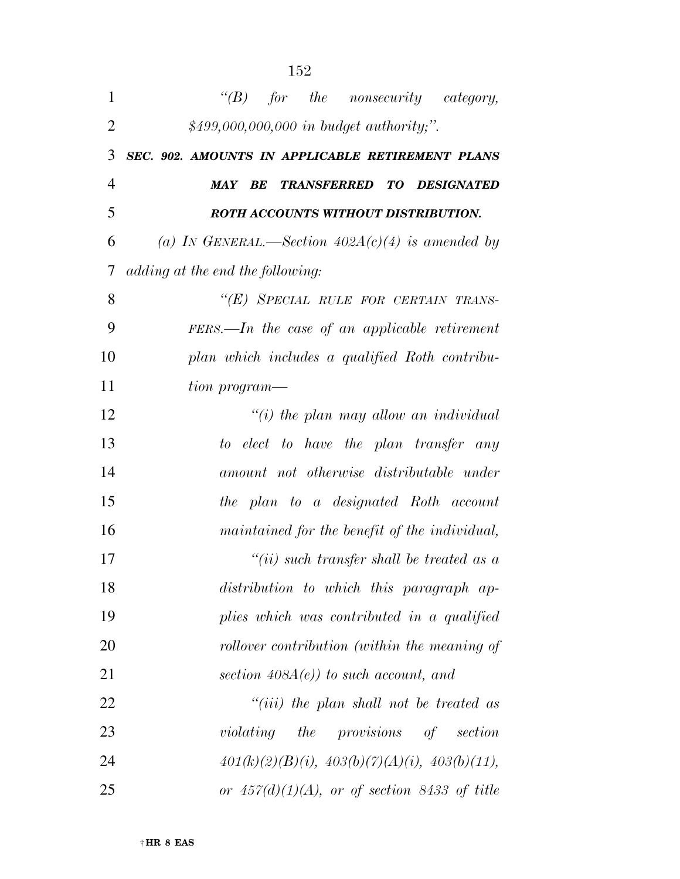*"(B) for the nonsecurity category, $499,000,000,000 in budget authority;".*

***SEC. 902. AMOUNTS IN APPLICABLE RETIREMENT PLANS MAY BE TRANSFERRED TO DESIGNATED ROTH ACCOUNTS WITHOUT DISTRIBUTION.***

*(a) IN GENERAL.—Section 402A(c)(4) is amended by adding at the end the following:*

*"(E) SPECIAL RULE FOR CERTAIN TRANSFERS.—In the case of an applicable retirement plan which includes a qualified Roth contribution program—*

*"(i) the plan may allow an individual to elect to have the plan transfer any amount not otherwise distributable under the plan to a designated Roth account maintained for the benefit of the individual,*

*"(ii) such transfer shall be treated as a distribution to which this paragraph applies which was contributed in a qualified rollover contribution (within the meaning of section 408A(e)) to such account, and*

*"(iii) the plan shall not be treated as violating the provisions of section 401(k)(2)(B)(i), 403(b)(7)(A)(i), 403(b)(11), or 457(d)(1)(A), or of section 8433 of title*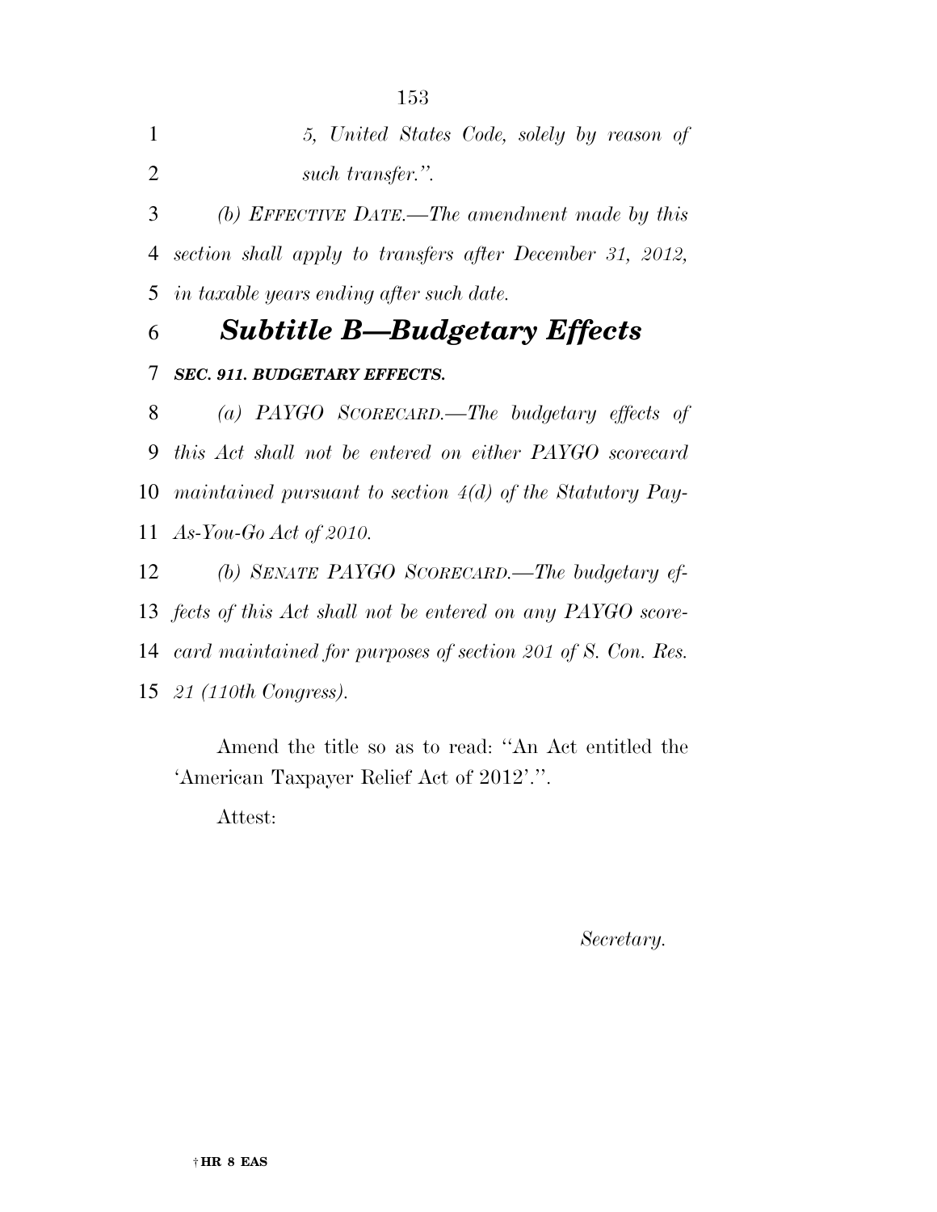*5, United States Code, solely by reason of such transfer.''.*

*(b) EFFECTIVE DATE.—The amendment made by this section shall apply to transfers after December 31, 2012, in taxable years ending after such date.*

## *Subtitle B—Budgetary Effects*

***SEC. 911. BUDGETARY EFFECTS.***

*(a) PAYGO SCORECARD.—The budgetary effects of this Act shall not be entered on either PAYGO scorecard maintained pursuant to section 4(d) of the Statutory Pay-As-You-Go Act of 2010.*

*(b) SENATE PAYGO SCORECARD.—The budgetary effects of this Act shall not be entered on any PAYGO scorecard maintained for purposes of section 201 of S. Con. Res. 21 (110th Congress).*

Amend the title so as to read: ''An Act entitled the 'American Taxpayer Relief Act of 2012'.''.

Attest:

*Secretary.*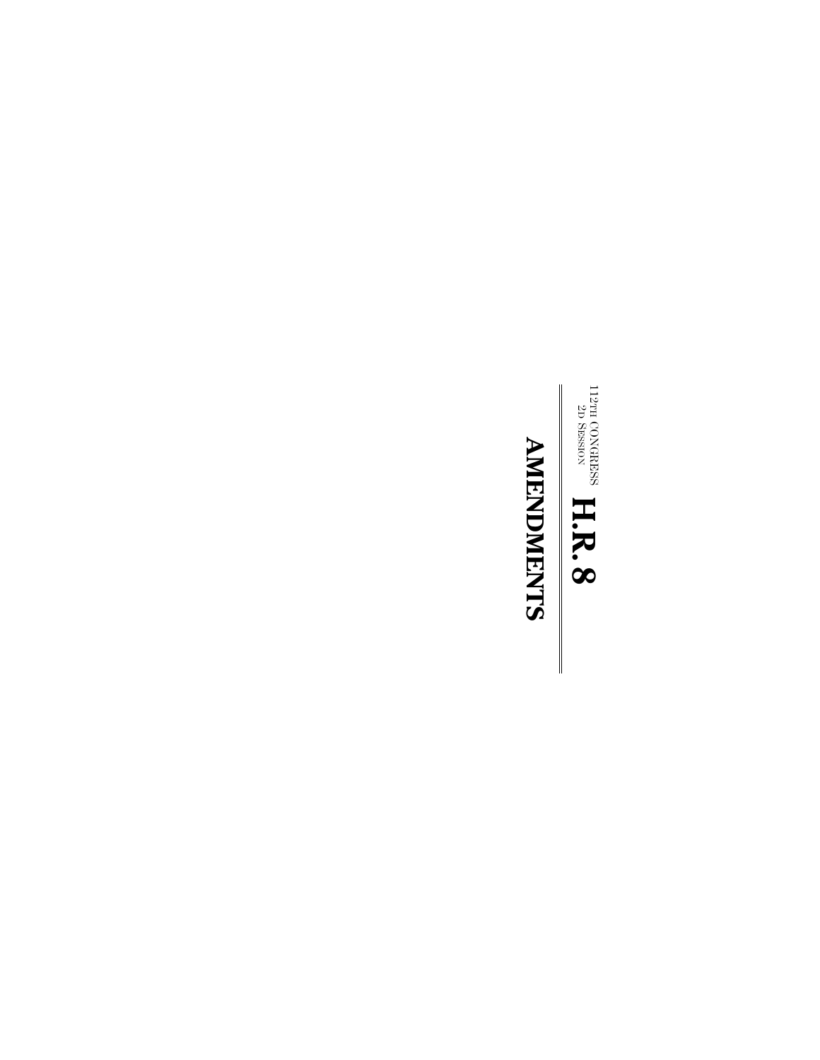112TH CONGRESS
2D SESSION

# H.R. 8

## AMENDMENTS